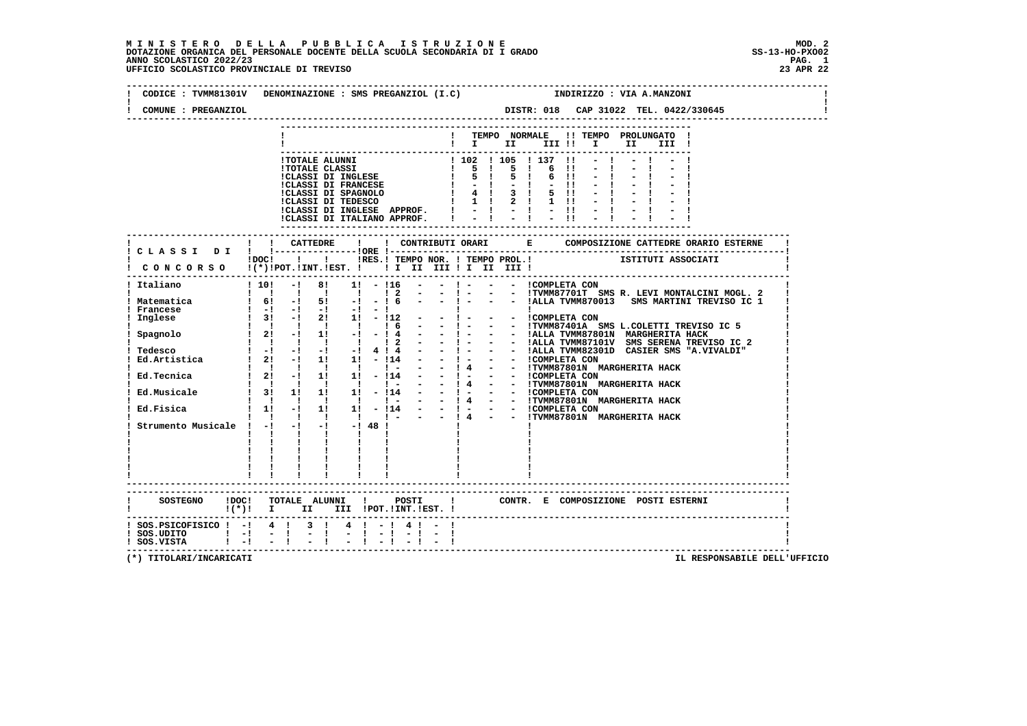# MINISTERO DELLA PUBBLICA ISTRUZIONE

DOTAZIONE ORGANICA DEL PERSONALE DOCENTE DELLA SCUOLA SECONDARIA DI I GRADO

ANNO SCOLASTICO 2022/23

UFFICIO SCOLASTICO PROVINCIALE DI TREVISO

MOD. 2
SS-13-HO-PXO02
23 APR 22

CODICE : TVMM81301V DENOMINAZIONE : SMS PREGANZIOL (I.C) INDIRIZZO : VIA A.MANZONI

COMUNE : PREGANZIOL DISTR: 018 CAP 31022 TEL. 0422/330645

| | TEMPO NORMALE I | II | III | TEMPO PROLUNGATO I | II | III |
|---|---|---|---|---|---|---|
| TOTALE ALUNNI | 102 | 105 | 137 | - | - | - |
| TOTALE CLASSI | 5 | 5 | 6 | - | - | - |
| CLASSI DI INGLESE | 5 | 5 | 6 | - | - | - |
| CLASSI DI FRANCESE | - | - | - | - | - | - |
| CLASSI DI SPAGNOLO | 4 | 3 | 5 | - | - | - |
| CLASSI DI TEDESCO | 1 | 2 | 1 | - | - | - |
| CLASSI DI INGLESE APPROF. | - | - | - | - | - | - |
| CLASSI DI ITALIANO APPROF. | - | - | - | - | - | - |

| CLASSI DI CONCORSO | DOC (*) | CATTEDRE POT. | CATTEDRE INT. | CATTEDRE EST. | ORE RES. | CONTRIBUTI ORARI TEMPO NOR. I | II | III | TEMPO PROL. I | II | III | COMPOSIZIONE CATTEDRE ORARIO ESTERNE - ISTITUTI ASSOCIATI |
|---|---|---|---|---|---|---|---|---|---|---|---|---|
| Italiano | 10 | - | 8 | 1 | - | 16 | - | - | - | - | - | COMPLETA CON |
| | | | | | | 2 | - | - | - | - | - | TVMM87701T SMS R. LEVI MONTALCINI MOGL. 2 |
| Matematica | 6 | - | 5 | - | - | 6 | - | - | - | - | - | ALLA TVMM870013 SMS MARTINI TREVISO IC 1 |
| Francese | - | - | - | - | - | | | | | | | |
| Inglese | 3 | - | 2 | 1 | - | 12 | - | - | - | - | - | COMPLETA CON |
| | | | | | | 6 | - | - | - | - | - | TVMM87401A SMS L.COLETTI TREVISO IC 5 |
| Spagnolo | 2 | - | 1 | - | - | 4 | - | - | - | - | - | ALLA TVMM87801N MARGHERITA HACK |
| | | | | | | 2 | - | - | - | - | - | ALLA TVMM87101V SMS SERENA TREVISO IC 2 |
| Tedesco | - | - | - | - | 4 | 4 | - | - | - | - | - | ALLA TVMM82301D CASIER SMS "A.VIVALDI" |
| Ed.Artistica | 2 | - | 1 | 1 | - | 14 | - | - | - | - | - | COMPLETA CON |
| | | | | | | - | - | - | 4 | - | - | TVMM87801N MARGHERITA HACK |
| Ed.Tecnica | 2 | - | 1 | 1 | - | 14 | - | - | - | - | - | COMPLETA CON |
| | | | | | | - | - | - | 4 | - | - | TVMM87801N MARGHERITA HACK |
| Ed.Musicale | 3 | 1 | 1 | 1 | - | 14 | - | - | - | - | - | COMPLETA CON |
| | | | | | | - | - | - | 4 | - | - | TVMM87801N MARGHERITA HACK |
| Ed.Fisica | 1 | - | 1 | 1 | - | 14 | - | - | - | - | - | COMPLETA CON |
| | | | | | | - | - | - | 4 | - | - | TVMM87801N MARGHERITA HACK |
| Strumento Musicale | - | - | - | - | 48 | | | | | | | |

| SOSTEGNO | DOC (*) | TOTALE ALUNNI I | II | III | POSTI POT. | INT. | EST. | CONTR. E COMPOSIZIONE POSTI ESTERNI |
|---|---|---|---|---|---|---|---|---|
| SOS.PSICOFISICO | - | 4 | 3 | 4 | - | 4 | - | |
| SOS.UDITO | - | - | - | - | - | - | - | |
| SOS.VISTA | - | - | - | - | - | - | - | |

(*) TITOLARI/INCARICATI

IL RESPONSABILE DELL'UFFICIO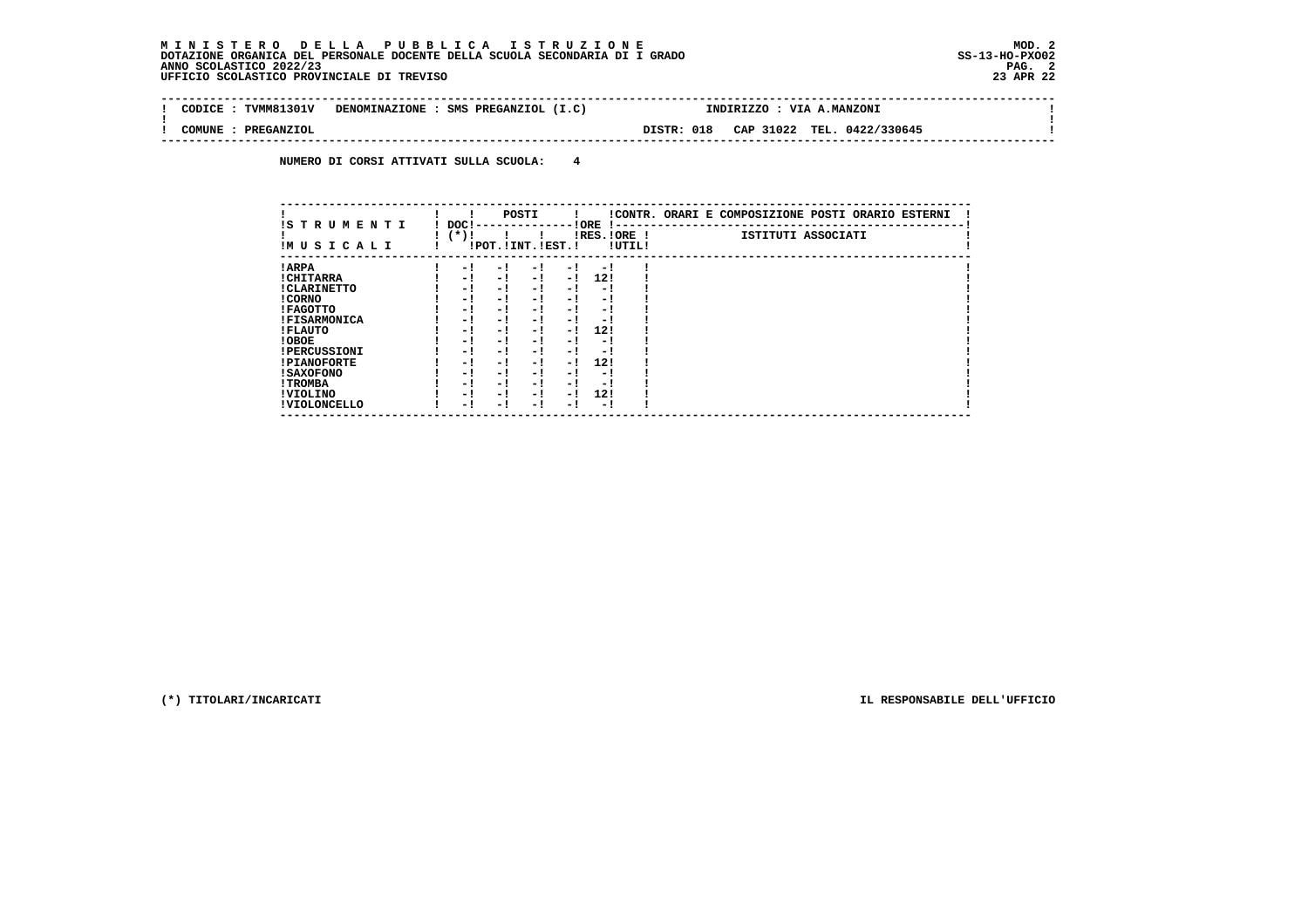**M I N I S T E R O   D E L L A   P U B B L I C A   I S T R U Z I O N E**
**DOTAZIONE ORGANICA DEL PERSONALE DOCENTE DELLA SCUOLA SECONDARIA DI I GRADO**
**ANNO SCOLASTICO 2022/23**
**UFFICIO SCOLASTICO PROVINCIALE DI TREVISO**

MOD. 2
SS-13-HO-PXO02
23 APR 22

| CODICE : TVMM81301V | DENOMINAZIONE : SMS PREGANZIOL (I.C) | INDIRIZZO : VIA A.MANZONI |
|---|---|---|
| COMUNE : PREGANZIOL | DISTR: 018 | CAP 31022  TEL. 0422/330645 |

**NUMERO DI CORSI ATTIVATI SULLA SCUOLA: 4**

| STRUMENTI MUSICALI | DOC (*) | POSTI POT. | POSTI INT. | POSTI EST. | ORE RES. | ORE UTIL. | CONTR. ORARI E COMPOSIZIONE POSTI ORARIO ESTERNI - ISTITUTI ASSOCIATI |
|---|---|---|---|---|---|---|---|
| ARPA | - | - | - | - | - | | |
| CHITARRA | - | - | - | - | 12 | | |
| CLARINETTO | - | - | - | - | - | | |
| CORNO | - | - | - | - | - | | |
| FAGOTTO | - | - | - | - | - | | |
| FISARMONICA | - | - | - | - | - | | |
| FLAUTO | - | - | - | - | 12 | | |
| OBOE | - | - | - | - | - | | |
| PERCUSSIONI | - | - | - | - | - | | |
| PIANOFORTE | - | - | - | - | 12 | | |
| SAXOFONO | - | - | - | - | - | | |
| TROMBA | - | - | - | - | - | | |
| VIOLINO | - | - | - | - | 12 | | |
| VIOLONCELLO | - | - | - | - | - | | |

(*) TITOLARI/INCARICATI

IL RESPONSABILE DELL'UFFICIO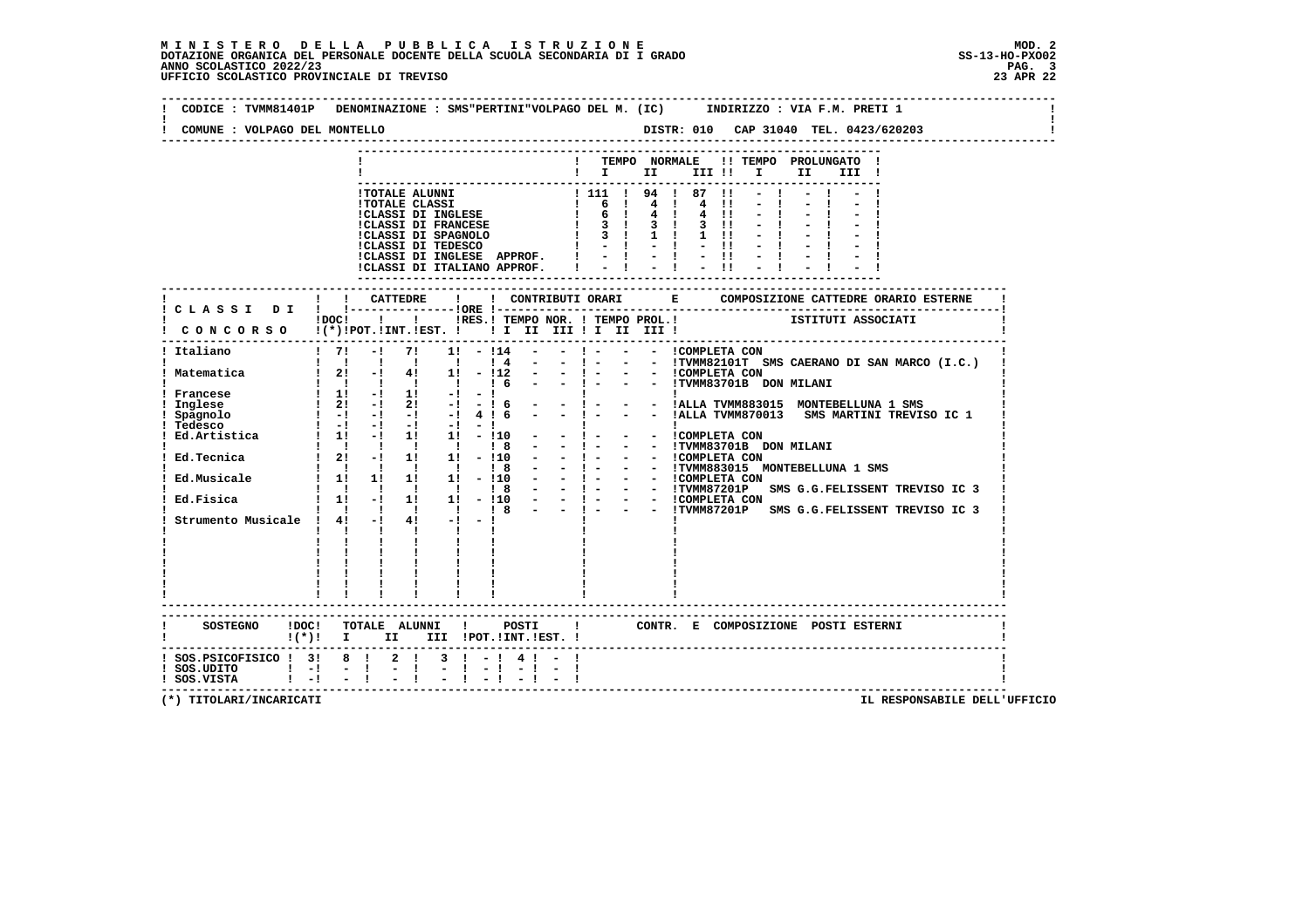# MINISTERO DELLA PUBBLICA ISTRUZIONE

DOTAZIONE ORGANICA DEL PERSONALE DOCENTE DELLA SCUOLA SECONDARIA DI I GRADO
ANNO SCOLASTICO 2022/23
UFFICIO SCOLASTICO PROVINCIALE DI TREVISO

MOD. 2
SS-13-HO-PXO02
23 APR 22

CODICE : TVMM81401P DENOMINAZIONE : SMS"PERTINI"VOLPAGO DEL M. (IC) INDIRIZZO : VIA F.M. PRETI 1

COMUNE : VOLPAGO DEL MONTELLO DISTR: 010 CAP 31040 TEL. 0423/620203

| | TEMPO NORMALE I | II | III | TEMPO PROLUNGATO I | II | III |
|---|---|---|---|---|---|---|
| TOTALE ALUNNI | 111 | 94 | 87 | - | - | - |
| TOTALE CLASSI | 6 | 4 | 4 | - | - | - |
| CLASSI DI INGLESE | 6 | 4 | 4 | - | - | - |
| CLASSI DI FRANCESE | 3 | 3 | 3 | - | - | - |
| CLASSI DI SPAGNOLO | 3 | 1 | 1 | - | - | - |
| CLASSI DI TEDESCO | - | - | - | - | - | - |
| CLASSI DI INGLESE APPROF. | - | - | - | - | - | - |
| CLASSI DI ITALIANO APPROF. | - | - | - | - | - | - |

| CLASSI DI CONCORSO | DOC (*) | CATTEDRE POT. | INT. | EST. | ORE RES. | TEMPO NOR. I | II | III | TEMPO PROL. I | II | III | COMPOSIZIONE CATTEDRE ORARIO ESTERNE / ISTITUTI ASSOCIATI |
|---|---|---|---|---|---|---|---|---|---|---|---|---|
| Italiano | 7 | - | 7 | 1 | - | 14 | - | - | - | - | - | COMPLETA CON |
| | | | | | | 4 | - | - | - | - | - | TVMM82101T SMS CAERANO DI SAN MARCO (I.C.) |
| Matematica | 2 | - | 4 | 1 | - | 12 | - | - | - | - | - | COMPLETA CON |
| | | | | | | 6 | - | - | - | - | - | TVMM83701B DON MILANI |
| Francese | 1 | - | 1 | - | - | | | | | | | |
| Inglese | 2 | - | 2 | - | - | 6 | - | - | - | - | - | ALLA TVMM883015 MONTEBELLUNA 1 SMS |
| Spagnolo | - | - | - | - | 4 | 6 | - | - | - | - | - | ALLA TVMM870013 SMS MARTINI TREVISO IC 1 |
| Tedesco | - | - | - | - | - | | | | | | | |
| Ed.Artistica | 1 | - | 1 | 1 | - | 10 | - | - | - | - | - | COMPLETA CON |
| | | | | | | 8 | - | - | - | - | - | TVMM83701B DON MILANI |
| Ed.Tecnica | 2 | - | 1 | 1 | - | 10 | - | - | - | - | - | COMPLETA CON |
| | | | | | | 8 | - | - | - | - | - | TVMM883015 MONTEBELLUNA 1 SMS |
| Ed.Musicale | 1 | 1 | 1 | 1 | - | 10 | - | - | - | - | - | COMPLETA CON |
| | | | | | | 8 | - | - | - | - | - | TVMM87201P SMS G.G.FELISSENT TREVISO IC 3 |
| Ed.Fisica | 1 | - | 1 | 1 | - | 10 | - | - | - | - | - | COMPLETA CON |
| | | | | | | 8 | - | - | - | - | - | TVMM87201P SMS G.G.FELISSENT TREVISO IC 3 |
| Strumento Musicale | 4 | - | 4 | - | - | | | | | | | |

| SOSTEGNO | DOC (*) | TOTALE ALUNNI I | II | III | POSTI POT. | INT. | EST. | CONTR. E COMPOSIZIONE POSTI ESTERNI |
|---|---|---|---|---|---|---|---|---|
| SOS.PSICOFISICO | 3 | 8 | 2 | 3 | - | 4 | - | |
| SOS.UDITO | - | - | - | - | - | - | - | |
| SOS.VISTA | - | - | - | - | - | - | - | |

(*) TITOLARI/INCARICATI

IL RESPONSABILE DELL'UFFICIO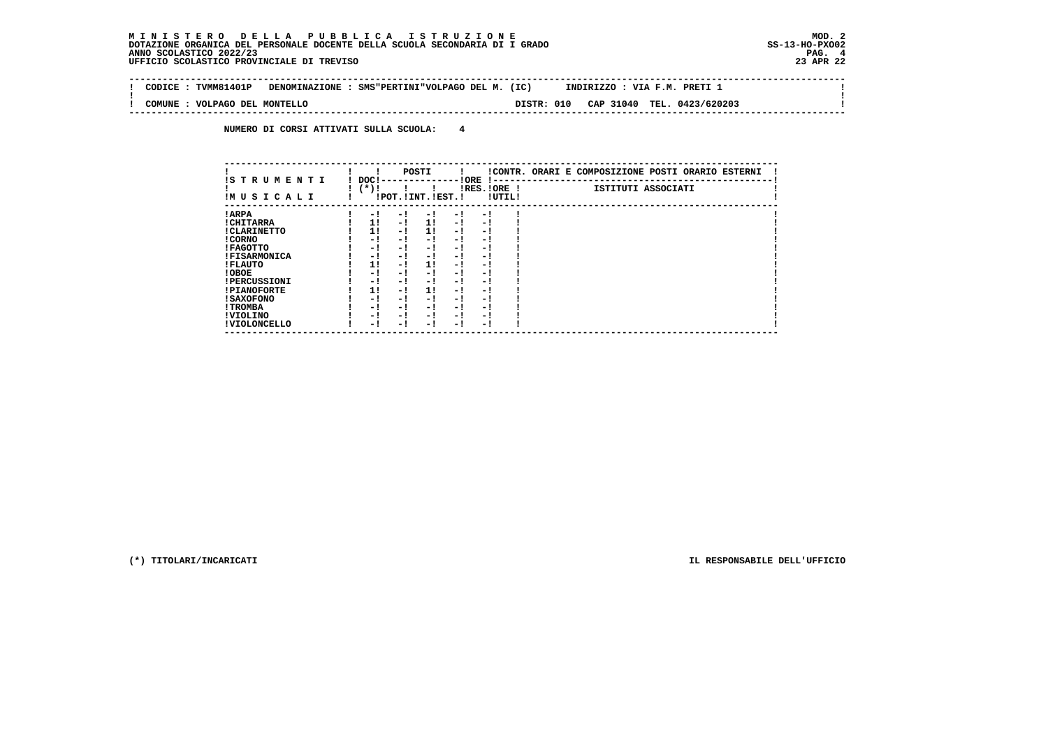**M I N I S T E R O   D E L L A   P U B B L I C A   I S T R U Z I O N E**
**DOTAZIONE ORGANICA DEL PERSONALE DOCENTE DELLA SCUOLA SECONDARIA DI I GRADO**
**ANNO SCOLASTICO 2022/23**
**UFFICIO SCOLASTICO PROVINCIALE DI TREVISO**

MOD. 2
SS-13-HO-PXO02
23 APR 22

CODICE : TVMM81401P   DENOMINAZIONE : SMS"PERTINI"VOLPAGO DEL M. (IC)   INDIRIZZO : VIA F.M. PRETI 1

COMUNE : VOLPAGO DEL MONTELLO   DISTR: 010   CAP 31040   TEL. 0423/620203

**NUMERO DI CORSI ATTIVATI SULLA SCUOLA: 4**

| STRUMENTI MUSICALI | DOC (*) | POSTI POT. | POSTI INT. | POSTI EST. | ORE RES. | ORE UTIL. | CONTR. ORARI E COMPOSIZIONE POSTI ORARIO ESTERNI - ISTITUTI ASSOCIATI |
|---|---|---|---|---|---|---|---|
| ARPA | - | - | - | - | - | | |
| CHITARRA | 1 | - | 1 | - | - | | |
| CLARINETTO | 1 | - | 1 | - | - | | |
| CORNO | - | - | - | - | - | | |
| FAGOTTO | - | - | - | - | - | | |
| FISARMONICA | - | - | - | - | - | | |
| FLAUTO | 1 | - | 1 | - | - | | |
| OBOE | - | - | - | - | - | | |
| PERCUSSIONI | - | - | - | - | - | | |
| PIANOFORTE | 1 | - | 1 | - | - | | |
| SAXOFONO | - | - | - | - | - | | |
| TROMBA | - | - | - | - | - | | |
| VIOLINO | - | - | - | - | - | | |
| VIOLONCELLO | - | - | - | - | - | | |

(*) TITOLARI/INCARICATI

IL RESPONSABILE DELL'UFFICIO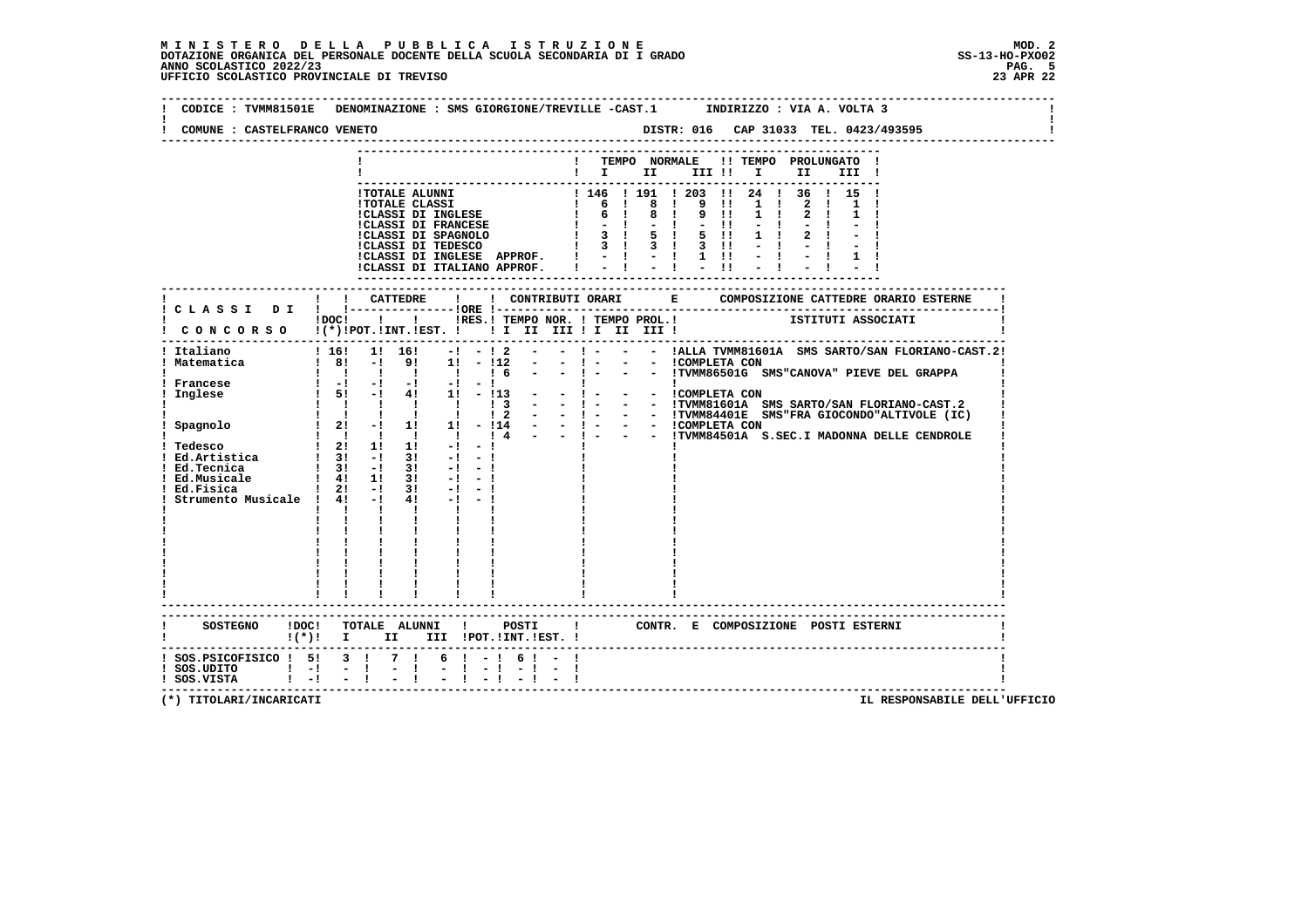**MINISTERO DELLA PUBBLICA ISTRUZIONE**
**DOTAZIONE ORGANICA DEL PERSONALE DOCENTE DELLA SCUOLA SECONDARIA DI I GRADO**
**ANNO SCOLASTICO 2022/23**
**UFFICIO SCOLASTICO PROVINCIALE DI TREVISO**

MOD. 2
SS-13-HO-PXO02
23 APR 22

CODICE : TVMM81501E   DENOMINAZIONE : SMS GIORGIONE/TREVILLE -CAST.1   INDIRIZZO : VIA A. VOLTA 3

COMUNE : CASTELFRANCO VENETO   DISTR: 016   CAP 31033   TEL. 0423/493595

| | TEMPO NORMALE I | II | III | TEMPO PROLUNGATO I | II | III |
|---|---|---|---|---|---|---|
| TOTALE ALUNNI | 146 | 191 | 203 | 24 | 36 | 15 |
| TOTALE CLASSI | 6 | 8 | 9 | 1 | 2 | 1 |
| CLASSI DI INGLESE | 6 | 8 | 9 | 1 | 2 | 1 |
| CLASSI DI FRANCESE | - | - | - | - | - | - |
| CLASSI DI SPAGNOLO | 3 | 5 | 5 | 1 | 2 | - |
| CLASSI DI TEDESCO | 3 | 3 | 3 | - | - | - |
| CLASSI DI INGLESE APPROF. | - | - | 1 | - | - | 1 |
| CLASSI DI ITALIANO APPROF. | - | - | - | - | - | - |

| CLASSI DI CONCORSO | DOC (*) | CATTEDRE POT. | INT. | EST. | ORE RES. | TEMPO NOR. I | II | III | TEMPO PROL. I | II | III | COMPOSIZIONE CATTEDRE ORARIO ESTERNE - ISTITUTI ASSOCIATI |
|---|---|---|---|---|---|---|---|---|---|---|---|---|
| Italiano | 16 | 1 | 16 | - | - | 2 | - | - | - | - | - | ALLA TVMM81601A SMS SARTO/SAN FLORIANO-CAST.2 |
| Matematica | 8 | - | 9 | 1 | - | 12 | - | - | - | - | - | COMPLETA CON |
| | | | | | | 6 | - | - | - | - | - | TVMM86501G SMS"CANOVA" PIEVE DEL GRAPPA |
| Francese | - | - | - | - | - | | | | | | | |
| Inglese | 5 | - | 4 | 1 | - | 13 | - | - | - | - | - | COMPLETA CON |
| | | | | | | 3 | - | - | - | - | - | TVMM81601A SMS SARTO/SAN FLORIANO-CAST.2 |
| | | | | | | 2 | - | - | - | - | - | TVMM84401E SMS"FRA GIOCONDO"ALTIVOLE (IC) |
| Spagnolo | 2 | - | 1 | 1 | - | 14 | - | - | - | - | - | COMPLETA CON |
| | | | | | | 4 | - | - | - | - | - | TVMM84501A S.SEC.I MADONNA DELLE CENDROLE |
| Tedesco | 2 | 1 | 1 | - | - | | | | | | | |
| Ed.Artistica | 3 | - | 3 | - | - | | | | | | | |
| Ed.Tecnica | 3 | - | 3 | - | - | | | | | | | |
| Ed.Musicale | 4 | 1 | 3 | - | - | | | | | | | |
| Ed.Fisica | 2 | - | 3 | - | - | | | | | | | |
| Strumento Musicale | 4 | - | 4 | - | - | | | | | | | |

| SOSTEGNO | DOC (*) | TOTALE ALUNNI I | II | III | POSTI POT. | INT. | EST. | CONTR. E COMPOSIZIONE POSTI ESTERNI |
|---|---|---|---|---|---|---|---|---|
| SOS.PSICOFISICO | 5 | 3 | 7 | 6 | - | 6 | - | |
| SOS.UDITO | - | - | - | - | - | - | - | |
| SOS.VISTA | - | - | - | - | - | - | - | |

(*) TITOLARI/INCARICATI

IL RESPONSABILE DELL'UFFICIO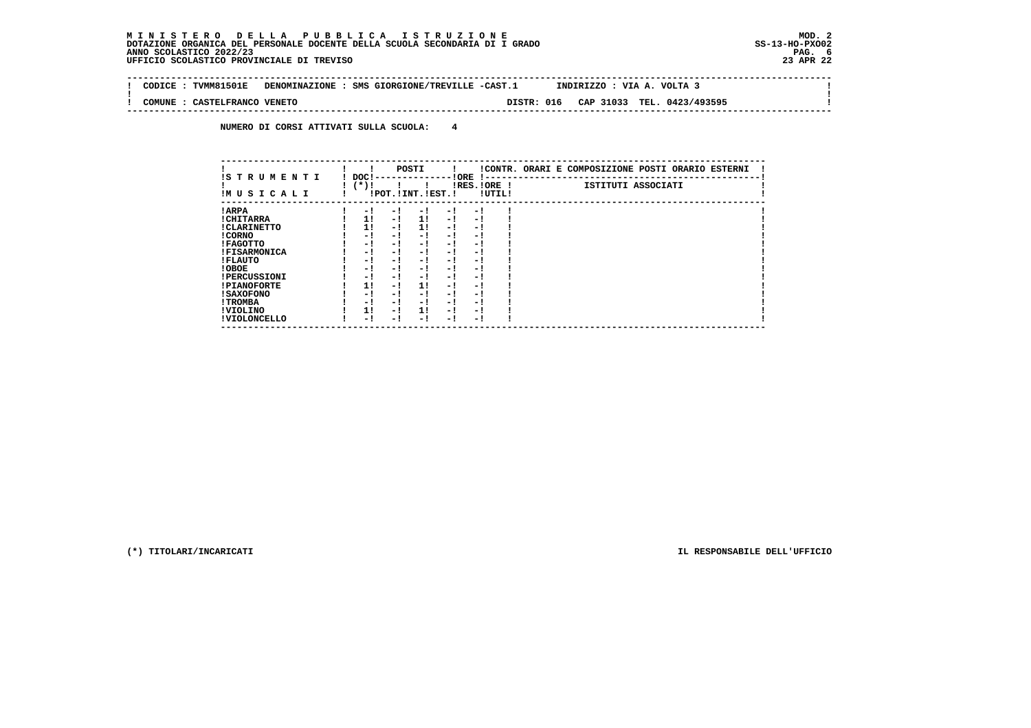**MINISTERO DELLA PUBBLICA ISTRUZIONE**
**DOTAZIONE ORGANICA DEL PERSONALE DOCENTE DELLA SCUOLA SECONDARIA DI I GRADO**
**ANNO SCOLASTICO 2022/23**
**UFFICIO SCOLASTICO PROVINCIALE DI TREVISO**

MOD. 2
SS-13-HO-PXO02
23 APR 22

CODICE : TVMM81501E DENOMINAZIONE : SMS GIORGIONE/TREVILLE -CAST.1 INDIRIZZO : VIA A. VOLTA 3

COMUNE : CASTELFRANCO VENETO DISTR: 016 CAP 31033 TEL. 0423/493595

NUMERO DI CORSI ATTIVATI SULLA SCUOLA: 4

| STRUMENTI MUSICALI | DOC (*) | POSTI POT. | POSTI INT. | POSTI EST. | ORE RES. | ORE UTIL. | CONTR. ORARI E COMPOSIZIONE POSTI ORARIO ESTERNI - ISTITUTI ASSOCIATI |
|---|---|---|---|---|---|---|---|
| ARPA | - | - | - | - | - | | |
| CHITARRA | 1 | - | 1 | - | - | | |
| CLARINETTO | 1 | - | 1 | - | - | | |
| CORNO | - | - | - | - | - | | |
| FAGOTTO | - | - | - | - | - | | |
| FISARMONICA | - | - | - | - | - | | |
| FLAUTO | - | - | - | - | - | | |
| OBOE | - | - | - | - | - | | |
| PERCUSSIONI | - | - | - | - | - | | |
| PIANOFORTE | 1 | - | 1 | - | - | | |
| SAXOFONO | - | - | - | - | - | | |
| TROMBA | - | - | - | - | - | | |
| VIOLINO | 1 | - | 1 | - | - | | |
| VIOLONCELLO | - | - | - | - | - | | |

(*) TITOLARI/INCARICATI

IL RESPONSABILE DELL'UFFICIO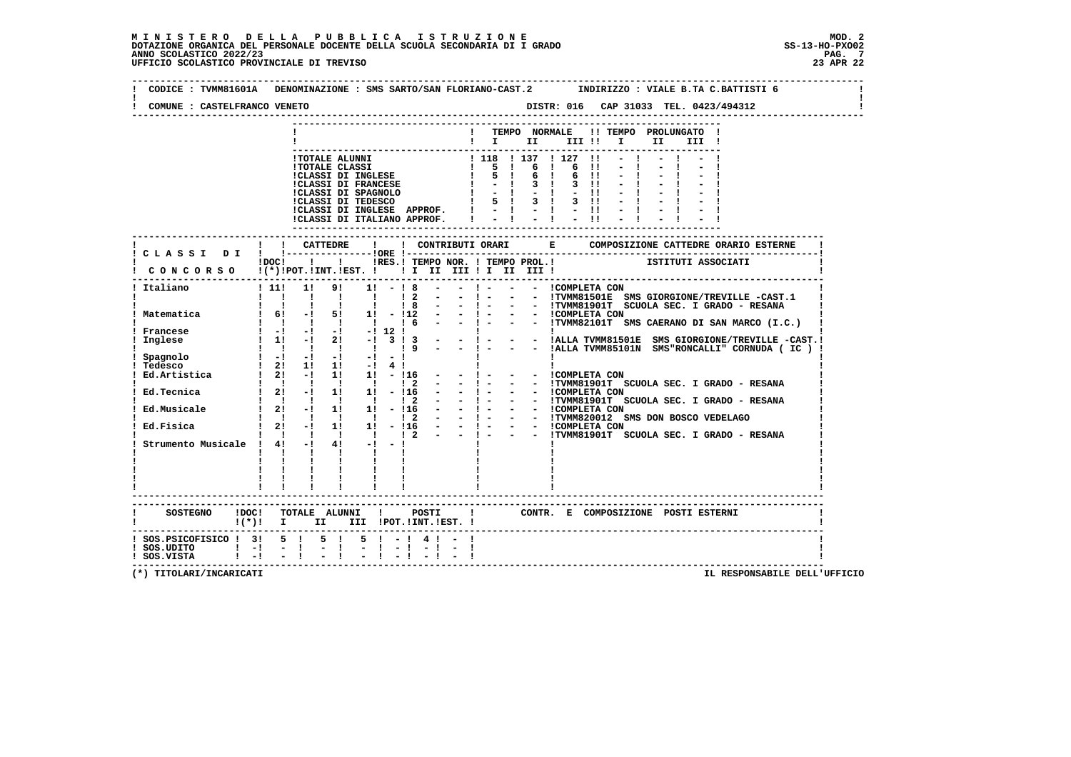**M I N I S T E R O   D E L L A   P U B B L I C A   I S T R U Z I O N E**
**DOTAZIONE ORGANICA DEL PERSONALE DOCENTE DELLA SCUOLA SECONDARIA DI I GRADO**
**ANNO SCOLASTICO 2022/23**
**UFFICIO SCOLASTICO PROVINCIALE DI TREVISO**

MOD. 2
SS-13-HO-PXO02
23 APR 22

CODICE : TVMM81601A   DENOMINAZIONE : SMS SARTO/SAN FLORIANO-CAST.2   INDIRIZZO : VIALE B.TA C.BATTISTI 6

COMUNE : CASTELFRANCO VENETO   DISTR: 016   CAP 31033   TEL. 0423/494312

| | TEMPO NORMALE I | II | III | TEMPO PROLUNGATO I | II | III |
|---|---|---|---|---|---|---|
| TOTALE ALUNNI | 118 | 137 | 127 | - | - | - |
| TOTALE CLASSI | 5 | 6 | 6 | - | - | - |
| CLASSI DI INGLESE | 5 | 6 | 6 | - | - | - |
| CLASSI DI FRANCESE | - | 3 | 3 | - | - | - |
| CLASSI DI SPAGNOLO | - | - | - | - | - | - |
| CLASSI DI TEDESCO | 5 | 3 | 3 | - | - | - |
| CLASSI DI INGLESE APPROF. | - | - | - | - | - | - |
| CLASSI DI ITALIANO APPROF. | - | - | - | - | - | - |

| CLASSI DI CONCORSO | DOC (*) | CATTEDRE POT. | CATTEDRE INT. | CATTEDRE EST. | ORE RES. | TEMPO NOR. I | TEMPO NOR. II | TEMPO NOR. III | TEMPO PROL. I | TEMPO PROL. II | TEMPO PROL. III | COMPOSIZIONE CATTEDRE ORARIO ESTERNE - ISTITUTI ASSOCIATI |
|---|---|---|---|---|---|---|---|---|---|---|---|---|
| Italiano | 11 | 1 | 9 | 1 | - | 8 | - | - | - | - | - | COMPLETA CON |
| | | | | | | 2 | - | - | - | - | - | TVMM81501E SMS GIORGIONE/TREVILLE -CAST.1 |
| | | | | | | 8 | - | - | - | - | - | TVMM81901T SCUOLA SEC. I GRADO - RESANA |
| Matematica | 6 | - | 5 | 1 | - | 12 | - | - | - | - | - | COMPLETA CON |
| | | | | | | 6 | - | - | - | - | - | TVMM82101T SMS CAERANO DI SAN MARCO (I.C.) |
| Francese | - | - | - | - | 12 | | | | | | | |
| Inglese | 1 | - | 2 | - | 3 | 3 | - | - | - | - | - | ALLA TVMM81501E SMS GIORGIONE/TREVILLE -CAST.1 |
| | | | | | | 9 | - | - | - | - | - | ALLA TVMM85101N SMS"RONCALLI" CORNUDA ( IC ) |
| Spagnolo | - | - | - | - | - | | | | | | | |
| Tedesco | 2 | 1 | 1 | - | 4 | | | | | | | |
| Ed.Artistica | 2 | - | 1 | 1 | - | 16 | - | - | - | - | - | COMPLETA CON |
| | | | | | | 2 | - | - | - | - | - | TVMM81901T SCUOLA SEC. I GRADO - RESANA |
| Ed.Tecnica | 2 | - | 1 | 1 | - | 16 | - | - | - | - | - | COMPLETA CON |
| | | | | | | 2 | - | - | - | - | - | TVMM81901T SCUOLA SEC. I GRADO - RESANA |
| Ed.Musicale | 2 | - | 1 | 1 | - | 16 | - | - | - | - | - | COMPLETA CON |
| | | | | | | 2 | - | - | - | - | - | TVMM820012 SMS DON BOSCO VEDELAGO |
| Ed.Fisica | 2 | - | 1 | 1 | - | 16 | - | - | - | - | - | COMPLETA CON |
| | | | | | | 2 | - | - | - | - | - | TVMM81901T SCUOLA SEC. I GRADO - RESANA |
| Strumento Musicale | 4 | - | 4 | - | - | | | | | | | |

| SOSTEGNO | DOC (*) | TOTALE ALUNNI I | II | III | POSTI POT. | INT. | EST. | CONTR. E COMPOSIZIONE POSTI ESTERNI |
|---|---|---|---|---|---|---|---|---|
| SOS.PSICOFISICO | 3 | 5 | 5 | 5 | - | 4 | - | |
| SOS.UDITO | - | - | - | - | - | - | - | |
| SOS.VISTA | - | - | - | - | - | - | - | |

(*) TITOLARI/INCARICATI

IL RESPONSABILE DELL'UFFICIO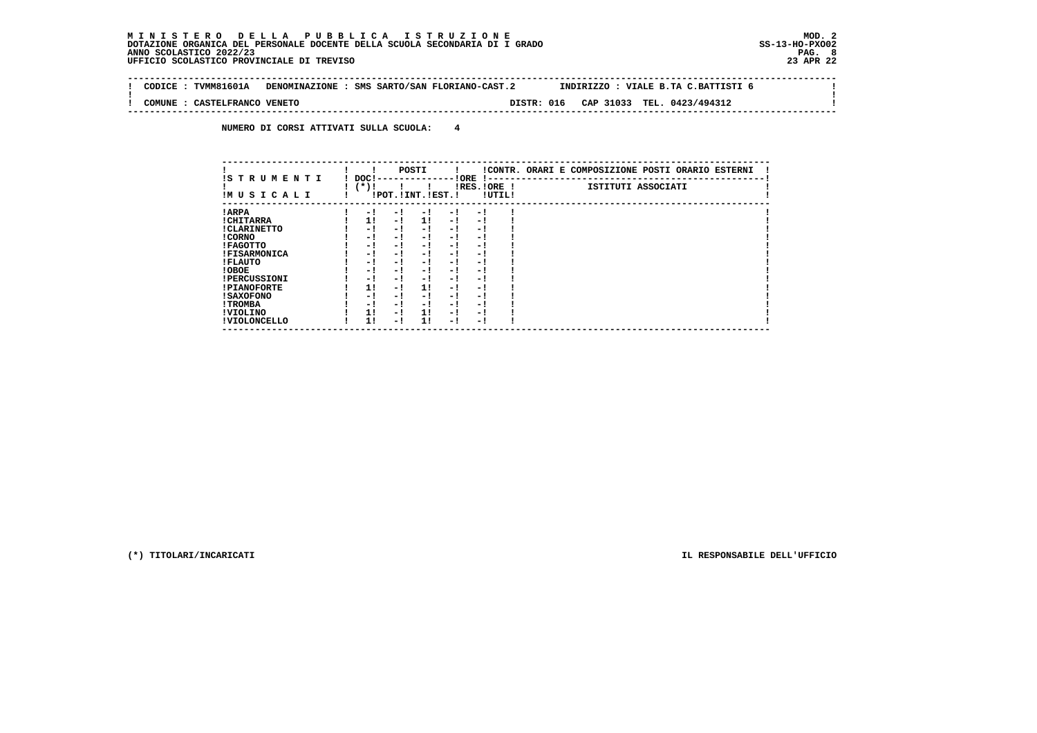**M I N I S T E R O D E L L A P U B B L I C A I S T R U Z I O N E**
**DOTAZIONE ORGANICA DEL PERSONALE DOCENTE DELLA SCUOLA SECONDARIA DI I GRADO**
**ANNO SCOLASTICO 2022/23**
**UFFICIO SCOLASTICO PROVINCIALE DI TREVISO**

MOD. 2
SS-13-HO-PXO02
23 APR 22

CODICE : TVMM81601A DENOMINAZIONE : SMS SARTO/SAN FLORIANO-CAST.2 INDIRIZZO : VIALE B.TA C.BATTISTI 6

COMUNE : CASTELFRANCO VENETO DISTR: 016 CAP 31033 TEL. 0423/494312

**NUMERO DI CORSI ATTIVATI SULLA SCUOLA: 4**

| STRUMENTI MUSICALI | DOC (*) | POSTI | | | ORE | | CONTR. ORARI E COMPOSIZIONE POSTI ORARIO ESTERNI |
|---|---|---|---|---|---|---|---|
| | | POT. | INT. | EST. | RES. | ORE UTIL. | ISTITUTI ASSOCIATI |
| ARPA | - | - | - | - | - | | |
| CHITARRA | 1 | - | 1 | - | - | | |
| CLARINETTO | - | - | - | - | - | | |
| CORNO | - | - | - | - | - | | |
| FAGOTTO | - | - | - | - | - | | |
| FISARMONICA | - | - | - | - | - | | |
| FLAUTO | - | - | - | - | - | | |
| OBOE | - | - | - | - | - | | |
| PERCUSSIONI | - | - | - | - | - | | |
| PIANOFORTE | 1 | - | 1 | - | - | | |
| SAXOFONO | - | - | - | - | - | | |
| TROMBA | - | - | - | - | - | | |
| VIOLINO | 1 | - | 1 | - | - | | |
| VIOLONCELLO | 1 | - | 1 | - | - | | |

(*) TITOLARI/INCARICATI

IL RESPONSABILE DELL'UFFICIO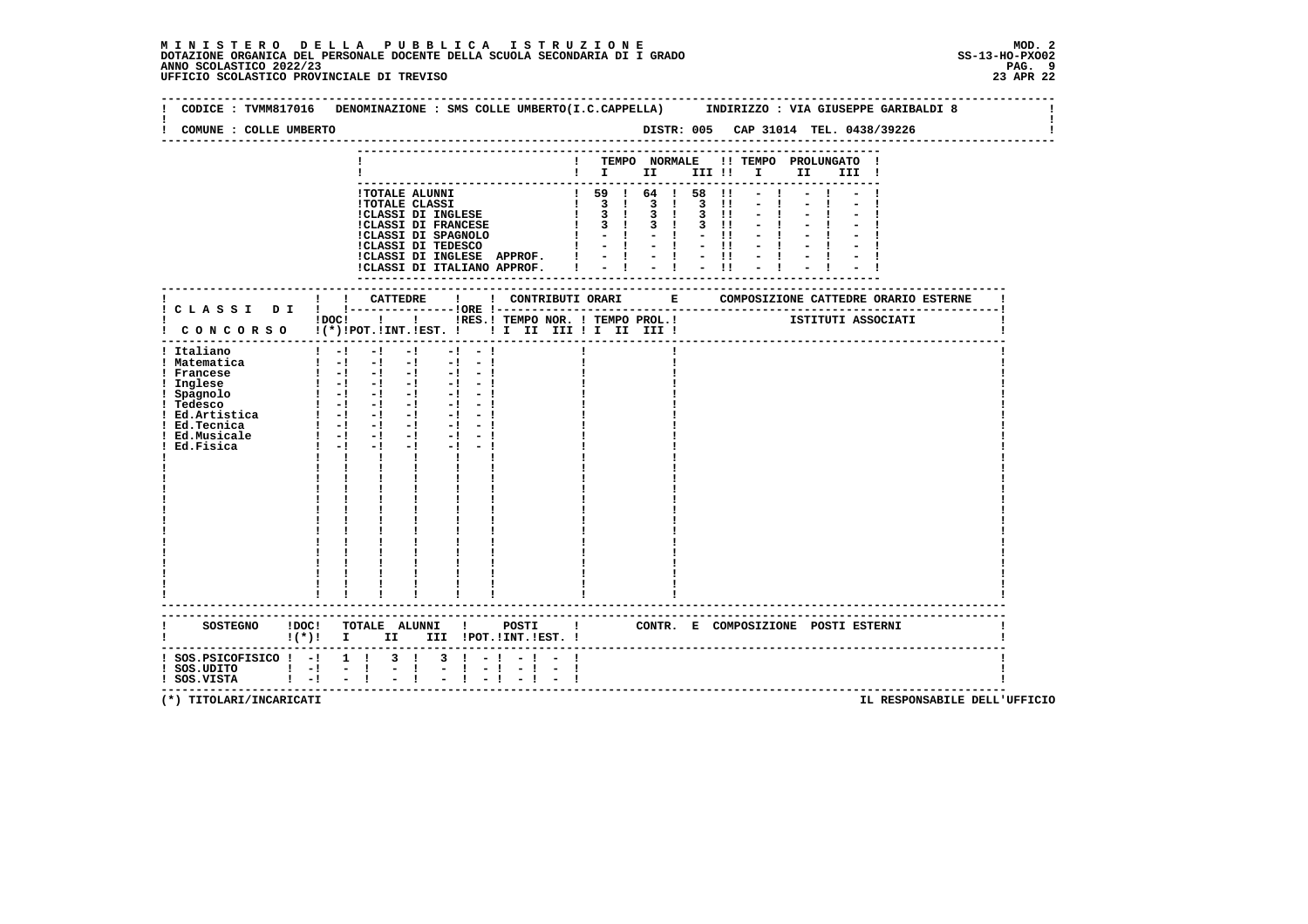**M I N I S T E R O   D E L L A   P U B B L I C A   I S T R U Z I O N E**
**DOTAZIONE ORGANICA DEL PERSONALE DOCENTE DELLA SCUOLA SECONDARIA DI I GRADO**
**ANNO SCOLASTICO 2022/23**
**UFFICIO SCOLASTICO PROVINCIALE DI TREVISO**

MOD. 2
SS-13-HO-PXO02
23 APR 22

CODICE : TVMM817016   DENOMINAZIONE : SMS COLLE UMBERTO(I.C.CAPPELLA)   INDIRIZZO : VIA GIUSEPPE GARIBALDI 8

COMUNE : COLLE UMBERTO   DISTR: 005   CAP 31014  TEL. 0438/39226

| | TEMPO NORMALE I | II | III | TEMPO PROLUNGATO I | II | III |
|---|---|---|---|---|---|---|
| TOTALE ALUNNI | 59 | 64 | 58 | - | - | - |
| TOTALE CLASSI | 3 | 3 | 3 | - | - | - |
| CLASSI DI INGLESE | 3 | 3 | 3 | - | - | - |
| CLASSI DI FRANCESE | 3 | 3 | 3 | - | - | - |
| CLASSI DI SPAGNOLO | - | - | - | - | - | - |
| CLASSI DI TEDESCO | - | - | - | - | - | - |
| CLASSI DI INGLESE APPROF. | - | - | - | - | - | - |
| CLASSI DI ITALIANO APPROF. | - | - | - | - | - | - |

| CLASSI DI CONCORSO | DOC (*) | CATTEDRE POT. | INT. | EST. | ORE | RES. | CONTRIBUTI ORARI TEMPO NOR. I II III | TEMPO PROL. I II III | COMPOSIZIONE CATTEDRE ORARIO ESTERNE - ISTITUTI ASSOCIATI |
|---|---|---|---|---|---|---|---|---|---|
| Italiano | - | - | - | - | - | | | | |
| Matematica | - | - | - | - | - | | | | |
| Francese | - | - | - | - | - | | | | |
| Inglese | - | - | - | - | - | | | | |
| Spagnolo | - | - | - | - | - | | | | |
| Tedesco | - | - | - | - | - | | | | |
| Ed.Artistica | - | - | - | - | - | | | | |
| Ed.Tecnica | - | - | - | - | - | | | | |
| Ed.Musicale | - | - | - | - | - | | | | |
| Ed.Fisica | - | - | - | - | - | | | | |

| SOSTEGNO | DOC (*) | TOTALE ALUNNI I | II | III | POSTI POT. | INT. | EST. | CONTR. E COMPOSIZIONE POSTI ESTERNI |
|---|---|---|---|---|---|---|---|---|
| SOS.PSICOFISICO | - | 1 | 3 | 3 | - | - | - | |
| SOS.UDITO | - | - | - | - | - | - | - | |
| SOS.VISTA | - | - | - | - | - | - | - | |

(*) TITOLARI/INCARICATI

IL RESPONSABILE DELL'UFFICIO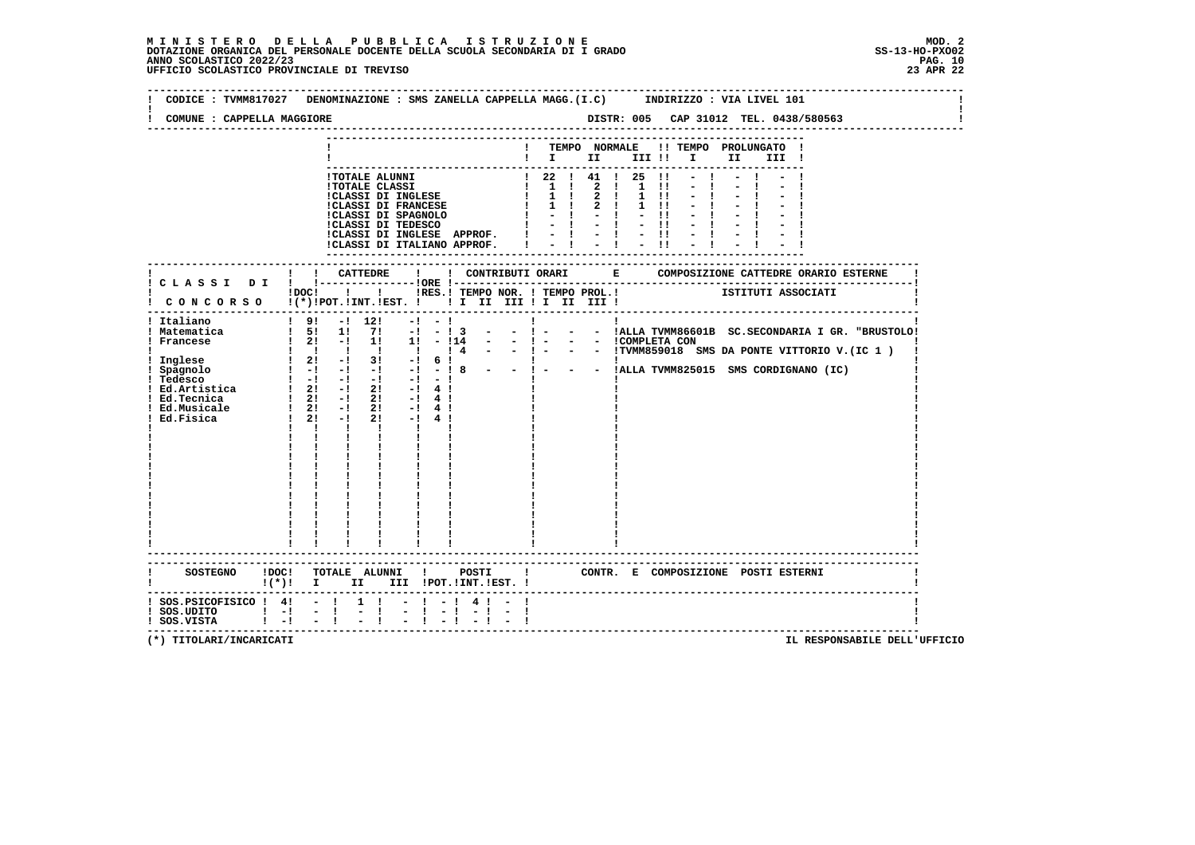**MINISTERO DELLA PUBBLICA ISTRUZIONE**
**DOTAZIONE ORGANICA DEL PERSONALE DOCENTE DELLA SCUOLA SECONDARIA DI I GRADO**
**ANNO SCOLASTICO 2022/23**
**UFFICIO SCOLASTICO PROVINCIALE DI TREVISO**

MOD. 2
SS-13-HO-PXO02
23 APR 22

CODICE : TVMM817027 DENOMINAZIONE : SMS ZANELLA CAPPELLA MAGG.(I.C) INDIRIZZO : VIA LIVEL 101

COMUNE : CAPPELLA MAGGIORE DISTR: 005 CAP 31012 TEL. 0438/580563

| | TEMPO NORMALE I | II | III | TEMPO PROLUNGATO I | II | III |
|---|---|---|---|---|---|---|
| TOTALE ALUNNI | 22 | 41 | 25 | - | - | - |
| TOTALE CLASSI | 1 | 2 | 1 | - | - | - |
| CLASSI DI INGLESE | 1 | 2 | 1 | - | - | - |
| CLASSI DI FRANCESE | 1 | 2 | 1 | - | - | - |
| CLASSI DI SPAGNOLO | - | - | - | - | - | - |
| CLASSI DI TEDESCO | - | - | - | - | - | - |
| CLASSI DI INGLESE APPROF. | - | - | - | - | - | - |
| CLASSI DI ITALIANO APPROF. | - | - | - | - | - | - |

| CLASSI DI CONCORSO | DOC (*) | CATTEDRE POT. | INT. | EST. | ORE | RES. | CONTRIBUTI ORARI TEMPO NOR. I | II | III | TEMPO PROL. I | II | III | COMPOSIZIONE CATTEDRE ORARIO ESTERNE - ISTITUTI ASSOCIATI |
|---|---|---|---|---|---|---|---|---|---|---|---|---|---|
| Italiano | 9 | - | 12 | - | - | | | | | | | | |
| Matematica | 5 | 1 | 7 | - | - | 3 | - | - | - | - | - | - | ALLA TVMM86601B SC.SECONDARIA I GR. "BRUSTOLO" |
| Francese | 2 | - | 1 | 1 | - | 14 | - | - | - | - | - | - | COMPLETA CON |
| | | | | | | 4 | - | - | - | - | - | - | TVMM859018 SMS DA PONTE VITTORIO V.(IC 1 ) |
| Inglese | 2 | - | 3 | - | 6 | | | | | | | | |
| Spagnolo | - | - | - | - | - | 8 | - | - | - | - | - | - | ALLA TVMM825015 SMS CORDIGNANO (IC) |
| Tedesco | - | - | - | - | - | | | | | | | | |
| Ed.Artistica | 2 | - | 2 | - | 4 | | | | | | | | |
| Ed.Tecnica | 2 | - | 2 | - | 4 | | | | | | | | |
| Ed.Musicale | 2 | - | 2 | - | 4 | | | | | | | | |
| Ed.Fisica | 2 | - | 2 | - | 4 | | | | | | | | |

| SOSTEGNO | DOC (*) | TOTALE ALUNNI I | II | III | POSTI POT. | INT. | EST. | CONTR. E COMPOSIZIONE POSTI ESTERNI |
|---|---|---|---|---|---|---|---|---|
| SOS.PSICOFISICO | 4 | - | 1 | - | - | 4 | - | |
| SOS.UDITO | - | - | - | - | - | - | - | |
| SOS.VISTA | - | - | - | - | - | - | - | |

(*) TITOLARI/INCARICATI

IL RESPONSABILE DELL'UFFICIO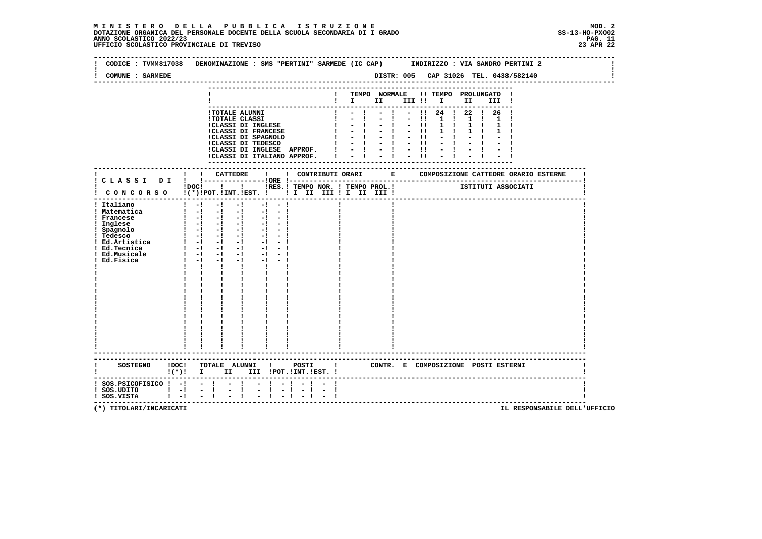**MINISTERO DELLA PUBBLICA ISTRUZIONE** MOD. 2
DOTAZIONE ORGANICA DEL PERSONALE DOCENTE DELLA SCUOLA SECONDARIA DI I GRADO SS-13-HO-PXO02
ANNO SCOLASTICO 2022/23
UFFICIO SCOLASTICO PROVINCIALE DI TREVISO 23 APR 22

CODICE : TVMM817038 DENOMINAZIONE : SMS "PERTINI" SARMEDE (IC CAP) INDIRIZZO : VIA SANDRO PERTINI 2

COMUNE : SARMEDE DISTR: 005 CAP 31026 TEL. 0438/582140

| | TEMPO NORMALE I | II | III | TEMPO PROLUNGATO I | II | III |
|---|---|---|---|---|---|---|
| TOTALE ALUNNI | - | - | - | 24 | 22 | 26 |
| TOTALE CLASSI | - | - | - | 1 | 1 | 1 |
| CLASSI DI INGLESE | - | - | - | 1 | 1 | 1 |
| CLASSI DI FRANCESE | - | - | - | 1 | 1 | 1 |
| CLASSI DI SPAGNOLO | - | - | - | - | - | - |
| CLASSI DI TEDESCO | - | - | - | - | - | - |
| CLASSI DI INGLESE APPROF. | - | - | - | - | - | - |
| CLASSI DI ITALIANO APPROF. | - | - | - | - | - | - |

| CLASSI DI CONCORSO | DOC (*) | CATTEDRE POT. | INT. | EST. | ORE RES. | CONTRIBUTI ORARI TEMPO NOR. I II III | TEMPO PROL. I II III | COMPOSIZIONE CATTEDRE ORARIO ESTERNE - ISTITUTI ASSOCIATI |
|---|---|---|---|---|---|---|---|---|
| Italiano | - | - | - | - | - | | | |
| Matematica | - | - | - | - | - | | | |
| Francese | - | - | - | - | - | | | |
| Inglese | - | - | - | - | - | | | |
| Spagnolo | - | - | - | - | - | | | |
| Tedesco | - | - | - | - | - | | | |
| Ed.Artistica | - | - | - | - | - | | | |
| Ed.Tecnica | - | - | - | - | - | | | |
| Ed.Musicale | - | - | - | - | - | | | |
| Ed.Fisica | - | - | - | - | - | | | |

| SOSTEGNO | DOC (*) | TOTALE ALUNNI I | II | III | POSTI POT. | INT. | EST. | CONTR. E COMPOSIZIONE POSTI ESTERNI |
|---|---|---|---|---|---|---|---|---|
| SOS.PSICOFISICO | - | - | - | - | - | - | - | |
| SOS.UDITO | - | - | - | - | - | - | - | |
| SOS.VISTA | - | - | - | - | - | - | - | |

(*) TITOLARI/INCARICATI IL RESPONSABILE DELL'UFFICIO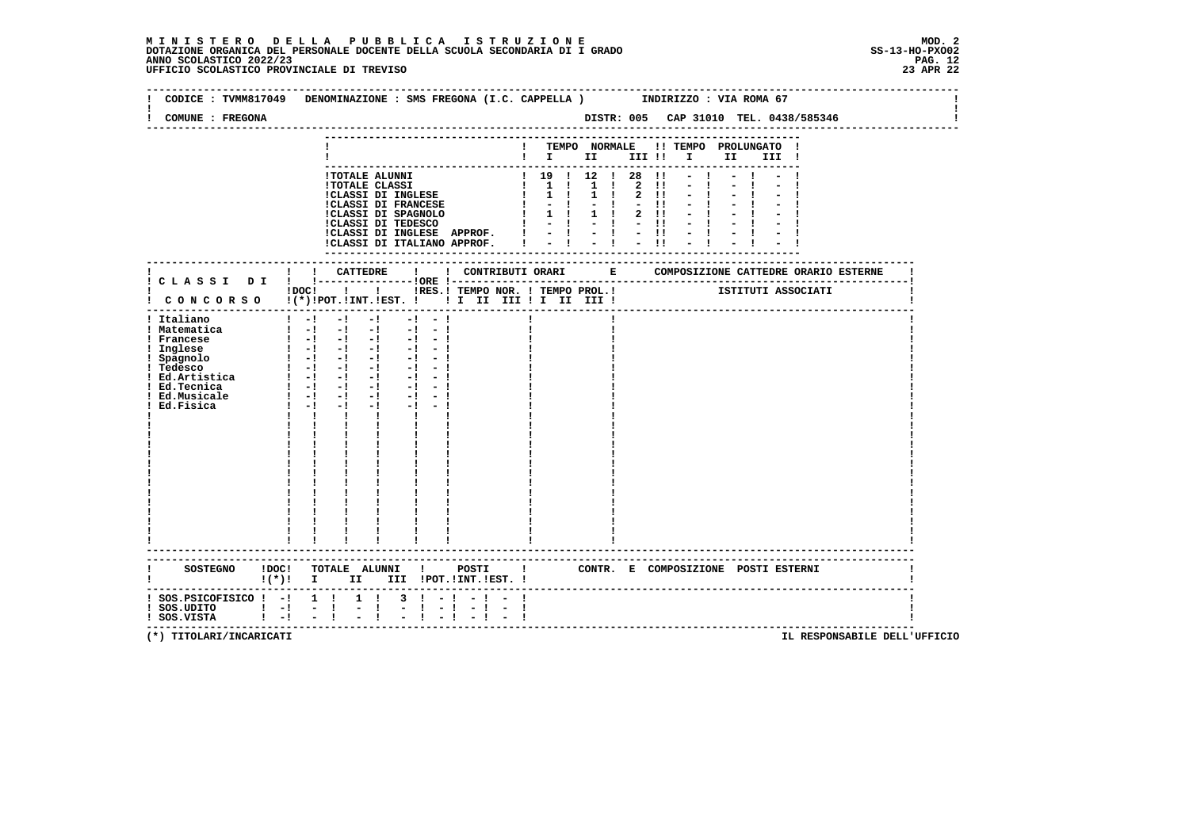**MINISTERO DELLA PUBBLICA ISTRUZIONE**
**DOTAZIONE ORGANICA DEL PERSONALE DOCENTE DELLA SCUOLA SECONDARIA DI I GRADO**
**ANNO SCOLASTICO 2022/23**
**UFFICIO SCOLASTICO PROVINCIALE DI TREVISO**

MOD. 2
SS-13-HO-PXO02
23 APR 22

CODICE : TVMM817049 DENOMINAZIONE : SMS FREGONA (I.C. CAPPELLA ) INDIRIZZO : VIA ROMA 67

COMUNE : FREGONA DISTR: 005 CAP 31010 TEL. 0438/585346

| | TEMPO NORMALE I | II | III | TEMPO PROLUNGATO I | II | III |
|---|---|---|---|---|---|---|
| TOTALE ALUNNI | 19 | 12 | 28 | - | - | - |
| TOTALE CLASSI | 1 | 1 | 2 | - | - | - |
| CLASSI DI INGLESE | 1 | 1 | 2 | - | - | - |
| CLASSI DI FRANCESE | - | - | - | - | - | - |
| CLASSI DI SPAGNOLO | 1 | 1 | 2 | - | - | - |
| CLASSI DI TEDESCO | - | - | - | - | - | - |
| CLASSI DI INGLESE APPROF. | - | - | - | - | - | - |
| CLASSI DI ITALIANO APPROF. | - | - | - | - | - | - |

| CLASSI DI CONCORSO | DOC (*) | CATTEDRE POT. | CATTEDRE INT. | CATTEDRE EST. | ORE RES. | CONTRIBUTI ORARI TEMPO NOR. I II III | CONTRIBUTI ORARI TEMPO PROL. I II III | COMPOSIZIONE CATTEDRE ORARIO ESTERNE - ISTITUTI ASSOCIATI |
|---|---|---|---|---|---|---|---|---|
| Italiano | - | - | - | - | - | | | |
| Matematica | - | - | - | - | - | | | |
| Francese | - | - | - | - | - | | | |
| Inglese | - | - | - | - | - | | | |
| Spagnolo | - | - | - | - | - | | | |
| Tedesco | - | - | - | - | - | | | |
| Ed.Artistica | - | - | - | - | - | | | |
| Ed.Tecnica | - | - | - | - | - | | | |
| Ed.Musicale | - | - | - | - | - | | | |
| Ed.Fisica | - | - | - | - | - | | | |

| SOSTEGNO | DOC (*) | TOTALE ALUNNI I | II | III | POSTI POT. | POSTI INT. | POSTI EST. | CONTR. E COMPOSIZIONE POSTI ESTERNI |
|---|---|---|---|---|---|---|---|---|
| SOS.PSICOFISICO | - | 1 | 1 | 3 | - | - | - | |
| SOS.UDITO | - | - | - | - | - | - | - | |
| SOS.VISTA | - | - | - | - | - | - | - | |

(*) TITOLARI/INCARICATI

IL RESPONSABILE DELL'UFFICIO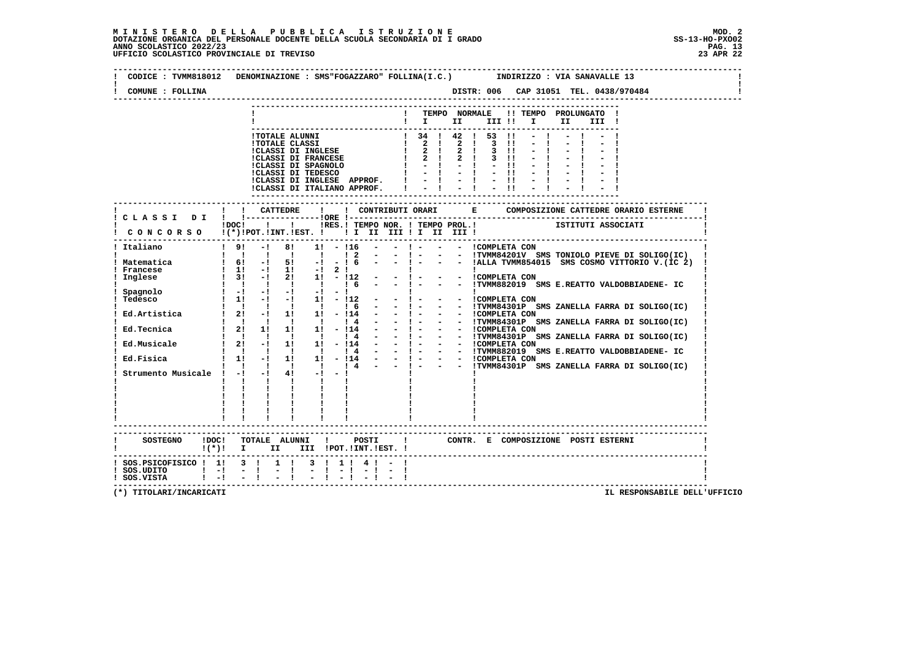**M I N I S T E R O   D E L L A   P U B B L I C A   I S T R U Z I O N E**
**DOTAZIONE ORGANICA DEL PERSONALE DOCENTE DELLA SCUOLA SECONDARIA DI I GRADO**
**ANNO SCOLASTICO 2022/23**
**UFFICIO SCOLASTICO PROVINCIALE DI TREVISO**

MOD. 2
SS-13-HO-PXO02
23 APR 22

CODICE : TVMM818012   DENOMINAZIONE : SMS"FOGAZZARO" FOLLINA(I.C.)   INDIRIZZO : VIA SANAVALLE 13

COMUNE : FOLLINA   DISTR: 006   CAP 31051  TEL. 0438/970484

| | TEMPO NORMALE I | II | III | TEMPO PROLUNGATO I | II | III |
|---|---|---|---|---|---|---|
| TOTALE ALUNNI | 34 | 42 | 53 | - | - | - |
| TOTALE CLASSI | 2 | 2 | 3 | - | - | - |
| CLASSI DI INGLESE | 2 | 2 | 3 | - | - | - |
| CLASSI DI FRANCESE | 2 | 2 | 3 | - | - | - |
| CLASSI DI SPAGNOLO | - | - | - | - | - | - |
| CLASSI DI TEDESCO | - | - | - | - | - | - |
| CLASSI DI INGLESE APPROF. | - | - | - | - | - | - |
| CLASSI DI ITALIANO APPROF. | - | - | - | - | - | - |

| CLASSI DI CONCORSO | DOC (*) | CATTEDRE POT. | INT. | EST. | ORE RES. | CONTRIBUTI ORARI TEMPO NOR. I | II | III | TEMPO PROL. I | II | III | COMPOSIZIONE CATTEDRE ORARIO ESTERNE - ISTITUTI ASSOCIATI |
|---|---|---|---|---|---|---|---|---|---|---|---|---|
| Italiano | 9 | - | 8 | 1 | - | 16 | - | - | - | - | - | COMPLETA CON |
| | | | | | | 2 | - | - | - | - | - | TVMM84201V SMS TONIOLO PIEVE DI SOLIGO(IC) |
| Matematica | 6 | - | 5 | - | - | 6 | - | - | - | - | - | ALLA TVMM854015 SMS COSMO VITTORIO V.(IC 2) |
| Francese | 1 | - | 1 | - | 2 | | | | | | | |
| Inglese | 3 | - | 2 | 1 | - | 12 | - | - | - | - | - | COMPLETA CON |
| | | | | | | 6 | - | - | - | - | - | TVMM882019 SMS E.REATTO VALDOBBIADENE- IC |
| Spagnolo | - | - | - | - | - | | | | | | | |
| Tedesco | 1 | - | - | 1 | - | 12 | - | - | - | - | - | COMPLETA CON |
| | | | | | | 6 | - | - | - | - | - | TVMM84301P SMS ZANELLA FARRA DI SOLIGO(IC) |
| Ed.Artistica | 2 | - | 1 | 1 | - | 14 | - | - | - | - | - | COMPLETA CON |
| | | | | | | 4 | - | - | - | - | - | TVMM84301P SMS ZANELLA FARRA DI SOLIGO(IC) |
| Ed.Tecnica | 2 | 1 | 1 | 1 | - | 14 | - | - | - | - | - | COMPLETA CON |
| | | | | | | 4 | - | - | - | - | - | TVMM84301P SMS ZANELLA FARRA DI SOLIGO(IC) |
| Ed.Musicale | 2 | - | 1 | 1 | - | 14 | - | - | - | - | - | COMPLETA CON |
| | | | | | | 4 | - | - | - | - | - | TVMM882019 SMS E.REATTO VALDOBBIADENE- IC |
| Ed.Fisica | 1 | - | 1 | 1 | - | 14 | - | - | - | - | - | COMPLETA CON |
| | | | | | | 4 | - | - | - | - | - | TVMM84301P SMS ZANELLA FARRA DI SOLIGO(IC) |
| Strumento Musicale | - | - | 4 | - | - | | | | | | | |

| SOSTEGNO | DOC (*) | TOTALE ALUNNI I | II | III | POSTI POT. | INT. | EST. | CONTR. E COMPOSIZIONE POSTI ESTERNI |
|---|---|---|---|---|---|---|---|---|
| SOS.PSICOFISICO | 1 | 3 | 1 | 3 | 1 | 4 | - | |
| SOS.UDITO | - | - | - | - | - | - | - | |
| SOS.VISTA | - | - | - | - | - | - | - | |

(*) TITOLARI/INCARICATI

IL RESPONSABILE DELL'UFFICIO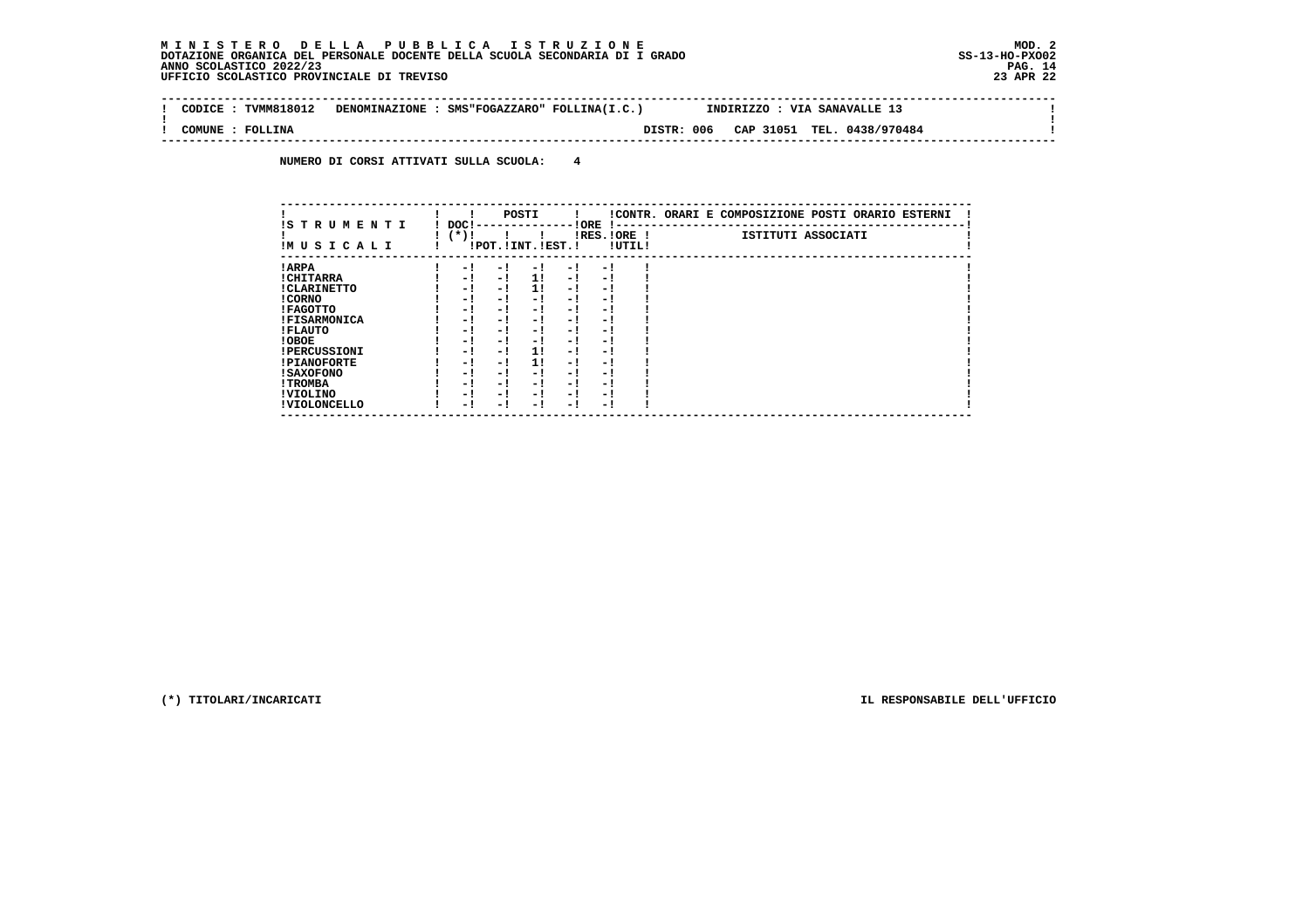**M I N I S T E R O   D E L L A   P U B B L I C A   I S T R U Z I O N E**
**DOTAZIONE ORGANICA DEL PERSONALE DOCENTE DELLA SCUOLA SECONDARIA DI I GRADO**
**ANNO SCOLASTICO 2022/23**
**UFFICIO SCOLASTICO PROVINCIALE DI TREVISO**

MOD. 2
SS-13-HO-PXO02
23 APR 22

CODICE : TVMM818012   DENOMINAZIONE : SMS"FOGAZZARO" FOLLINA(I.C.)   INDIRIZZO : VIA SANAVALLE 13

COMUNE : FOLLINA   DISTR: 006   CAP 31051   TEL. 0438/970484

**NUMERO DI CORSI ATTIVATI SULLA SCUOLA: 4**

| STRUMENTI MUSICALI | DOC (*) | POSTI POT. | POSTI INT. | POSTI EST. | ORE RES. | ORE UTIL. | CONTR. ORARI E COMPOSIZIONE POSTI ORARIO ESTERNI - ISTITUTI ASSOCIATI |
|---|---|---|---|---|---|---|---|
| ARPA | - | - | - | - | - | | |
| CHITARRA | - | - | 1 | - | - | | |
| CLARINETTO | - | - | 1 | - | - | | |
| CORNO | - | - | - | - | - | | |
| FAGOTTO | - | - | - | - | - | | |
| FISARMONICA | - | - | - | - | - | | |
| FLAUTO | - | - | - | - | - | | |
| OBOE | - | - | - | - | - | | |
| PERCUSSIONI | - | - | 1 | - | - | | |
| PIANOFORTE | - | - | 1 | - | - | | |
| SAXOFONO | - | - | - | - | - | | |
| TROMBA | - | - | - | - | - | | |
| VIOLINO | - | - | - | - | - | | |
| VIOLONCELLO | - | - | - | - | - | | |

(*) TITOLARI/INCARICATI

IL RESPONSABILE DELL'UFFICIO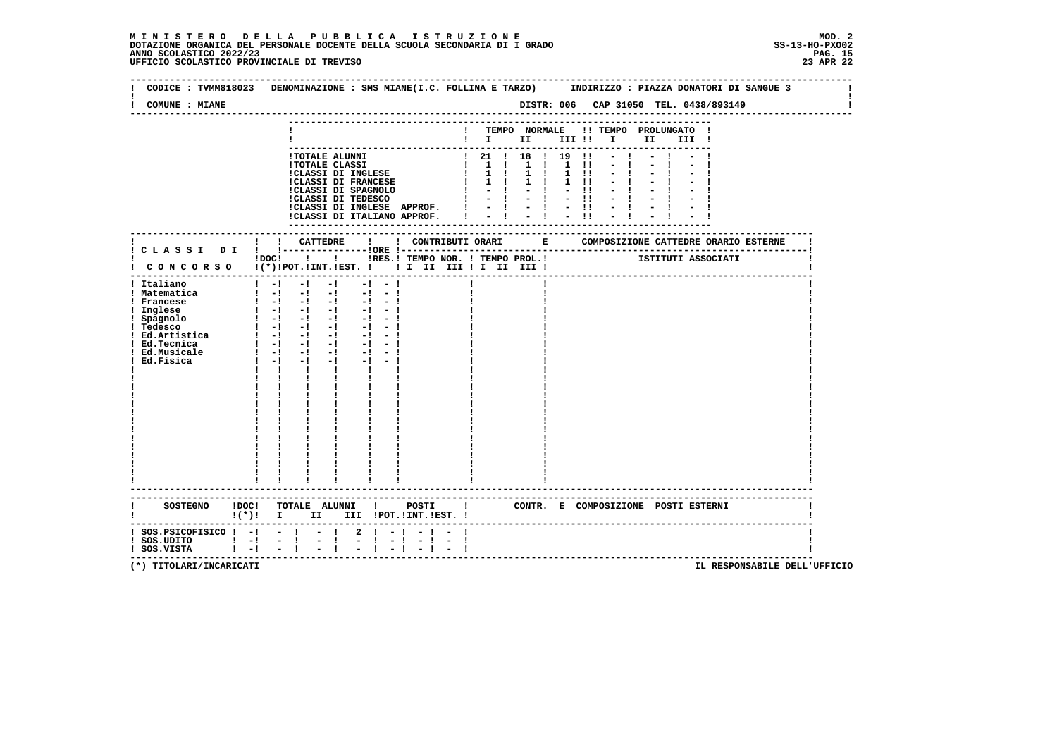**MINISTERO DELLA PUBBLICA ISTRUZIONE** — MOD. 2
DOTAZIONE ORGANICA DEL PERSONALE DOCENTE DELLA SCUOLA SECONDARIA DI I GRADO — SS-13-HO-PXO02
ANNO SCOLASTICO 2022/23
UFFICIO SCOLASTICO PROVINCIALE DI TREVISO — 23 APR 22

CODICE : TVMM818023 DENOMINAZIONE : SMS MIANE(I.C. FOLLINA E TARZO) INDIRIZZO : PIAZZA DONATORI DI SANGUE 3

COMUNE : MIANE — DISTR: 006 CAP 31050 TEL. 0438/893149

| | TEMPO NORMALE I | II | III | TEMPO PROLUNGATO I | II | III |
|---|---|---|---|---|---|---|
| TOTALE ALUNNI | 21 | 18 | 19 | - | - | - |
| TOTALE CLASSI | 1 | 1 | 1 | - | - | - |
| CLASSI DI INGLESE | 1 | 1 | 1 | - | - | - |
| CLASSI DI FRANCESE | 1 | 1 | 1 | - | - | - |
| CLASSI DI SPAGNOLO | - | - | - | - | - | - |
| CLASSI DI TEDESCO | - | - | - | - | - | - |
| CLASSI DI INGLESE APPROF. | - | - | - | - | - | - |
| CLASSI DI ITALIANO APPROF. | - | - | - | - | - | - |

| CLASSI DI CONCORSO | DOC (*) | CATTEDRE POT. | INT. | EST. | ORE RES. | CONTRIBUTI ORARI TEMPO NOR. I II III | TEMPO PROL. I II III | COMPOSIZIONE CATTEDRE ORARIO ESTERNE ISTITUTI ASSOCIATI |
|---|---|---|---|---|---|---|---|---|
| Italiano | - | - | - | - | - | | | |
| Matematica | - | - | - | - | - | | | |
| Francese | - | - | - | - | - | | | |
| Inglese | - | - | - | - | - | | | |
| Spagnolo | - | - | - | - | - | | | |
| Tedesco | - | - | - | - | - | | | |
| Ed.Artistica | - | - | - | - | - | | | |
| Ed.Tecnica | - | - | - | - | - | | | |
| Ed.Musicale | - | - | - | - | - | | | |
| Ed.Fisica | - | - | - | - | - | | | |

| SOSTEGNO | DOC (*) | TOTALE ALUNNI I | II | III | POSTI POT. | INT. | EST. | CONTR. E COMPOSIZIONE POSTI ESTERNI |
|---|---|---|---|---|---|---|---|---|
| SOS.PSICOFISICO | - | - | - | 2 | - | - | - | |
| SOS.UDITO | - | - | - | - | - | - | - | |
| SOS.VISTA | - | - | - | - | - | - | - | |

(*) TITOLARI/INCARICATI — IL RESPONSABILE DELL'UFFICIO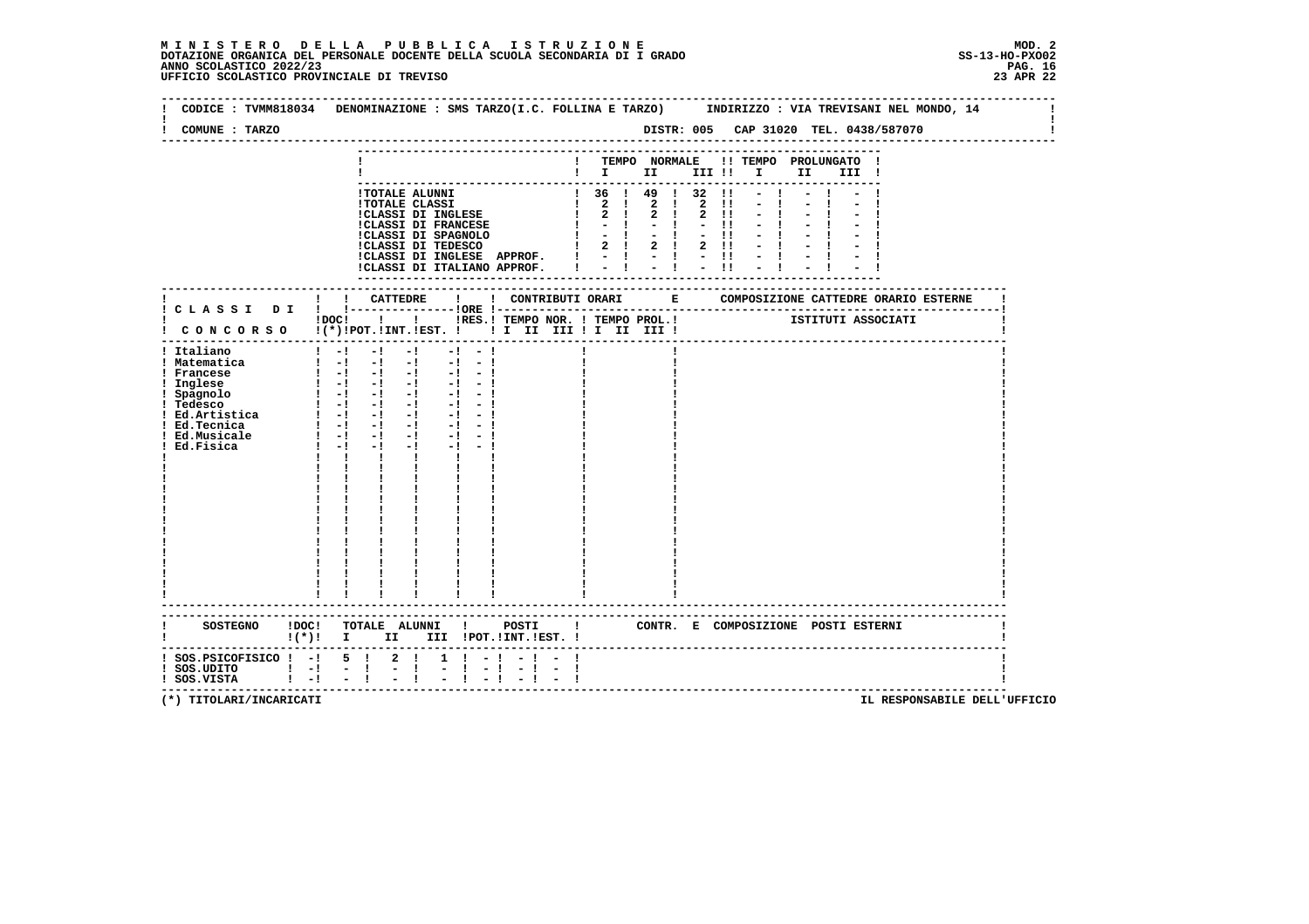**MINISTERO DELLA PUBBLICA ISTRUZIONE**
**DOTAZIONE ORGANICA DEL PERSONALE DOCENTE DELLA SCUOLA SECONDARIA DI I GRADO**
**ANNO SCOLASTICO 2022/23**
**UFFICIO SCOLASTICO PROVINCIALE DI TREVISO**

MOD. 2
SS-13-HO-PXO02
23 APR 22

CODICE : TVMM818034   DENOMINAZIONE : SMS TARZO(I.C. FOLLINA E TARZO)   INDIRIZZO : VIA TREVISANI NEL MONDO, 14

COMUNE : TARZO   DISTR: 005   CAP 31020   TEL. 0438/587070

| | TEMPO NORMALE I | II | III | TEMPO PROLUNGATO I | II | III |
|---|---|---|---|---|---|---|
| TOTALE ALUNNI | 36 | 49 | 32 | - | - | - |
| TOTALE CLASSI | 2 | 2 | 2 | - | - | - |
| CLASSI DI INGLESE | 2 | 2 | 2 | - | - | - |
| CLASSI DI FRANCESE | - | - | - | - | - | - |
| CLASSI DI SPAGNOLO | - | - | - | - | - | - |
| CLASSI DI TEDESCO | 2 | 2 | 2 | - | - | - |
| CLASSI DI INGLESE APPROF. | - | - | - | - | - | - |
| CLASSI DI ITALIANO APPROF. | - | - | - | - | - | - |

| CLASSI DI CONCORSO | DOC (*) | CATTEDRE POT. | CATTEDRE INT. | CATTEDRE EST. | ORE | RES. | CONTRIBUTI ORARI TEMPO NOR. I II III | TEMPO PROL. I II III | COMPOSIZIONE CATTEDRE ORARIO ESTERNE - ISTITUTI ASSOCIATI |
|---|---|---|---|---|---|---|---|---|---|
| Italiano | - | - | - | | - | - | | | |
| Matematica | - | - | - | | - | - | | | |
| Francese | - | - | - | | - | - | | | |
| Inglese | - | - | - | | - | - | | | |
| Spagnolo | - | - | - | | - | - | | | |
| Tedesco | - | - | - | | - | - | | | |
| Ed.Artistica | - | - | - | | - | - | | | |
| Ed.Tecnica | - | - | - | | - | - | | | |
| Ed.Musicale | - | - | - | | - | - | | | |
| Ed.Fisica | - | - | - | | - | - | | | |

| SOSTEGNO | DOC (*) | TOTALE ALUNNI I | II | III | POSTI POT. | INT. | EST. | CONTR. E COMPOSIZIONE POSTI ESTERNI |
|---|---|---|---|---|---|---|---|---|
| SOS.PSICOFISICO | - | 5 | 2 | 1 | - | - | - | |
| SOS.UDITO | - | - | - | - | - | - | - | |
| SOS.VISTA | - | - | - | - | - | - | - | |

(*) TITOLARI/INCARICATI

IL RESPONSABILE DELL'UFFICIO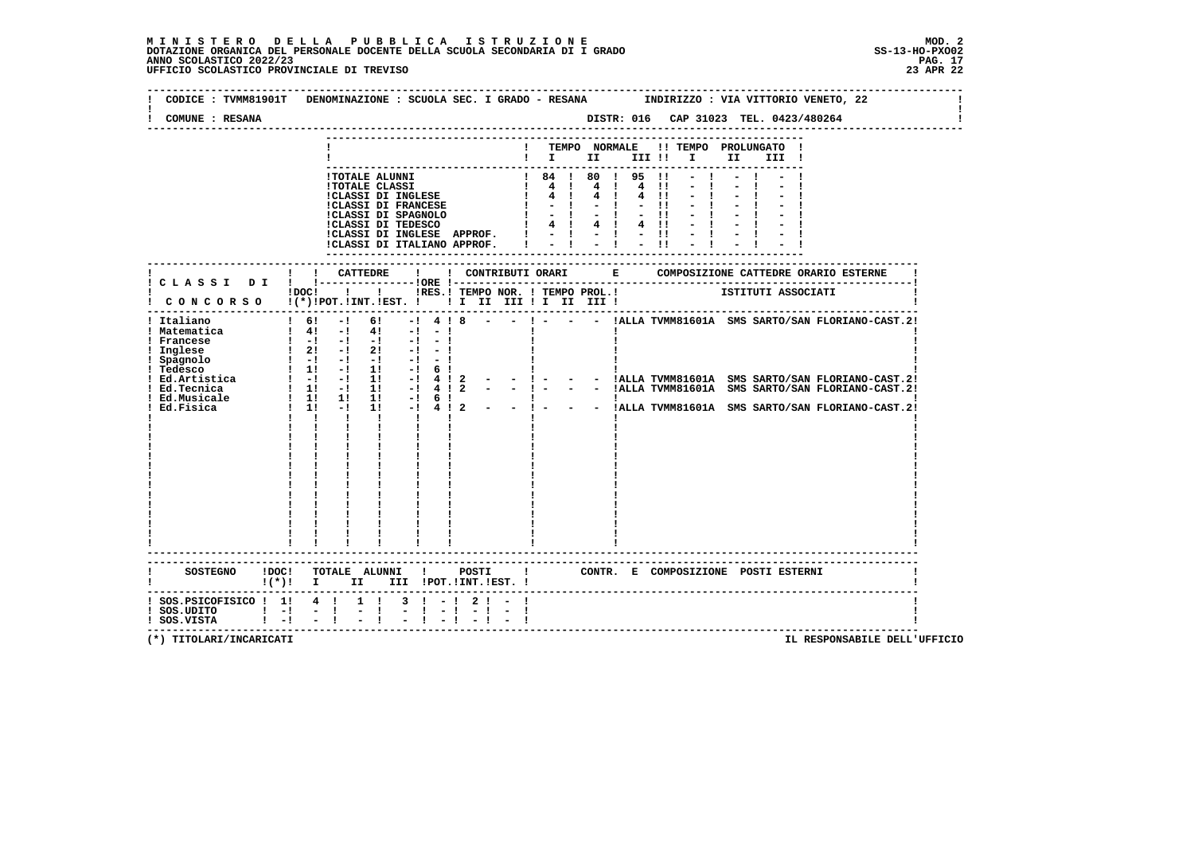**MINISTERO DELLA PUBBLICA ISTRUZIONE**
**DOTAZIONE ORGANICA DEL PERSONALE DOCENTE DELLA SCUOLA SECONDARIA DI I GRADO**
**ANNO SCOLASTICO 2022/23**
**UFFICIO SCOLASTICO PROVINCIALE DI TREVISO**

MOD. 2
SS-13-HO-PXO02
23 APR 22

CODICE : TVMM81901T DENOMINAZIONE : SCUOLA SEC. I GRADO - RESANA INDIRIZZO : VIA VITTORIO VENETO, 22

COMUNE : RESANA DISTR: 016 CAP 31023 TEL. 0423/480264

| | TEMPO NORMALE I | II | III | TEMPO PROLUNGATO I | II | III |
|---|---|---|---|---|---|---|
| TOTALE ALUNNI | 84 | 80 | 95 | - | - | - |
| TOTALE CLASSI | 4 | 4 | 4 | - | - | - |
| CLASSI DI INGLESE | 4 | 4 | 4 | - | - | - |
| CLASSI DI FRANCESE | - | - | - | - | - | - |
| CLASSI DI SPAGNOLO | - | - | - | - | - | - |
| CLASSI DI TEDESCO | 4 | 4 | 4 | - | - | - |
| CLASSI DI INGLESE APPROF. | - | - | - | - | - | - |
| CLASSI DI ITALIANO APPROF. | - | - | - | - | - | - |

| CLASSI DI CONCORSO | DOC (*) | CATTEDRE POT. | INT. | EST. | ORE RES. | TEMPO NOR. I | II | III | TEMPO PROL. I | II | III | COMPOSIZIONE CATTEDRE ORARIO ESTERNE - ISTITUTI ASSOCIATI |
|---|---|---|---|---|---|---|---|---|---|---|---|---|
| Italiano | 6 | - | 6 | - | 4 | 8 | - | - | - | - | - | ALLA TVMM81601A SMS SARTO/SAN FLORIANO-CAST.2 |
| Matematica | 4 | - | 4 | - | - | | | | | | | |
| Francese | - | - | - | - | - | | | | | | | |
| Inglese | 2 | - | 2 | - | - | | | | | | | |
| Spagnolo | - | - | - | - | - | | | | | | | |
| Tedesco | 1 | - | 1 | - | 6 | | | | | | | |
| Ed.Artistica | - | - | 1 | - | 4 | 2 | - | - | - | - | - | ALLA TVMM81601A SMS SARTO/SAN FLORIANO-CAST.2 |
| Ed.Tecnica | 1 | - | 1 | - | 4 | 2 | - | - | - | - | - | ALLA TVMM81601A SMS SARTO/SAN FLORIANO-CAST.2 |
| Ed.Musicale | 1 | 1 | 1 | - | 6 | | | | | | | |
| Ed.Fisica | 1 | - | 1 | - | 4 | 2 | - | - | - | - | - | ALLA TVMM81601A SMS SARTO/SAN FLORIANO-CAST.2 |

| SOSTEGNO | DOC (*) | TOTALE ALUNNI I | II | III | POSTI POT. | INT. | EST. | CONTR. E COMPOSIZIONE POSTI ESTERNI |
|---|---|---|---|---|---|---|---|---|
| SOS.PSICOFISICO | 1 | 4 | 1 | 3 | - | 2 | - | |
| SOS.UDITO | - | - | - | - | - | - | - | |
| SOS.VISTA | - | - | - | - | - | - | - | |

(*) TITOLARI/INCARICATI

IL RESPONSABILE DELL'UFFICIO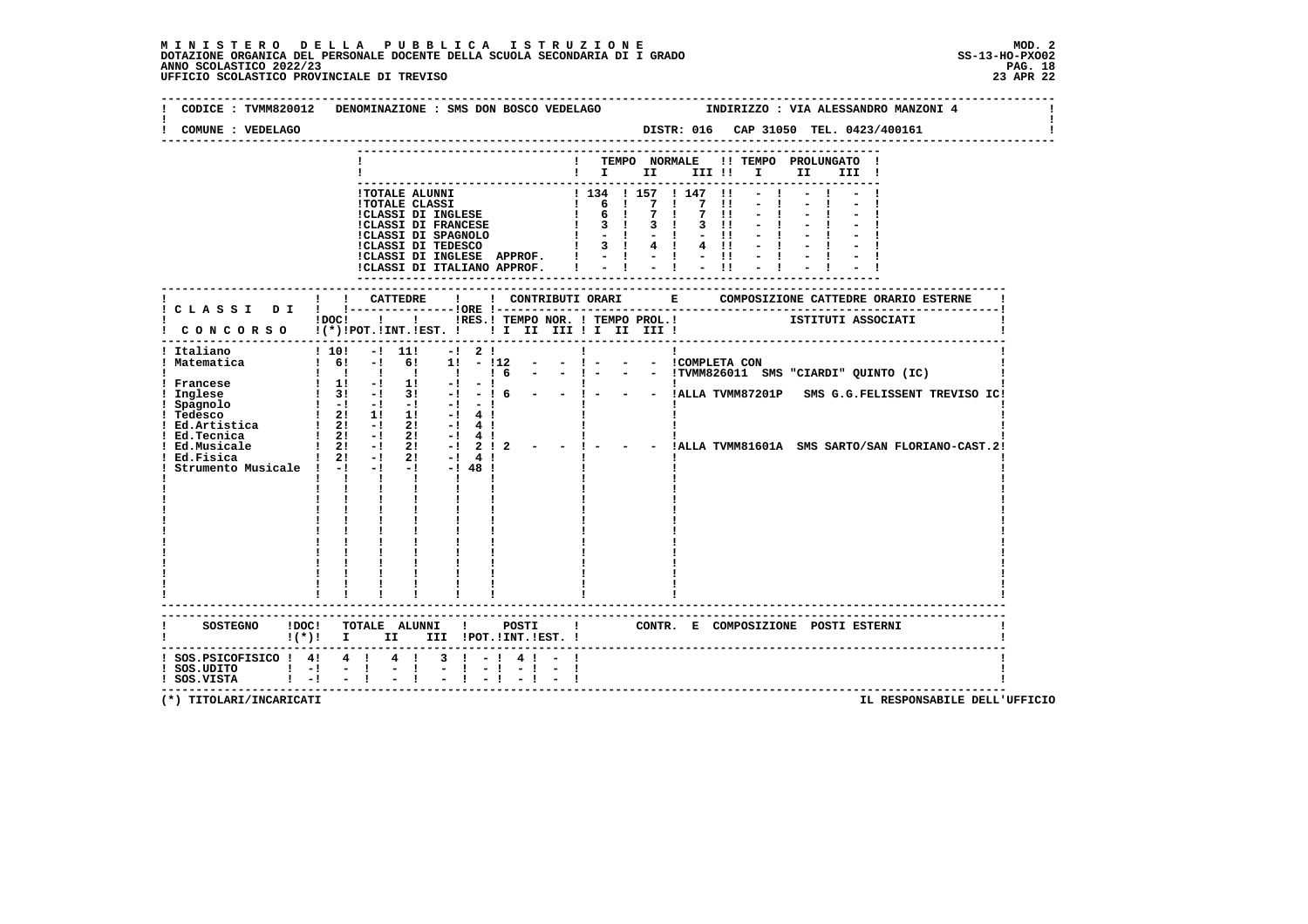# MINISTERO DELLA PUBBLICA ISTRUZIONE

**DOTAZIONE ORGANICA DEL PERSONALE DOCENTE DELLA SCUOLA SECONDARIA DI I GRADO**
**ANNO SCOLASTICO 2022/23**
**UFFICIO SCOLASTICO PROVINCIALE DI TREVISO**

MOD. 2
SS-13-HO-PXO02
23 APR 22

CODICE : TVMM820012 DENOMINAZIONE : SMS DON BOSCO VEDELAGO INDIRIZZO : VIA ALESSANDRO MANZONI 4

COMUNE : VEDELAGO DISTR: 016 CAP 31050 TEL. 0423/400161

| | TEMPO NORMALE I | II | III | TEMPO PROLUNGATO I | II | III |
|---|---|---|---|---|---|---|
| TOTALE ALUNNI | 134 | 157 | 147 | - | - | - |
| TOTALE CLASSI | 6 | 7 | 7 | - | - | - |
| CLASSI DI INGLESE | 6 | 7 | 7 | - | - | - |
| CLASSI DI FRANCESE | 3 | 3 | 3 | - | - | - |
| CLASSI DI SPAGNOLO | - | - | - | - | - | - |
| CLASSI DI TEDESCO | 3 | 4 | 4 | - | - | - |
| CLASSI DI INGLESE APPROF. | - | - | - | - | - | - |
| CLASSI DI ITALIANO APPROF. | - | - | - | - | - | - |

| CLASSI DI CONCORSO | DOC (*) | CATTEDRE POT. | CATTEDRE INT. | CATTEDRE EST. | ORE RES. | TEMPO NOR. I | II | III | TEMPO PROL. I | II | III | COMPOSIZIONE CATTEDRE ORARIO ESTERNE / ISTITUTI ASSOCIATI |
|---|---|---|---|---|---|---|---|---|---|---|---|---|
| Italiano | 10 | - | 11 | - | 2 | | | | | | | |
| Matematica | 6 | - | 6 | 1 | - | 12 | - | - | - | - | - | COMPLETA CON |
| | | | | | | 6 | - | - | - | - | - | TVMM826011 SMS "CIARDI" QUINTO (IC) |
| Francese | 1 | - | 1 | - | - | | | | | | | |
| Inglese | 3 | - | 3 | - | - | 6 | - | - | - | - | - | ALLA TVMM87201P SMS G.G.FELISSENT TREVISO IC |
| Spagnolo | - | - | - | - | - | | | | | | | |
| Tedesco | 2 | 1 | 1 | - | 4 | | | | | | | |
| Ed.Artistica | 2 | - | 2 | - | 4 | | | | | | | |
| Ed.Tecnica | 2 | - | 2 | - | 4 | | | | | | | |
| Ed.Musicale | 2 | - | 2 | - | 2 | 2 | - | - | - | - | - | ALLA TVMM81601A SMS SARTO/SAN FLORIANO-CAST.2 |
| Ed.Fisica | 2 | - | 2 | - | 4 | | | | | | | |
| Strumento Musicale | - | - | - | - | 48 | | | | | | | |

| SOSTEGNO | DOC (*) | TOTALE ALUNNI I | II | III | POSTI POT. | INT. | EST. | CONTR. E COMPOSIZIONE POSTI ESTERNI |
|---|---|---|---|---|---|---|---|---|
| SOS.PSICOFISICO | 4 | 4 | 4 | 3 | - | 4 | - | |
| SOS.UDITO | - | - | - | - | - | - | - | |
| SOS.VISTA | - | - | - | - | - | - | - | |

(*) TITOLARI/INCARICATI

IL RESPONSABILE DELL'UFFICIO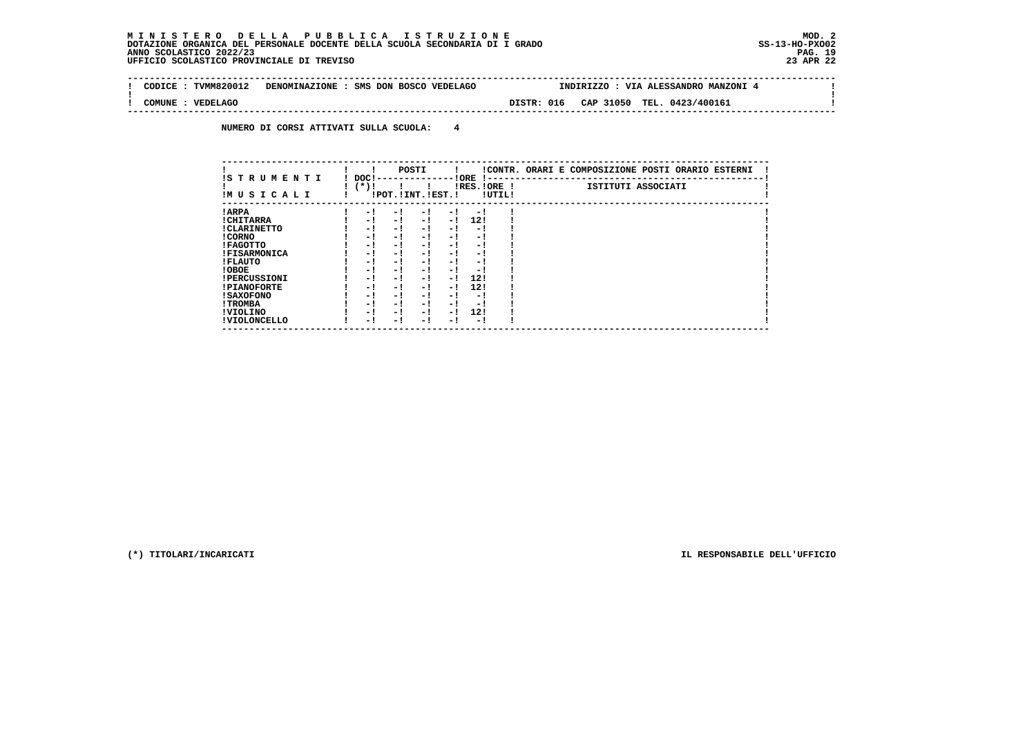**MINISTERO DELLA PUBBLICA ISTRUZIONE** MOD. 2
DOTAZIONE ORGANICA DEL PERSONALE DOCENTE DELLA SCUOLA SECONDARIA DI I GRADO SS-13-HO-PXO02
ANNO SCOLASTICO 2022/23
UFFICIO SCOLASTICO PROVINCIALE DI TREVISO 23 APR 22

CODICE : TVMM820012 DENOMINAZIONE : SMS DON BOSCO VEDELAGO INDIRIZZO : VIA ALESSANDRO MANZONI 4
COMUNE : VEDELAGO DISTR: 016 CAP 31050 TEL. 0423/400161

NUMERO DI CORSI ATTIVATI SULLA SCUOLA: 4

| STRUMENTI MUSICALI | DOC (*) | POSTI POT. | POSTI INT. | POSTI EST. | ORE RES. | ORE UTIL. | CONTR. ORARI E COMPOSIZIONE POSTI ORARIO ESTERNI - ISTITUTI ASSOCIATI |
|---|---|---|---|---|---|---|---|
| ARPA | - | - | - | - | - | | |
| CHITARRA | - | - | - | - | 12 | | |
| CLARINETTO | - | - | - | - | - | | |
| CORNO | - | - | - | - | - | | |
| FAGOTTO | - | - | - | - | - | | |
| FISARMONICA | - | - | - | - | - | | |
| FLAUTO | - | - | - | - | - | | |
| OBOE | - | - | - | - | - | | |
| PERCUSSIONI | - | - | - | - | 12 | | |
| PIANOFORTE | - | - | - | - | 12 | | |
| SAXOFONO | - | - | - | - | - | | |
| TROMBA | - | - | - | - | - | | |
| VIOLINO | - | - | - | - | 12 | | |
| VIOLONCELLO | - | - | - | - | - | | |

(*) TITOLARI/INCARICATI IL RESPONSABILE DELL'UFFICIO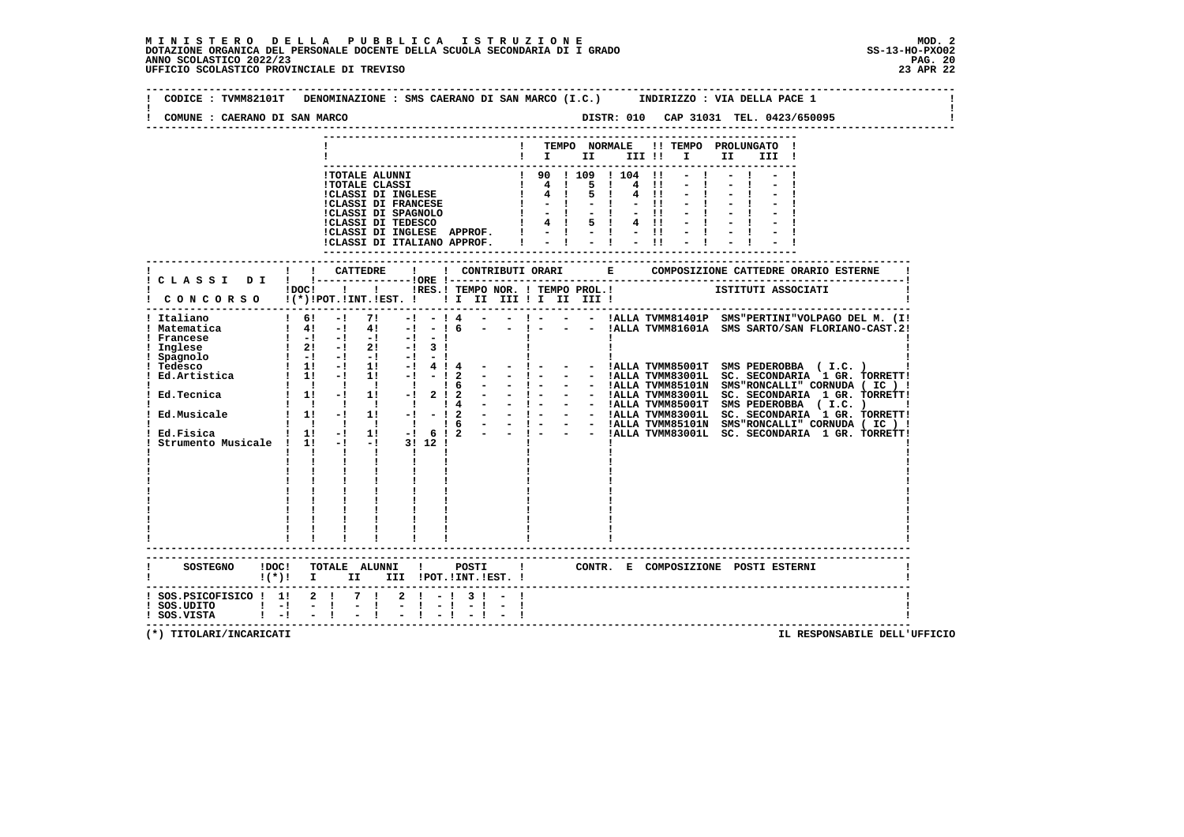**MINISTERO DELLA PUBBLICA ISTRUZIONE**
**DOTAZIONE ORGANICA DEL PERSONALE DOCENTE DELLA SCUOLA SECONDARIA DI I GRADO**
**ANNO SCOLASTICO 2022/23**
**UFFICIO SCOLASTICO PROVINCIALE DI TREVISO**

MOD. 2
SS-13-HO-PXO02
23 APR 22

CODICE : TVMM82101T DENOMINAZIONE : SMS CAERANO DI SAN MARCO (I.C.) INDIRIZZO : VIA DELLA PACE 1

COMUNE : CAERANO DI SAN MARCO DISTR: 010 CAP 31031 TEL. 0423/650095

| | TEMPO NORMALE I | II | III | TEMPO PROLUNGATO I | II | III |
|---|---|---|---|---|---|---|
| TOTALE ALUNNI | 90 | 109 | 104 | - | - | - |
| TOTALE CLASSI | 4 | 5 | 4 | - | - | - |
| CLASSI DI INGLESE | 4 | 5 | 4 | - | - | - |
| CLASSI DI FRANCESE | - | - | - | - | - | - |
| CLASSI DI SPAGNOLO | - | - | - | - | - | - |
| CLASSI DI TEDESCO | 4 | 5 | 4 | - | - | - |
| CLASSI DI INGLESE APPROF. | - | - | - | - | - | - |
| CLASSI DI ITALIANO APPROF. | - | - | - | - | - | - |

| CLASSI DI CONCORSO | DOC (*) | CATTEDRE POT. | INT. | EST. | ORE | RES. | TEMPO NOR. I | II | III | TEMPO PROL. I | II | III | COMPOSIZIONE CATTEDRE ORARIO ESTERNE - ISTITUTI ASSOCIATI |
|---|---|---|---|---|---|---|---|---|---|---|---|---|---|
| Italiano | 6 | - | 7 | - | - | 4 | - | - | - | - | - | - | ALLA TVMM81401P SMS"PERTINI"VOLPAGO DEL M. (I! |
| Matematica | 4 | - | 4 | - | - | 6 | - | - | - | - | - | - | ALLA TVMM81601A SMS SARTO/SAN FLORIANO-CAST.2 |
| Francese | - | - | - | - | - | | | | | | | | |
| Inglese | 2 | - | 2 | - | 3 | | | | | | | | |
| Spagnolo | - | - | - | - | - | | | | | | | | |
| Tedesco | 1 | - | 1 | - | 4 | 4 | - | - | - | - | - | - | ALLA TVMM85001T SMS PEDEROBBA ( I.C. ) |
| Ed.Artistica | 1 | - | 1 | - | - | 2 | - | - | - | - | - | - | ALLA TVMM83001L SC. SECONDARIA 1 GR. TORRETT |
| | | | | | | 6 | - | - | - | - | - | - | ALLA TVMM85101N SMS"RONCALLI" CORNUDA ( IC ) |
| Ed.Tecnica | 1 | - | 1 | - | 2 | 2 | - | - | - | - | - | - | ALLA TVMM83001L SC. SECONDARIA 1 GR. TORRETT |
| | | | | | | 4 | - | - | - | - | - | - | ALLA TVMM85001T SMS PEDEROBBA ( I.C. ) |
| Ed.Musicale | 1 | - | 1 | - | - | 2 | - | - | - | - | - | - | ALLA TVMM83001L SC. SECONDARIA 1 GR. TORRETT |
| | | | | | | 6 | - | - | - | - | - | - | ALLA TVMM85101N SMS"RONCALLI" CORNUDA ( IC ) |
| Ed.Fisica | 1 | - | 1 | - | 6 | 2 | - | - | - | - | - | - | ALLA TVMM83001L SC. SECONDARIA 1 GR. TORRETT |
| Strumento Musicale | 1 | - | - | 3 | 12 | | | | | | | | |

| SOSTEGNO | DOC (*) | TOTALE ALUNNI I | II | III | POSTI POT. | INT. | EST. | CONTR. E COMPOSIZIONE POSTI ESTERNI |
|---|---|---|---|---|---|---|---|---|
| SOS.PSICOFISICO | 1 | 2 | 7 | 2 | - | 3 | - | |
| SOS.UDITO | - | - | - | - | - | - | - | |
| SOS.VISTA | - | - | - | - | - | - | - | |

(*) TITOLARI/INCARICATI

IL RESPONSABILE DELL'UFFICIO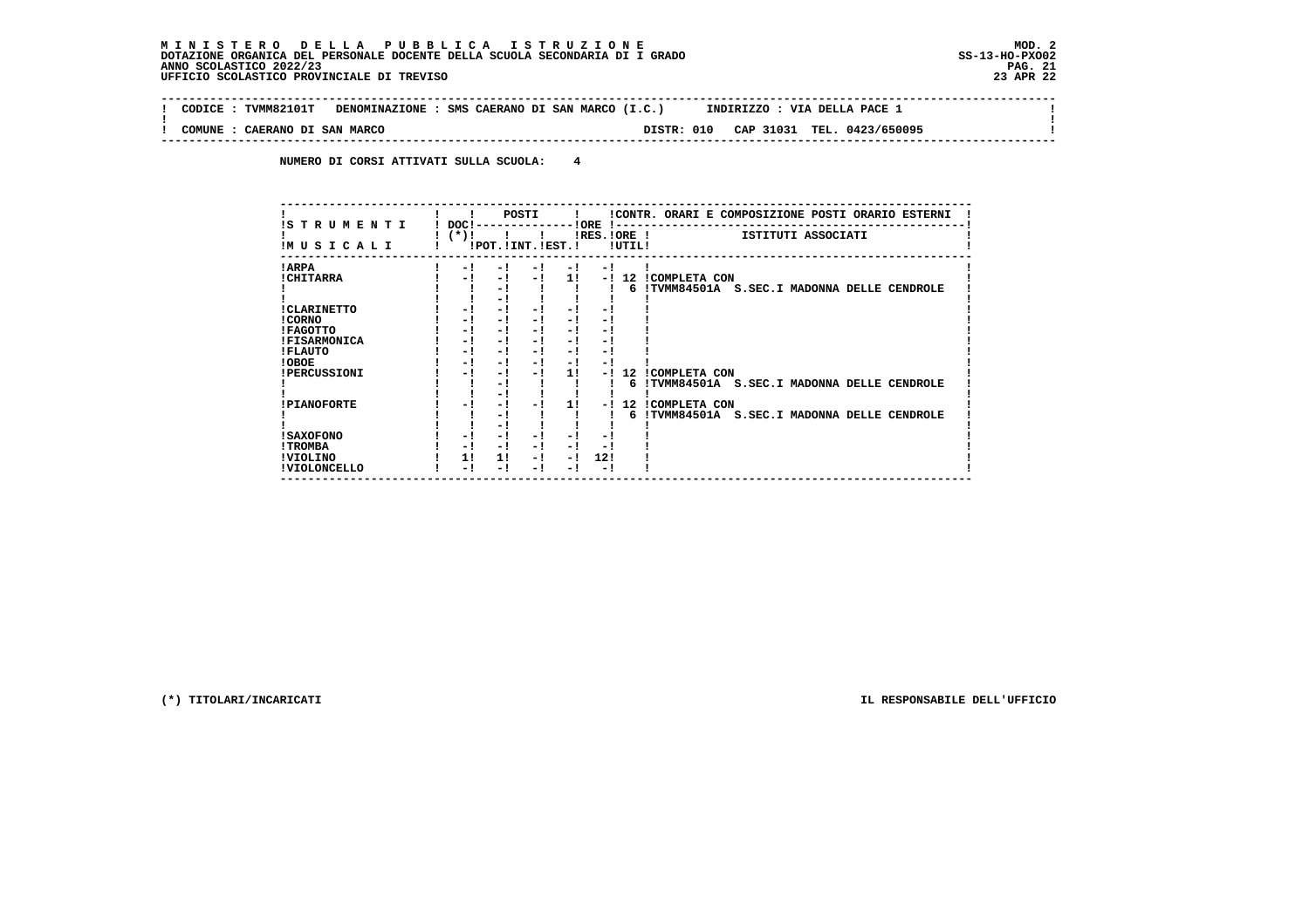MINISTERO DELLA PUBBLICA ISTRUZIONE
DOTAZIONE ORGANICA DEL PERSONALE DOCENTE DELLA SCUOLA SECONDARIA DI I GRADO
ANNO SCOLASTICO 2022/23
UFFICIO SCOLASTICO PROVINCIALE DI TREVISO

MOD. 2
SS-13-HO-PXO02
23 APR 22

CODICE : TVMM82101T DENOMINAZIONE : SMS CAERANO DI SAN MARCO (I.C.) INDIRIZZO : VIA DELLA PACE 1

COMUNE : CAERANO DI SAN MARCO DISTR: 010 CAP 31031 TEL. 0423/650095

**NUMERO DI CORSI ATTIVATI SULLA SCUOLA: 4**

| STRUMENTI MUSICALI | DOC (*) | POSTI POT. | POSTI INT. | POSTI EST. | ORE RES. | ORE UTIL. | CONTR. ORARI E COMPOSIZIONE POSTI ORARIO ESTERNI - ISTITUTI ASSOCIATI |
|---|---|---|---|---|---|---|---|
| ARPA | - | - | - | - | - | | |
| CHITARRA | - | - | - | 1 | - | 12 | COMPLETA CON |
| | | - | | | | 6 | TVMM84501A S.SEC.I MADONNA DELLE CENDROLE |
| | | - | | | | | |
| CLARINETTO | - | - | - | - | - | | |
| CORNO | - | - | - | - | - | | |
| FAGOTTO | - | - | - | - | - | | |
| FISARMONICA | - | - | - | - | - | | |
| FLAUTO | - | - | - | - | - | | |
| OBOE | - | - | - | - | - | | |
| PERCUSSIONI | - | - | - | 1 | - | 12 | COMPLETA CON |
| | | - | | | | 6 | TVMM84501A S.SEC.I MADONNA DELLE CENDROLE |
| | | - | | | | | |
| PIANOFORTE | - | - | - | 1 | - | 12 | COMPLETA CON |
| | | - | | | | 6 | TVMM84501A S.SEC.I MADONNA DELLE CENDROLE |
| | | - | | | | | |
| SAXOFONO | - | - | - | - | - | | |
| TROMBA | - | - | - | - | - | | |
| VIOLINO | 1 | 1 | - | - | 12 | | |
| VIOLONCELLO | - | - | - | - | - | | |

(*) TITOLARI/INCARICATI

IL RESPONSABILE DELL'UFFICIO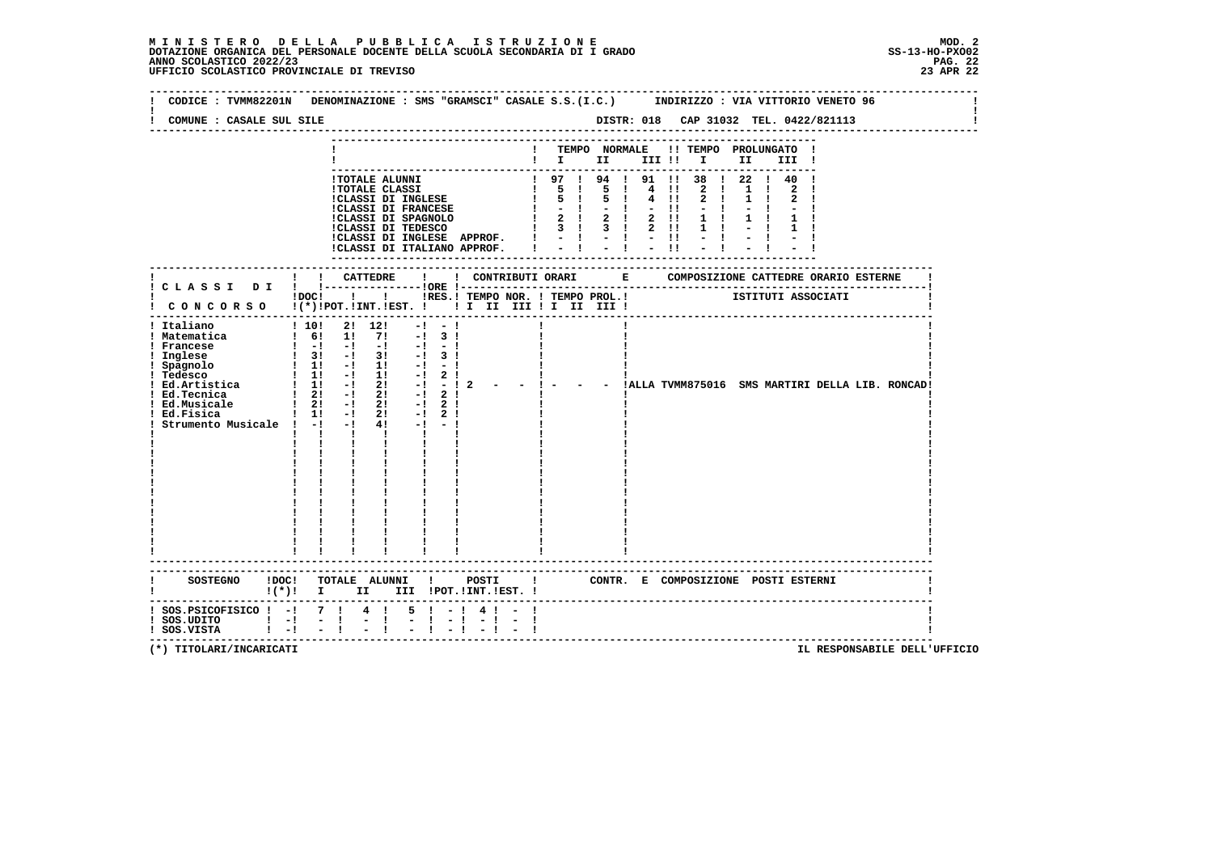**MINISTERO DELLA PUBBLICA ISTRUZIONE**
**DOTAZIONE ORGANICA DEL PERSONALE DOCENTE DELLA SCUOLA SECONDARIA DI I GRADO**
**ANNO SCOLASTICO 2022/23**
**UFFICIO SCOLASTICO PROVINCIALE DI TREVISO**

MOD. 2
SS-13-HO-PXO02
23 APR 22

CODICE : TVMM82201N DENOMINAZIONE : SMS "GRAMSCI" CASALE S.S.(I.C.) INDIRIZZO : VIA VITTORIO VENETO 96

COMUNE : CASALE SUL SILE DISTR: 018 CAP 31032 TEL. 0422/821113

| | TEMPO NORMALE I | II | III | TEMPO PROLUNGATO I | II | III |
|---|---|---|---|---|---|---|
| TOTALE ALUNNI | 97 | 94 | 91 | 38 | 22 | 40 |
| TOTALE CLASSI | 5 | 5 | 4 | 2 | 1 | 2 |
| CLASSI DI INGLESE | 5 | 5 | 4 | 2 | 1 | 2 |
| CLASSI DI FRANCESE | - | - | - | - | - | - |
| CLASSI DI SPAGNOLO | 2 | 2 | 2 | 1 | 1 | 1 |
| CLASSI DI TEDESCO | 3 | 3 | 2 | 1 | - | 1 |
| CLASSI DI INGLESE APPROF. | - | - | - | - | - | - |
| CLASSI DI ITALIANO APPROF. | - | - | - | - | - | - |

| CLASSI DI CONCORSO | DOC (*) | CATTEDRE POT. | INT. | EST. | ORE RES. | CONTRIBUTI ORARI TEMPO NOR. I II III | TEMPO PROL. I II III | COMPOSIZIONE CATTEDRE ORARIO ESTERNE - ISTITUTI ASSOCIATI |
|---|---|---|---|---|---|---|---|---|
| Italiano | 10 | 2 | 12 | - | - | | | |
| Matematica | 6 | 1 | 7 | - | 3 | | | |
| Francese | - | - | - | - | - | | | |
| Inglese | 3 | - | 3 | - | 3 | | | |
| Spagnolo | 1 | - | 1 | - | - | | | |
| Tedesco | 1 | - | 1 | - | 2 | | | |
| Ed.Artistica | 1 | - | 2 | - | - | 2 - - | - - - | ALLA TVMM875016 SMS MARTIRI DELLA LIB. RONCAD |
| Ed.Tecnica | 2 | - | 2 | - | 2 | | | |
| Ed.Musicale | 2 | - | 2 | - | 2 | | | |
| Ed.Fisica | 1 | - | 2 | - | 2 | | | |
| Strumento Musicale | - | - | 4 | - | - | | | |

| SOSTEGNO | DOC (*) | TOTALE ALUNNI I | II | III | POSTI POT. | INT. | EST. | CONTR. E COMPOSIZIONE POSTI ESTERNI |
|---|---|---|---|---|---|---|---|---|
| SOS.PSICOFISICO | - | 7 | 4 | 5 | - | 4 | - | |
| SOS.UDITO | - | - | - | - | - | - | - | |
| SOS.VISTA | - | - | - | - | - | - | - | |

(*) TITOLARI/INCARICATI

IL RESPONSABILE DELL'UFFICIO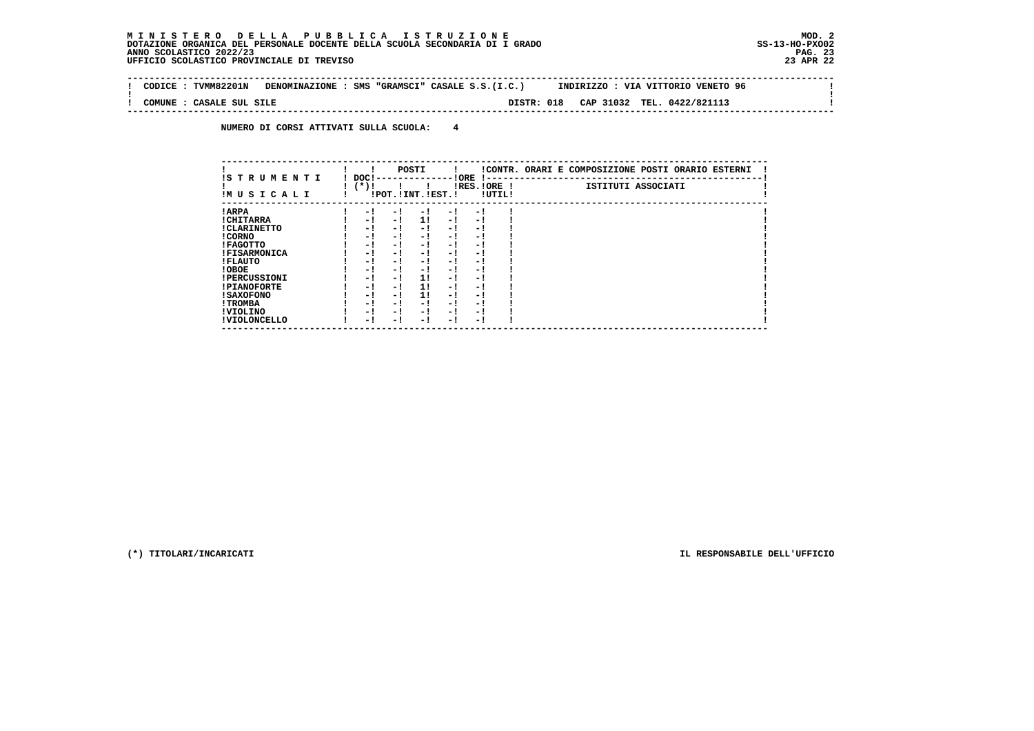**M I N I S T E R O D E L L A P U B B L I C A I S T R U Z I O N E**
**DOTAZIONE ORGANICA DEL PERSONALE DOCENTE DELLA SCUOLA SECONDARIA DI I GRADO**
**ANNO SCOLASTICO 2022/23**
**UFFICIO SCOLASTICO PROVINCIALE DI TREVISO**

MOD. 2
SS-13-HO-PXO02
23 APR 22

CODICE : TVMM82201N DENOMINAZIONE : SMS "GRAMSCI" CASALE S.S.(I.C.) INDIRIZZO : VIA VITTORIO VENETO 96

COMUNE : CASALE SUL SILE DISTR: 018 CAP 31032 TEL. 0422/821113

NUMERO DI CORSI ATTIVATI SULLA SCUOLA: 4

| STRUMENTI MUSICALI | DOC (*) | POSTI POT. | POSTI INT. | POSTI EST. | ORE RES. | ORE UTIL. | CONTR. ORARI E COMPOSIZIONE POSTI ORARIO ESTERNI - ISTITUTI ASSOCIATI |
|---|---|---|---|---|---|---|---|
| ARPA | - | - | - | - | - | | |
| CHITARRA | - | - | 1 | - | - | | |
| CLARINETTO | - | - | - | - | - | | |
| CORNO | - | - | - | - | - | | |
| FAGOTTO | - | - | - | - | - | | |
| FISARMONICA | - | - | - | - | - | | |
| FLAUTO | - | - | - | - | - | | |
| OBOE | - | - | - | - | - | | |
| PERCUSSIONI | - | - | 1 | - | - | | |
| PIANOFORTE | - | - | 1 | - | - | | |
| SAXOFONO | - | - | 1 | - | - | | |
| TROMBA | - | - | - | - | - | | |
| VIOLINO | - | - | - | - | - | | |
| VIOLONCELLO | - | - | - | - | - | | |

(*) TITOLARI/INCARICATI

IL RESPONSABILE DELL'UFFICIO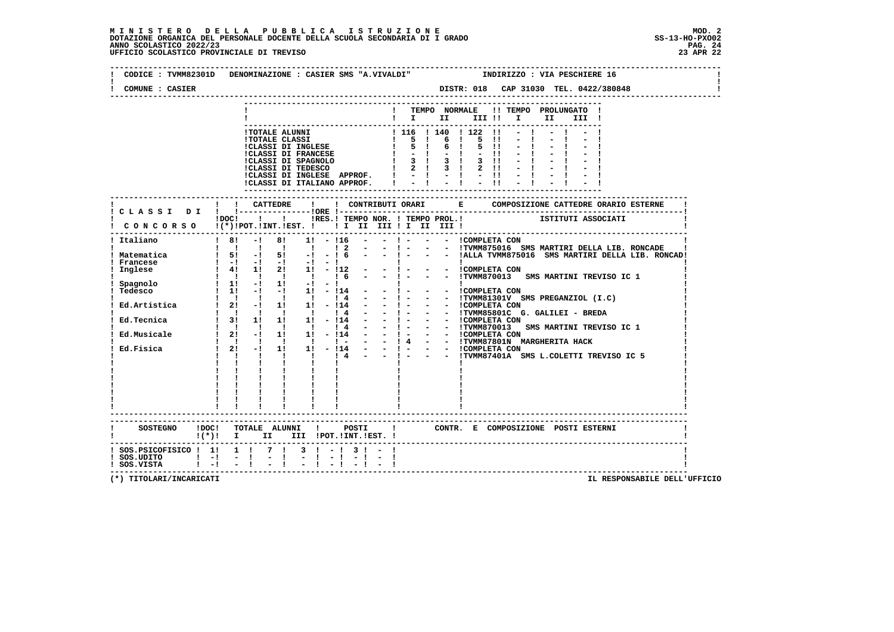**MINISTERO DELLA PUBBLICA ISTRUZIONE**
**DOTAZIONE ORGANICA DEL PERSONALE DOCENTE DELLA SCUOLA SECONDARIA DI I GRADO**
**ANNO SCOLASTICO 2022/23**
**UFFICIO SCOLASTICO PROVINCIALE DI TREVISO**

MOD. 2
SS-13-HO-PXO02
23 APR 22

CODICE : TVMM82301D DENOMINAZIONE : CASIER SMS "A.VIVALDI" INDIRIZZO : VIA PESCHIERE 16

COMUNE : CASIER DISTR: 018 CAP 31030 TEL. 0422/380848

| | TEMPO NORMALE I | II | III | TEMPO PROLUNGATO I | II | III |
|---|---|---|---|---|---|---|
| TOTALE ALUNNI | 116 | 140 | 122 | - | - | - |
| TOTALE CLASSI | 5 | 6 | 5 | - | - | - |
| CLASSI DI INGLESE | 5 | 6 | 5 | - | - | - |
| CLASSI DI FRANCESE | - | - | - | - | - | - |
| CLASSI DI SPAGNOLO | 3 | 3 | 3 | - | - | - |
| CLASSI DI TEDESCO | 2 | 3 | 2 | - | - | - |
| CLASSI DI INGLESE APPROF. | - | - | - | - | - | - |
| CLASSI DI ITALIANO APPROF. | - | - | - | - | - | - |

| CLASSI DI CONCORSO | DOC (*) | CATTEDRE POT. | CATTEDRE INT. | CATTEDRE EST. | ORE RES. | TEMPO NOR. I | II | III | TEMPO PROL. I | II | III | COMPOSIZIONE CATTEDRE ORARIO ESTERNE - ISTITUTI ASSOCIATI |
|---|---|---|---|---|---|---|---|---|---|---|---|---|
| Italiano | 8 | - | 8 | 1 | - | 16 | - | - | - | - | - | COMPLETA CON |
| | | | | | | 2 | - | - | - | - | - | TVMM875016 SMS MARTIRI DELLA LIB. RONCADE |
| Matematica | 5 | - | 5 | - | - | 6 | - | - | - | - | - | ALLA TVMM875016 SMS MARTIRI DELLA LIB. RONCAD |
| Francese | - | - | - | - | - | | | | | | | |
| Inglese | 4 | 1 | 2 | 1 | - | 12 | - | - | - | - | - | COMPLETA CON |
| | | | | | | 6 | - | - | - | - | - | TVMM870013 SMS MARTINI TREVISO IC 1 |
| Spagnolo | 1 | - | 1 | - | - | | | | | | | |
| Tedesco | 1 | - | - | 1 | - | 14 | - | - | - | - | - | COMPLETA CON |
| | | | | | | 4 | - | - | - | - | - | TVMM81301V SMS PREGANZIOL (I.C) |
| Ed.Artistica | 2 | - | 1 | 1 | - | 14 | - | - | - | - | - | COMPLETA CON |
| | | | | | | 4 | - | - | - | - | - | TVMM85801C G. GALILEI - BREDA |
| Ed.Tecnica | 3 | 1 | 1 | 1 | - | 14 | - | - | - | - | - | COMPLETA CON |
| | | | | | | 4 | - | - | - | - | - | TVMM870013 SMS MARTINI TREVISO IC 1 |
| Ed.Musicale | 2 | - | 1 | 1 | - | 14 | - | - | - | - | - | COMPLETA CON |
| | | | | | | - | - | - | 4 | - | - | TVMM87801N MARGHERITA HACK |
| Ed.Fisica | 2 | - | 1 | 1 | - | 14 | - | - | - | - | - | COMPLETA CON |
| | | | | | | 4 | - | - | - | - | - | TVMM87401A SMS L.COLETTI TREVISO IC 5 |

| SOSTEGNO | DOC (*) | TOTALE ALUNNI I | II | III | POSTI POT. | INT. | EST. | CONTR. E COMPOSIZIONE POSTI ESTERNI |
|---|---|---|---|---|---|---|---|---|
| SOS.PSICOFISICO | 1 | 1 | 7 | 3 | - | 3 | - | |
| SOS.UDITO | - | - | - | - | - | - | - | |
| SOS.VISTA | - | - | - | - | - | - | - | |

(*) TITOLARI/INCARICATI

IL RESPONSABILE DELL'UFFICIO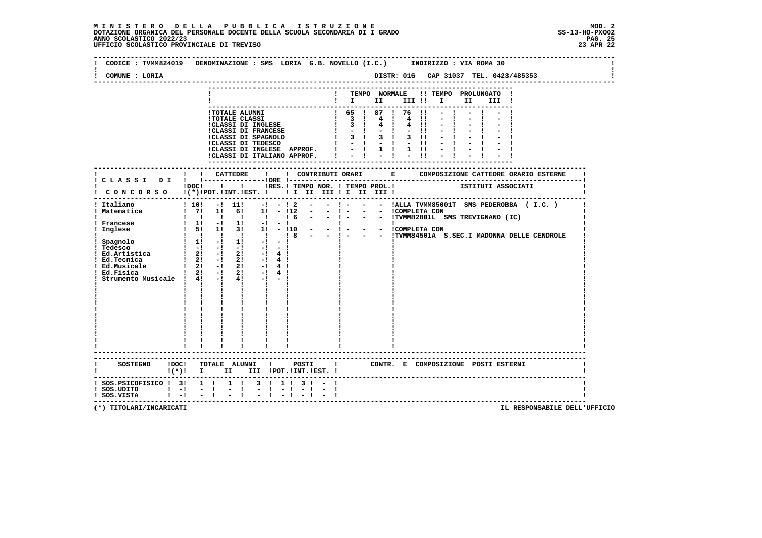**M I N I S T E R O   D E L L A   P U B B L I C A   I S T R U Z I O N E**
**DOTAZIONE ORGANICA DEL PERSONALE DOCENTE DELLA SCUOLA SECONDARIA DI I GRADO**
**ANNO SCOLASTICO 2022/23**
**UFFICIO SCOLASTICO PROVINCIALE DI TREVISO**

MOD. 2
SS-13-HO-PXO02
23 APR 22

CODICE : TVMM824019   DENOMINAZIONE : SMS LORIA G.B. NOVELLO (I.C.)   INDIRIZZO : VIA ROMA 30

COMUNE : LORIA   DISTR: 016   CAP 31037   TEL. 0423/485353

| | TEMPO NORMALE I | II | III | TEMPO PROLUNGATO I | II | III |
|---|---|---|---|---|---|---|
| TOTALE ALUNNI | 65 | 87 | 76 | - | - | - |
| TOTALE CLASSI | 3 | 4 | 4 | - | - | - |
| CLASSI DI INGLESE | 3 | 4 | 4 | - | - | - |
| CLASSI DI FRANCESE | - | - | - | - | - | - |
| CLASSI DI SPAGNOLO | 3 | 3 | 3 | - | - | - |
| CLASSI DI TEDESCO | - | - | - | - | - | - |
| CLASSI DI INGLESE APPROF. | - | 1 | 1 | - | - | - |
| CLASSI DI ITALIANO APPROF. | - | - | - | - | - | - |

| CLASSI DI CONCORSO | DOC (*) | CATTEDRE POT. | CATTEDRE INT. | CATTEDRE EST. | ORE RES. | TEMPO NOR. I | II | III | TEMPO PROL. I | II | III | COMPOSIZIONE CATTEDRE ORARIO ESTERNE / ISTITUTI ASSOCIATI |
|---|---|---|---|---|---|---|---|---|---|---|---|---|
| Italiano | 10 | - | 11 | - | - | 2 | - | - | - | - | - | ALLA TVMM85001T SMS PEDEROBBA ( I.C. ) |
| Matematica | 7 | 1 | 6 | 1 | - | 12 | - | - | - | - | - | COMPLETA CON |
| | | | | | | 6 | - | - | - | - | - | TVMM82801L SMS TREVIGNANO (IC) |
| Francese | 1 | - | 1 | - | - | | | | | | | |
| Inglese | 5 | 1 | 3 | 1 | - | 10 | - | - | - | - | - | COMPLETA CON |
| | | | | | | 8 | - | - | - | - | - | TVMM84501A S.SEC.I MADONNA DELLE CENDROLE |
| Spagnolo | 1 | - | 1 | - | - | | | | | | | |
| Tedesco | - | - | - | - | - | | | | | | | |
| Ed.Artistica | 2 | - | 2 | - | 4 | | | | | | | |
| Ed.Tecnica | 2 | - | 2 | - | 4 | | | | | | | |
| Ed.Musicale | 2 | - | 2 | - | 4 | | | | | | | |
| Ed.Fisica | 2 | - | 2 | - | 4 | | | | | | | |
| Strumento Musicale | 4 | - | 4 | - | - | | | | | | | |

| SOSTEGNO | DOC (*) | TOTALE ALUNNI I | II | III | POSTI POT. | INT. | EST. | CONTR. E COMPOSIZIONE POSTI ESTERNI |
|---|---|---|---|---|---|---|---|---|
| SOS.PSICOFISICO | 3 | 1 | 1 | 3 | 1 | 3 | - | |
| SOS.UDITO | - | - | - | - | - | - | - | |
| SOS.VISTA | - | - | - | - | - | - | - | |

(*) TITOLARI/INCARICATI

IL RESPONSABILE DELL'UFFICIO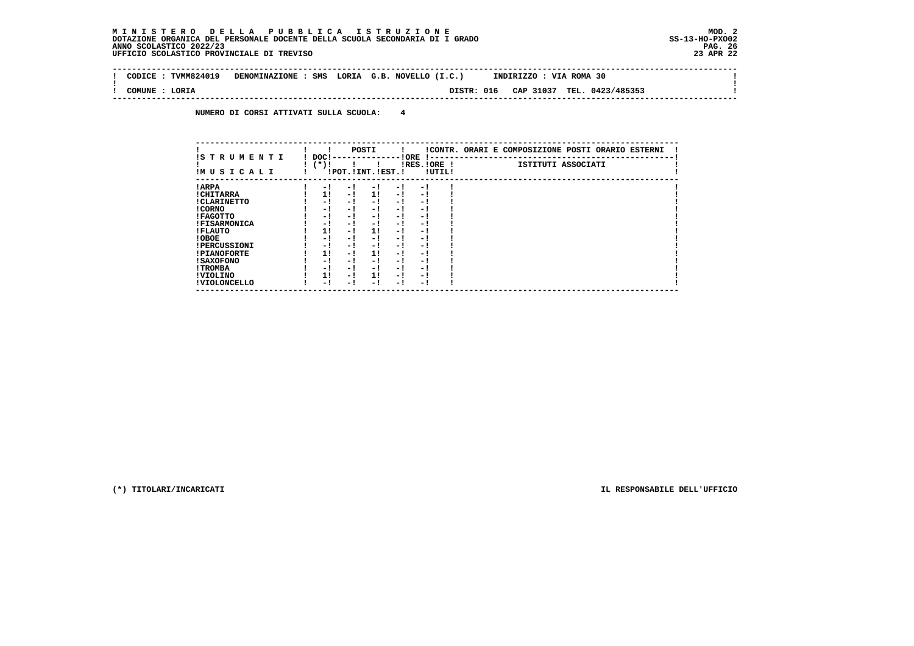**M I N I S T E R O   D E L L A   P U B B L I C A   I S T R U Z I O N E**
**DOTAZIONE ORGANICA DEL PERSONALE DOCENTE DELLA SCUOLA SECONDARIA DI I GRADO**
**ANNO SCOLASTICO 2022/23**
**UFFICIO SCOLASTICO PROVINCIALE DI TREVISO**

MOD. 2
SS-13-HO-PXO02
23 APR 22

| CODICE : TVMM824019 | DENOMINAZIONE : SMS LORIA G.B. NOVELLO (I.C.) | INDIRIZZO : VIA ROMA 30 |
|---|---|---|
| COMUNE : LORIA | DISTR: 016 CAP 31037 | TEL. 0423/485353 |

**NUMERO DI CORSI ATTIVATI SULLA SCUOLA: 4**

| STRUMENTI MUSICALI | DOC (*) | POSTI POT. | POSTI INT. | POSTI EST. | ORE RES. | ORE UTIL. | CONTR. ORARI E COMPOSIZIONE POSTI ORARIO ESTERNI - ISTITUTI ASSOCIATI |
|---|---|---|---|---|---|---|---|
| ARPA | - | - | - | - | - | | |
| CHITARRA | 1 | - | 1 | - | - | | |
| CLARINETTO | - | - | - | - | - | | |
| CORNO | - | - | - | - | - | | |
| FAGOTTO | - | - | - | - | - | | |
| FISARMONICA | - | - | - | - | - | | |
| FLAUTO | 1 | - | 1 | - | - | | |
| OBOE | - | - | - | - | - | | |
| PERCUSSIONI | - | - | - | - | - | | |
| PIANOFORTE | 1 | - | 1 | - | - | | |
| SAXOFONO | - | - | - | - | - | | |
| TROMBA | - | - | - | - | - | | |
| VIOLINO | 1 | - | 1 | - | - | | |
| VIOLONCELLO | - | - | - | - | - | | |

(*) TITOLARI/INCARICATI

IL RESPONSABILE DELL'UFFICIO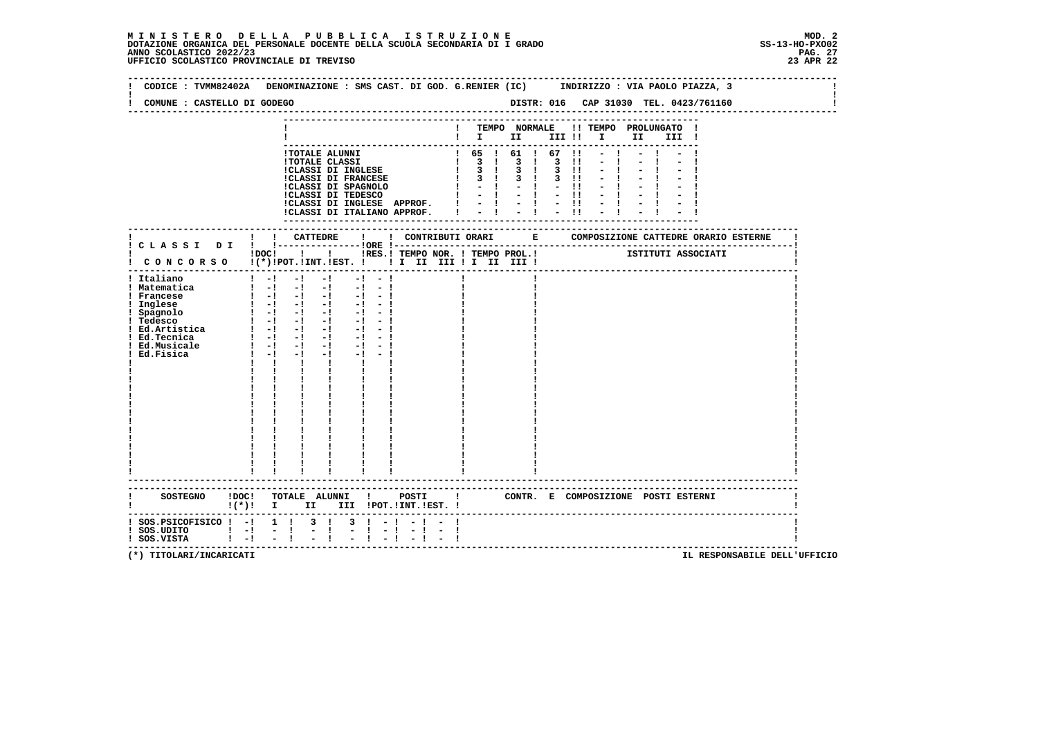**M I N I S T E R O   D E L L A   P U B B L I C A   I S T R U Z I O N E**
**DOTAZIONE ORGANICA DEL PERSONALE DOCENTE DELLA SCUOLA SECONDARIA DI I GRADO**
**ANNO SCOLASTICO 2022/23**
**UFFICIO SCOLASTICO PROVINCIALE DI TREVISO**

MOD. 2
SS-13-HO-PXO02
23 APR 22

CODICE : TVMM82402A   DENOMINAZIONE : SMS CAST. DI GOD. G.RENIER (IC)   INDIRIZZO : VIA PAOLO PIAZZA, 3

COMUNE : CASTELLO DI GODEGO   DISTR: 016   CAP 31030   TEL. 0423/761160

| | TEMPO NORMALE I | II | III | TEMPO PROLUNGATO I | II | III |
|---|---|---|---|---|---|---|
| TOTALE ALUNNI | 65 | 61 | 67 | - | - | - |
| TOTALE CLASSI | 3 | 3 | 3 | - | - | - |
| CLASSI DI INGLESE | 3 | 3 | 3 | - | - | - |
| CLASSI DI FRANCESE | 3 | 3 | 3 | - | - | - |
| CLASSI DI SPAGNOLO | - | - | - | - | - | - |
| CLASSI DI TEDESCO | - | - | - | - | - | - |
| CLASSI DI INGLESE APPROF. | - | - | - | - | - | - |
| CLASSI DI ITALIANO APPROF. | - | - | - | - | - | - |

| CLASSI DI CONCORSO | DOC (*) | CATTEDRE POT. | INT. | EST. | ORE | RES. | CONTRIBUTI ORARI TEMPO NOR. I II III | TEMPO PROL. I II III | COMPOSIZIONE CATTEDRE ORARIO ESTERNE - ISTITUTI ASSOCIATI |
|---|---|---|---|---|---|---|---|---|---|
| Italiano | - | - | - | | - | - | | | |
| Matematica | - | - | - | | - | - | | | |
| Francese | - | - | - | | - | - | | | |
| Inglese | - | - | - | | - | - | | | |
| Spagnolo | - | - | - | | - | - | | | |
| Tedesco | - | - | - | | - | - | | | |
| Ed.Artistica | - | - | - | | - | - | | | |
| Ed.Tecnica | - | - | - | | - | - | | | |
| Ed.Musicale | - | - | - | | - | - | | | |
| Ed.Fisica | - | - | - | | - | - | | | |

| SOSTEGNO | DOC (*) | TOTALE ALUNNI I | II | III | POSTI POT. | INT. | EST. | CONTR. E COMPOSIZIONE POSTI ESTERNI |
|---|---|---|---|---|---|---|---|---|
| SOS.PSICOFISICO | - | 1 | 3 | 3 | - | - | - | |
| SOS.UDITO | - | - | - | - | - | - | - | |
| SOS.VISTA | - | - | - | - | - | - | - | |

(*) TITOLARI/INCARICATI

IL RESPONSABILE DELL'UFFICIO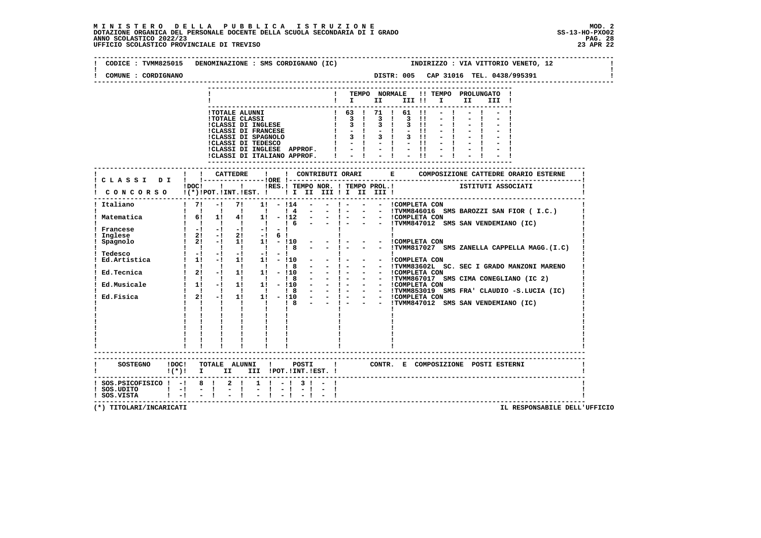**MINISTERO DELLA PUBBLICA ISTRUZIONE**
**DOTAZIONE ORGANICA DEL PERSONALE DOCENTE DELLA SCUOLA SECONDARIA DI I GRADO**
**ANNO SCOLASTICO 2022/23**
**UFFICIO SCOLASTICO PROVINCIALE DI TREVISO**

MOD. 2
SS-13-HO-PXO02
23 APR 22

CODICE : TVMM825015 DENOMINAZIONE : SMS CORDIGNANO (IC) INDIRIZZO : VIA VITTORIO VENETO, 12
COMUNE : CORDIGNANO DISTR: 005 CAP 31016 TEL. 0438/995391

| | TEMPO NORMALE I | II | III | TEMPO PROLUNGATO I | II | III |
|---|---|---|---|---|---|---|
| TOTALE ALUNNI | 63 | 71 | 61 | - | - | - |
| TOTALE CLASSI | 3 | 3 | 3 | - | - | - |
| CLASSI DI INGLESE | 3 | 3 | 3 | - | - | - |
| CLASSI DI FRANCESE | - | - | - | - | - | - |
| CLASSI DI SPAGNOLO | 3 | 3 | 3 | - | - | - |
| CLASSI DI TEDESCO | - | - | - | - | - | - |
| CLASSI DI INGLESE APPROF. | - | - | - | - | - | - |
| CLASSI DI ITALIANO APPROF. | - | - | - | - | - | - |

| CLASSI DI CONCORSO | DOC (*) | CATTEDRE POT. | INT. | EST. | ORE RES. | TEMPO NOR. I | II | III | TEMPO PROL. I | II | III | COMPOSIZIONE CATTEDRE ORARIO ESTERNE / ISTITUTI ASSOCIATI |
|---|---|---|---|---|---|---|---|---|---|---|---|---|
| Italiano | 7 | - | 7 | 1 | - | 14 | - | - | - | - | - | COMPLETA CON |
| | | | | | | 4 | - | - | - | - | - | TVMM846016 SMS BAROZZI SAN FIOR ( I.C.) |
| Matematica | 6 | 1 | 4 | 1 | - | 12 | - | - | - | - | - | COMPLETA CON |
| | | | | | | 6 | - | - | - | - | - | TVMM847012 SMS SAN VENDEMIANO (IC) |
| Francese | - | - | - | - | - | | | | | | | |
| Inglese | 2 | - | 2 | - | 6 | | | | | | | |
| Spagnolo | 2 | - | 1 | 1 | - | 10 | - | - | - | - | - | COMPLETA CON |
| | | | | | | 8 | - | - | - | - | - | TVMM817027 SMS ZANELLA CAPPELLA MAGG.(I.C) |
| Tedesco | - | - | - | - | - | | | | | | | |
| Ed.Artistica | 1 | - | 1 | 1 | - | 10 | - | - | - | - | - | COMPLETA CON |
| | | | | | | 8 | - | - | - | - | - | TVMM83602L SC. SEC I GRADO MANZONI MARENO |
| Ed.Tecnica | 2 | - | 1 | 1 | - | 10 | - | - | - | - | - | COMPLETA CON |
| | | | | | | 8 | - | - | - | - | - | TVMM867017 SMS CIMA CONEGLIANO (IC 2) |
| Ed.Musicale | 1 | - | 1 | 1 | - | 10 | - | - | - | - | - | COMPLETA CON |
| | | | | | | 8 | - | - | - | - | - | TVMM853019 SMS FRA' CLAUDIO -S.LUCIA (IC) |
| Ed.Fisica | 2 | - | 1 | 1 | - | 10 | - | - | - | - | - | COMPLETA CON |
| | | | | | | 8 | - | - | - | - | - | TVMM847012 SMS SAN VENDEMIANO (IC) |

| SOSTEGNO | DOC (*) | TOTALE ALUNNI I | II | III | POSTI POT. | INT. | EST. | CONTR. E COMPOSIZIONE POSTI ESTERNI |
|---|---|---|---|---|---|---|---|---|
| SOS.PSICOFISICO | - | 8 | 2 | 1 | - | 3 | - | |
| SOS.UDITO | - | - | - | - | - | - | - | |
| SOS.VISTA | - | - | - | - | - | - | - | |

(*) TITOLARI/INCARICATI

IL RESPONSABILE DELL'UFFICIO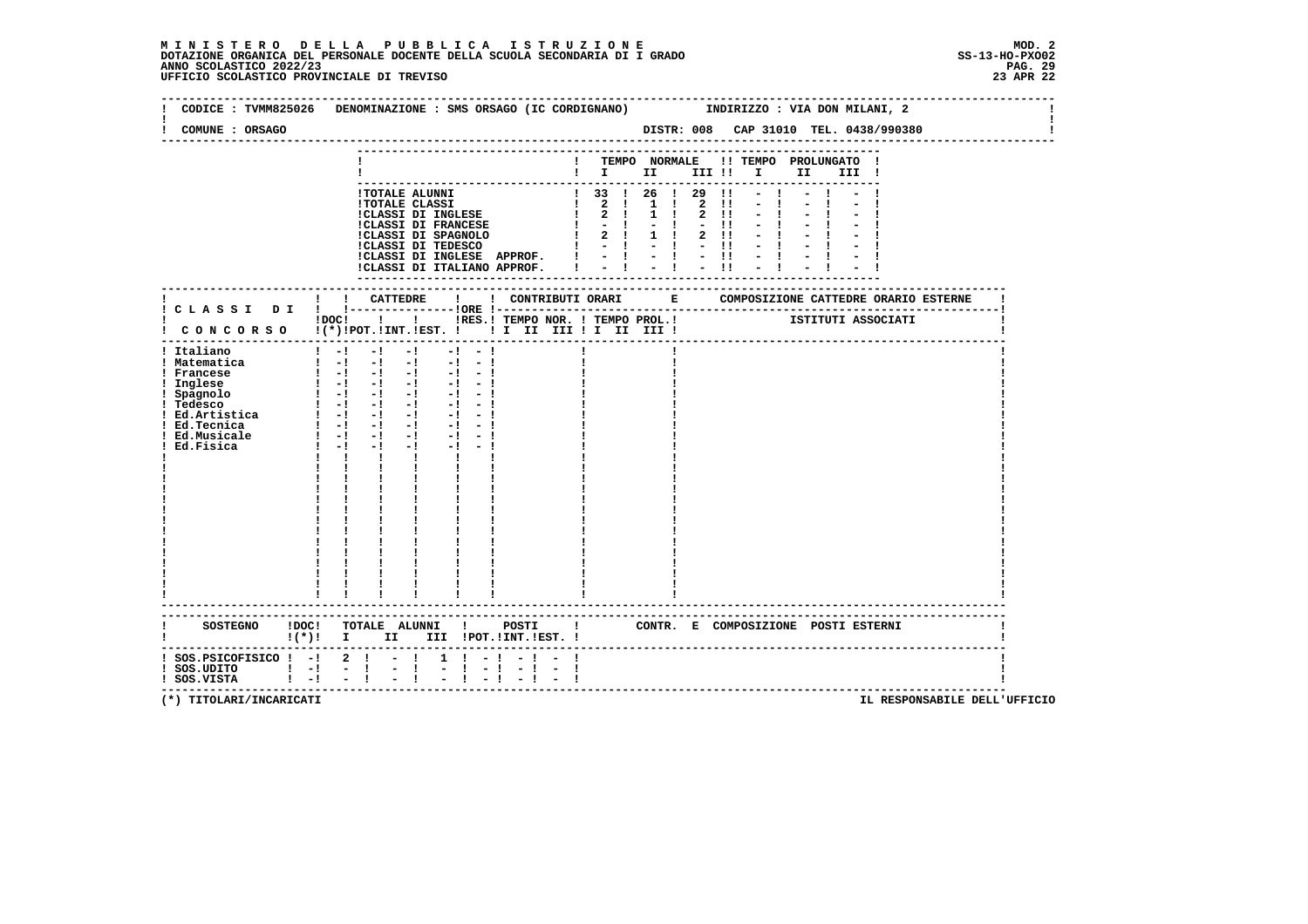**MINISTERO DELLA PUBBLICA ISTRUZIONE**
**DOTAZIONE ORGANICA DEL PERSONALE DOCENTE DELLA SCUOLA SECONDARIA DI I GRADO**
**ANNO SCOLASTICO 2022/23**
**UFFICIO SCOLASTICO PROVINCIALE DI TREVISO**

MOD. 2
SS-13-HO-PXO02
23 APR 22

CODICE : TVMM825026 DENOMINAZIONE : SMS ORSAGO (IC CORDIGNANO) INDIRIZZO : VIA DON MILANI, 2

COMUNE : ORSAGO DISTR: 008 CAP 31010 TEL. 0438/990380

| | TEMPO NORMALE I | II | III | TEMPO PROLUNGATO I | II | III |
|---|---|---|---|---|---|---|
| TOTALE ALUNNI | 33 | 26 | 29 | - | - | - |
| TOTALE CLASSI | 2 | 1 | 2 | - | - | - |
| CLASSI DI INGLESE | 2 | 1 | 2 | - | - | - |
| CLASSI DI FRANCESE | - | - | - | - | - | - |
| CLASSI DI SPAGNOLO | 2 | 1 | 2 | - | - | - |
| CLASSI DI TEDESCO | - | - | - | - | - | - |
| CLASSI DI INGLESE APPROF. | - | - | - | - | - | - |
| CLASSI DI ITALIANO APPROF. | - | - | - | - | - | - |

| CLASSI DI CONCORSO | DOC (*) | CATTEDRE POT. | INT. | EST. | ORE RES. | CONTRIBUTI ORARI TEMPO NOR. I II III | TEMPO PROL. I II III | COMPOSIZIONE CATTEDRE ORARIO ESTERNE - ISTITUTI ASSOCIATI |
|---|---|---|---|---|---|---|---|---|
| Italiano | - | - | - | - | - | | | |
| Matematica | - | - | - | - | - | | | |
| Francese | - | - | - | - | - | | | |
| Inglese | - | - | - | - | - | | | |
| Spagnolo | - | - | - | - | - | | | |
| Tedesco | - | - | - | - | - | | | |
| Ed.Artistica | - | - | - | - | - | | | |
| Ed.Tecnica | - | - | - | - | - | | | |
| Ed.Musicale | - | - | - | - | - | | | |
| Ed.Fisica | - | - | - | - | - | | | |

| SOSTEGNO | DOC (*) | TOTALE ALUNNI I | II | III | POSTI POT. | INT. | EST. | CONTR. E COMPOSIZIONE POSTI ESTERNI |
|---|---|---|---|---|---|---|---|---|
| SOS.PSICOFISICO | - | 2 | - | 1 | - | - | - | |
| SOS.UDITO | - | - | - | - | - | - | - | |
| SOS.VISTA | - | - | - | - | - | - | - | |

(*) TITOLARI/INCARICATI IL RESPONSABILE DELL'UFFICIO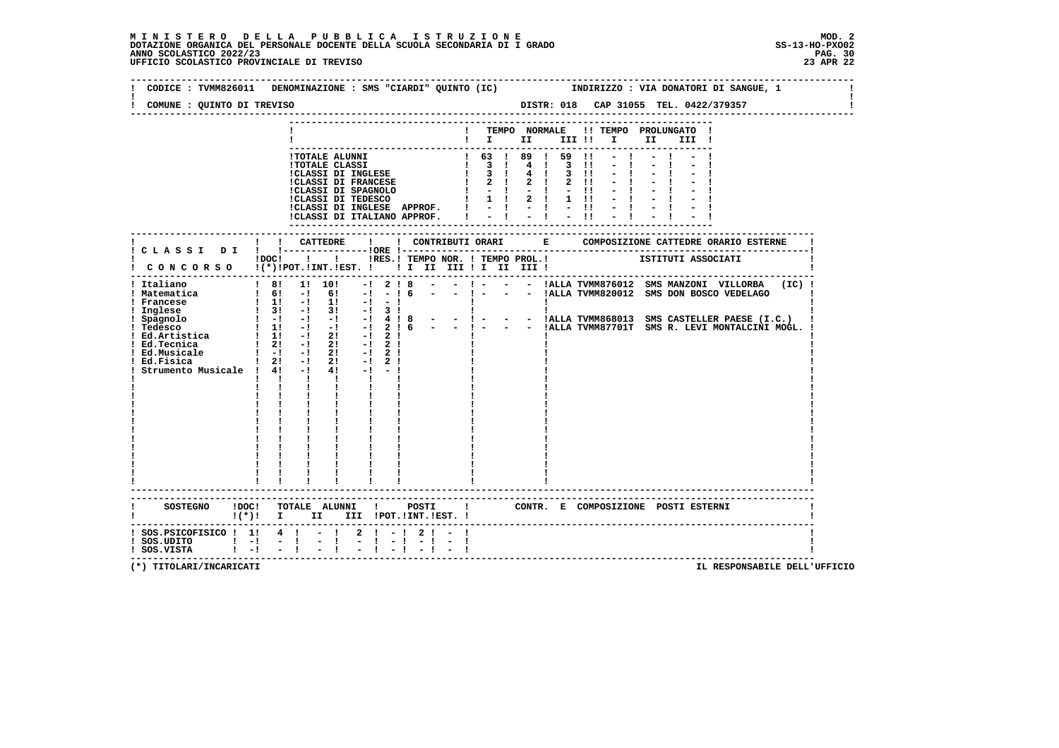**MINISTERO DELLA PUBBLICA ISTRUZIONE**
**DOTAZIONE ORGANICA DEL PERSONALE DOCENTE DELLA SCUOLA SECONDARIA DI I GRADO**
**ANNO SCOLASTICO 2022/23**
**UFFICIO SCOLASTICO PROVINCIALE DI TREVISO**

MOD. 2
SS-13-HO-PXO02
23 APR 22

CODICE : TVMM826011 DENOMINAZIONE : SMS "CIARDI" QUINTO (IC) INDIRIZZO : VIA DONATORI DI SANGUE, 1

COMUNE : QUINTO DI TREVISO DISTR: 018 CAP 31055 TEL. 0422/379357

| | TEMPO NORMALE I | II | III | TEMPO PROLUNGATO I | II | III |
|---|---|---|---|---|---|---|
| TOTALE ALUNNI | 63 | 89 | 59 | - | - | - |
| TOTALE CLASSI | 3 | 4 | 3 | - | - | - |
| CLASSI DI INGLESE | 3 | 4 | 3 | - | - | - |
| CLASSI DI FRANCESE | 2 | 2 | 2 | - | - | - |
| CLASSI DI SPAGNOLO | - | - | - | - | - | - |
| CLASSI DI TEDESCO | 1 | 2 | 1 | - | - | - |
| CLASSI DI INGLESE APPROF. | - | - | - | - | - | - |
| CLASSI DI ITALIANO APPROF. | - | - | - | - | - | - |

| CLASSI DI CONCORSO | DOC (*) | CATTEDRE POT. | INT. | EST. | ORE RES. | TEMPO NOR. I | II | III | TEMPO PROL. I | II | III | ISTITUTI ASSOCIATI |
|---|---|---|---|---|---|---|---|---|---|---|---|---|
| Italiano | 8 | 1 | 10 | - | 2 | 8 | - | - | - | - | - | ALLA TVMM876012 SMS MANZONI VILLORBA (IC) |
| Matematica | 6 | - | 6 | - | - | 6 | - | - | - | - | - | ALLA TVMM820012 SMS DON BOSCO VEDELAGO |
| Francese | 1 | - | 1 | - | - | | | | | | | |
| Inglese | 3 | - | 3 | - | 3 | | | | | | | |
| Spagnolo | - | - | - | - | 4 | 8 | - | - | - | - | - | ALLA TVMM868013 SMS CASTELLER PAESE (I.C.) |
| Tedesco | 1 | - | - | - | 2 | 6 | - | - | - | - | - | ALLA TVMM87701T SMS R. LEVI MONTALCINI MOGL. |
| Ed.Artistica | 1 | - | 2 | - | 2 | | | | | | | |
| Ed.Tecnica | 2 | - | 2 | - | 2 | | | | | | | |
| Ed.Musicale | - | - | 2 | - | 2 | | | | | | | |
| Ed.Fisica | 2 | - | 2 | - | 2 | | | | | | | |
| Strumento Musicale | 4 | - | 4 | - | - | | | | | | | |

| SOSTEGNO | DOC (*) | TOTALE ALUNNI I | II | III | POSTI POT. | INT. | EST. | CONTR. E COMPOSIZIONE POSTI ESTERNI |
|---|---|---|---|---|---|---|---|---|
| SOS.PSICOFISICO | 1 | 4 | - | 2 | - | 2 | - | |
| SOS.UDITO | - | - | - | - | - | - | - | |
| SOS.VISTA | - | - | - | - | - | - | - | |

(*) TITOLARI/INCARICATI

IL RESPONSABILE DELL'UFFICIO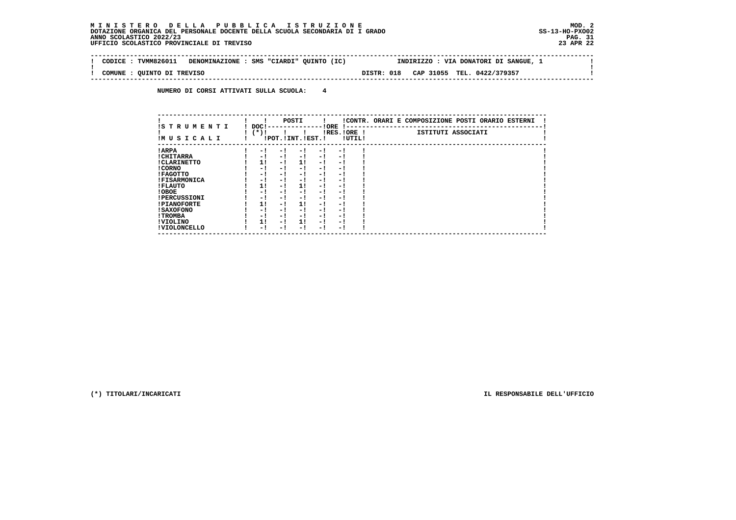**M I N I S T E R O   D E L L A   P U B B L I C A   I S T R U Z I O N E**
**DOTAZIONE ORGANICA DEL PERSONALE DOCENTE DELLA SCUOLA SECONDARIA DI I GRADO**
**ANNO SCOLASTICO 2022/23**
**UFFICIO SCOLASTICO PROVINCIALE DI TREVISO**

MOD. 2
SS-13-HO-PXO02
23 APR 22

| CODICE : TVMM826011 | DENOMINAZIONE : SMS "CIARDI" QUINTO (IC) | INDIRIZZO : VIA DONATORI DI SANGUE, 1 |
|---|---|---|
| COMUNE : QUINTO DI TREVISO | DISTR: 018 | CAP 31055 TEL. 0422/379357 |

**NUMERO DI CORSI ATTIVATI SULLA SCUOLA: 4**

| STRUMENTI MUSICALI | DOC (*) | POSTI POT. | POSTI INT. | POSTI EST. | ORE RES. | ORE UTIL. | CONTR. ORARI E COMPOSIZIONE POSTI ORARIO ESTERNI - ISTITUTI ASSOCIATI |
|---|---|---|---|---|---|---|---|
| ARPA | - | - | - | - | - | | |
| CHITARRA | - | - | - | - | - | | |
| CLARINETTO | 1 | - | 1 | - | - | | |
| CORNO | - | - | - | - | - | | |
| FAGOTTO | - | - | - | - | - | | |
| FISARMONICA | - | - | - | - | - | | |
| FLAUTO | 1 | - | 1 | - | - | | |
| OBOE | - | - | - | - | - | | |
| PERCUSSIONI | - | - | - | - | - | | |
| PIANOFORTE | 1 | - | 1 | - | - | | |
| SAXOFONO | - | - | - | - | - | | |
| TROMBA | - | - | - | - | - | | |
| VIOLINO | 1 | - | 1 | - | - | | |
| VIOLONCELLO | - | - | - | - | - | | |

(*) TITOLARI/INCARICATI

IL RESPONSABILE DELL'UFFICIO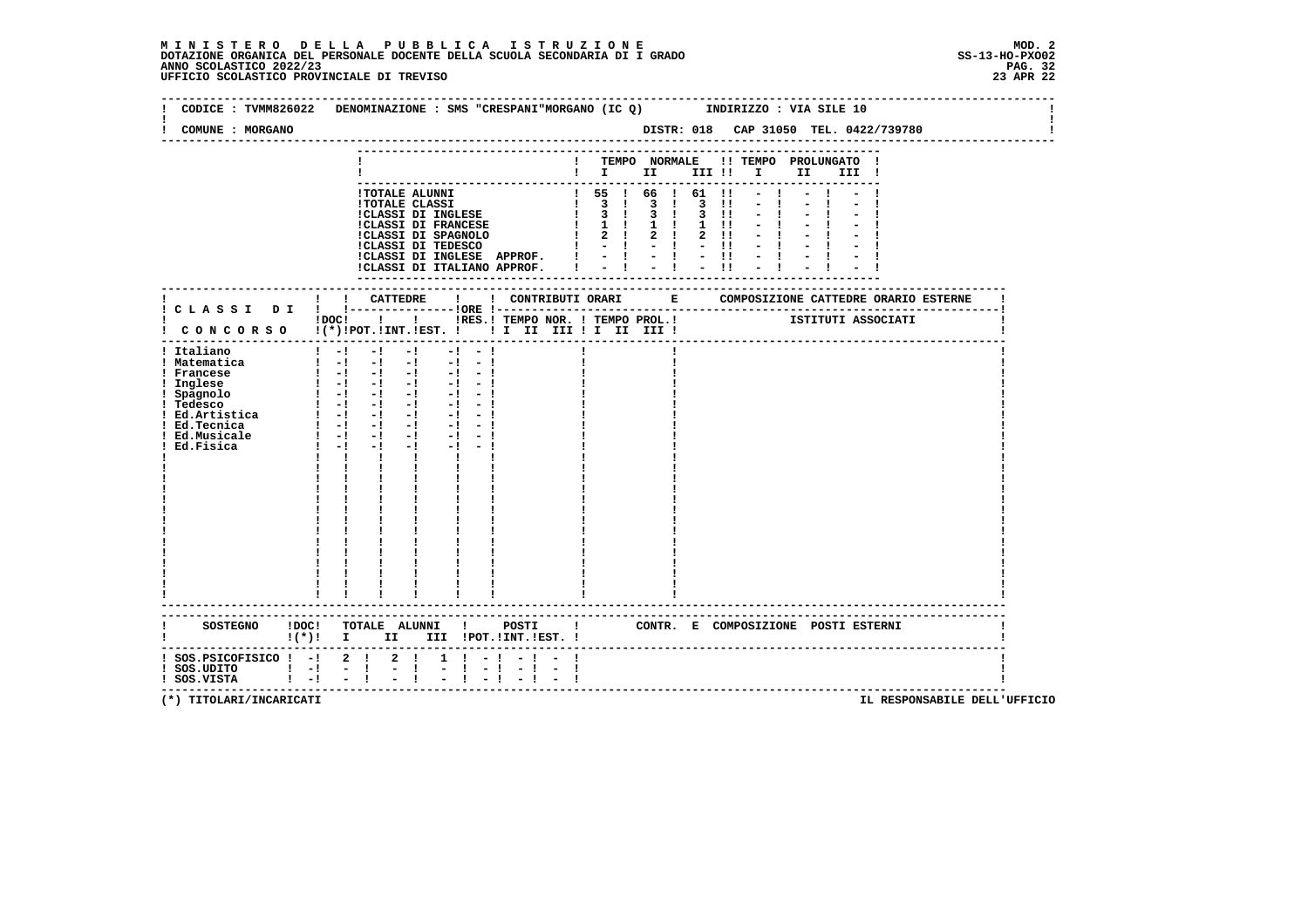**MINISTERO DELLA PUBBLICA ISTRUZIONE**
**DOTAZIONE ORGANICA DEL PERSONALE DOCENTE DELLA SCUOLA SECONDARIA DI I GRADO**
**ANNO SCOLASTICO 2022/23**
**UFFICIO SCOLASTICO PROVINCIALE DI TREVISO**

MOD. 2
SS-13-HO-PXO02
23 APR 22

CODICE : TVMM826022 DENOMINAZIONE : SMS "CRESPANI"MORGANO (IC Q) INDIRIZZO : VIA SILE 10

COMUNE : MORGANO DISTR: 018 CAP 31050 TEL. 0422/739780

| | TEMPO NORMALE I | II | III | TEMPO PROLUNGATO I | II | III |
|---|---|---|---|---|---|---|
| TOTALE ALUNNI | 55 | 66 | 61 | - | - | - |
| TOTALE CLASSI | 3 | 3 | 3 | - | - | - |
| CLASSI DI INGLESE | 3 | 3 | 3 | - | - | - |
| CLASSI DI FRANCESE | 1 | 1 | 1 | - | - | - |
| CLASSI DI SPAGNOLO | 2 | 2 | 2 | - | - | - |
| CLASSI DI TEDESCO | - | - | - | - | - | - |
| CLASSI DI INGLESE APPROF. | - | - | - | - | - | - |
| CLASSI DI ITALIANO APPROF. | - | - | - | - | - | - |

| CLASSI DI CONCORSO | DOC (*) | CATTEDRE POT. | INT. | EST. | ORE RES. | CONTRIBUTI ORARI TEMPO NOR. I II III | TEMPO PROL. I II III | COMPOSIZIONE CATTEDRE ORARIO ESTERNE ISTITUTI ASSOCIATI |
|---|---|---|---|---|---|---|---|---|
| Italiano | - | - | - | - | - | | | |
| Matematica | - | - | - | - | - | | | |
| Francese | - | - | - | - | - | | | |
| Inglese | - | - | - | - | - | | | |
| Spagnolo | - | - | - | - | - | | | |
| Tedesco | - | - | - | - | - | | | |
| Ed.Artistica | - | - | - | - | - | | | |
| Ed.Tecnica | - | - | - | - | - | | | |
| Ed.Musicale | - | - | - | - | - | | | |
| Ed.Fisica | - | - | - | - | - | | | |

| SOSTEGNO | DOC (*) | TOTALE ALUNNI I | II | III | POSTI POT. | INT. | EST. | CONTR. E COMPOSIZIONE POSTI ESTERNI |
|---|---|---|---|---|---|---|---|---|
| SOS.PSICOFISICO | - | 2 | 2 | 1 | - | - | - | |
| SOS.UDITO | - | - | - | - | - | - | - | |
| SOS.VISTA | - | - | - | - | - | - | - | |

(*) TITOLARI/INCARICATI

IL RESPONSABILE DELL'UFFICIO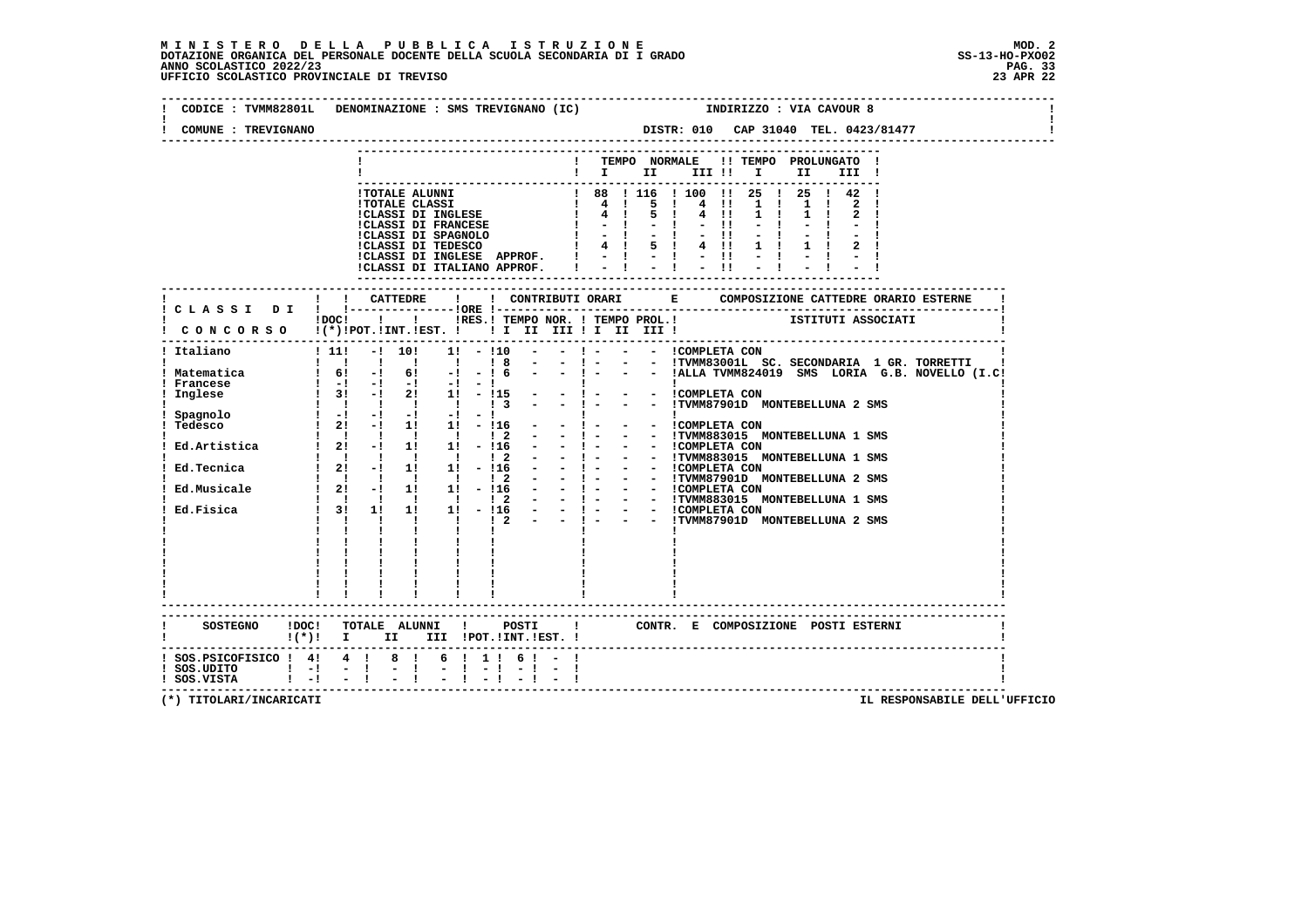**MINISTERO DELLA PUBBLICA ISTRUZIONE**
**DOTAZIONE ORGANICA DEL PERSONALE DOCENTE DELLA SCUOLA SECONDARIA DI I GRADO**
**ANNO SCOLASTICO 2022/23**
**UFFICIO SCOLASTICO PROVINCIALE DI TREVISO**

MOD. 2
SS-13-HO-PXO02
23 APR 22

CODICE : TVMM82801L DENOMINAZIONE : SMS TREVIGNANO (IC) INDIRIZZO : VIA CAVOUR 8
COMUNE : TREVIGNANO DISTR: 010 CAP 31040 TEL. 0423/81477

| | TEMPO NORMALE I | II | III | TEMPO PROLUNGATO I | II | III |
|---|---|---|---|---|---|---|
| TOTALE ALUNNI | 88 | 116 | 100 | 25 | 25 | 42 |
| TOTALE CLASSI | 4 | 5 | 4 | 1 | 1 | 2 |
| CLASSI DI INGLESE | 4 | 5 | 4 | 1 | 1 | 2 |
| CLASSI DI FRANCESE | - | - | - | - | - | - |
| CLASSI DI SPAGNOLO | - | - | - | - | - | - |
| CLASSI DI TEDESCO | 4 | 5 | 4 | 1 | 1 | 2 |
| CLASSI DI INGLESE APPROF. | - | - | - | - | - | - |
| CLASSI DI ITALIANO APPROF. | - | - | - | - | - | - |

| CLASSI DI CONCORSO | DOC (*) | CATTEDRE POT. | CATTEDRE INT. | CATTEDRE EST. | ORE RES. | TEMPO NOR. I | II | III | TEMPO PROL. I | II | III | COMPOSIZIONE CATTEDRE ORARIO ESTERNE / ISTITUTI ASSOCIATI |
|---|---|---|---|---|---|---|---|---|---|---|---|---|
| Italiano | 11 | - | 10 | 1 | - | 10 | - | - | - | - | - | COMPLETA CON |
| | | | | | | 8 | - | - | - | - | - | TVMM83001L SC. SECONDARIA 1 GR. TORRETTI |
| Matematica | 6 | - | 6 | - | - | 6 | - | - | - | - | - | ALLA TVMM824019 SMS LORIA G.B. NOVELLO (I.C) |
| Francese | - | - | - | - | - | | | | | | | |
| Inglese | 3 | - | 2 | 1 | - | 15 | - | - | - | - | - | COMPLETA CON |
| | | | | | | 3 | - | - | - | - | - | TVMM87901D MONTEBELLUNA 2 SMS |
| Spagnolo | - | - | - | - | - | | | | | | | |
| Tedesco | 2 | - | 1 | 1 | - | 16 | - | - | - | - | - | COMPLETA CON |
| | | | | | | 2 | - | - | - | - | - | TVMM883015 MONTEBELLUNA 1 SMS |
| Ed.Artistica | 2 | - | 1 | 1 | - | 16 | - | - | - | - | - | COMPLETA CON |
| | | | | | | 2 | - | - | - | - | - | TVMM883015 MONTEBELLUNA 1 SMS |
| Ed.Tecnica | 2 | - | 1 | 1 | - | 16 | - | - | - | - | - | COMPLETA CON |
| | | | | | | 2 | - | - | - | - | - | TVMM87901D MONTEBELLUNA 2 SMS |
| Ed.Musicale | 2 | - | 1 | 1 | - | 16 | - | - | - | - | - | COMPLETA CON |
| | | | | | | 2 | - | - | - | - | - | TVMM883015 MONTEBELLUNA 1 SMS |
| Ed.Fisica | 3 | 1 | 1 | 1 | - | 16 | - | - | - | - | - | COMPLETA CON |
| | | | | | | 2 | - | - | - | - | - | TVMM87901D MONTEBELLUNA 2 SMS |

| SOSTEGNO | DOC (*) | TOTALE ALUNNI I | II | III | POSTI POT. | INT. | EST. | CONTR. E COMPOSIZIONE POSTI ESTERNI |
|---|---|---|---|---|---|---|---|---|
| SOS.PSICOFISICO | 4 | 4 | 8 | 6 | 1 | 6 | - | |
| SOS.UDITO | - | - | - | - | - | - | - | |
| SOS.VISTA | - | - | - | - | - | - | - | |

(*) TITOLARI/INCARICATI

IL RESPONSABILE DELL'UFFICIO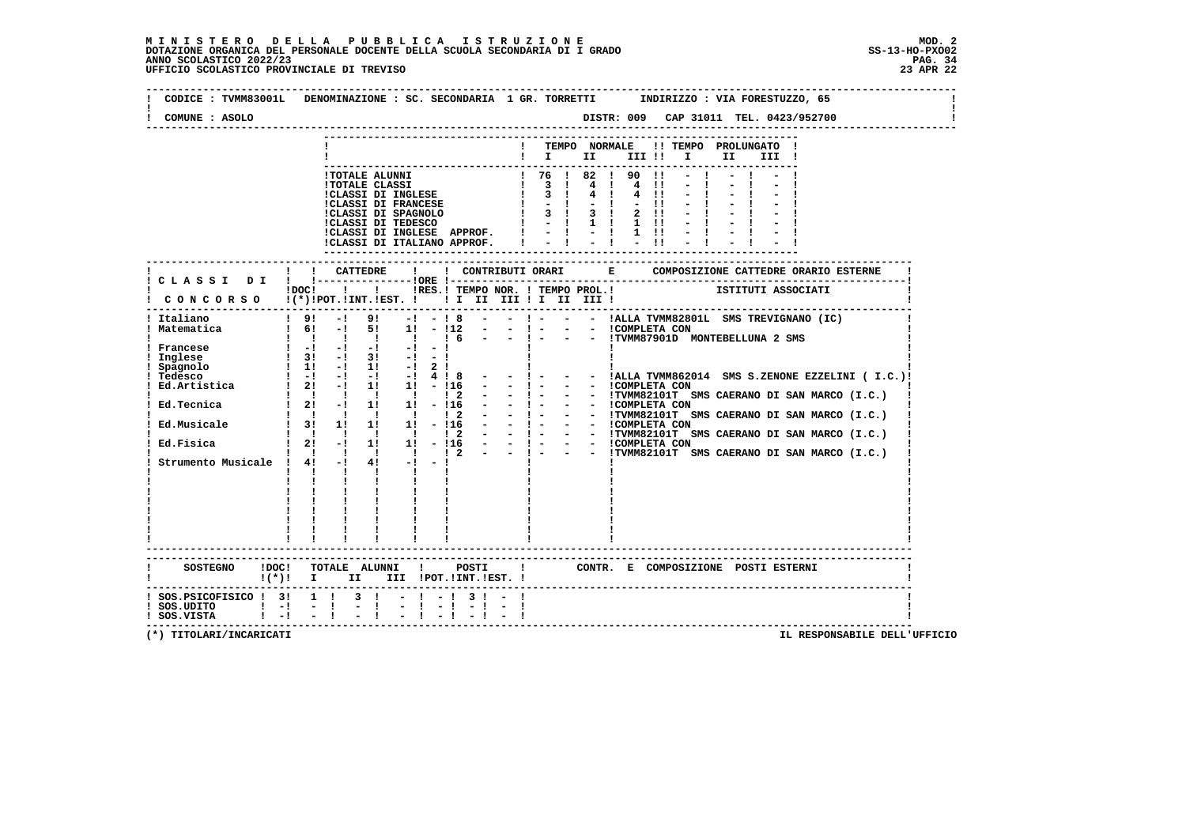MINISTERO DELLA PUBBLICA ISTRUZIONE
DOTAZIONE ORGANICA DEL PERSONALE DOCENTE DELLA SCUOLA SECONDARIA DI I GRADO
ANNO SCOLASTICO 2022/23
UFFICIO SCOLASTICO PROVINCIALE DI TREVISO

MOD. 2
SS-13-HO-PXO02
23 APR 22

CODICE : TVMM83001L DENOMINAZIONE : SC. SECONDARIA 1 GR. TORRETTI INDIRIZZO : VIA FORESTUZZO, 65
COMUNE : ASOLO DISTR: 009 CAP 31011 TEL. 0423/952700

| | TEMPO NORMALE I | II | III | TEMPO PROLUNGATO I | II | III |
|---|---|---|---|---|---|---|
| TOTALE ALUNNI | 76 | 82 | 90 | - | - | - |
| TOTALE CLASSI | 3 | 4 | 4 | - | - | - |
| CLASSI DI INGLESE | 3 | 4 | 4 | - | - | - |
| CLASSI DI FRANCESE | - | - | - | - | - | - |
| CLASSI DI SPAGNOLO | 3 | 3 | 2 | - | - | - |
| CLASSI DI TEDESCO | - | 1 | 1 | - | - | - |
| CLASSI DI INGLESE APPROF. | - | - | 1 | - | - | - |
| CLASSI DI ITALIANO APPROF. | - | - | - | - | - | - |

| CLASSI DI CONCORSO | DOC (*) | CATTEDRE POT. | INT. | EST. | ORE RES. | TEMPO NOR. I | II | III | TEMPO PROL. I | II | III | COMPOSIZIONE CATTEDRE ORARIO ESTERNE - ISTITUTI ASSOCIATI |
|---|---|---|---|---|---|---|---|---|---|---|---|---|
| Italiano | 9 | - | 9 | - | - | 8 | - | - | - | - | - | ALLA TVMM82801L SMS TREVIGNANO (IC) |
| Matematica | 6 | - | 5 | 1 | - | 12 | - | - | - | - | - | COMPLETA CON |
| | | | | | | 6 | - | - | - | - | - | TVMM87901D MONTEBELLUNA 2 SMS |
| Francese | - | - | - | - | - | | | | | | | |
| Inglese | 3 | - | 3 | - | - | | | | | | | |
| Spagnolo | 1 | - | 1 | - | 2 | | | | | | | |
| Tedesco | - | - | - | - | 4 | 8 | - | - | - | - | - | ALLA TVMM862014 SMS S.ZENONE EZZELINI ( I.C.) |
| Ed.Artistica | 2 | - | 1 | 1 | - | 16 | - | - | - | - | - | COMPLETA CON |
| | | | | | | 2 | - | - | - | - | - | TVMM82101T SMS CAERANO DI SAN MARCO (I.C.) |
| Ed.Tecnica | 2 | - | 1 | 1 | - | 16 | - | - | - | - | - | COMPLETA CON |
| | | | | | | 2 | - | - | - | - | - | TVMM82101T SMS CAERANO DI SAN MARCO (I.C.) |
| Ed.Musicale | 3 | 1 | 1 | 1 | - | 16 | - | - | - | - | - | COMPLETA CON |
| | | | | | | 2 | - | - | - | - | - | TVMM82101T SMS CAERANO DI SAN MARCO (I.C.) |
| Ed.Fisica | 2 | - | 1 | 1 | - | 16 | - | - | - | - | - | COMPLETA CON |
| | | | | | | 2 | - | - | - | - | - | TVMM82101T SMS CAERANO DI SAN MARCO (I.C.) |
| Strumento Musicale | 4 | - | 4 | - | - | | | | | | | |

| SOSTEGNO | DOC (*) | TOTALE ALUNNI I | II | III | POSTI POT. | INT. | EST. | CONTR. E COMPOSIZIONE POSTI ESTERNI |
|---|---|---|---|---|---|---|---|---|
| SOS.PSICOFISICO | 3 | 1 | 3 | - | - | 3 | - | |
| SOS.UDITO | - | - | - | - | - | - | - | |
| SOS.VISTA | - | - | - | - | - | - | - | |

(*) TITOLARI/INCARICATI

IL RESPONSABILE DELL'UFFICIO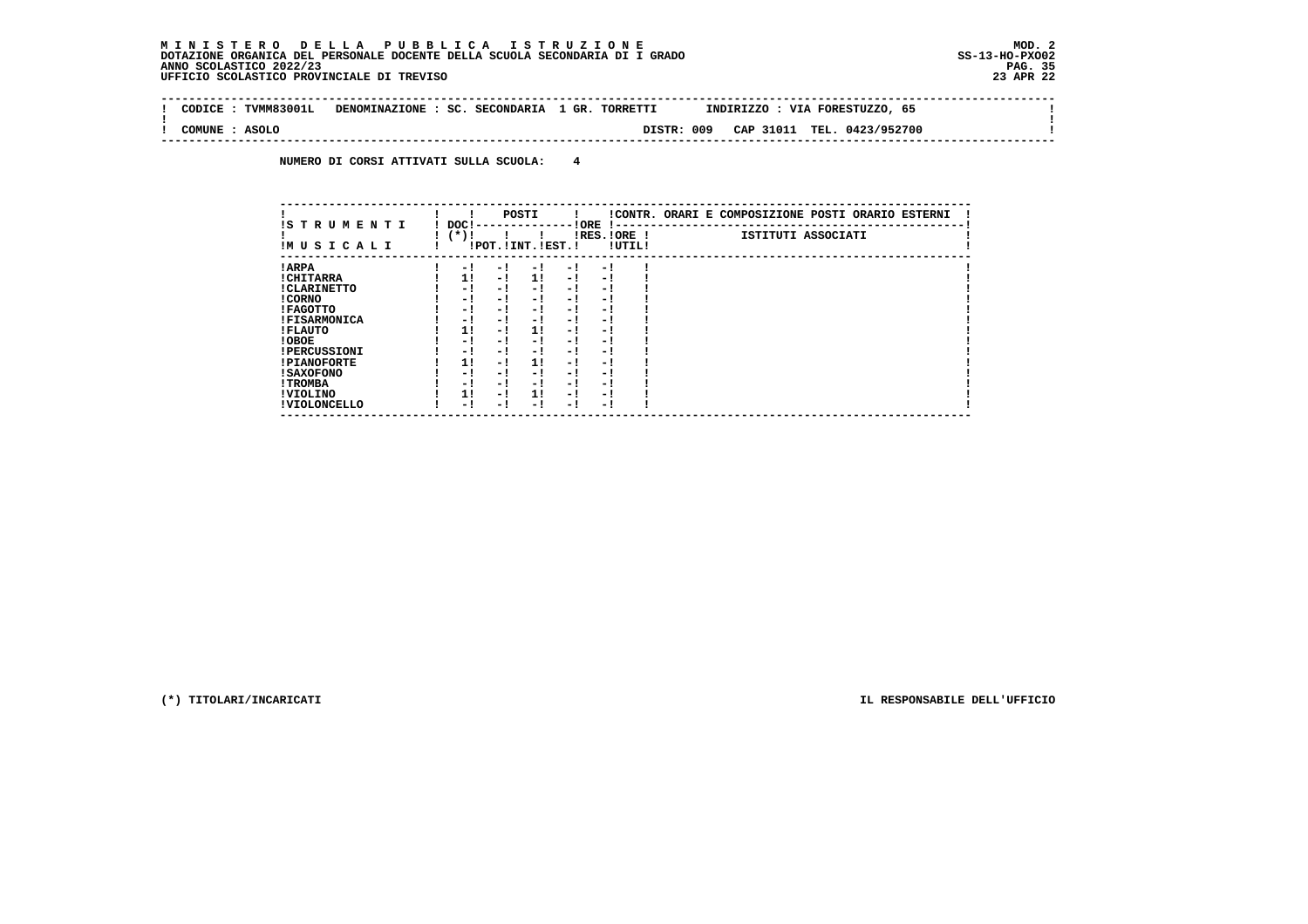**M I N I S T E R O D E L L A P U B B L I C A I S T R U Z I O N E**
**DOTAZIONE ORGANICA DEL PERSONALE DOCENTE DELLA SCUOLA SECONDARIA DI I GRADO**
**ANNO SCOLASTICO 2022/23**
**UFFICIO SCOLASTICO PROVINCIALE DI TREVISO**

MOD. 2
SS-13-HO-PXO02
23 APR 22

CODICE : TVMM83001L DENOMINAZIONE : SC. SECONDARIA 1 GR. TORRETTI INDIRIZZO : VIA FORESTUZZO, 65

COMUNE : ASOLO DISTR: 009 CAP 31011 TEL. 0423/952700

NUMERO DI CORSI ATTIVATI SULLA SCUOLA: 4

| STRUMENTI MUSICALI | DOC (*) | POSTI POT. | POSTI INT. | POSTI EST. | ORE RES. | ORE UTIL. | CONTR. ORARI E COMPOSIZIONE POSTI ORARIO ESTERNI - ISTITUTI ASSOCIATI |
|---|---|---|---|---|---|---|---|
| ARPA | - | - | - | - | - | | |
| CHITARRA | 1 | - | 1 | - | - | | |
| CLARINETTO | - | - | - | - | - | | |
| CORNO | - | - | - | - | - | | |
| FAGOTTO | - | - | - | - | - | | |
| FISARMONICA | - | - | - | - | - | | |
| FLAUTO | 1 | - | 1 | - | - | | |
| OBOE | - | - | - | - | - | | |
| PERCUSSIONI | - | - | - | - | - | | |
| PIANOFORTE | 1 | - | 1 | - | - | | |
| SAXOFONO | - | - | - | - | - | | |
| TROMBA | - | - | - | - | - | | |
| VIOLINO | 1 | - | 1 | - | - | | |
| VIOLONCELLO | - | - | - | - | - | | |

(*) TITOLARI/INCARICATI

IL RESPONSABILE DELL'UFFICIO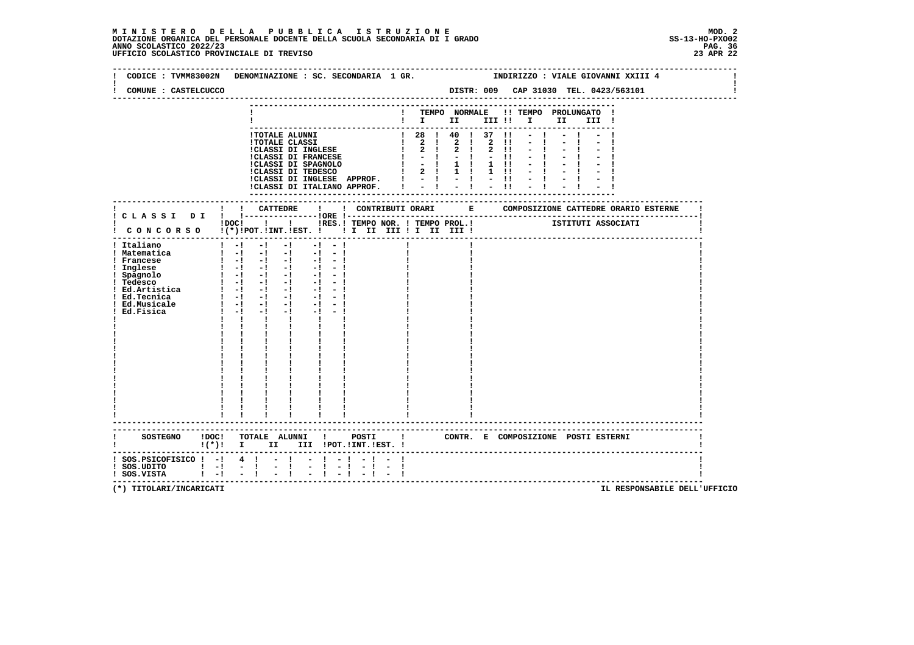**MINISTERO DELLA PUBBLICA ISTRUZIONE**
**DOTAZIONE ORGANICA DEL PERSONALE DOCENTE DELLA SCUOLA SECONDARIA DI I GRADO**
**ANNO SCOLASTICO 2022/23**
**UFFICIO SCOLASTICO PROVINCIALE DI TREVISO**

MOD. 2
SS-13-HO-PXO02
23 APR 22

CODICE : TVMM83002N DENOMINAZIONE : SC. SECONDARIA 1 GR. INDIRIZZO : VIALE GIOVANNI XXIII 4

COMUNE : CASTELCUCCO DISTR: 009 CAP 31030 TEL. 0423/563101

| | TEMPO NORMALE I | II | III | TEMPO PROLUNGATO I | II | III |
|---|---|---|---|---|---|---|
| TOTALE ALUNNI | 28 | 40 | 37 | - | - | - |
| TOTALE CLASSI | 2 | 2 | 2 | - | - | - |
| CLASSI DI INGLESE | 2 | 2 | 2 | - | - | - |
| CLASSI DI FRANCESE | - | - | - | - | - | - |
| CLASSI DI SPAGNOLO | - | 1 | 1 | - | - | - |
| CLASSI DI TEDESCO | 2 | 1 | 1 | - | - | - |
| CLASSI DI INGLESE APPROF. | - | - | - | - | - | - |
| CLASSI DI ITALIANO APPROF. | - | - | - | - | - | - |

| CLASSI DI CONCORSO | DOC (*) | CATTEDRE POT. | INT. | EST. | ORE RES. | CONTRIBUTI ORARI TEMPO NOR. I II III | TEMPO PROL. I II III | COMPOSIZIONE CATTEDRE ORARIO ESTERNE - ISTITUTI ASSOCIATI |
|---|---|---|---|---|---|---|---|---|
| Italiano | - | - | - | - | - | | | |
| Matematica | - | - | - | - | - | | | |
| Francese | - | - | - | - | - | | | |
| Inglese | - | - | - | - | - | | | |
| Spagnolo | - | - | - | - | - | | | |
| Tedesco | - | - | - | - | - | | | |
| Ed.Artistica | - | - | - | - | - | | | |
| Ed.Tecnica | - | - | - | - | - | | | |
| Ed.Musicale | - | - | - | - | - | | | |
| Ed.Fisica | - | - | - | - | - | | | |

| SOSTEGNO | DOC (*) | TOTALE ALUNNI I | II | III | POSTI POT. | INT. | EST. | CONTR. E COMPOSIZIONE POSTI ESTERNI |
|---|---|---|---|---|---|---|---|---|
| SOS.PSICOFISICO | - | 4 | - | - | - | - | - | |
| SOS.UDITO | - | - | - | - | - | - | - | |
| SOS.VISTA | - | - | - | - | - | - | - | |

(*) TITOLARI/INCARICATI

IL RESPONSABILE DELL'UFFICIO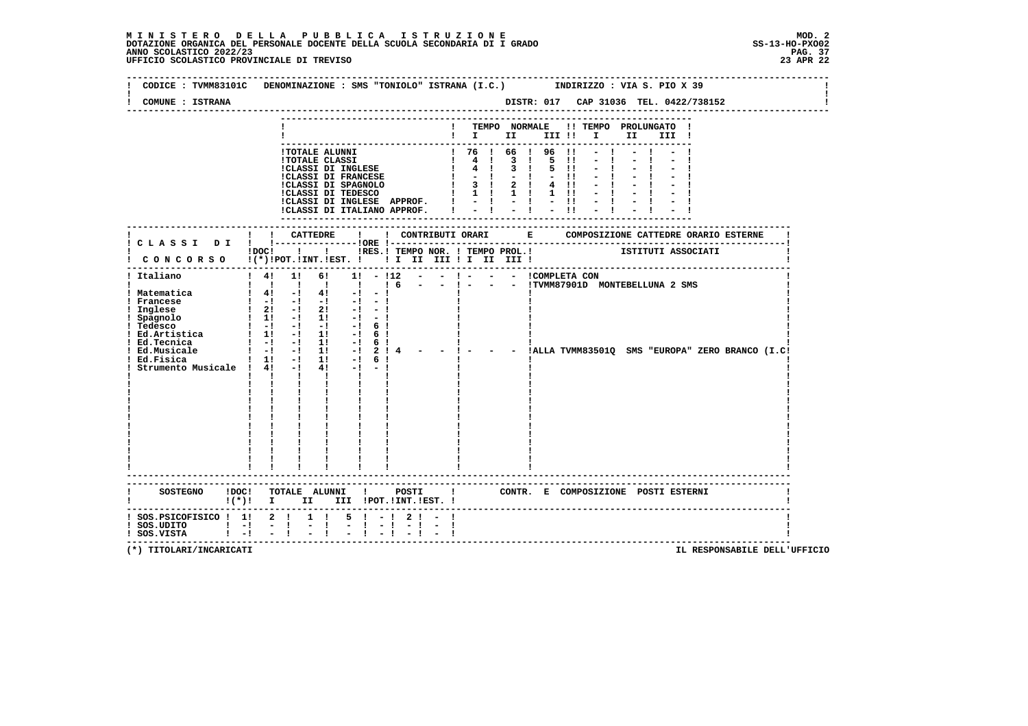**MINISTERO DELLA PUBBLICA ISTRUZIONE**
**DOTAZIONE ORGANICA DEL PERSONALE DOCENTE DELLA SCUOLA SECONDARIA DI I GRADO**
**ANNO SCOLASTICO 2022/23**
**UFFICIO SCOLASTICO PROVINCIALE DI TREVISO**

MOD. 2
SS-13-HO-PXO02
23 APR 22

CODICE : TVMM83101C DENOMINAZIONE : SMS "TONIOLO" ISTRANA (I.C.) INDIRIZZO : VIA S. PIO X 39

COMUNE : ISTRANA DISTR: 017 CAP 31036 TEL. 0422/738152

| | TEMPO NORMALE I | II | III | TEMPO PROLUNGATO I | II | III |
|---|---|---|---|---|---|---|
| TOTALE ALUNNI | 76 | 66 | 96 | - | - | - |
| TOTALE CLASSI | 4 | 3 | 5 | - | - | - |
| CLASSI DI INGLESE | 4 | 3 | 5 | - | - | - |
| CLASSI DI FRANCESE | - | - | - | - | - | - |
| CLASSI DI SPAGNOLO | 3 | 2 | 4 | - | - | - |
| CLASSI DI TEDESCO | 1 | 1 | 1 | - | - | - |
| CLASSI DI INGLESE APPROF. | - | - | - | - | - | - |
| CLASSI DI ITALIANO APPROF. | - | - | - | - | - | - |

| CLASSI DI CONCORSO | DOC (*) | CATTEDRE POT. | CATTEDRE INT. | CATTEDRE EST. | ORE RES. | CONTRIBUTI ORARI TEMPO NOR. I II III | TEMPO PROL. I II III | COMPOSIZIONE CATTEDRE ORARIO ESTERNE - ISTITUTI ASSOCIATI |
|---|---|---|---|---|---|---|---|---|
| Italiano | 4 | 1 | 6 | 1 | - | 12 - - | - - - | COMPLETA CON |
| | | | | | | 6 - - | - - - | TVMM87901D MONTEBELLUNA 2 SMS |
| Matematica | 4 | - | 4 | - | - | | | |
| Francese | - | - | - | - | - | | | |
| Inglese | 2 | - | 2 | - | - | | | |
| Spagnolo | 1 | - | 1 | - | - | | | |
| Tedesco | - | - | - | - | 6 | | | |
| Ed.Artistica | 1 | - | 1 | - | 6 | | | |
| Ed.Tecnica | - | - | 1 | - | 6 | | | |
| Ed.Musicale | - | - | 1 | - | 2 | 4 - - | - - - | ALLA TVMM83501Q SMS "EUROPA" ZERO BRANCO (I.C |
| Ed.Fisica | 1 | - | 1 | - | 6 | | | |
| Strumento Musicale | 4 | - | 4 | - | - | | | |

| SOSTEGNO | DOC (*) | TOTALE ALUNNI I | II | III | POSTI POT. | INT. | EST. | CONTR. E COMPOSIZIONE POSTI ESTERNI |
|---|---|---|---|---|---|---|---|---|
| SOS.PSICOFISICO | 1 | 2 | 1 | 5 | - | 2 | - | |
| SOS.UDITO | - | - | - | - | - | - | - | |
| SOS.VISTA | - | - | - | - | - | - | - | |

(*) TITOLARI/INCARICATI

IL RESPONSABILE DELL'UFFICIO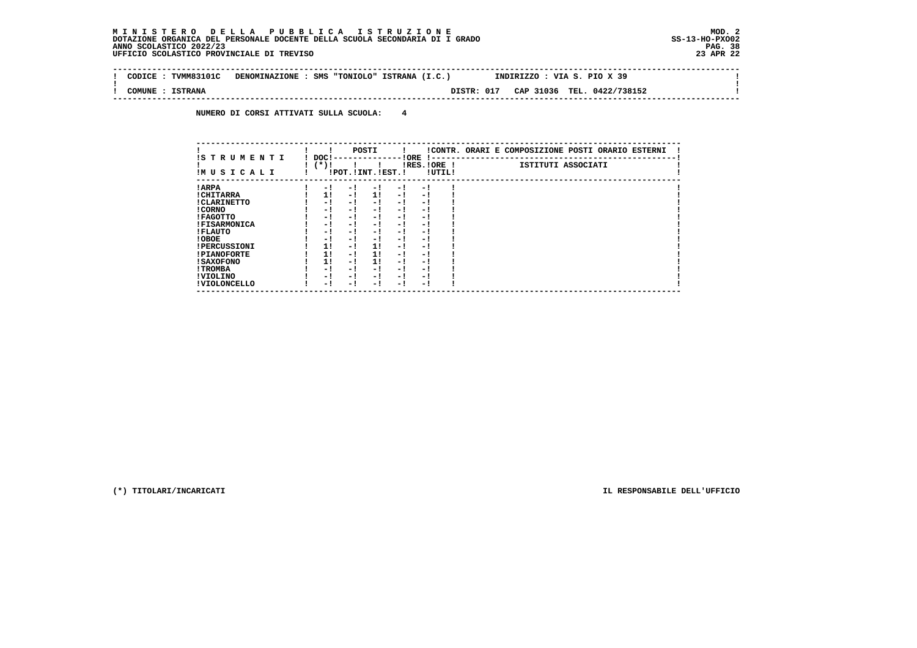**M I N I S T E R O   D E L L A   P U B B L I C A   I S T R U Z I O N E**
**DOTAZIONE ORGANICA DEL PERSONALE DOCENTE DELLA SCUOLA SECONDARIA DI I GRADO**
**ANNO SCOLASTICO 2022/23**
**UFFICIO SCOLASTICO PROVINCIALE DI TREVISO**

MOD. 2
SS-13-HO-PXO02
23 APR 22

| CODICE : TVMM83101C | DENOMINAZIONE : SMS "TONIOLO" ISTRANA (I.C.) | INDIRIZZO : VIA S. PIO X 39 |
|---|---|---|
| COMUNE : ISTRANA | DISTR: 017 | CAP 31036 TEL. 0422/738152 |

**NUMERO DI CORSI ATTIVATI SULLA SCUOLA: 4**

| STRUMENTI MUSICALI | DOC (*) | POSTI POT. | POSTI INT. | POSTI EST. | ORE RES. | ORE UTIL. | CONTR. ORARI E COMPOSIZIONE POSTI ORARIO ESTERNI - ISTITUTI ASSOCIATI |
|---|---|---|---|---|---|---|---|
| ARPA | - | - | - | - | - | | |
| CHITARRA | 1 | - | 1 | - | - | | |
| CLARINETTO | - | - | - | - | - | | |
| CORNO | - | - | - | - | - | | |
| FAGOTTO | - | - | - | - | - | | |
| FISARMONICA | - | - | - | - | - | | |
| FLAUTO | - | - | - | - | - | | |
| OBOE | - | - | - | - | - | | |
| PERCUSSIONI | 1 | - | 1 | - | - | | |
| PIANOFORTE | 1 | - | 1 | - | - | | |
| SAXOFONO | 1 | - | 1 | - | - | | |
| TROMBA | - | - | - | - | - | | |
| VIOLINO | - | - | - | - | - | | |
| VIOLONCELLO | - | - | - | - | - | | |

(*) TITOLARI/INCARICATI

IL RESPONSABILE DELL'UFFICIO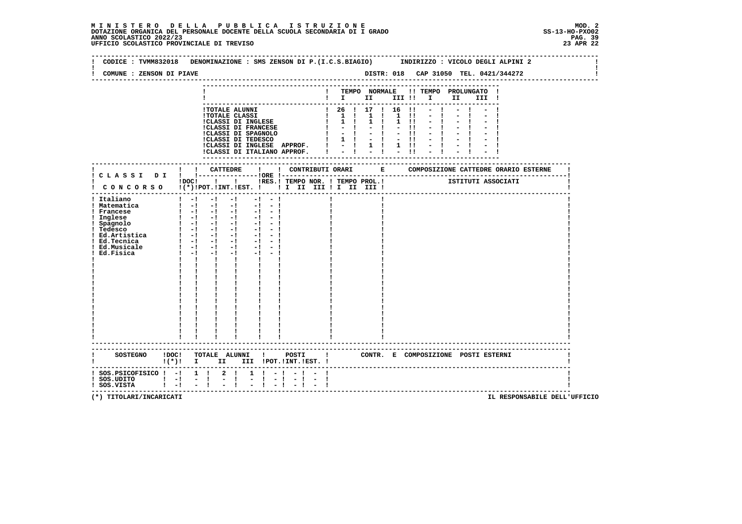**MINISTERO DELLA PUBBLICA ISTRUZIONE**
**DOTAZIONE ORGANICA DEL PERSONALE DOCENTE DELLA SCUOLA SECONDARIA DI I GRADO**
**ANNO SCOLASTICO 2022/23**
**UFFICIO SCOLASTICO PROVINCIALE DI TREVISO**

MOD. 2
SS-13-HO-PXO02
23 APR 22

CODICE : TVMM832018 DENOMINAZIONE : SMS ZENSON DI P.(I.C.S.BIAGIO) INDIRIZZO : VICOLO DEGLI ALPINI 2

COMUNE : ZENSON DI PIAVE DISTR: 018 CAP 31050 TEL. 0421/344272

| | TEMPO NORMALE I | II | III | TEMPO PROLUNGATO I | II | III |
|---|---|---|---|---|---|---|
| TOTALE ALUNNI | 26 | 17 | 16 | - | - | - |
| TOTALE CLASSI | 1 | 1 | 1 | - | - | - |
| CLASSI DI INGLESE | 1 | 1 | 1 | - | - | - |
| CLASSI DI FRANCESE | - | - | - | - | - | - |
| CLASSI DI SPAGNOLO | - | - | - | - | - | - |
| CLASSI DI TEDESCO | 1 | - | - | - | - | - |
| CLASSI DI INGLESE APPROF. | - | 1 | 1 | - | - | - |
| CLASSI DI ITALIANO APPROF. | - | - | - | - | - | - |

| CLASSI DI CONCORSO | DOC (*) | CATTEDRE POT. | CATTEDRE INT. | CATTEDRE EST. | ORE RES. | CONTRIBUTI ORARI TEMPO NOR. I II III | TEMPO PROL. I II III | COMPOSIZIONE CATTEDRE ORARIO ESTERNE - ISTITUTI ASSOCIATI |
|---|---|---|---|---|---|---|---|---|
| Italiano | - | - | - | - | - | | | |
| Matematica | - | - | - | - | - | | | |
| Francese | - | - | - | - | - | | | |
| Inglese | - | - | - | - | - | | | |
| Spagnolo | - | - | - | - | - | | | |
| Tedesco | - | - | - | - | - | | | |
| Ed.Artistica | - | - | - | - | - | | | |
| Ed.Tecnica | - | - | - | - | - | | | |
| Ed.Musicale | - | - | - | - | - | | | |
| Ed.Fisica | - | - | - | - | - | | | |

| SOSTEGNO | DOC (*) | TOTALE ALUNNI I | II | III | POSTI POT. | INT. | EST. | CONTR. E COMPOSIZIONE POSTI ESTERNI |
|---|---|---|---|---|---|---|---|---|
| SOS.PSICOFISICO | - | 1 | 2 | 1 | - | - | - | |
| SOS.UDITO | - | - | - | - | - | - | - | |
| SOS.VISTA | - | - | - | - | - | - | - | |

(*) TITOLARI/INCARICATI

IL RESPONSABILE DELL'UFFICIO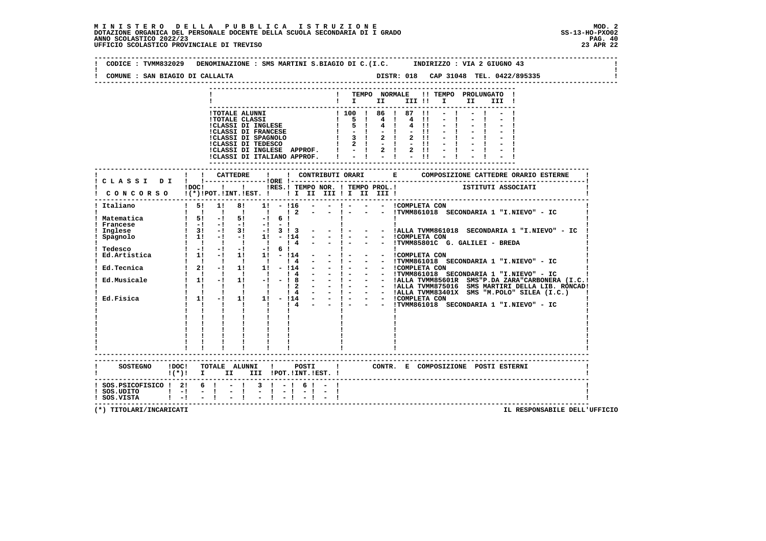**MINISTERO DELLA PUBBLICA ISTRUZIONE**
**DOTAZIONE ORGANICA DEL PERSONALE DOCENTE DELLA SCUOLA SECONDARIA DI I GRADO**
**ANNO SCOLASTICO 2022/23**
**UFFICIO SCOLASTICO PROVINCIALE DI TREVISO**

MOD. 2
SS-13-HO-PXO02
23 APR 22

CODICE : TVMM832029 DENOMINAZIONE : SMS MARTINI S.BIAGIO DI C.(I.C. INDIRIZZO : VIA 2 GIUGNO 43

COMUNE : SAN BIAGIO DI CALLALTA DISTR: 018 CAP 31048 TEL. 0422/895335

| | TEMPO NORMALE I | II | III | TEMPO PROLUNGATO I | II | III |
|---|---|---|---|---|---|---|
| TOTALE ALUNNI | 100 | 86 | 87 | - | - | - |
| TOTALE CLASSI | 5 | 4 | 4 | - | - | - |
| CLASSI DI INGLESE | 5 | 4 | 4 | - | - | - |
| CLASSI DI FRANCESE | - | - | - | - | - | - |
| CLASSI DI SPAGNOLO | 3 | 2 | 2 | - | - | - |
| CLASSI DI TEDESCO | 2 | - | - | - | - | - |
| CLASSI DI INGLESE APPROF. | - | 2 | 2 | - | - | - |
| CLASSI DI ITALIANO APPROF. | - | - | - | - | - | - |

| CLASSI DI CONCORSO | DOC (*) | CATTEDRE POT. | CATTEDRE INT. | CATTEDRE EST. | ORE RES. | CONTRIBUTI ORARI TEMPO NOR. I | II | III | TEMPO PROL. I | II | III | COMPOSIZIONE CATTEDRE ORARIO ESTERNE ISTITUTI ASSOCIATI |
|---|---|---|---|---|---|---|---|---|---|---|---|---|
| Italiano | 5 | 1 | 8 | 1 | - | 16 | - | - | - | - | - | COMPLETA CON |
| | | | | | | 2 | - | - | - | - | - | TVMM861018 SECONDARIA 1 "I.NIEVO" - IC |
| Matematica | 5 | - | 5 | - | 6 | | | | | | | |
| Francese | - | - | - | - | - | | | | | | | |
| Inglese | 3 | - | 3 | - | 3 | 3 | - | - | - | - | - | ALLA TVMM861018 SECONDARIA 1 "I.NIEVO" - IC |
| Spagnolo | 1 | - | - | 1 | - | 14 | - | - | - | - | - | COMPLETA CON |
| | | | | | | 4 | - | - | - | - | - | TVMM85801C G. GALILEI - BREDA |
| Tedesco | - | - | - | - | 6 | | | | | | | |
| Ed.Artistica | 1 | - | 1 | 1 | - | 14 | - | - | - | - | - | COMPLETA CON |
| | | | | | | 4 | - | - | - | - | - | TVMM861018 SECONDARIA 1 "I.NIEVO" - IC |
| Ed.Tecnica | 2 | - | 1 | 1 | - | 14 | - | - | - | - | - | COMPLETA CON |
| | | | | | | 4 | - | - | - | - | - | TVMM861018 SECONDARIA 1 "I.NIEVO" - IC |
| Ed.Musicale | 1 | - | 1 | - | - | 8 | - | - | - | - | - | ALLA TVMM85601R SMS"P.DA ZARA"CARBONERA (I.C. |
| | | | | | | 2 | - | - | - | - | - | ALLA TVMM875016 SMS MARTIRI DELLA LIB. RONCAD |
| | | | | | | 4 | - | - | - | - | - | ALLA TVMM83401X SMS "M.POLO" SILEA (I.C.) |
| Ed.Fisica | 1 | - | 1 | 1 | - | 14 | - | - | - | - | - | COMPLETA CON |
| | | | | | | 4 | - | - | - | - | - | TVMM861018 SECONDARIA 1 "I.NIEVO" - IC |

| SOSTEGNO | DOC (*) | TOTALE ALUNNI I | II | III | POSTI POT. | INT. | EST. | CONTR. E COMPOSIZIONE POSTI ESTERNI |
|---|---|---|---|---|---|---|---|---|
| SOS.PSICOFISICO | 2 | 6 | - | 3 | - | 6 | - | |
| SOS.UDITO | - | - | - | - | - | - | - | |
| SOS.VISTA | - | - | - | - | - | - | - | |

(*) TITOLARI/INCARICATI

IL RESPONSABILE DELL'UFFICIO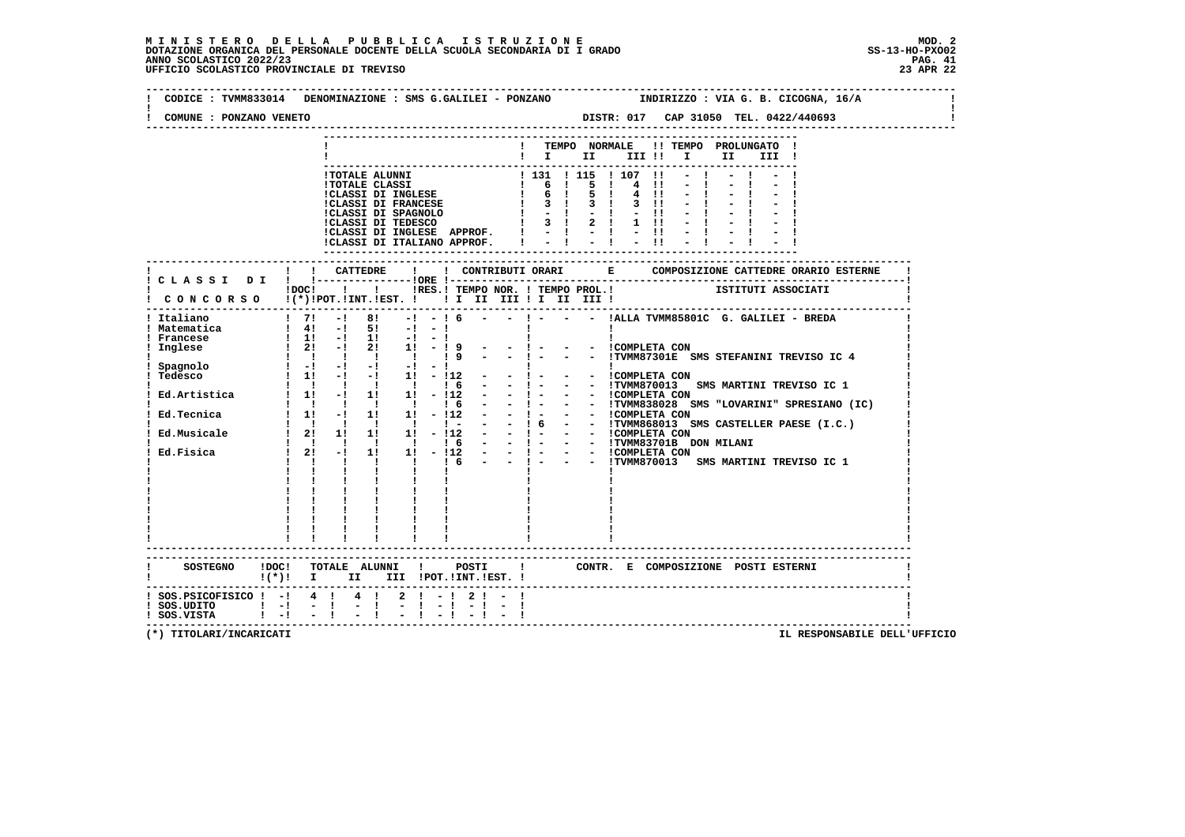**MINISTERO DELLA PUBBLICA ISTRUZIONE**
**DOTAZIONE ORGANICA DEL PERSONALE DOCENTE DELLA SCUOLA SECONDARIA DI I GRADO**
**ANNO SCOLASTICO 2022/23**
**UFFICIO SCOLASTICO PROVINCIALE DI TREVISO**

MOD. 2
SS-13-HO-PXO02
23 APR 22

CODICE : TVMM833014 DENOMINAZIONE : SMS G.GALILEI - PONZANO INDIRIZZO : VIA G. B. CICOGNA, 16/A
COMUNE : PONZANO VENETO DISTR: 017 CAP 31050 TEL. 0422/440693

| | TEMPO NORMALE I | II | III | TEMPO PROLUNGATO I | II | III |
|---|---|---|---|---|---|---|
| TOTALE ALUNNI | 131 | 115 | 107 | - | - | - |
| TOTALE CLASSI | 6 | 5 | 4 | - | - | - |
| CLASSI DI INGLESE | 6 | 5 | 4 | - | - | - |
| CLASSI DI FRANCESE | 3 | 3 | 3 | - | - | - |
| CLASSI DI SPAGNOLO | - | - | - | - | - | - |
| CLASSI DI TEDESCO | 3 | 2 | 1 | - | - | - |
| CLASSI DI INGLESE APPROF. | - | - | - | - | - | - |
| CLASSI DI ITALIANO APPROF. | - | - | - | - | - | - |

| CLASSI DI CONCORSO | DOC (*) | CATTEDRE POT. | INT. | EST. | ORE RES. | TEMPO NOR. I | II | III | TEMPO PROL. I | II | III | COMPOSIZIONE CATTEDRE ORARIO ESTERNE - ISTITUTI ASSOCIATI |
|---|---|---|---|---|---|---|---|---|---|---|---|---|
| Italiano | 7 | - | 8 | - | - | 6 | - | - | - | - | - | ALLA TVMM85801C G. GALILEI - BREDA |
| Matematica | 4 | - | 5 | - | - | | | | | | | |
| Francese | 1 | - | 1 | - | - | | | | | | | |
| Inglese | 2 | - | 2 | 1 | - | 9 | - | - | - | - | - | COMPLETA CON |
| | | | | | | 9 | - | - | - | - | - | TVMM87301E SMS STEFANINI TREVISO IC 4 |
| Spagnolo | - | - | - | - | - | | | | | | | |
| Tedesco | 1 | - | - | 1 | - | 12 | - | - | - | - | - | COMPLETA CON |
| | | | | | | 6 | - | - | - | - | - | TVMM870013 SMS MARTINI TREVISO IC 1 |
| Ed.Artistica | 1 | - | 1 | 1 | - | 12 | - | - | - | - | - | COMPLETA CON |
| | | | | | | 6 | - | - | - | - | - | TVMM838028 SMS "LOVARINI" SPRESIANO (IC) |
| Ed.Tecnica | 1 | - | 1 | 1 | - | 12 | - | - | - | - | - | COMPLETA CON |
| | | | | | | - | - | - | 6 | - | - | TVMM868013 SMS CASTELLER PAESE (I.C.) |
| Ed.Musicale | 2 | 1 | 1 | 1 | - | 12 | - | - | - | - | - | COMPLETA CON |
| | | | | | | 6 | - | - | - | - | - | TVMM83701B DON MILANI |
| Ed.Fisica | 2 | - | 1 | 1 | - | 12 | - | - | - | - | - | COMPLETA CON |
| | | | | | | 6 | - | - | - | - | - | TVMM870013 SMS MARTINI TREVISO IC 1 |

| SOSTEGNO | DOC (*) | TOTALE ALUNNI I | II | III | POSTI POT. | INT. | EST. | CONTR. E COMPOSIZIONE POSTI ESTERNI |
|---|---|---|---|---|---|---|---|---|
| SOS.PSICOFISICO | - | 4 | 4 | 2 | - | 2 | - | |
| SOS.UDITO | - | - | - | - | - | - | - | |
| SOS.VISTA | - | - | - | - | - | - | - | |

(*) TITOLARI/INCARICATI

IL RESPONSABILE DELL'UFFICIO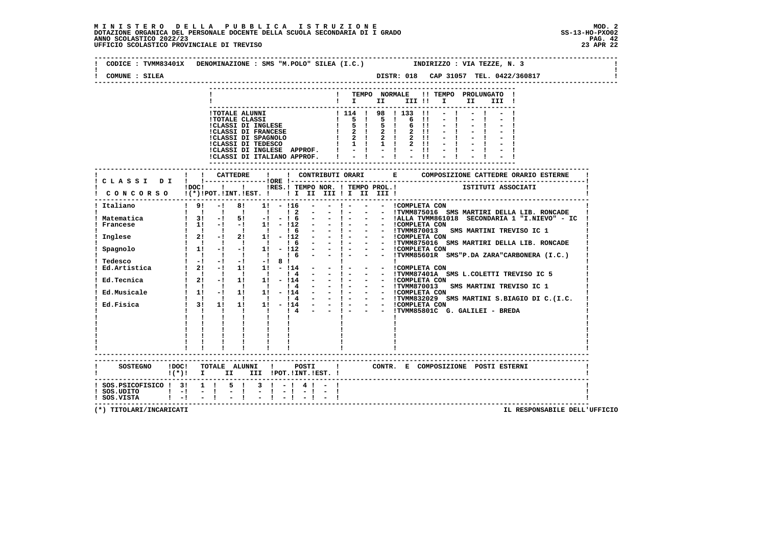**MINISTERO DELLA PUBBLICA ISTRUZIONE** — MOD. 2
DOTAZIONE ORGANICA DEL PERSONALE DOCENTE DELLA SCUOLA SECONDARIA DI I GRADO — SS-13-HO-PXO02
ANNO SCOLASTICO 2022/23
UFFICIO SCOLASTICO PROVINCIALE DI TREVISO — 23 APR 22

CODICE : TVMM83401X DENOMINAZIONE : SMS "M.POLO" SILEA (I.C.) INDIRIZZO : VIA TEZZE, N. 3

COMUNE : SILEA — DISTR: 018 CAP 31057 TEL. 0422/360817

| | TEMPO NORMALE I | II | III | TEMPO PROLUNGATO I | II | III |
|---|---|---|---|---|---|---|
| TOTALE ALUNNI | 114 | 98 | 133 | - | - | - |
| TOTALE CLASSI | 5 | 5 | 6 | - | - | - |
| CLASSI DI INGLESE | 5 | 5 | 6 | - | - | - |
| CLASSI DI FRANCESE | 2 | 2 | 2 | - | - | - |
| CLASSI DI SPAGNOLO | 2 | 2 | 2 | - | - | - |
| CLASSI DI TEDESCO | 1 | 1 | 2 | - | - | - |
| CLASSI DI INGLESE APPROF. | - | - | - | - | - | - |
| CLASSI DI ITALIANO APPROF. | - | - | - | - | - | - |

| CLASSI DI CONCORSO | DOC (*) | CATTEDRE POT. | INT. | EST. | ORE RES. | TEMPO NOR. I | II | III | TEMPO PROL. I | II | III | COMPOSIZIONE CATTEDRE ORARIO ESTERNE / ISTITUTI ASSOCIATI |
|---|---|---|---|---|---|---|---|---|---|---|---|---|
| Italiano | 9 | - | 8 | 1 | - | 16 | - | - | - | - | - | COMPLETA CON |
| | | | | | | 2 | - | - | - | - | - | TVMM875016 SMS MARTIRI DELLA LIB. RONCADE |
| Matematica | 3 | - | 5 | - | - | 6 | - | - | - | - | - | ALLA TVMM861018 SECONDARIA 1 "I.NIEVO" - IC |
| Francese | 1 | - | - | 1 | - | 12 | - | - | - | - | - | COMPLETA CON |
| | | | | | | 6 | - | - | - | - | - | TVMM870013 SMS MARTINI TREVISO IC 1 |
| Inglese | 2 | - | 2 | 1 | - | 12 | - | - | - | - | - | COMPLETA CON |
| | | | | | | 6 | - | - | - | - | - | TVMM875016 SMS MARTIRI DELLA LIB. RONCADE |
| Spagnolo | 1 | - | - | 1 | - | 12 | - | - | - | - | - | COMPLETA CON |
| | | | | | | 6 | - | - | - | - | - | TVMM85601R SMS"P.DA ZARA"CARBONERA (I.C.) |
| Tedesco | - | - | - | - | 8 | | | | | | | |
| Ed.Artistica | 2 | - | 1 | 1 | - | 14 | - | - | - | - | - | COMPLETA CON |
| | | | | | | 4 | - | - | - | - | - | TVMM87401A SMS L.COLETTI TREVISO IC 5 |
| Ed.Tecnica | 2 | - | 1 | 1 | - | 14 | - | - | - | - | - | COMPLETA CON |
| | | | | | | 4 | - | - | - | - | - | TVMM870013 SMS MARTINI TREVISO IC 1 |
| Ed.Musicale | 1 | - | 1 | 1 | - | 14 | - | - | - | - | - | COMPLETA CON |
| | | | | | | 4 | - | - | - | - | - | TVMM832029 SMS MARTINI S.BIAGIO DI C.(I.C. |
| Ed.Fisica | 3 | 1 | 1 | 1 | - | 14 | - | - | - | - | - | COMPLETA CON |
| | | | | | | 4 | - | - | - | - | - | TVMM85801C G. GALILEI - BREDA |

| SOSTEGNO | DOC (*) | TOTALE ALUNNI I | II | III | POSTI POT. | INT. | EST. | CONTR. E COMPOSIZIONE POSTI ESTERNI |
|---|---|---|---|---|---|---|---|---|
| SOS.PSICOFISICO | 3 | 1 | 5 | 3 | - | 4 | - | |
| SOS.UDITO | - | - | - | - | - | - | - | |
| SOS.VISTA | - | - | - | - | - | - | - | |

(*) TITOLARI/INCARICATI — IL RESPONSABILE DELL'UFFICIO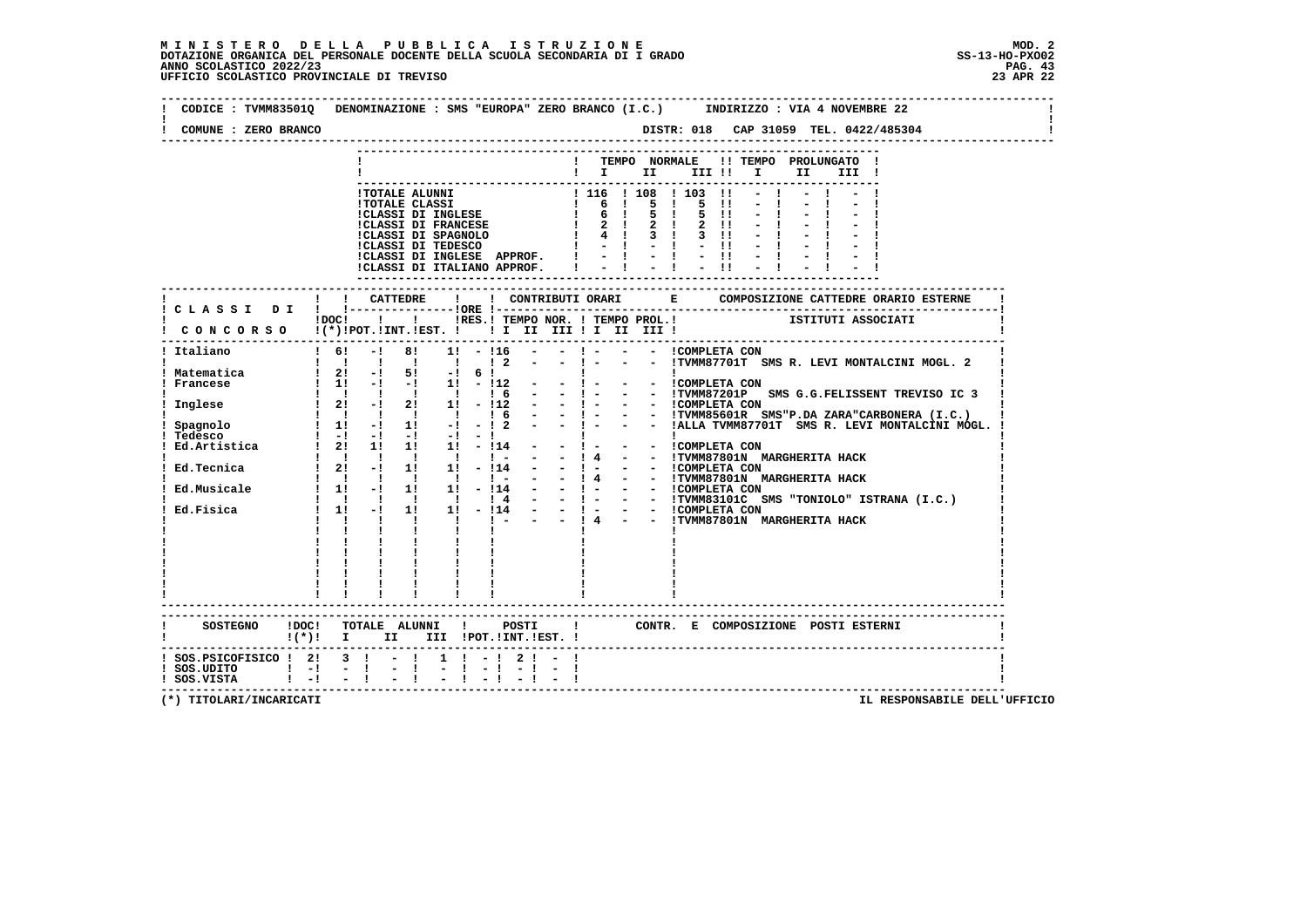**MINISTERO DELLA PUBBLICA ISTRUZIONE**
**DOTAZIONE ORGANICA DEL PERSONALE DOCENTE DELLA SCUOLA SECONDARIA DI I GRADO**
**ANNO SCOLASTICO 2022/23**
**UFFICIO SCOLASTICO PROVINCIALE DI TREVISO**

MOD. 2
SS-13-HO-PXO02
23 APR 22

CODICE : TVMM83501Q DENOMINAZIONE : SMS "EUROPA" ZERO BRANCO (I.C.) INDIRIZZO : VIA 4 NOVEMBRE 22
COMUNE : ZERO BRANCO DISTR: 018 CAP 31059 TEL. 0422/485304

| | TEMPO NORMALE I | II | III | TEMPO PROLUNGATO I | II | III |
|---|---|---|---|---|---|---|
| TOTALE ALUNNI | 116 | 108 | 103 | - | - | - |
| TOTALE CLASSI | 6 | 5 | 5 | - | - | - |
| CLASSI DI INGLESE | 6 | 5 | 5 | - | - | - |
| CLASSI DI FRANCESE | 2 | 2 | 2 | - | - | - |
| CLASSI DI SPAGNOLO | 4 | 3 | 3 | - | - | - |
| CLASSI DI TEDESCO | - | - | - | - | - | - |
| CLASSI DI INGLESE APPROF. | - | - | - | - | - | - |
| CLASSI DI ITALIANO APPROF. | - | - | - | - | - | - |

| CLASSI DI CONCORSO | DOC (*) | CATTEDRE POT. | INT. | EST. | ORE RES. | TEMPO NOR. I | II | III | TEMPO PROL. I | II | III | COMPOSIZIONE CATTEDRE ORARIO ESTERNE / ISTITUTI ASSOCIATI |
|---|---|---|---|---|---|---|---|---|---|---|---|---|
| Italiano | 6 | - | 8 | 1 | - | 16 | - | - | - | - | - | COMPLETA CON |
| | | | | | | 2 | - | - | - | - | - | TVMM87701T SMS R. LEVI MONTALCINI MOGL. 2 |
| Matematica | 2 | - | 5 | - | 6 | | | | | | | |
| Francese | 1 | - | - | 1 | - | 12 | - | - | - | - | - | COMPLETA CON |
| | | | | | | 6 | - | - | - | - | - | TVMM87201P SMS G.G.FELISSENT TREVISO IC 3 |
| Inglese | 2 | - | 2 | 1 | - | 12 | - | - | - | - | - | COMPLETA CON |
| | | | | | | 6 | - | - | - | - | - | TVMM85601R SMS"P.DA ZARA"CARBONERA (I.C.) |
| Spagnolo | 1 | - | 1 | - | - | 2 | - | - | - | - | - | ALLA TVMM87701T SMS R. LEVI MONTALCINI MOGL. |
| Tedesco | - | - | - | - | - | | | | | | | |
| Ed.Artistica | 2 | 1 | 1 | 1 | - | 14 | - | - | - | - | - | COMPLETA CON |
| | | | | | | - | - | - | 4 | - | - | TVMM87801N MARGHERITA HACK |
| Ed.Tecnica | 2 | - | 1 | 1 | - | 14 | - | - | - | - | - | COMPLETA CON |
| | | | | | | - | - | - | 4 | - | - | TVMM87801N MARGHERITA HACK |
| Ed.Musicale | 1 | - | 1 | 1 | - | 14 | - | - | - | - | - | COMPLETA CON |
| | | | | | | 4 | - | - | - | - | - | TVMM83101C SMS "TONIOLO" ISTRANA (I.C.) |
| Ed.Fisica | 1 | - | 1 | 1 | - | 14 | - | - | - | - | - | COMPLETA CON |
| | | | | | | - | - | - | 4 | - | - | TVMM87801N MARGHERITA HACK |

| SOSTEGNO | DOC (*) | TOTALE ALUNNI I | II | III | POSTI POT. | INT. | EST. | CONTR. E COMPOSIZIONE POSTI ESTERNI |
|---|---|---|---|---|---|---|---|---|
| SOS.PSICOFISICO | 2 | 3 | - | 1 | - | 2 | - | |
| SOS.UDITO | - | - | - | - | - | - | - | |
| SOS.VISTA | - | - | - | - | - | - | - | |

(*) TITOLARI/INCARICATI

IL RESPONSABILE DELL'UFFICIO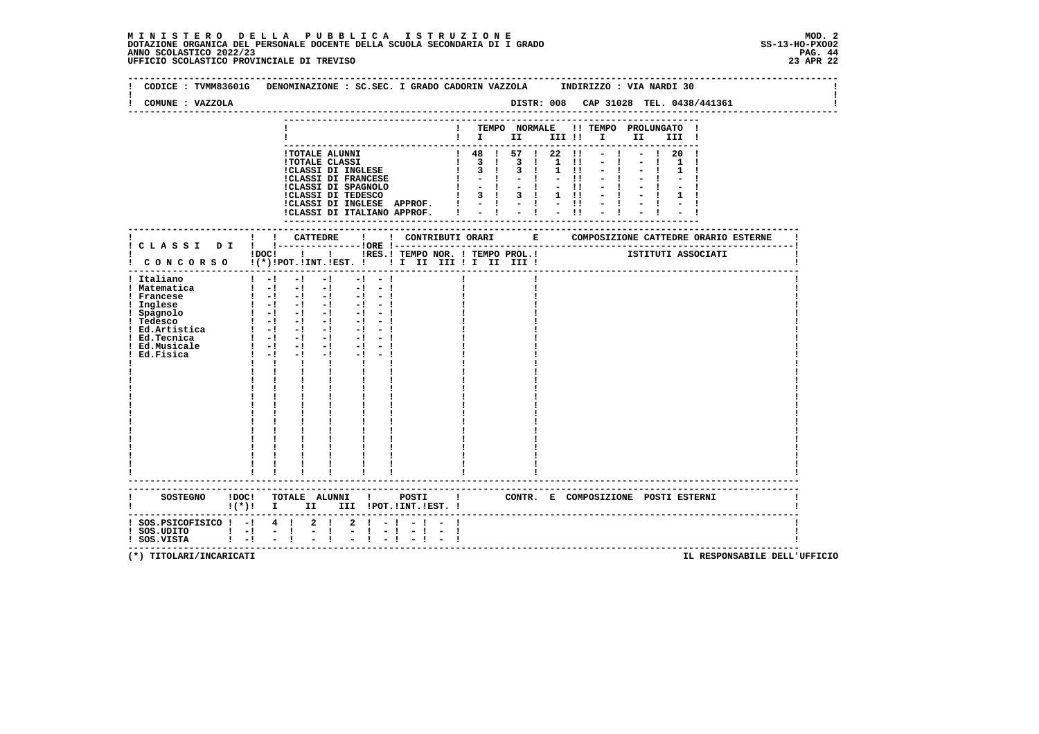**MINISTERO DELLA PUBBLICA ISTRUZIONE** — MOD. 2
DOTAZIONE ORGANICA DEL PERSONALE DOCENTE DELLA SCUOLA SECONDARIA DI I GRADO — SS-13-HO-PXO02
ANNO SCOLASTICO 2022/23
UFFICIO SCOLASTICO PROVINCIALE DI TREVISO — 23 APR 22

CODICE : TVMM83601G DENOMINAZIONE : SC.SEC. I GRADO CADORIN VAZZOLA INDIRIZZO : VIA NARDI 30

COMUNE : VAZZOLA DISTR: 008 CAP 31028 TEL. 0438/441361

| | TEMPO NORMALE I | II | III | TEMPO PROLUNGATO I | II | III |
|---|---|---|---|---|---|---|
| TOTALE ALUNNI | 48 | 57 | 22 | - | - | 20 |
| TOTALE CLASSI | 3 | 3 | 1 | - | - | 1 |
| CLASSI DI INGLESE | 3 | 3 | 1 | - | - | 1 |
| CLASSI DI FRANCESE | - | - | - | - | - | - |
| CLASSI DI SPAGNOLO | - | - | - | - | - | - |
| CLASSI DI TEDESCO | 3 | 3 | 1 | - | - | 1 |
| CLASSI DI INGLESE APPROF. | - | - | - | - | - | - |
| CLASSI DI ITALIANO APPROF. | - | - | - | - | - | - |

| CLASSI DI CONCORSO | DOC (*) | CATTEDRE POT. | INT. | EST. | ORE RES. | CONTRIBUTI ORARI TEMPO NOR. I II III | TEMPO PROL. I II III | COMPOSIZIONE CATTEDRE ORARIO ESTERNE - ISTITUTI ASSOCIATI |
|---|---|---|---|---|---|---|---|---|
| Italiano | - | - | - | - | - | | | |
| Matematica | - | - | - | - | - | | | |
| Francese | - | - | - | - | - | | | |
| Inglese | - | - | - | - | - | | | |
| Spagnolo | - | - | - | - | - | | | |
| Tedesco | - | - | - | - | - | | | |
| Ed.Artistica | - | - | - | - | - | | | |
| Ed.Tecnica | - | - | - | - | - | | | |
| Ed.Musicale | - | - | - | - | - | | | |
| Ed.Fisica | - | - | - | - | - | | | |

| SOSTEGNO | DOC (*) | TOTALE ALUNNI I | II | III | POSTI POT. | INT. | EST. | CONTR. E COMPOSIZIONE POSTI ESTERNI |
|---|---|---|---|---|---|---|---|---|
| SOS.PSICOFISICO | - | 4 | 2 | 2 | - | - | - | |
| SOS.UDITO | - | - | - | - | - | - | - | |
| SOS.VISTA | - | - | - | - | - | - | - | |

(*) TITOLARI/INCARICATI — IL RESPONSABILE DELL'UFFICIO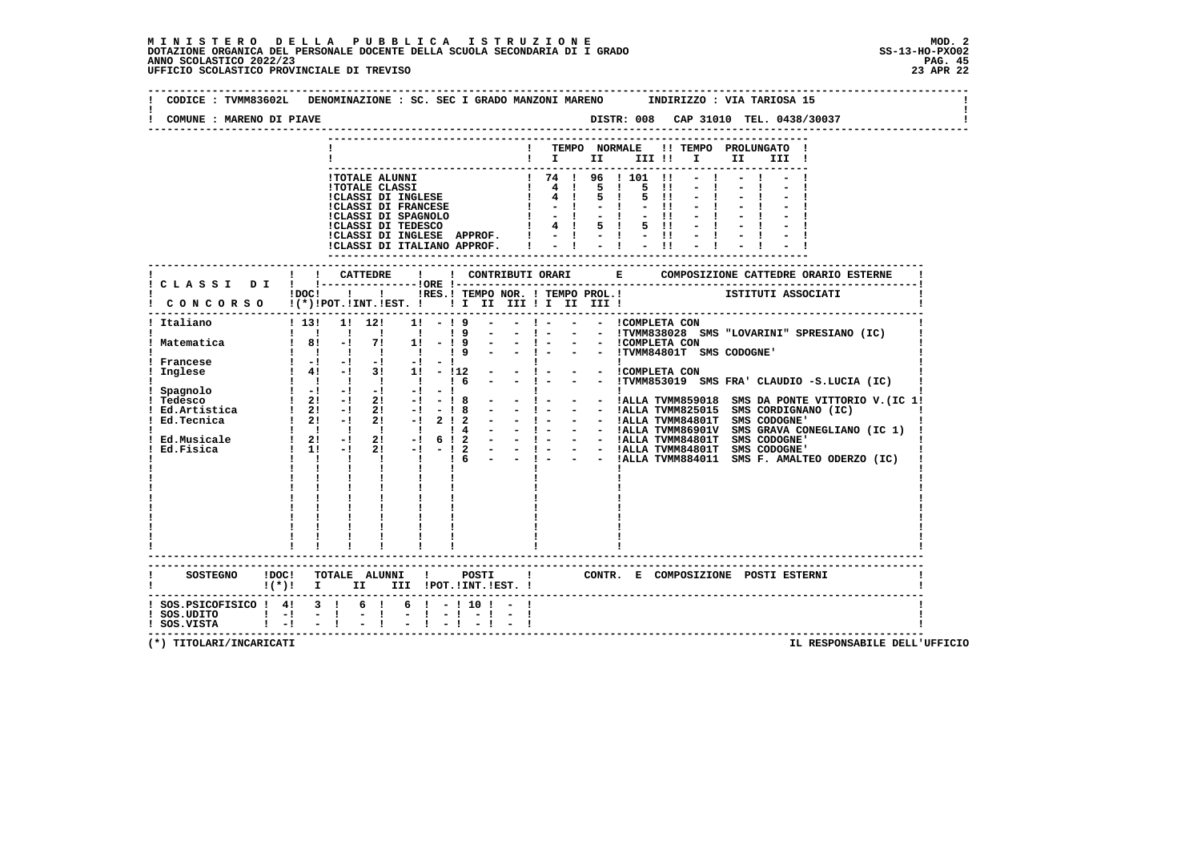**MINISTERO DELLA PUBBLICA ISTRUZIONE**
**DOTAZIONE ORGANICA DEL PERSONALE DOCENTE DELLA SCUOLA SECONDARIA DI I GRADO**
**ANNO SCOLASTICO 2022/23**
**UFFICIO SCOLASTICO PROVINCIALE DI TREVISO**

MOD. 2
SS-13-HO-PXO02
23 APR 22

CODICE : TVMM83602L DENOMINAZIONE : SC. SEC I GRADO MANZONI MARENO INDIRIZZO : VIA TARIOSA 15
COMUNE : MARENO DI PIAVE DISTR: 008 CAP 31010 TEL. 0438/30037

| | TEMPO NORMALE I | II | III | TEMPO PROLUNGATO I | II | III |
|---|---|---|---|---|---|---|
| TOTALE ALUNNI | 74 | 96 | 101 | - | - | - |
| TOTALE CLASSI | 4 | 5 | 5 | - | - | - |
| CLASSI DI INGLESE | 4 | 5 | 5 | - | - | - |
| CLASSI DI FRANCESE | - | - | - | - | - | - |
| CLASSI DI SPAGNOLO | - | - | - | - | - | - |
| CLASSI DI TEDESCO | 4 | 5 | 5 | - | - | - |
| CLASSI DI INGLESE APPROF. | - | - | - | - | - | - |
| CLASSI DI ITALIANO APPROF. | - | - | - | - | - | - |

| CLASSI DI CONCORSO | DOC (*) | CATTEDRE POT. | INT. | EST. | ORE RES. | CONTRIBUTI ORARI TEMPO NOR. I | II | III | TEMPO PROL. I | II | III | COMPOSIZIONE CATTEDRE ORARIO ESTERNE - ISTITUTI ASSOCIATI |
|---|---|---|---|---|---|---|---|---|---|---|---|---|
| Italiano | 13 | 1 | 12 | 1 | - | 9 | - | - | - | - | - | COMPLETA CON |
| | | | | | | 9 | - | - | - | - | - | TVMM838028 SMS "LOVARINI" SPRESIANO (IC) |
| Matematica | 8 | - | 7 | 1 | - | 9 | - | - | - | - | - | COMPLETA CON |
| | | | | | | 9 | - | - | - | - | - | TVMM84801T SMS CODOGNE' |
| Francese | - | - | - | - | - | | | | | | | |
| Inglese | 4 | - | 3 | 1 | - | 12 | - | - | - | - | - | COMPLETA CON |
| | | | | | | 6 | - | - | - | - | - | TVMM853019 SMS FRA' CLAUDIO -S.LUCIA (IC) |
| Spagnolo | - | - | - | - | - | | | | | | | |
| Tedesco | 2 | - | 2 | - | - | 8 | - | - | - | - | - | ALLA TVMM859018 SMS DA PONTE VITTORIO V.(IC 1 |
| Ed.Artistica | 2 | - | 2 | - | - | 8 | - | - | - | - | - | ALLA TVMM825015 SMS CORDIGNANO (IC) |
| Ed.Tecnica | 2 | - | 2 | - | 2 | 2 | - | - | - | - | - | ALLA TVMM84801T SMS CODOGNE' |
| | | | | | | 4 | - | - | - | - | - | ALLA TVMM86901V SMS GRAVA CONEGLIANO (IC 1) |
| Ed.Musicale | 2 | - | 2 | - | 6 | 2 | - | - | - | - | - | ALLA TVMM84801T SMS CODOGNE' |
| Ed.Fisica | 1 | - | 2 | - | - | 2 | - | - | - | - | - | ALLA TVMM84801T SMS CODOGNE' |
| | | | | | | 6 | - | - | - | - | - | ALLA TVMM884011 SMS F. AMALTEO ODERZO (IC) |

| SOSTEGNO | DOC (*) | TOTALE ALUNNI I | II | III | POSTI POT. | INT. | EST. | CONTR. E COMPOSIZIONE POSTI ESTERNI |
|---|---|---|---|---|---|---|---|---|
| SOS.PSICOFISICO | 4 | 3 | 6 | 6 | - | 10 | - | |
| SOS.UDITO | - | - | - | - | - | - | - | |
| SOS.VISTA | - | - | - | - | - | - | - | |

(*) TITOLARI/INCARICATI

IL RESPONSABILE DELL'UFFICIO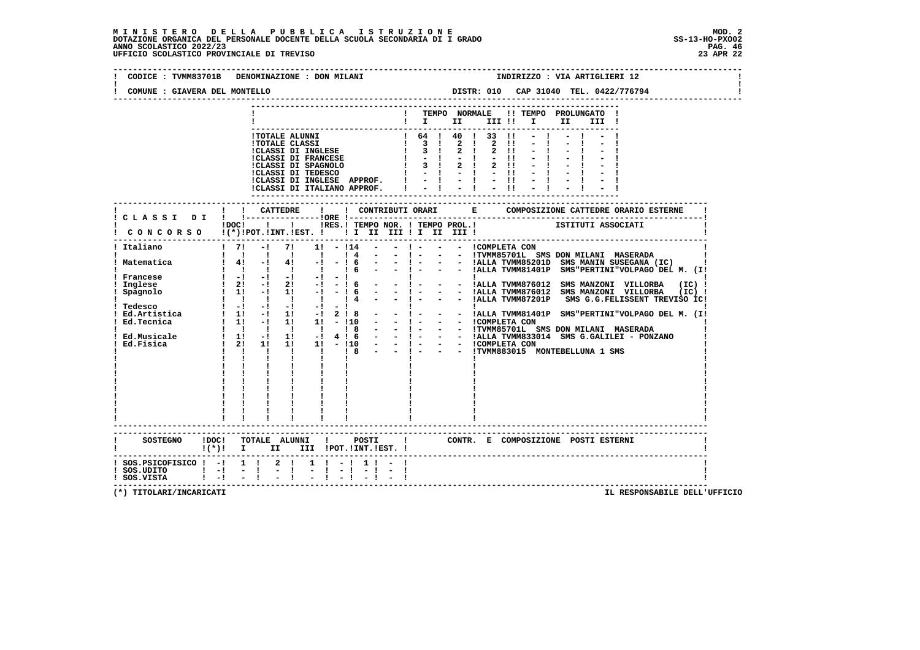**M I N I S T E R O   D E L L A   P U B B L I C A   I S T R U Z I O N E**
**DOTAZIONE ORGANICA DEL PERSONALE DOCENTE DELLA SCUOLA SECONDARIA DI I GRADO**
**ANNO SCOLASTICO 2022/23**
**UFFICIO SCOLASTICO PROVINCIALE DI TREVISO**

MOD. 2
SS-13-HO-PXO02
23 APR 22

CODICE : TVMM83701B   DENOMINAZIONE : DON MILANI   INDIRIZZO : VIA ARTIGLIERI 12
COMUNE : GIAVERA DEL MONTELLO   DISTR: 010   CAP 31040   TEL. 0422/776794

| | TEMPO NORMALE I | II | III | TEMPO PROLUNGATO I | II | III |
|---|---|---|---|---|---|---|
| TOTALE ALUNNI | 64 | 40 | 33 | - | - | - |
| TOTALE CLASSI | 3 | 2 | 2 | - | - | - |
| CLASSI DI INGLESE | 3 | 2 | 2 | - | - | - |
| CLASSI DI FRANCESE | - | - | - | - | - | - |
| CLASSI DI SPAGNOLO | 3 | 2 | 2 | - | - | - |
| CLASSI DI TEDESCO | - | - | - | - | - | - |
| CLASSI DI INGLESE APPROF. | - | - | - | - | - | - |
| CLASSI DI ITALIANO APPROF. | - | - | - | - | - | - |

| CLASSI DI CONCORSO | DOC (*) | CATTEDRE POT. | INT. | EST. | ORE RES. | TEMPO NOR. I | II | III | TEMPO PROL. I | II | III | COMPOSIZIONE CATTEDRE ORARIO ESTERNE - ISTITUTI ASSOCIATI |
|---|---|---|---|---|---|---|---|---|---|---|---|---|
| Italiano | 7 | - | 7 | 1 | - | 14 | - | - | - | - | - | COMPLETA CON |
| | | | | | | 4 | - | - | - | - | - | TVMM85701L SMS DON MILANI MASERADA |
| Matematica | 4 | - | 4 | - | - | 6 | - | - | - | - | - | ALLA TVMM85201D SMS MANIN SUSEGANA (IC) |
| | | | | | | 6 | - | - | - | - | - | ALLA TVMM81401P SMS"PERTINI"VOLPAGO DEL M. (I |
| Francese | - | - | - | - | - | | | | | | | |
| Inglese | 2 | - | 2 | - | - | 6 | - | - | - | - | - | ALLA TVMM876012 SMS MANZONI VILLORBA (IC) |
| Spagnolo | 1 | - | 1 | - | - | 6 | - | - | - | - | - | ALLA TVMM876012 SMS MANZONI VILLORBA (IC) |
| | | | | | | 4 | - | - | - | - | - | ALLA TVMM87201P SMS G.G.FELISSENT TREVISO IC |
| Tedesco | - | - | - | - | - | | | | | | | |
| Ed.Artistica | 1 | - | 1 | - | 2 | 8 | - | - | - | - | - | ALLA TVMM81401P SMS"PERTINI"VOLPAGO DEL M. (I |
| Ed.Tecnica | 1 | - | 1 | 1 | - | 10 | - | - | - | - | - | COMPLETA CON |
| | | | | | | 8 | - | - | - | - | - | TVMM85701L SMS DON MILANI MASERADA |
| Ed.Musicale | 1 | - | 1 | - | 4 | 6 | - | - | - | - | - | ALLA TVMM833014 SMS G.GALILEI - PONZANO |
| Ed.Fisica | 2 | 1 | 1 | 1 | - | 10 | - | - | - | - | - | COMPLETA CON |
| | | | | | | 8 | - | - | - | - | - | TVMM883015 MONTEBELLUNA 1 SMS |

| SOSTEGNO | DOC (*) | TOTALE ALUNNI I | II | III | POSTI POT. | INT. | EST. | CONTR. E COMPOSIZIONE POSTI ESTERNI |
|---|---|---|---|---|---|---|---|---|
| SOS.PSICOFISICO | - | 1 | 2 | 1 | - | 1 | - | |
| SOS.UDITO | - | - | - | - | - | - | - | |
| SOS.VISTA | - | - | - | - | - | - | - | |

(*) TITOLARI/INCARICATI

IL RESPONSABILE DELL'UFFICIO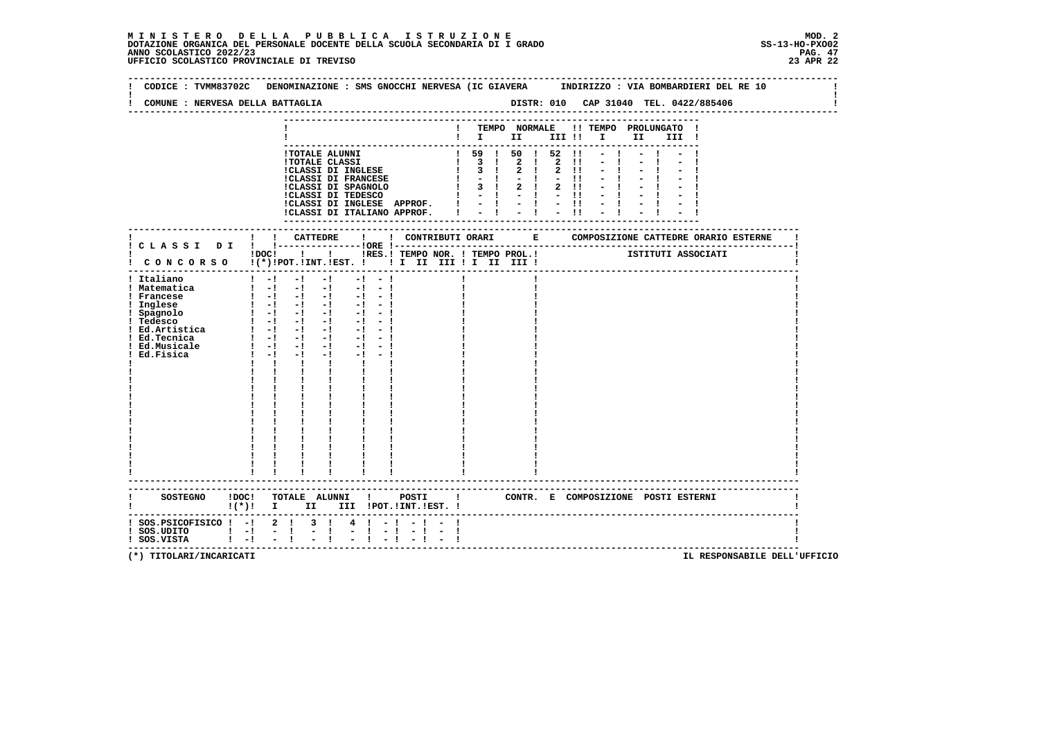**MINISTERO DELLA PUBBLICA ISTRUZIONE**
**DOTAZIONE ORGANICA DEL PERSONALE DOCENTE DELLA SCUOLA SECONDARIA DI I GRADO**
**ANNO SCOLASTICO 2022/23**
**UFFICIO SCOLASTICO PROVINCIALE DI TREVISO**

MOD. 2
SS-13-HO-PXO02
23 APR 22

CODICE : TVMM83702C DENOMINAZIONE : SMS GNOCCHI NERVESA (IC GIAVERA INDIRIZZO : VIA BOMBARDIERI DEL RE 10

COMUNE : NERVESA DELLA BATTAGLIA DISTR: 010 CAP 31040 TEL. 0422/885406

| | TEMPO NORMALE I | II | III | TEMPO PROLUNGATO I | II | III |
|---|---|---|---|---|---|---|
| TOTALE ALUNNI | 59 | 50 | 52 | - | - | - |
| TOTALE CLASSI | 3 | 2 | 2 | - | - | - |
| CLASSI DI INGLESE | 3 | 2 | 2 | - | - | - |
| CLASSI DI FRANCESE | - | - | - | - | - | - |
| CLASSI DI SPAGNOLO | 3 | 2 | 2 | - | - | - |
| CLASSI DI TEDESCO | - | - | - | - | - | - |
| CLASSI DI INGLESE APPROF. | - | - | - | - | - | - |
| CLASSI DI ITALIANO APPROF. | - | - | - | - | - | - |

| CLASSI DI CONCORSO | DOC (*) | CATTEDRE POT. | CATTEDRE INT. | CATTEDRE EST. | ORE RES. | CONTRIBUTI ORARI TEMPO NOR. I II III | CONTRIBUTI ORARI TEMPO PROL. I II III | COMPOSIZIONE CATTEDRE ORARIO ESTERNE - ISTITUTI ASSOCIATI |
|---|---|---|---|---|---|---|---|---|
| Italiano | - | - | - | - | - | | | |
| Matematica | - | - | - | - | - | | | |
| Francese | - | - | - | - | - | | | |
| Inglese | - | - | - | - | - | | | |
| Spagnolo | - | - | - | - | - | | | |
| Tedesco | - | - | - | - | - | | | |
| Ed.Artistica | - | - | - | - | - | | | |
| Ed.Tecnica | - | - | - | - | - | | | |
| Ed.Musicale | - | - | - | - | - | | | |
| Ed.Fisica | - | - | - | - | - | | | |

| SOSTEGNO | DOC (*) | TOTALE ALUNNI I | II | III | POSTI POT. | INT. | EST. | CONTR. E COMPOSIZIONE POSTI ESTERNI |
|---|---|---|---|---|---|---|---|---|
| SOS.PSICOFISICO | - | 2 | 3 | 4 | - | - | - | |
| SOS.UDITO | - | - | - | - | - | - | - | |
| SOS.VISTA | - | - | - | - | - | - | - | |

(*) TITOLARI/INCARICATI

IL RESPONSABILE DELL'UFFICIO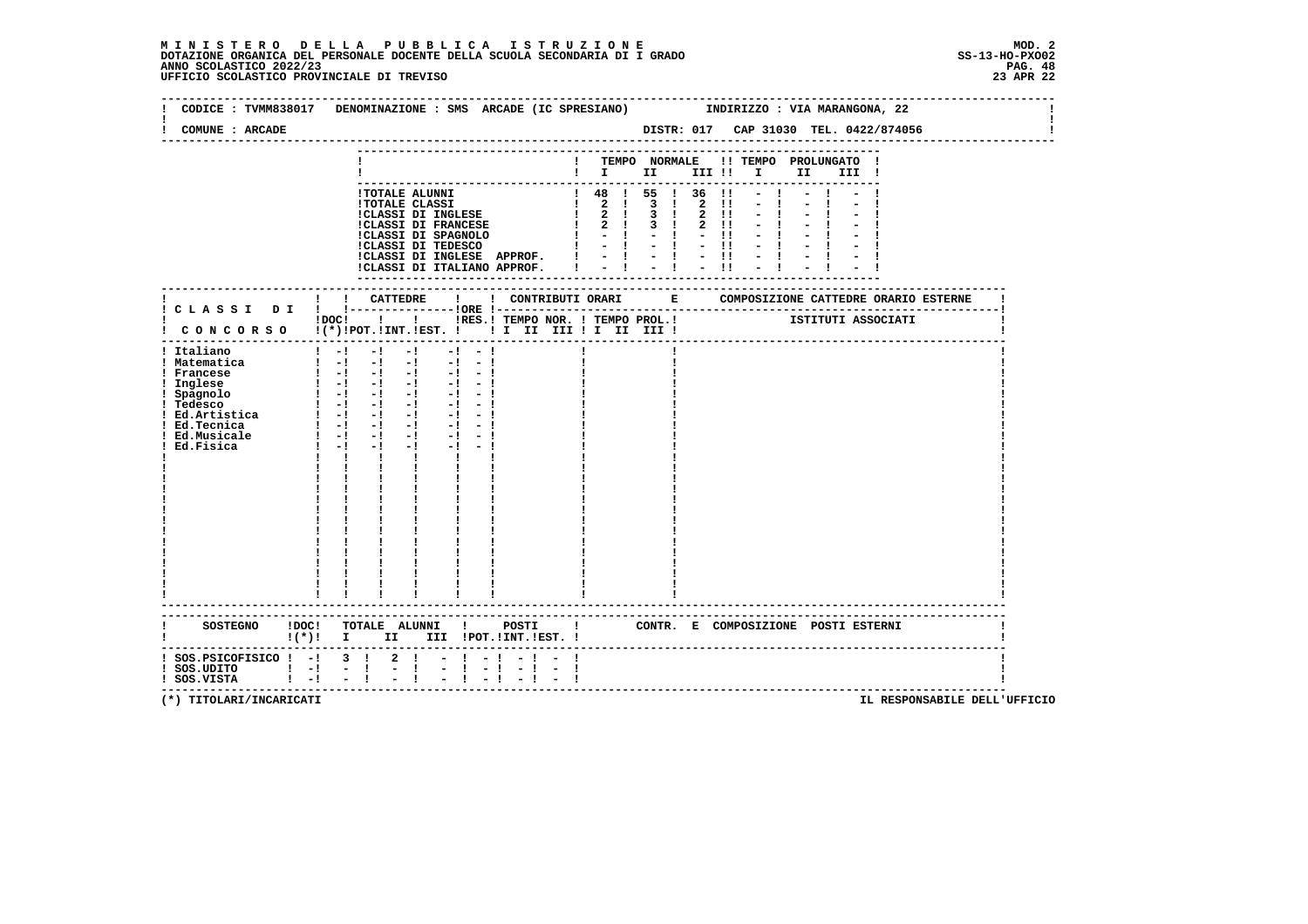**M I N I S T E R O D E L L A P U B B L I C A I S T R U Z I O N E**
**DOTAZIONE ORGANICA DEL PERSONALE DOCENTE DELLA SCUOLA SECONDARIA DI I GRADO**
**ANNO SCOLASTICO 2022/23**
**UFFICIO SCOLASTICO PROVINCIALE DI TREVISO**

MOD. 2
SS-13-HO-PXO02
23 APR 22

CODICE : TVMM838017 DENOMINAZIONE : SMS ARCADE (IC SPRESIANO) INDIRIZZO : VIA MARANGONA, 22

COMUNE : ARCADE DISTR: 017 CAP 31030 TEL. 0422/874056

| | TEMPO NORMALE I | II | III | TEMPO PROLUNGATO I | II | III |
|---|---|---|---|---|---|---|
| TOTALE ALUNNI | 48 | 55 | 36 | - | - | - |
| TOTALE CLASSI | 2 | 3 | 2 | - | - | - |
| CLASSI DI INGLESE | 2 | 3 | 2 | - | - | - |
| CLASSI DI FRANCESE | 2 | 3 | 2 | - | - | - |
| CLASSI DI SPAGNOLO | - | - | - | - | - | - |
| CLASSI DI TEDESCO | - | - | - | - | - | - |
| CLASSI DI INGLESE APPROF. | - | - | - | - | - | - |
| CLASSI DI ITALIANO APPROF. | - | - | - | - | - | - |

| CLASSI DI CONCORSO | DOC (*) | CATTEDRE POT. | CATTEDRE INT. | CATTEDRE EST. | ORE RES. | CONTRIBUTI ORARI TEMPO NOR. I II III | TEMPO PROL. I II III | COMPOSIZIONE CATTEDRE ORARIO ESTERNE - ISTITUTI ASSOCIATI |
|---|---|---|---|---|---|---|---|---|
| Italiano | - | - | - | - | - | | | |
| Matematica | - | - | - | - | - | | | |
| Francese | - | - | - | - | - | | | |
| Inglese | - | - | - | - | - | | | |
| Spagnolo | - | - | - | - | - | | | |
| Tedesco | - | - | - | - | - | | | |
| Ed.Artistica | - | - | - | - | - | | | |
| Ed.Tecnica | - | - | - | - | - | | | |
| Ed.Musicale | - | - | - | - | - | | | |
| Ed.Fisica | - | - | - | - | - | | | |

| SOSTEGNO | DOC (*) | TOTALE ALUNNI I | II | III | POSTI POT. | INT. | EST. | CONTR. E COMPOSIZIONE POSTI ESTERNI |
|---|---|---|---|---|---|---|---|---|
| SOS.PSICOFISICO | - | 3 | 2 | - | - | - | - | |
| SOS.UDITO | - | - | - | - | - | - | - | |
| SOS.VISTA | - | - | - | - | - | - | - | |

(*) TITOLARI/INCARICATI

IL RESPONSABILE DELL'UFFICIO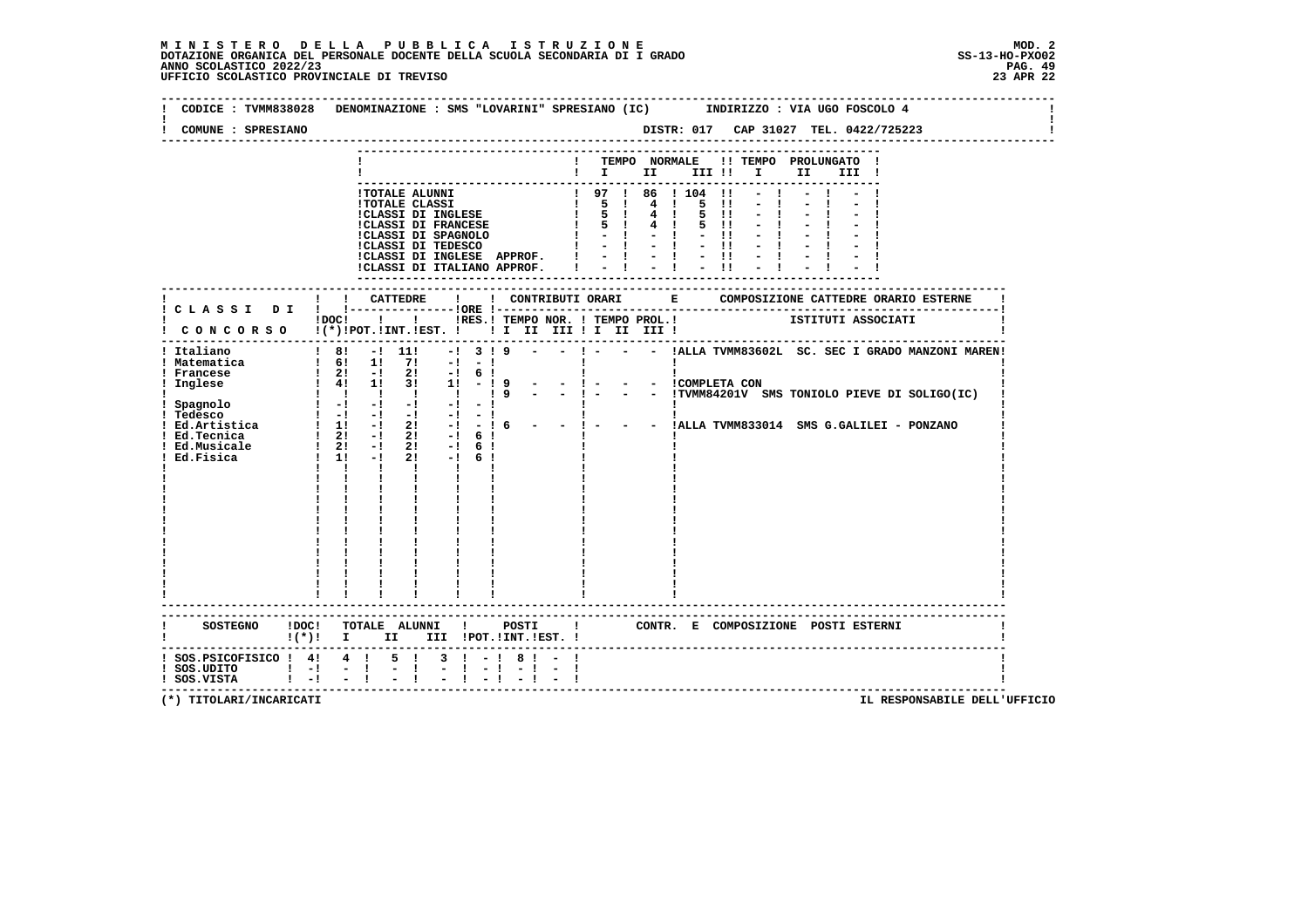# MINISTERO DELLA PUBBLICA ISTRUZIONE

DOTAZIONE ORGANICA DEL PERSONALE DOCENTE DELLA SCUOLA SECONDARIA DI I GRADO
ANNO SCOLASTICO 2022/23
UFFICIO SCOLASTICO PROVINCIALE DI TREVISO

MOD. 2
SS-13-HO-PXO02
23 APR 22

CODICE : TVMM838028 DENOMINAZIONE : SMS "LOVARINI" SPRESIANO (IC) INDIRIZZO : VIA UGO FOSCOLO 4

COMUNE : SPRESIANO DISTR: 017 CAP 31027 TEL. 0422/725223

| | TEMPO NORMALE I | II | III | TEMPO PROLUNGATO I | II | III |
|---|---|---|---|---|---|---|
| TOTALE ALUNNI | 97 | 86 | 104 | - | - | - |
| TOTALE CLASSI | 5 | 4 | 5 | - | - | - |
| CLASSI DI INGLESE | 5 | 4 | 5 | - | - | - |
| CLASSI DI FRANCESE | 5 | 4 | 5 | - | - | - |
| CLASSI DI SPAGNOLO | - | - | - | - | - | - |
| CLASSI DI TEDESCO | - | - | - | - | - | - |
| CLASSI DI INGLESE APPROF. | - | - | - | - | - | - |
| CLASSI DI ITALIANO APPROF. | - | - | - | - | - | - |

| CLASSI DI CONCORSO | DOC (*) | CATTEDRE POT. | INT. | EST. | ORE RES. | TEMPO NOR. I | II | III | TEMPO PROL. I | II | III | COMPOSIZIONE CATTEDRE ORARIO ESTERNE - ISTITUTI ASSOCIATI |
|---|---|---|---|---|---|---|---|---|---|---|---|---|
| Italiano | 8 | - | 11 | - | 3 | 9 | - | - | - | - | - | ALLA TVMM83602L SC. SEC I GRADO MANZONI MAREN |
| Matematica | 6 | 1 | 7 | - | - | | | | | | | |
| Francese | 2 | - | 2 | - | 6 | | | | | | | |
| Inglese | 4 | 1 | 3 | 1 | - | 9 | - | - | - | - | - | COMPLETA CON |
| | | | | | | 9 | - | - | - | - | - | TVMM84201V SMS TONIOLO PIEVE DI SOLIGO(IC) |
| Spagnolo | - | - | - | - | - | | | | | | | |
| Tedesco | - | - | - | - | - | | | | | | | |
| Ed.Artistica | 1 | - | 2 | - | - | 6 | - | - | - | - | - | ALLA TVMM833014 SMS G.GALILEI - PONZANO |
| Ed.Tecnica | 2 | - | 2 | - | 6 | | | | | | | |
| Ed.Musicale | 2 | - | 2 | - | 6 | | | | | | | |
| Ed.Fisica | 1 | - | 2 | - | 6 | | | | | | | |

| SOSTEGNO | DOC (*) | TOTALE ALUNNI I | II | III | POSTI POT. | INT. | EST. | CONTR. E COMPOSIZIONE POSTI ESTERNI |
|---|---|---|---|---|---|---|---|---|
| SOS.PSICOFISICO | 4 | 4 | 5 | 3 | - | 8 | - | |
| SOS.UDITO | - | - | - | - | - | - | - | |
| SOS.VISTA | - | - | - | - | - | - | - | |

(*) TITOLARI/INCARICATI

IL RESPONSABILE DELL'UFFICIO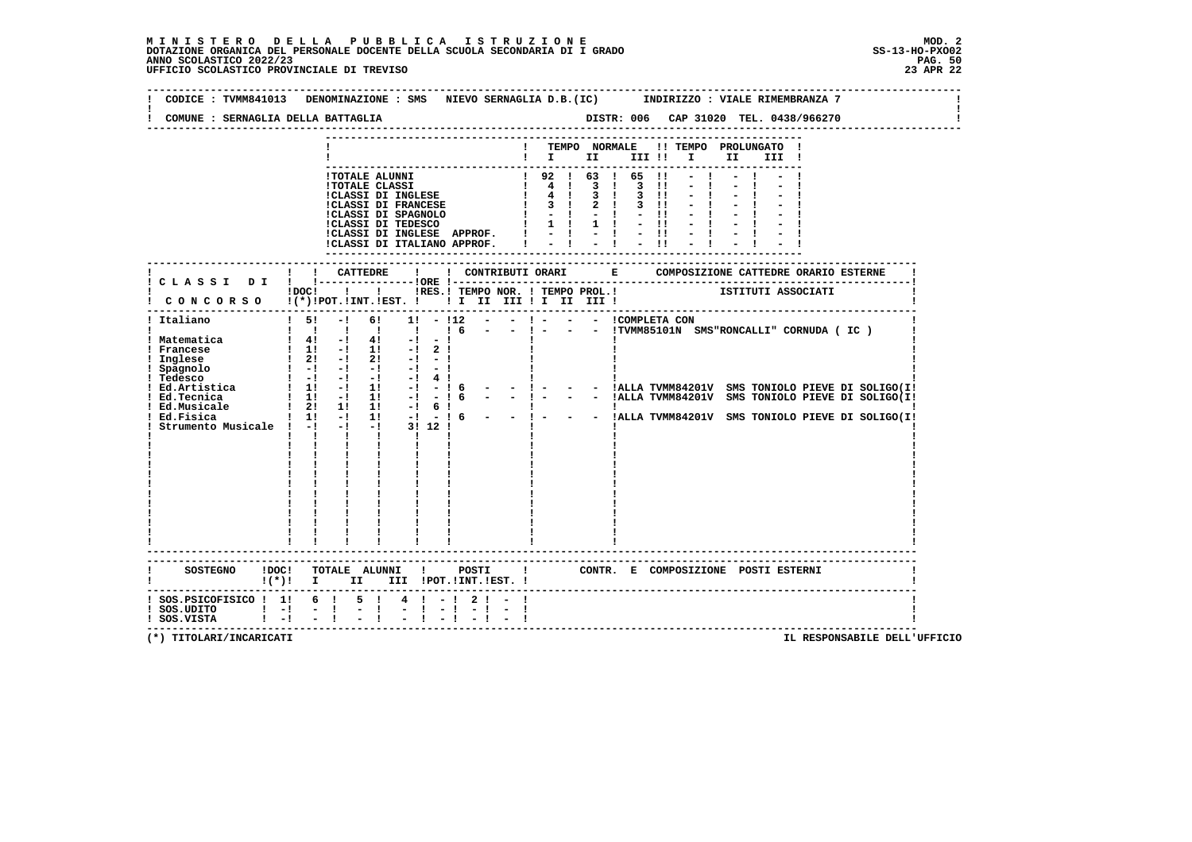**MINISTERO DELLA PUBBLICA ISTRUZIONE**
**DOTAZIONE ORGANICA DEL PERSONALE DOCENTE DELLA SCUOLA SECONDARIA DI I GRADO**
**ANNO SCOLASTICO 2022/23**
**UFFICIO SCOLASTICO PROVINCIALE DI TREVISO**

MOD. 2
SS-13-HO-PXO02
23 APR 22

CODICE : TVMM841013 DENOMINAZIONE : SMS NIEVO SERNAGLIA D.B.(IC) INDIRIZZO : VIALE RIMEMBRANZA 7

COMUNE : SERNAGLIA DELLA BATTAGLIA DISTR: 006 CAP 31020 TEL. 0438/966270

| | TEMPO NORMALE I | II | III | TEMPO PROLUNGATO I | II | III |
|---|---|---|---|---|---|---|
| TOTALE ALUNNI | 92 | 63 | 65 | - | - | - |
| TOTALE CLASSI | 4 | 3 | 3 | - | - | - |
| CLASSI DI INGLESE | 4 | 3 | 3 | - | - | - |
| CLASSI DI FRANCESE | 3 | 2 | 3 | - | - | - |
| CLASSI DI SPAGNOLO | - | - | - | - | - | - |
| CLASSI DI TEDESCO | 1 | 1 | - | - | - | - |
| CLASSI DI INGLESE APPROF. | - | - | - | - | - | - |
| CLASSI DI ITALIANO APPROF. | - | - | - | - | - | - |

| CLASSI DI CONCORSO | DOC (*) | CATTEDRE POT. | CATTEDRE INT. | CATTEDRE EST. | ORE RES. | CONTRIBUTI ORARI TEMPO NOR. I | II | III | TEMPO PROL. I | II | III | COMPOSIZIONE CATTEDRE ORARIO ESTERNE - ISTITUTI ASSOCIATI |
|---|---|---|---|---|---|---|---|---|---|---|---|---|
| Italiano | 5 | - | 6 | 1 | - | 12 | - | - | - | - | - | COMPLETA CON |
| | | | | | | 6 | - | - | - | - | - | TVMM85101N SMS"RONCALLI" CORNUDA ( IC ) |
| Matematica | 4 | - | 4 | - | - | | | | | | | |
| Francese | 1 | - | 1 | - | 2 | | | | | | | |
| Inglese | 2 | - | 2 | - | - | | | | | | | |
| Spagnolo | - | - | - | - | - | | | | | | | |
| Tedesco | - | - | - | - | 4 | | | | | | | |
| Ed.Artistica | 1 | - | 1 | - | - | 6 | - | - | - | - | - | ALLA TVMM84201V SMS TONIOLO PIEVE DI SOLIGO(I! |
| Ed.Tecnica | 1 | - | 1 | - | - | 6 | - | - | - | - | - | ALLA TVMM84201V SMS TONIOLO PIEVE DI SOLIGO(I! |
| Ed.Musicale | 2 | 1 | 1 | - | 6 | | | | | | | |
| Ed.Fisica | 1 | - | 1 | - | - | 6 | - | - | - | - | - | ALLA TVMM84201V SMS TONIOLO PIEVE DI SOLIGO(I! |
| Strumento Musicale | - | - | - | 3 | 12 | | | | | | | |

| SOSTEGNO | DOC (*) | TOTALE ALUNNI I | II | III | POSTI POT. | INT. | EST. | CONTR. E COMPOSIZIONE POSTI ESTERNI |
|---|---|---|---|---|---|---|---|---|
| SOS.PSICOFISICO | 1 | 6 | 5 | 4 | - | 2 | - | |
| SOS.UDITO | - | - | - | - | - | - | - | |
| SOS.VISTA | - | - | - | - | - | - | - | |

(*) TITOLARI/INCARICATI

IL RESPONSABILE DELL'UFFICIO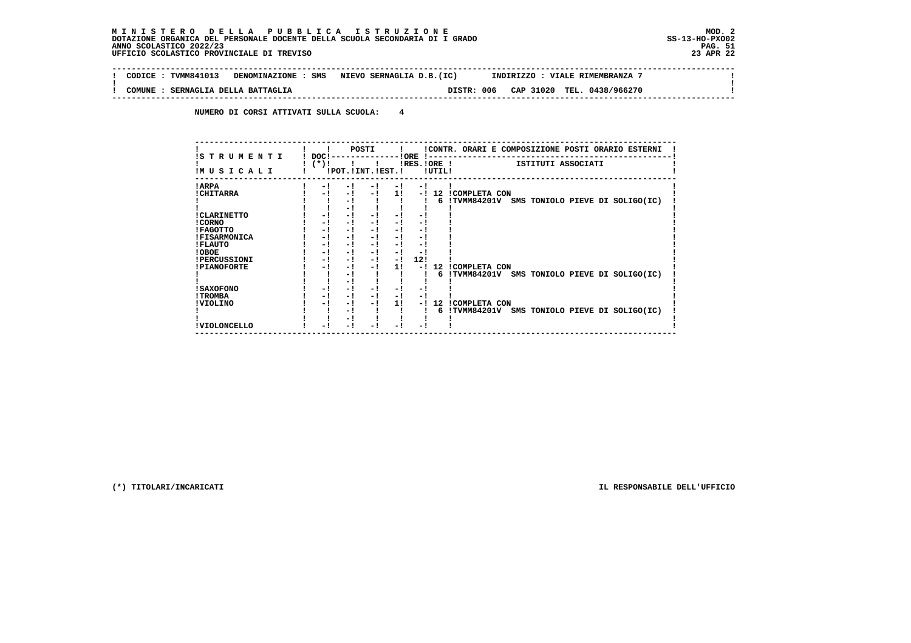**MINISTERO DELLA PUBBLICA ISTRUZIONE**
**DOTAZIONE ORGANICA DEL PERSONALE DOCENTE DELLA SCUOLA SECONDARIA DI I GRADO**
**ANNO SCOLASTICO 2022/23**
**UFFICIO SCOLASTICO PROVINCIALE DI TREVISO**

MOD. 2
SS-13-HO-PXO02
23 APR 22

CODICE : TVMM841013 DENOMINAZIONE : SMS NIEVO SERNAGLIA D.B.(IC) INDIRIZZO : VIALE RIMEMBRANZA 7

COMUNE : SERNAGLIA DELLA BATTAGLIA DISTR: 006 CAP 31020 TEL. 0438/966270

NUMERO DI CORSI ATTIVATI SULLA SCUOLA: 4

| STRUMENTI MUSICALI | DOC (*) | POSTI POT. | POSTI INT. | POSTI EST. | ORE RES. | ORE UTIL. | CONTR. ORARI E COMPOSIZIONE POSTI ORARIO ESTERNI - ISTITUTI ASSOCIATI |
|---|---|---|---|---|---|---|---|
| ARPA | - | - | - | - | - | | |
| CHITARRA | - | - | - | 1 | - | 12 | COMPLETA CON |
| | | - | | | | 6 | TVMM84201V SMS TONIOLO PIEVE DI SOLIGO(IC) |
| | | - | | | | | |
| CLARINETTO | - | - | - | - | - | | |
| CORNO | - | - | - | - | - | | |
| FAGOTTO | - | - | - | - | - | | |
| FISARMONICA | - | - | - | - | - | | |
| FLAUTO | - | - | - | - | - | | |
| OBOE | - | - | - | - | - | | |
| PERCUSSIONI | - | - | - | - | 12 | | |
| PIANOFORTE | - | - | - | 1 | - | 12 | COMPLETA CON |
| | | - | | | | 6 | TVMM84201V SMS TONIOLO PIEVE DI SOLIGO(IC) |
| | | - | | | | | |
| SAXOFONO | - | - | - | - | - | | |
| TROMBA | - | - | - | - | - | | |
| VIOLINO | - | - | - | 1 | - | 12 | COMPLETA CON |
| | | - | | | | 6 | TVMM84201V SMS TONIOLO PIEVE DI SOLIGO(IC) |
| | | - | | | | | |
| VIOLONCELLO | - | - | - | - | - | | |

(*) TITOLARI/INCARICATI

IL RESPONSABILE DELL'UFFICIO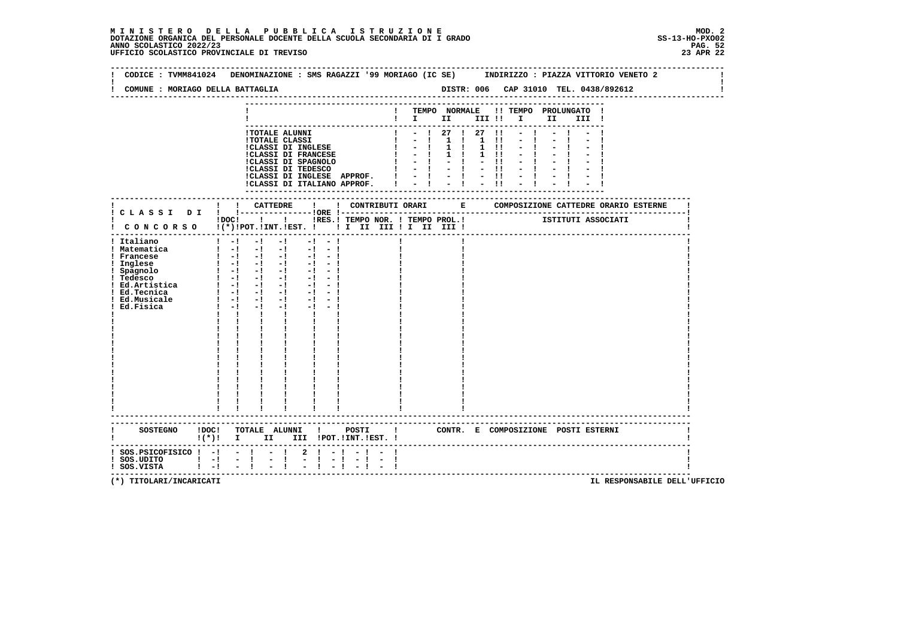**MINISTERO DELLA PUBBLICA ISTRUZIONE** — MOD. 2
DOTAZIONE ORGANICA DEL PERSONALE DOCENTE DELLA SCUOLA SECONDARIA DI I GRADO — SS-13-HO-PXO02
ANNO SCOLASTICO 2022/23
UFFICIO SCOLASTICO PROVINCIALE DI TREVISO — 23 APR 22

CODICE : TVMM841024   DENOMINAZIONE : SMS RAGAZZI '99 MORIAGO (IC SE)   INDIRIZZO : PIAZZA VITTORIO VENETO 2

COMUNE : MORIAGO DELLA BATTAGLIA   DISTR: 006   CAP 31010   TEL. 0438/892612

| | TEMPO NORMALE I | II | III | TEMPO PROLUNGATO I | II | III |
|---|---|---|---|---|---|---|
| TOTALE ALUNNI | - | 27 | 27 | - | - | - |
| TOTALE CLASSI | - | 1 | 1 | - | - | - |
| CLASSI DI INGLESE | - | 1 | 1 | - | - | - |
| CLASSI DI FRANCESE | - | 1 | 1 | - | - | - |
| CLASSI DI SPAGNOLO | - | - | - | - | - | - |
| CLASSI DI TEDESCO | - | - | - | - | - | - |
| CLASSI DI INGLESE APPROF. | - | - | - | - | - | - |
| CLASSI DI ITALIANO APPROF. | - | - | - | - | - | - |

| CLASSI DI CONCORSO | DOC (*) | CATTEDRE POT. | INT. | EST. | ORE RES. | CONTRIBUTI ORARI TEMPO NOR. I II III | TEMPO PROL. I II III | COMPOSIZIONE CATTEDRE ORARIO ESTERNE - ISTITUTI ASSOCIATI |
|---|---|---|---|---|---|---|---|---|
| Italiano | - | - | - | - | - | | | |
| Matematica | - | - | - | - | - | | | |
| Francese | - | - | - | - | - | | | |
| Inglese | - | - | - | - | - | | | |
| Spagnolo | - | - | - | - | - | | | |
| Tedesco | - | - | - | - | - | | | |
| Ed.Artistica | - | - | - | - | - | | | |
| Ed.Tecnica | - | - | - | - | - | | | |
| Ed.Musicale | - | - | - | - | - | | | |
| Ed.Fisica | - | - | - | - | - | | | |

| SOSTEGNO | DOC (*) | TOTALE ALUNNI I | II | III | POSTI POT. | INT. | EST. | CONTR. E COMPOSIZIONE POSTI ESTERNI |
|---|---|---|---|---|---|---|---|---|
| SOS.PSICOFISICO | - | - | - | 2 | - | - | - | |
| SOS.UDITO | - | - | - | - | - | - | - | |
| SOS.VISTA | - | - | - | - | - | - | - | |

(*) TITOLARI/INCARICATI — IL RESPONSABILE DELL'UFFICIO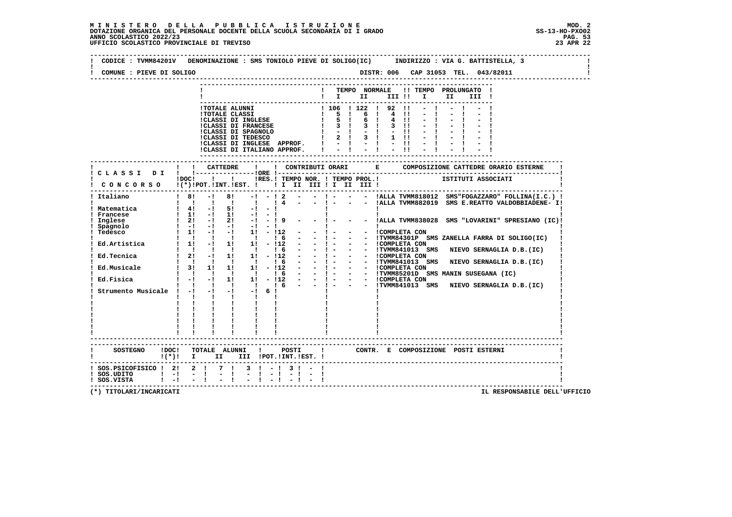**MINISTERO DELLA PUBBLICA ISTRUZIONE**
**DOTAZIONE ORGANICA DEL PERSONALE DOCENTE DELLA SCUOLA SECONDARIA DI I GRADO**
**ANNO SCOLASTICO 2022/23**
**UFFICIO SCOLASTICO PROVINCIALE DI TREVISO**

MOD. 2
SS-13-HO-PXO02
23 APR 22

CODICE : TVMM84201V DENOMINAZIONE : SMS TONIOLO PIEVE DI SOLIGO(IC) INDIRIZZO : VIA G. BATTISTELLA, 3

COMUNE : PIEVE DI SOLIGO DISTR: 006 CAP 31053 TEL. 043/82011

| | TEMPO NORMALE I | II | III | TEMPO PROLUNGATO I | II | III |
|---|---|---|---|---|---|---|
| TOTALE ALUNNI | 106 | 122 | 92 | - | - | - |
| TOTALE CLASSI | 5 | 6 | 4 | - | - | - |
| CLASSI DI INGLESE | 5 | 6 | 4 | - | - | - |
| CLASSI DI FRANCESE | 3 | 3 | 3 | - | - | - |
| CLASSI DI SPAGNOLO | - | - | - | - | - | - |
| CLASSI DI TEDESCO | 2 | 3 | 1 | - | - | - |
| CLASSI DI INGLESE APPROF. | - | - | - | - | - | - |
| CLASSI DI ITALIANO APPROF. | - | - | - | - | - | - |

| CLASSI DI CONCORSO | DOC (*) | CATTEDRE POT. | INT. | EST. | ORE RES. | TEMPO NOR. I | II | III | TEMPO PROL. I | II | III | ISTITUTI ASSOCIATI |
|---|---|---|---|---|---|---|---|---|---|---|---|---|
| Italiano | 8 | - | 8 | - | - | 2 | - | - | - | - | - | ALLA TVMM818012 SMS"FOGAZZARO" FOLLINA(I.C.) |
| | | | | | | 4 | - | - | - | - | - | ALLA TVMM882019 SMS E.REATTO VALDOBBIADENE- I |
| Matematica | 4 | - | 5 | - | - | | | | | | | |
| Francese | 1 | - | 1 | - | - | | | | | | | |
| Inglese | 2 | - | 2 | - | - | 9 | - | - | - | - | - | ALLA TVMM838028 SMS "LOVARINI" SPRESIANO (IC) |
| Spagnolo | - | - | - | - | - | | | | | | | |
| Tedesco | 1 | - | - | 1 | - | 12 | - | - | - | - | - | COMPLETA CON |
| | | | | | | 6 | - | - | - | - | - | TVMM84301P SMS ZANELLA FARRA DI SOLIGO(IC) |
| Ed.Artistica | 1 | - | 1 | 1 | - | 12 | - | - | - | - | - | COMPLETA CON |
| | | | | | | 6 | - | - | - | - | - | TVMM841013 SMS NIEVO SERNAGLIA D.B.(IC) |
| Ed.Tecnica | 2 | - | 1 | 1 | - | 12 | - | - | - | - | - | COMPLETA CON |
| | | | | | | 6 | - | - | - | - | - | TVMM841013 SMS NIEVO SERNAGLIA D.B.(IC) |
| Ed.Musicale | 3 | 1 | 1 | 1 | - | 12 | - | - | - | - | - | COMPLETA CON |
| | | | | | | 6 | - | - | - | - | - | TVMM85201D SMS MANIN SUSEGANA (IC) |
| Ed.Fisica | - | - | 1 | 1 | - | 12 | - | - | - | - | - | COMPLETA CON |
| | | | | | | 6 | - | - | - | - | - | TVMM841013 SMS NIEVO SERNAGLIA D.B.(IC) |
| Strumento Musicale | - | - | - | - | 6 | | | | | | | |

| SOSTEGNO | DOC (*) | TOTALE ALUNNI I | II | III | POSTI POT. | INT. | EST. | CONTR. E COMPOSIZIONE POSTI ESTERNI |
|---|---|---|---|---|---|---|---|---|
| SOS.PSICOFISICO | 2 | 2 | 7 | 3 | - | 3 | - | |
| SOS.UDITO | - | - | - | - | - | - | - | |
| SOS.VISTA | - | - | - | - | - | - | - | |

(*) TITOLARI/INCARICATI

IL RESPONSABILE DELL'UFFICIO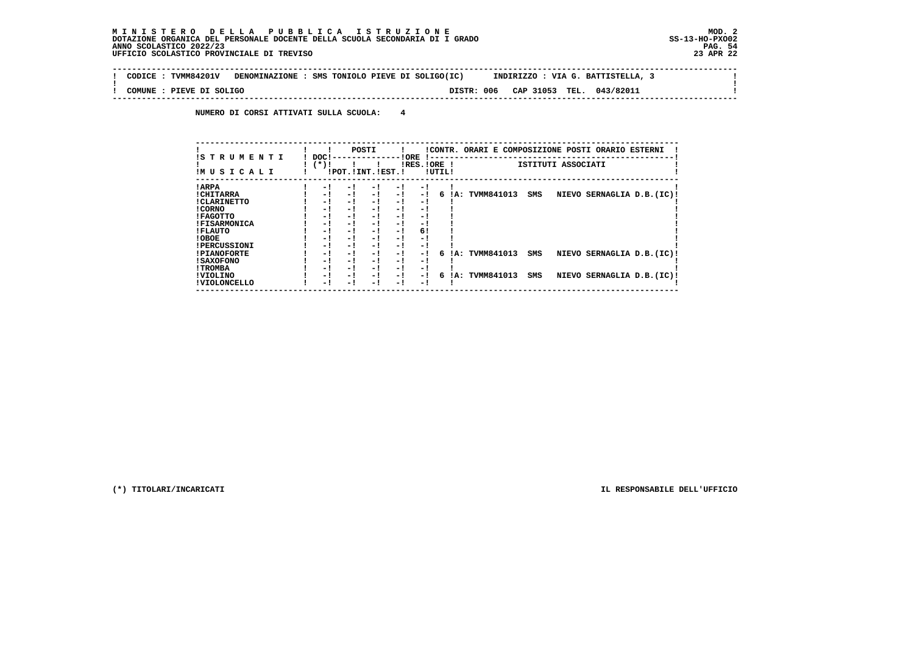**MINISTERO DELLA PUBBLICA ISTRUZIONE**
**DOTAZIONE ORGANICA DEL PERSONALE DOCENTE DELLA SCUOLA SECONDARIA DI I GRADO**
**ANNO SCOLASTICO 2022/23**
**UFFICIO SCOLASTICO PROVINCIALE DI TREVISO**

MOD. 2
SS-13-HO-PXO02
23 APR 22

CODICE : TVMM84201V   DENOMINAZIONE : SMS TONIOLO PIEVE DI SOLIGO(IC)   INDIRIZZO : VIA G. BATTISTELLA, 3

COMUNE : PIEVE DI SOLIGO   DISTR: 006   CAP 31053   TEL. 043/82011

NUMERO DI CORSI ATTIVATI SULLA SCUOLA: 4

| STRUMENTI MUSICALI | DOC (*) | POSTI POT. | POSTI INT. | POSTI EST. | ORE RES. | ORE UTIL | CONTR. ORARI E COMPOSIZIONE POSTI ORARIO ESTERNI - ISTITUTI ASSOCIATI |
|---|---|---|---|---|---|---|---|
| ARPA | - | - | - | - | - | | |
| CHITARRA | - | - | - | - | - | 6 | A: TVMM841013 SMS NIEVO SERNAGLIA D.B.(IC) |
| CLARINETTO | - | - | - | - | - | | |
| CORNO | - | - | - | - | - | | |
| FAGOTTO | - | - | - | - | - | | |
| FISARMONICA | - | - | - | - | - | | |
| FLAUTO | - | - | - | - | 6 | | |
| OBOE | - | - | - | - | - | | |
| PERCUSSIONI | - | - | - | - | - | | |
| PIANOFORTE | - | - | - | - | - | 6 | A: TVMM841013 SMS NIEVO SERNAGLIA D.B.(IC) |
| SAXOFONO | - | - | - | - | - | | |
| TROMBA | - | - | - | - | - | | |
| VIOLINO | - | - | - | - | - | 6 | A: TVMM841013 SMS NIEVO SERNAGLIA D.B.(IC) |
| VIOLONCELLO | - | - | - | - | - | | |

(*) TITOLARI/INCARICATI

IL RESPONSABILE DELL'UFFICIO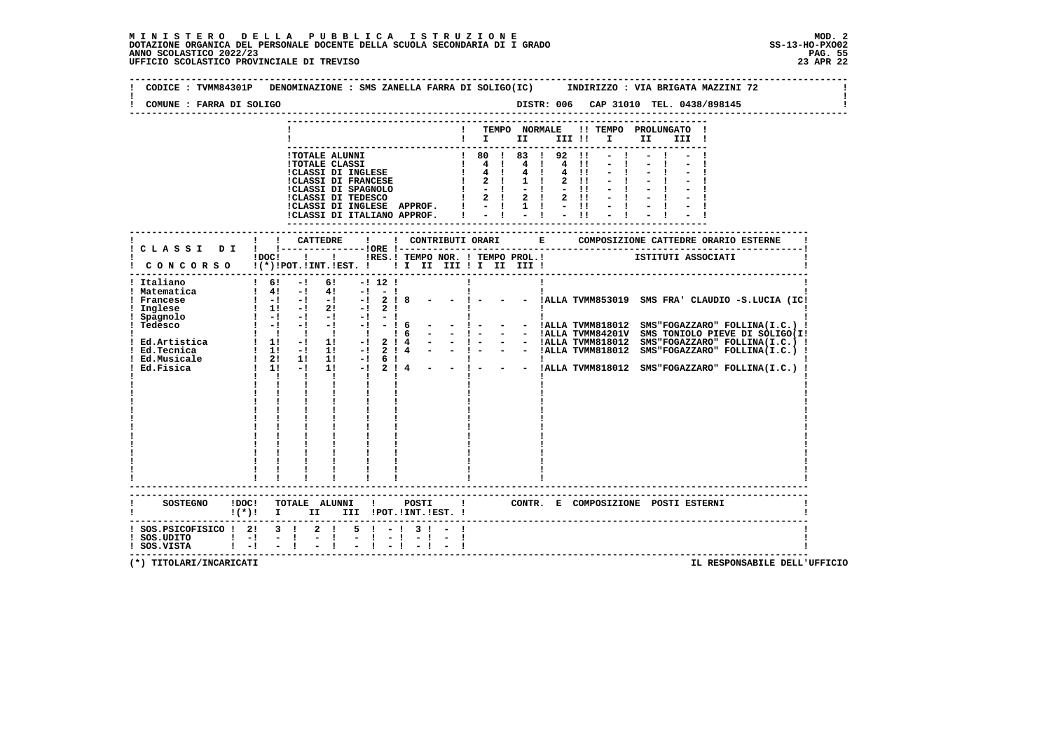**MINISTERO DELLA PUBBLICA ISTRUZIONE**
**DOTAZIONE ORGANICA DEL PERSONALE DOCENTE DELLA SCUOLA SECONDARIA DI I GRADO**
**ANNO SCOLASTICO 2022/23**
**UFFICIO SCOLASTICO PROVINCIALE DI TREVISO**

MOD. 2
SS-13-HO-PXO02
23 APR 22

CODICE : TVMM84301P DENOMINAZIONE : SMS ZANELLA FARRA DI SOLIGO(IC) INDIRIZZO : VIA BRIGATA MAZZINI 72

COMUNE : FARRA DI SOLIGO DISTR: 006 CAP 31010 TEL. 0438/898145

| | TEMPO NORMALE I | II | III | TEMPO PROLUNGATO I | II | III |
|---|---|---|---|---|---|---|
| TOTALE ALUNNI | 80 | 83 | 92 | - | - | - |
| TOTALE CLASSI | 4 | 4 | 4 | - | - | - |
| CLASSI DI INGLESE | 4 | 4 | 4 | - | - | - |
| CLASSI DI FRANCESE | 2 | 1 | 2 | - | - | - |
| CLASSI DI SPAGNOLO | - | - | - | - | - | - |
| CLASSI DI TEDESCO | 2 | 2 | 2 | - | - | - |
| CLASSI DI INGLESE APPROF. | - | 1 | - | - | - | - |
| CLASSI DI ITALIANO APPROF. | - | - | - | - | - | - |

| CLASSI DI CONCORSO | DOC (*) | CATTEDRE POT. | INT. | EST. | ORE RES. | CONTRIBUTI ORARI TEMPO NOR. I II III | TEMPO PROL. I II III | COMPOSIZIONE CATTEDRE ORARIO ESTERNE - ISTITUTI ASSOCIATI |
|---|---|---|---|---|---|---|---|---|
| Italiano | 6 | - | 6 | - | 12 | | | |
| Matematica | 4 | - | 4 | - | - | | | |
| Francese | - | - | - | - | 2 | 8 - - | - - - | ALLA TVMM853019 SMS FRA' CLAUDIO -S.LUCIA (IC |
| Inglese | 1 | - | 2 | - | 2 | | | |
| Spagnolo | - | - | - | - | - | | | |
| Tedesco | - | - | - | - | - | 6 - - | - - - | ALLA TVMM818012 SMS"FOGAZZARO" FOLLINA(I.C.) |
| | | | | | | 6 - - | - - - | ALLA TVMM84201V SMS TONIOLO PIEVE DI SOLIGO(I |
| Ed.Artistica | 1 | - | 1 | - | 2 | 4 - - | - - - | ALLA TVMM818012 SMS"FOGAZZARO" FOLLINA(I.C.) |
| Ed.Tecnica | 1 | - | 1 | - | 2 | 4 - - | - - - | ALLA TVMM818012 SMS"FOGAZZARO" FOLLINA(I.C.) |
| Ed.Musicale | 2 | 1 | 1 | - | 6 | | | |
| Ed.Fisica | 1 | - | 1 | - | 2 | 4 - - | - - - | ALLA TVMM818012 SMS"FOGAZZARO" FOLLINA(I.C.) |

| SOSTEGNO | DOC (*) | TOTALE ALUNNI I | II | III | POSTI POT. | INT. | EST. | CONTR. E COMPOSIZIONE POSTI ESTERNI |
|---|---|---|---|---|---|---|---|---|
| SOS.PSICOFISICO | 2 | 3 | 2 | 5 | - | 3 | - | |
| SOS.UDITO | - | - | - | - | - | - | - | |
| SOS.VISTA | - | - | - | - | - | - | - | |

(*) TITOLARI/INCARICATI

IL RESPONSABILE DELL'UFFICIO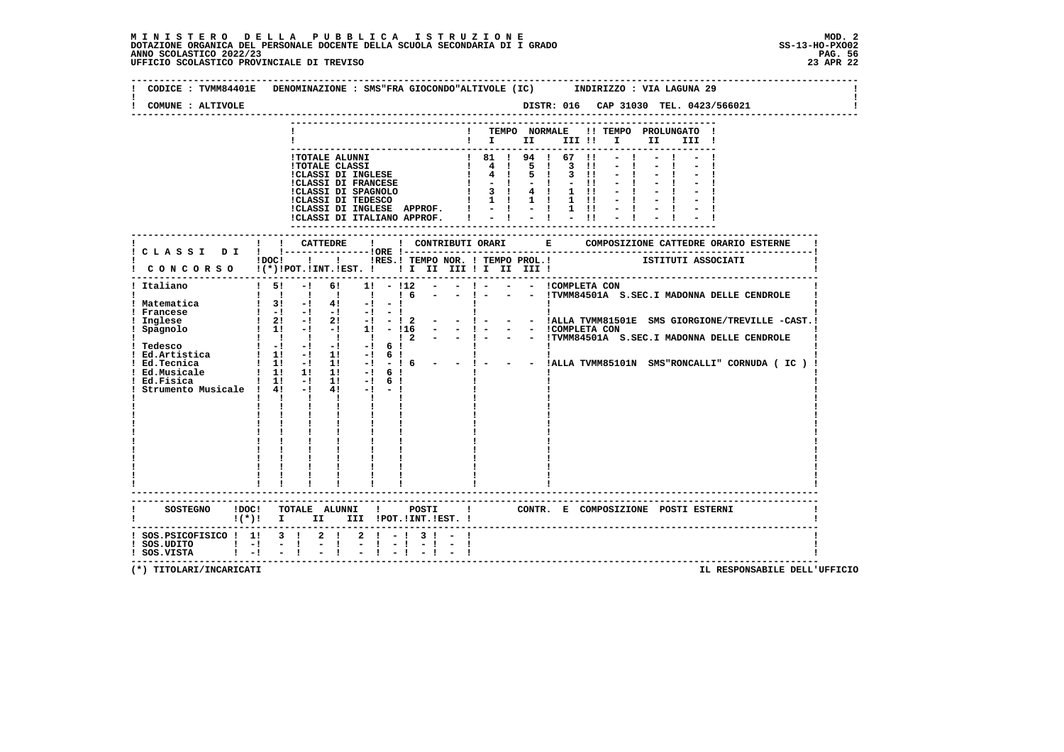**MINISTERO DELLA PUBBLICA ISTRUZIONE**
**DOTAZIONE ORGANICA DEL PERSONALE DOCENTE DELLA SCUOLA SECONDARIA DI I GRADO**
**ANNO SCOLASTICO 2022/23**
**UFFICIO SCOLASTICO PROVINCIALE DI TREVISO**

MOD. 2
SS-13-HO-PXO02
23 APR 22

CODICE : TVMM84401E DENOMINAZIONE : SMS"FRA GIOCONDO"ALTIVOLE (IC) INDIRIZZO : VIA LAGUNA 29

COMUNE : ALTIVOLE DISTR: 016 CAP 31030 TEL. 0423/566021

| | TEMPO NORMALE I | II | III | TEMPO PROLUNGATO I | II | III |
|---|---|---|---|---|---|---|
| TOTALE ALUNNI | 81 | 94 | 67 | - | - | - |
| TOTALE CLASSI | 4 | 5 | 3 | - | - | - |
| CLASSI DI INGLESE | 4 | 5 | 3 | - | - | - |
| CLASSI DI FRANCESE | - | - | - | - | - | - |
| CLASSI DI SPAGNOLO | 3 | 4 | 1 | - | - | - |
| CLASSI DI TEDESCO | 1 | 1 | 1 | - | - | - |
| CLASSI DI INGLESE APPROF. | - | - | 1 | - | - | - |
| CLASSI DI ITALIANO APPROF. | - | - | - | - | - | - |

| CLASSI DI CONCORSO | DOC (*) | CATTEDRE POT. | CATTEDRE INT. | CATTEDRE EST. | ORE RES. | CONTRIBUTI ORARI TEMPO NOR. I | II | III | TEMPO PROL. I | II | III | COMPOSIZIONE CATTEDRE ORARIO ESTERNE - ISTITUTI ASSOCIATI |
|---|---|---|---|---|---|---|---|---|---|---|---|---|
| Italiano | 5 | - | 6 | 1 | - | 12 | - | - | - | - | - | COMPLETA CON |
| | | | | | | 6 | - | - | - | - | - | TVMM84501A S.SEC.I MADONNA DELLE CENDROLE |
| Matematica | 3 | - | 4 | - | - | | | | | | | |
| Francese | - | - | - | - | - | | | | | | | |
| Inglese | 2 | - | 2 | - | - | 2 | - | - | - | - | - | ALLA TVMM81501E SMS GIORGIONE/TREVILLE -CAST. |
| Spagnolo | 1 | - | - | 1 | - | 16 | - | - | - | - | - | COMPLETA CON |
| | | | | | | 2 | - | - | - | - | - | TVMM84501A S.SEC.I MADONNA DELLE CENDROLE |
| Tedesco | - | - | - | - | 6 | | | | | | | |
| Ed.Artistica | 1 | - | 1 | - | 6 | | | | | | | |
| Ed.Tecnica | 1 | - | 1 | - | - | 6 | - | - | - | - | - | ALLA TVMM85101N SMS"RONCALLI" CORNUDA ( IC ) |
| Ed.Musicale | 1 | 1 | 1 | - | 6 | | | | | | | |
| Ed.Fisica | 1 | - | 1 | - | 6 | | | | | | | |
| Strumento Musicale | 4 | - | 4 | - | - | | | | | | | |

| SOSTEGNO | DOC (*) | TOTALE ALUNNI I | II | III | POSTI POT. | INT. | EST. | CONTR. E COMPOSIZIONE POSTI ESTERNI |
|---|---|---|---|---|---|---|---|---|
| SOS.PSICOFISICO | 1 | 3 | 2 | 2 | - | 3 | - | |
| SOS.UDITO | - | - | - | - | - | - | - | |
| SOS.VISTA | - | - | - | - | - | - | - | |

(*) TITOLARI/INCARICATI

IL RESPONSABILE DELL'UFFICIO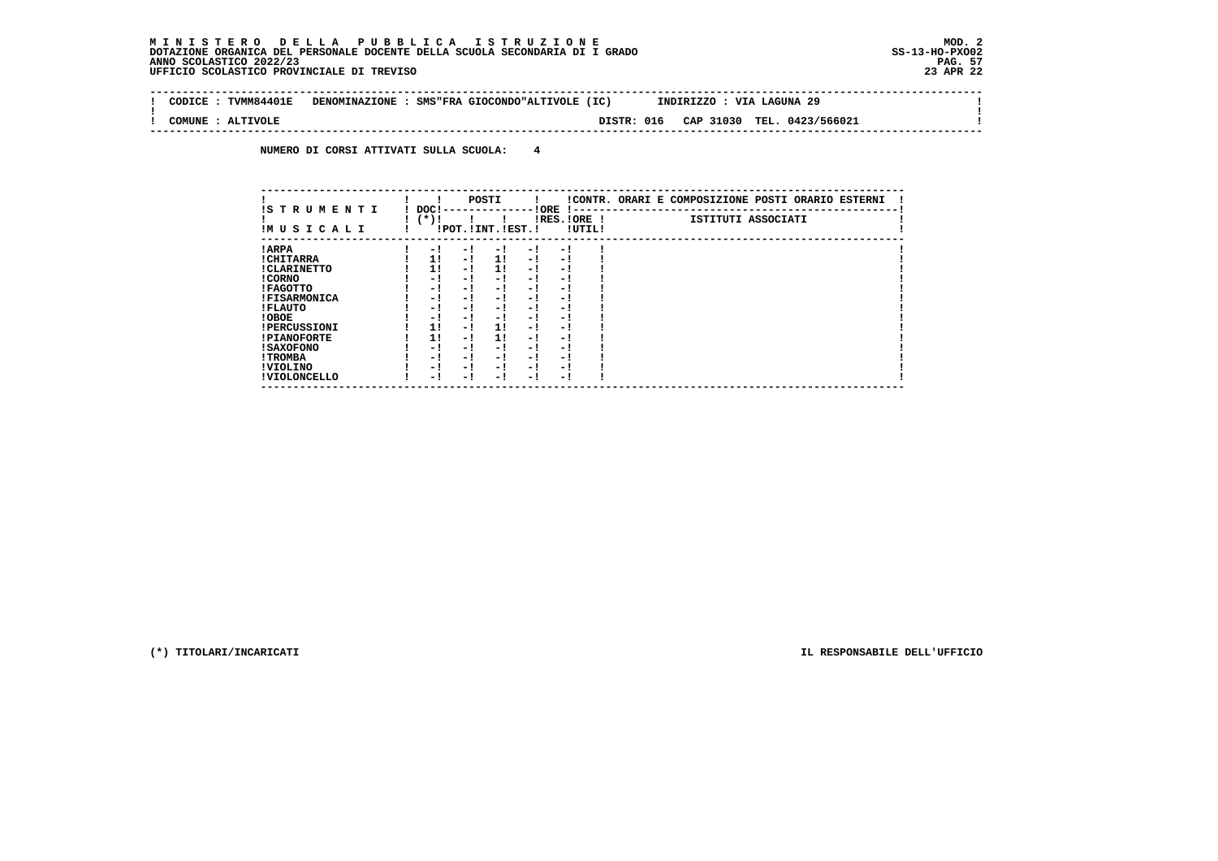**M I N I S T E R O   D E L L A   P U B B L I C A   I S T R U Z I O N E**
**DOTAZIONE ORGANICA DEL PERSONALE DOCENTE DELLA SCUOLA SECONDARIA DI I GRADO**
**ANNO SCOLASTICO 2022/23**
**UFFICIO SCOLASTICO PROVINCIALE DI TREVISO**

MOD. 2
SS-13-HO-PXO02
23 APR 22

CODICE : TVMM84401E   DENOMINAZIONE : SMS"FRA GIOCONDO"ALTIVOLE (IC)   INDIRIZZO : VIA LAGUNA 29

COMUNE : ALTIVOLE   DISTR: 016   CAP 31030   TEL. 0423/566021

NUMERO DI CORSI ATTIVATI SULLA SCUOLA: 4

| STRUMENTI MUSICALI | DOC (*) | POSTI POT. | POSTI INT. | POSTI EST. | ORE RES. | ORE UTIL. | CONTR. ORARI E COMPOSIZIONE POSTI ORARIO ESTERNI - ISTITUTI ASSOCIATI |
|---|---|---|---|---|---|---|---|
| ARPA | - | - | - | - | - | | |
| CHITARRA | 1 | - | 1 | - | - | | |
| CLARINETTO | 1 | - | 1 | - | - | | |
| CORNO | - | - | - | - | - | | |
| FAGOTTO | - | - | - | - | - | | |
| FISARMONICA | - | - | - | - | - | | |
| FLAUTO | - | - | - | - | - | | |
| OBOE | - | - | - | - | - | | |
| PERCUSSIONI | 1 | - | 1 | - | - | | |
| PIANOFORTE | 1 | - | 1 | - | - | | |
| SAXOFONO | - | - | - | - | - | | |
| TROMBA | - | - | - | - | - | | |
| VIOLINO | - | - | - | - | - | | |
| VIOLONCELLO | - | - | - | - | - | | |

(*) TITOLARI/INCARICATI

IL RESPONSABILE DELL'UFFICIO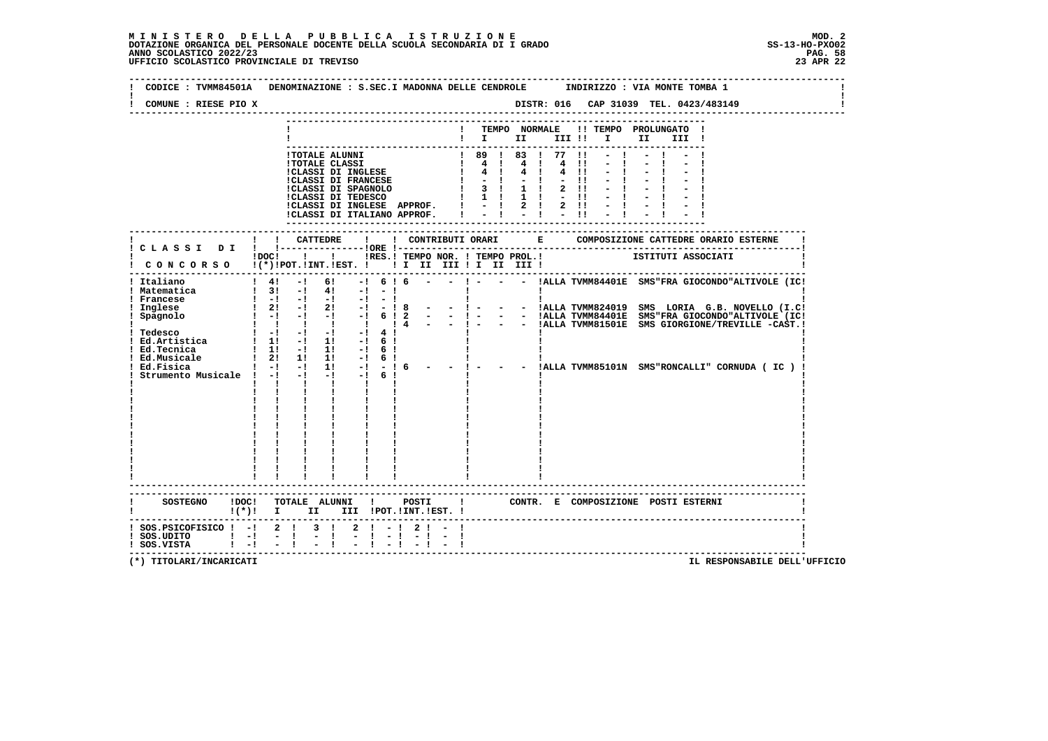**M I N I S T E R O D E L L A P U B B L I C A I S T R U Z I O N E**
**DOTAZIONE ORGANICA DEL PERSONALE DOCENTE DELLA SCUOLA SECONDARIA DI I GRADO**
**ANNO SCOLASTICO 2022/23**
**UFFICIO SCOLASTICO PROVINCIALE DI TREVISO**

MOD. 2
SS-13-HO-PXO02
23 APR 22

CODICE : TVMM84501A DENOMINAZIONE : S.SEC.I MADONNA DELLE CENDROLE INDIRIZZO : VIA MONTE TOMBA 1

COMUNE : RIESE PIO X DISTR: 016 CAP 31039 TEL. 0423/483149

| | TEMPO NORMALE I | II | III | TEMPO PROLUNGATO I | II | III |
|---|---|---|---|---|---|---|
| TOTALE ALUNNI | 89 | 83 | 77 | - | - | - |
| TOTALE CLASSI | 4 | 4 | 4 | - | - | - |
| CLASSI DI INGLESE | 4 | 4 | 4 | - | - | - |
| CLASSI DI FRANCESE | - | - | - | - | - | - |
| CLASSI DI SPAGNOLO | 3 | 1 | 2 | - | - | - |
| CLASSI DI TEDESCO | 1 | 1 | - | - | - | - |
| CLASSI DI INGLESE APPROF. | - | 2 | 2 | - | - | - |
| CLASSI DI ITALIANO APPROF. | - | - | - | - | - | - |

| CLASSI DI CONCORSO | DOC (*) | CATTEDRE POT. | INT. | EST. | ORE RES. | TEMPO NOR. I | II | III | TEMPO PROL. I | II | III | COMPOSIZIONE CATTEDRE ORARIO ESTERNE - ISTITUTI ASSOCIATI |
|---|---|---|---|---|---|---|---|---|---|---|---|---|
| Italiano | 4 | - | 6 | - | 6 | 6 | - | - | - | - | - | ALLA TVMM84401E SMS"FRA GIOCONDO"ALTIVOLE (IC |
| Matematica | 3 | - | 4 | - | - | | | | | | | |
| Francese | - | - | - | - | - | | | | | | | |
| Inglese | 2 | - | 2 | - | - | 8 | - | - | - | - | - | ALLA TVMM824019 SMS LORIA G.B. NOVELLO (I.C |
| Spagnolo | - | - | - | - | 6 | 2 | - | - | - | - | - | ALLA TVMM84401E SMS"FRA GIOCONDO"ALTIVOLE (IC |
| | | | | | | 4 | - | - | - | - | - | ALLA TVMM81501E SMS GIORGIONE/TREVILLE -CAST. |
| Tedesco | - | - | - | - | 4 | | | | | | | |
| Ed.Artistica | 1 | - | 1 | - | 6 | | | | | | | |
| Ed.Tecnica | 1 | - | 1 | - | 6 | | | | | | | |
| Ed.Musicale | 2 | 1 | 1 | - | 6 | | | | | | | |
| Ed.Fisica | - | - | 1 | - | - | 6 | - | - | - | - | - | ALLA TVMM85101N SMS"RONCALLI" CORNUDA ( IC ) |
| Strumento Musicale | - | - | - | - | 6 | | | | | | | |

| SOSTEGNO | DOC (*) | TOTALE ALUNNI I | II | III | POSTI POT. | INT. | EST. | CONTR. E COMPOSIZIONE POSTI ESTERNI |
|---|---|---|---|---|---|---|---|---|
| SOS.PSICOFISICO | - | 2 | 3 | 2 | - | 2 | - | |
| SOS.UDITO | - | - | - | - | - | - | - | |
| SOS.VISTA | - | - | - | - | - | - | - | |

(*) TITOLARI/INCARICATI

IL RESPONSABILE DELL'UFFICIO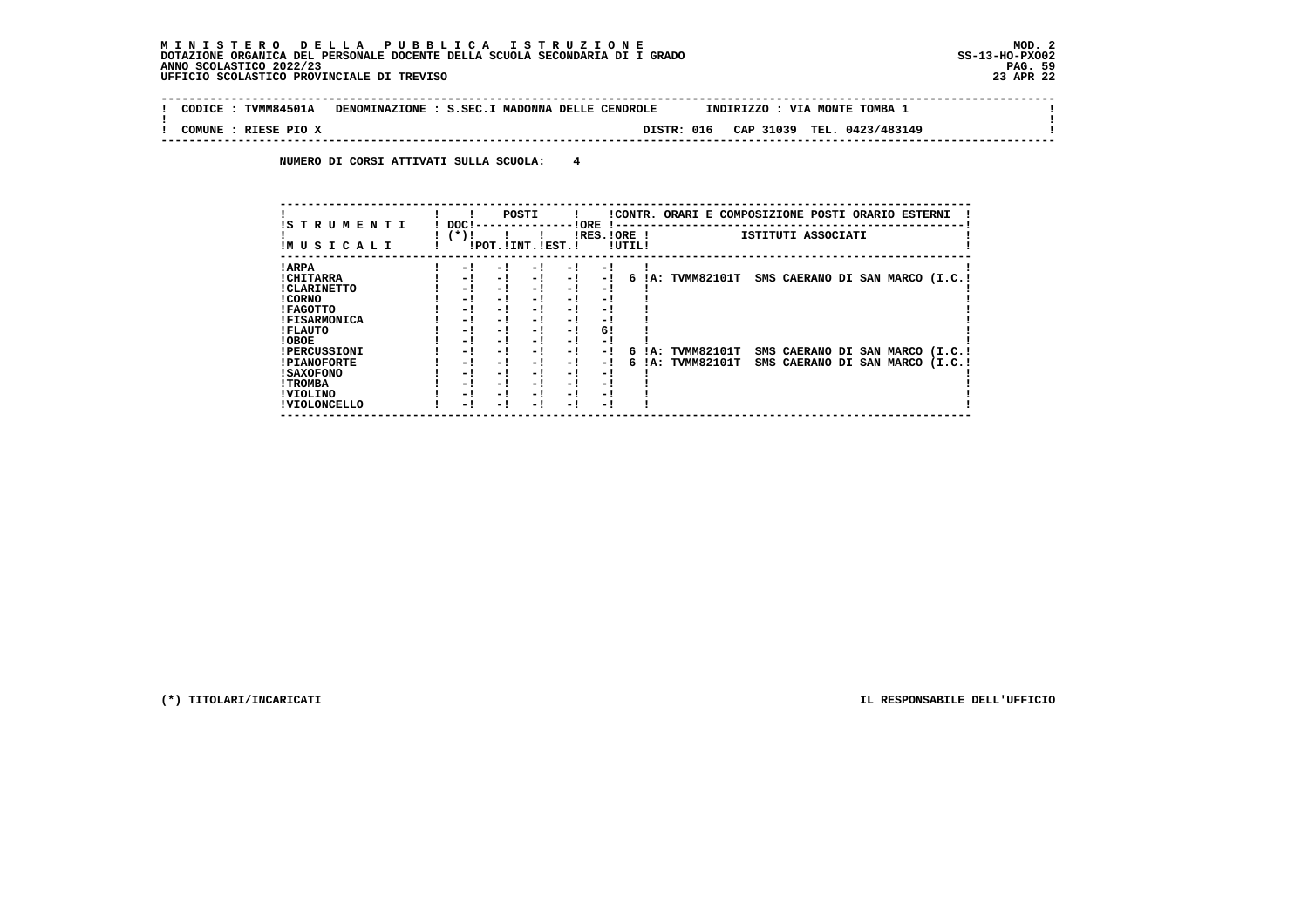**M I N I S T E R O   D E L L A   P U B B L I C A   I S T R U Z I O N E**
**DOTAZIONE ORGANICA DEL PERSONALE DOCENTE DELLA SCUOLA SECONDARIA DI I GRADO**
**ANNO SCOLASTICO 2022/23**
**UFFICIO SCOLASTICO PROVINCIALE DI TREVISO**

MOD. 2
SS-13-HO-PXO02
23 APR 22

CODICE : TVMM84501A   DENOMINAZIONE : S.SEC.I MADONNA DELLE CENDROLE   INDIRIZZO : VIA MONTE TOMBA 1

COMUNE : RIESE PIO X   DISTR: 016   CAP 31039   TEL. 0423/483149

**NUMERO DI CORSI ATTIVATI SULLA SCUOLA: 4**

| STRUMENTI MUSICALI | DOC (*) | POSTI POT. | POSTI INT. | POSTI EST. | ORE RES. | ORE UTIL | CONTR. ORARI E COMPOSIZIONE POSTI ORARIO ESTERNI - ISTITUTI ASSOCIATI |
|---|---|---|---|---|---|---|---|
| ARPA | - | - | - | - | - | | |
| CHITARRA | - | - | - | - | - | 6 | A: TVMM82101T SMS CAERANO DI SAN MARCO (I.C. |
| CLARINETTO | - | - | - | - | - | | |
| CORNO | - | - | - | - | - | | |
| FAGOTTO | - | - | - | - | - | | |
| FISARMONICA | - | - | - | - | - | | |
| FLAUTO | - | - | - | - | 6 | | |
| OBOE | - | - | - | - | - | | |
| PERCUSSIONI | - | - | - | - | - | 6 | A: TVMM82101T SMS CAERANO DI SAN MARCO (I.C. |
| PIANOFORTE | - | - | - | - | - | 6 | A: TVMM82101T SMS CAERANO DI SAN MARCO (I.C. |
| SAXOFONO | - | - | - | - | - | | |
| TROMBA | - | - | - | - | - | | |
| VIOLINO | - | - | - | - | - | | |
| VIOLONCELLO | - | - | - | - | - | | |

(*) TITOLARI/INCARICATI

IL RESPONSABILE DELL'UFFICIO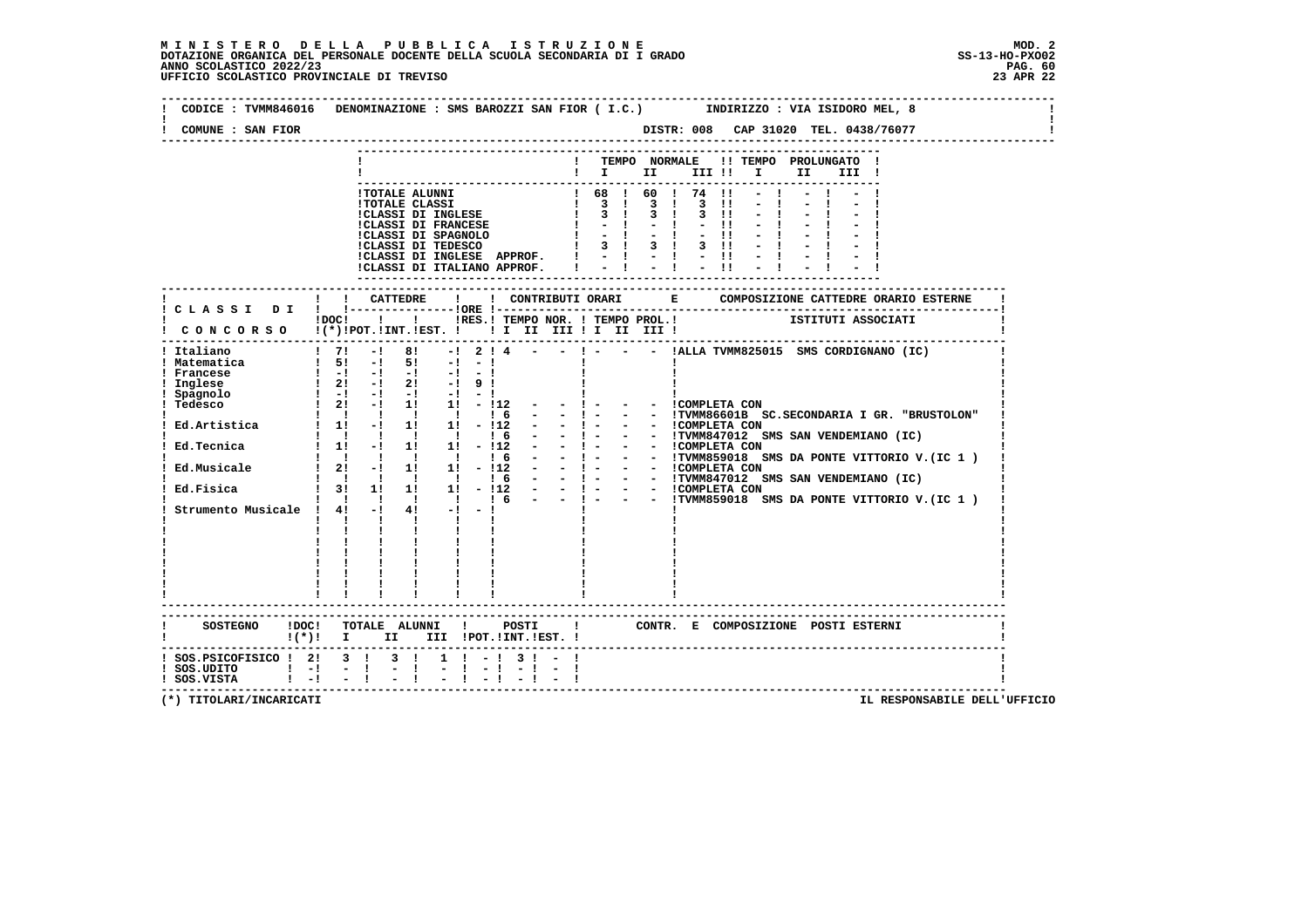**MINISTERO DELLA PUBBLICA ISTRUZIONE** MOD. 2
**DOTAZIONE ORGANICA DEL PERSONALE DOCENTE DELLA SCUOLA SECONDARIA DI I GRADO** SS-13-HO-PXO02
**ANNO SCOLASTICO 2022/23**
**UFFICIO SCOLASTICO PROVINCIALE DI TREVISO** 23 APR 22

CODICE : TVMM846016 DENOMINAZIONE : SMS BAROZZI SAN FIOR ( I.C.) INDIRIZZO : VIA ISIDORO MEL, 8

COMUNE : SAN FIOR DISTR: 008 CAP 31020 TEL. 0438/76077

| | TEMPO NORMALE I | II | III | TEMPO PROLUNGATO I | II | III |
|---|---|---|---|---|---|---|
| TOTALE ALUNNI | 68 | 60 | 74 | - | - | - |
| TOTALE CLASSI | 3 | 3 | 3 | - | - | - |
| CLASSI DI INGLESE | 3 | 3 | 3 | - | - | - |
| CLASSI DI FRANCESE | - | - | - | - | - | - |
| CLASSI DI SPAGNOLO | - | - | - | - | - | - |
| CLASSI DI TEDESCO | 3 | 3 | 3 | - | - | - |
| CLASSI DI INGLESE APPROF. | - | - | - | - | - | - |
| CLASSI DI ITALIANO APPROF. | - | - | - | - | - | - |

| CLASSI DI CONCORSO | DOC (*) | CATTEDRE POT. | INT. | EST. | ORE RES. | CONTRIBUTI ORARI TEMPO NOR. I | II | III | TEMPO PROL. I | II | III | COMPOSIZIONE CATTEDRE ORARIO ESTERNE ISTITUTI ASSOCIATI |
|---|---|---|---|---|---|---|---|---|---|---|---|---|
| Italiano | 7 | - | 8 | - | 2 | 4 | - | - | - | - | - | ALLA TVMM825015 SMS CORDIGNANO (IC) |
| Matematica | 5 | - | 5 | - | - | | | | | | | |
| Francese | - | - | - | - | - | | | | | | | |
| Inglese | 2 | - | 2 | - | 9 | | | | | | | |
| Spagnolo | - | - | - | - | - | | | | | | | |
| Tedesco | 2 | - | 1 | 1 | - | 12 | - | - | - | - | - | COMPLETA CON |
| | | | | | | 6 | - | - | - | - | - | TVMM86601B SC.SECONDARIA I GR. "BRUSTOLON" |
| Ed.Artistica | 1 | - | 1 | 1 | - | 12 | - | - | - | - | - | COMPLETA CON |
| | | | | | | 6 | - | - | - | - | - | TVMM847012 SMS SAN VENDEMIANO (IC) |
| Ed.Tecnica | 1 | - | 1 | 1 | - | 12 | - | - | - | - | - | COMPLETA CON |
| | | | | | | 6 | - | - | - | - | - | TVMM859018 SMS DA PONTE VITTORIO V.(IC 1 ) |
| Ed.Musicale | 2 | - | 1 | 1 | - | 12 | - | - | - | - | - | COMPLETA CON |
| | | | | | | 6 | - | - | - | - | - | TVMM847012 SMS SAN VENDEMIANO (IC) |
| Ed.Fisica | 3 | 1 | 1 | 1 | - | 12 | - | - | - | - | - | COMPLETA CON |
| | | | | | | 6 | - | - | - | - | - | TVMM859018 SMS DA PONTE VITTORIO V.(IC 1 ) |
| Strumento Musicale | 4 | - | 4 | - | - | | | | | | | |

| SOSTEGNO | DOC (*) | TOTALE ALUNNI I | II | III | POSTI POT. | INT. | EST. | CONTR. E COMPOSIZIONE POSTI ESTERNI |
|---|---|---|---|---|---|---|---|---|
| SOS.PSICOFISICO | 2 | 3 | 3 | 1 | - | 3 | - | |
| SOS.UDITO | - | - | - | - | - | - | - | |
| SOS.VISTA | - | - | - | - | - | - | - | |

(*) TITOLARI/INCARICATI IL RESPONSABILE DELL'UFFICIO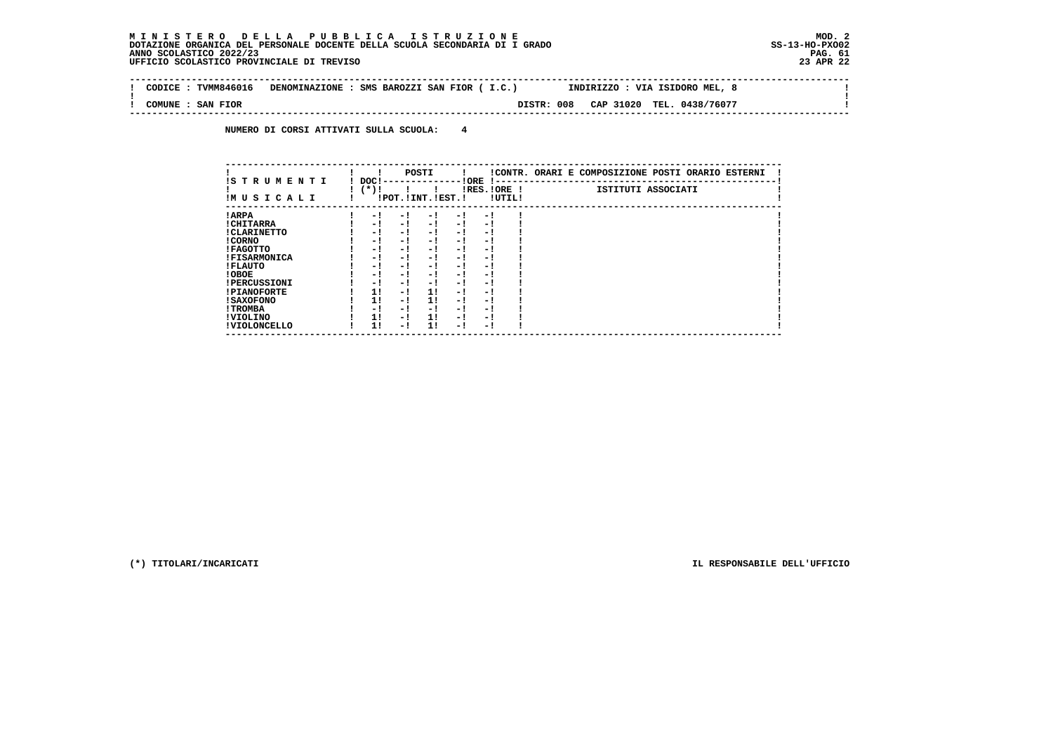**MINISTERO DELLA PUBBLICA ISTRUZIONE**
**DOTAZIONE ORGANICA DEL PERSONALE DOCENTE DELLA SCUOLA SECONDARIA DI I GRADO**
**ANNO SCOLASTICO 2022/23**
**UFFICIO SCOLASTICO PROVINCIALE DI TREVISO**

MOD. 2
SS-13-HO-PXO02
23 APR 22

CODICE : TVMM846016 DENOMINAZIONE : SMS BAROZZI SAN FIOR ( I.C.) INDIRIZZO : VIA ISIDORO MEL, 8

COMUNE : SAN FIOR DISTR: 008 CAP 31020 TEL. 0438/76077

NUMERO DI CORSI ATTIVATI SULLA SCUOLA: 4

| STRUMENTI MUSICALI | DOC (*) | POSTI POT. | POSTI INT. | POSTI EST. | ORE RES. | ORE UTIL. | CONTR. ORARI E COMPOSIZIONE POSTI ORARIO ESTERNI - ISTITUTI ASSOCIATI |
|---|---|---|---|---|---|---|---|
| ARPA | - | - | - | - | - | | |
| CHITARRA | - | - | - | - | - | | |
| CLARINETTO | - | - | - | - | - | | |
| CORNO | - | - | - | - | - | | |
| FAGOTTO | - | - | - | - | - | | |
| FISARMONICA | - | - | - | - | - | | |
| FLAUTO | - | - | - | - | - | | |
| OBOE | - | - | - | - | - | | |
| PERCUSSIONI | - | - | - | - | - | | |
| PIANOFORTE | 1 | - | 1 | - | - | | |
| SAXOFONO | 1 | - | 1 | - | - | | |
| TROMBA | - | - | - | - | - | | |
| VIOLINO | 1 | - | 1 | - | - | | |
| VIOLONCELLO | 1 | - | 1 | - | - | | |

(*) TITOLARI/INCARICATI

IL RESPONSABILE DELL'UFFICIO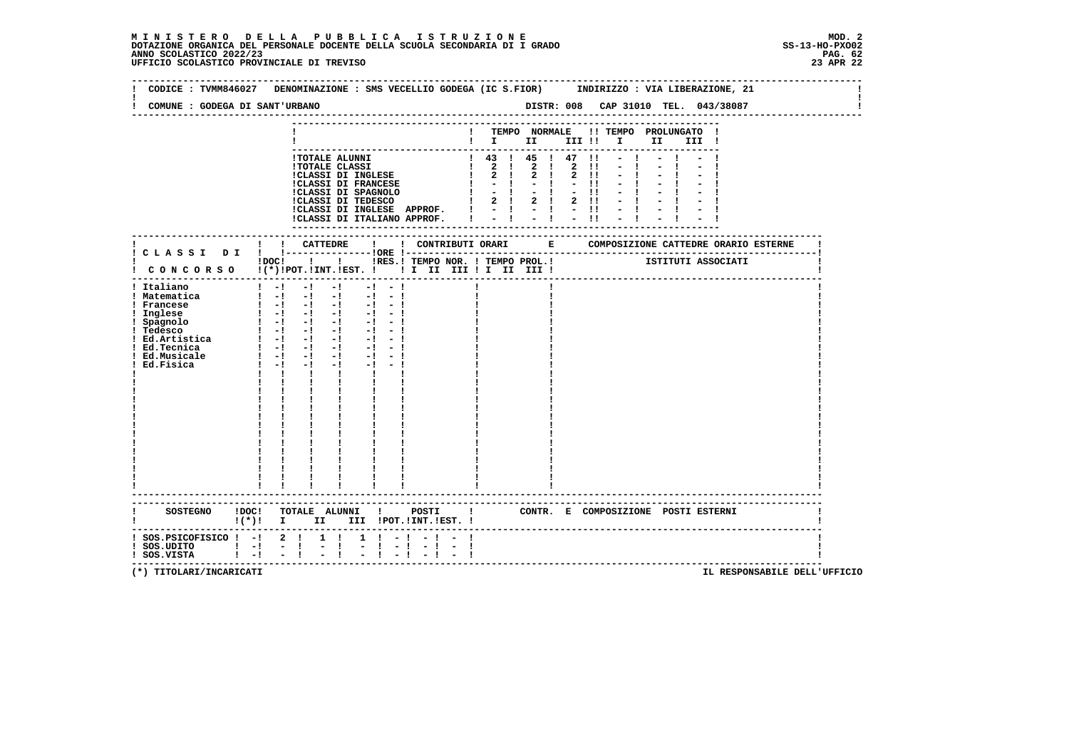**MINISTERO DELLA PUBBLICA ISTRUZIONE**
**DOTAZIONE ORGANICA DEL PERSONALE DOCENTE DELLA SCUOLA SECONDARIA DI I GRADO**
**ANNO SCOLASTICO 2022/23**
**UFFICIO SCOLASTICO PROVINCIALE DI TREVISO**

MOD. 2
SS-13-HO-PXO02
23 APR 22

CODICE : TVMM846027 DENOMINAZIONE : SMS VECELLIO GODEGA (IC S.FIOR) INDIRIZZO : VIA LIBERAZIONE, 21

COMUNE : GODEGA DI SANT'URBANO DISTR: 008 CAP 31010 TEL. 043/38087

| | TEMPO NORMALE I | II | III | TEMPO PROLUNGATO I | II | III |
|---|---|---|---|---|---|---|
| TOTALE ALUNNI | 43 | 45 | 47 | - | - | - |
| TOTALE CLASSI | 2 | 2 | 2 | - | - | - |
| CLASSI DI INGLESE | 2 | 2 | 2 | - | - | - |
| CLASSI DI FRANCESE | - | - | - | - | - | - |
| CLASSI DI SPAGNOLO | - | - | - | - | - | - |
| CLASSI DI TEDESCO | 2 | 2 | 2 | - | - | - |
| CLASSI DI INGLESE APPROF. | - | - | - | - | - | - |
| CLASSI DI ITALIANO APPROF. | - | - | - | - | - | - |

| CLASSI DI CONCORSO | DOC (*) | CATTEDRE POT. | INT. | EST. | ORE | RES. | CONTRIBUTI ORARI TEMPO NOR. I II III | TEMPO PROL. I II III | COMPOSIZIONE CATTEDRE ORARIO ESTERNE - ISTITUTI ASSOCIATI |
|---|---|---|---|---|---|---|---|---|---|
| Italiano | - | - | - | | - | - | | | |
| Matematica | - | - | - | | - | - | | | |
| Francese | - | - | - | | - | - | | | |
| Inglese | - | - | - | | - | - | | | |
| Spagnolo | - | - | - | | - | - | | | |
| Tedesco | - | - | - | | - | - | | | |
| Ed.Artistica | - | - | - | | - | - | | | |
| Ed.Tecnica | - | - | - | | - | - | | | |
| Ed.Musicale | - | - | - | | - | - | | | |
| Ed.Fisica | - | - | - | | - | - | | | |

| SOSTEGNO | DOC (*) | TOTALE ALUNNI I | II | III | POSTI POT. | INT. | EST. | CONTR. E COMPOSIZIONE POSTI ESTERNI |
|---|---|---|---|---|---|---|---|---|
| SOS.PSICOFISICO | - | 2 | 1 | 1 | - | - | - | |
| SOS.UDITO | - | - | - | - | - | - | - | |
| SOS.VISTA | - | - | - | - | - | - | - | |

(*) TITOLARI/INCARICATI

IL RESPONSABILE DELL'UFFICIO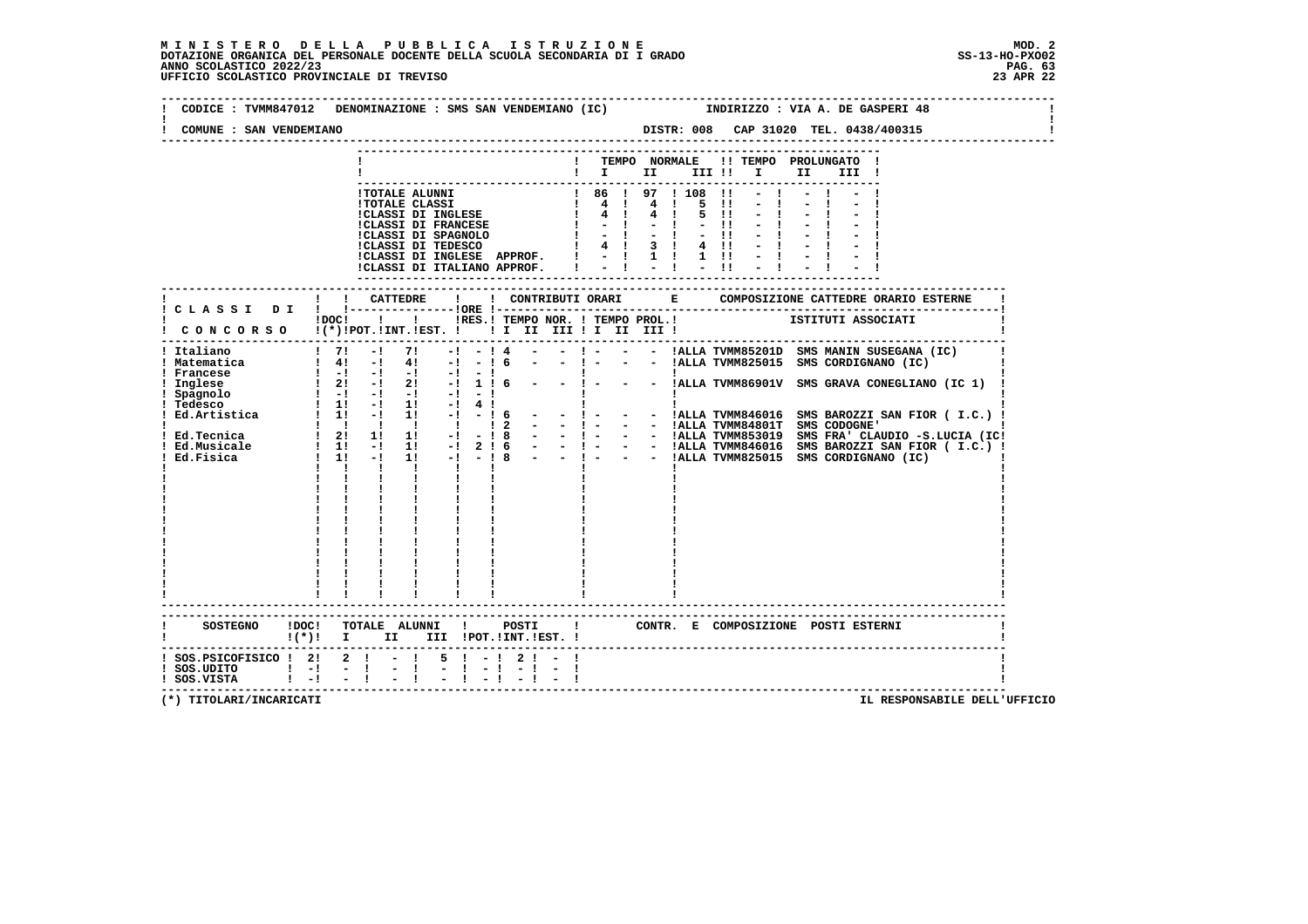**MINISTERO DELLA PUBBLICA ISTRUZIONE**
**DOTAZIONE ORGANICA DEL PERSONALE DOCENTE DELLA SCUOLA SECONDARIA DI I GRADO**
**ANNO SCOLASTICO 2022/23**
**UFFICIO SCOLASTICO PROVINCIALE DI TREVISO**

MOD. 2
SS-13-HO-PXO02
23 APR 22

CODICE : TVMM847012 DENOMINAZIONE : SMS SAN VENDEMIANO (IC) INDIRIZZO : VIA A. DE GASPERI 48
COMUNE : SAN VENDEMIANO DISTR: 008 CAP 31020 TEL. 0438/400315

| | TEMPO NORMALE I | II | III | TEMPO PROLUNGATO I | II | III |
|---|---|---|---|---|---|---|
| TOTALE ALUNNI | 86 | 97 | 108 | - | - | - |
| TOTALE CLASSI | 4 | 4 | 5 | - | - | - |
| CLASSI DI INGLESE | 4 | 4 | 5 | - | - | - |
| CLASSI DI FRANCESE | - | - | - | - | - | - |
| CLASSI DI SPAGNOLO | - | - | - | - | - | - |
| CLASSI DI TEDESCO | 4 | 3 | 4 | - | - | - |
| CLASSI DI INGLESE APPROF. | - | 1 | 1 | - | - | - |
| CLASSI DI ITALIANO APPROF. | - | - | - | - | - | - |

| CLASSI DI CONCORSO | DOC (*) | CATTEDRE POT. | INT. | EST. | ORE RES. | TEMPO NOR. I | II | III | TEMPO PROL. I | II | III | COMPOSIZIONE CATTEDRE ORARIO ESTERNE - ISTITUTI ASSOCIATI |
|---|---|---|---|---|---|---|---|---|---|---|---|---|
| Italiano | 7 | - | 7 | - | - | 4 | - | - | - | - | - | ALLA TVMM85201D SMS MANIN SUSEGANA (IC) |
| Matematica | 4 | - | 4 | - | - | 6 | - | - | - | - | - | ALLA TVMM825015 SMS CORDIGNANO (IC) |
| Francese | - | - | - | - | - | | | | | | | |
| Inglese | 2 | - | 2 | - | 1 | 6 | - | - | - | - | - | ALLA TVMM86901V SMS GRAVA CONEGLIANO (IC 1) |
| Spagnolo | - | - | - | - | - | | | | | | | |
| Tedesco | 1 | - | 1 | - | 4 | | | | | | | |
| Ed.Artistica | 1 | - | 1 | - | - | 6 | - | - | - | - | - | ALLA TVMM846016 SMS BAROZZI SAN FIOR ( I.C.) |
| | | | | | | 2 | - | - | - | - | - | ALLA TVMM84801T SMS CODOGNE' |
| Ed.Tecnica | 2 | 1 | 1 | - | - | 8 | - | - | - | - | - | ALLA TVMM853019 SMS FRA' CLAUDIO -S.LUCIA (IC |
| Ed.Musicale | 1 | - | 1 | - | 2 | 6 | - | - | - | - | - | ALLA TVMM846016 SMS BAROZZI SAN FIOR ( I.C.) |
| Ed.Fisica | 1 | - | 1 | - | - | 8 | - | - | - | - | - | ALLA TVMM825015 SMS CORDIGNANO (IC) |

| SOSTEGNO | DOC (*) | TOTALE ALUNNI I | II | III | POSTI POT. | INT. | EST. | CONTR. E COMPOSIZIONE POSTI ESTERNI |
|---|---|---|---|---|---|---|---|---|
| SOS.PSICOFISICO | 2 | 2 | - | 5 | - | 2 | - | |
| SOS.UDITO | - | - | - | - | - | - | - | |
| SOS.VISTA | - | - | - | - | - | - | - | |

(*) TITOLARI/INCARICATI

IL RESPONSABILE DELL'UFFICIO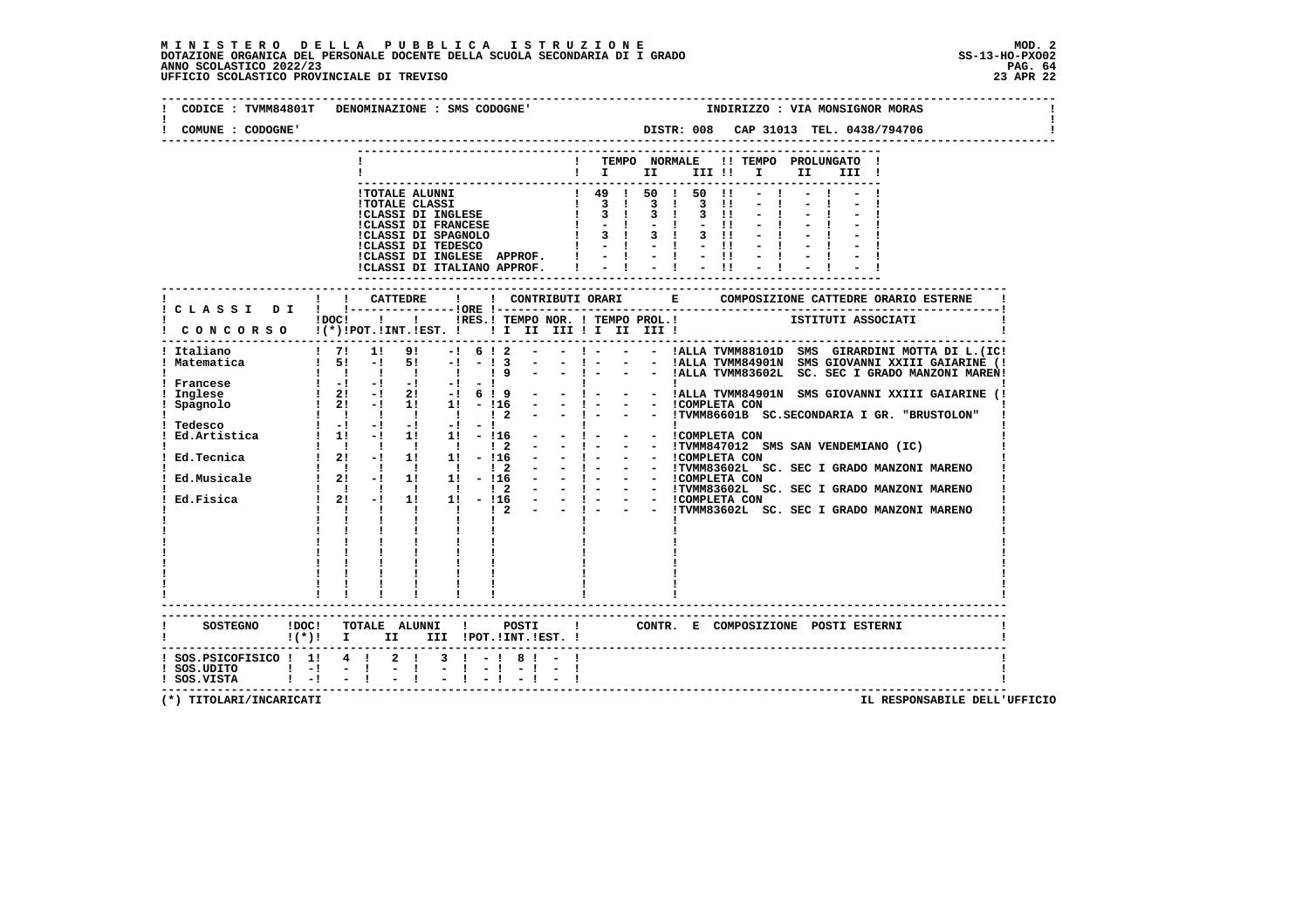**MINISTERO DELLA PUBBLICA ISTRUZIONE**
DOTAZIONE ORGANICA DEL PERSONALE DOCENTE DELLA SCUOLA SECONDARIA DI I GRADO
ANNO SCOLASTICO 2022/23
UFFICIO SCOLASTICO PROVINCIALE DI TREVISO

MOD. 2
SS-13-HO-PXO02
23 APR 22

CODICE : TVMM84801T DENOMINAZIONE : SMS CODOGNE' INDIRIZZO : VIA MONSIGNOR MORAS
COMUNE : CODOGNE' DISTR: 008 CAP 31013 TEL. 0438/794706

| | TEMPO NORMALE I | II | III | TEMPO PROLUNGATO I | II | III |
|---|---|---|---|---|---|---|
| TOTALE ALUNNI | 49 | 50 | 50 | - | - | - |
| TOTALE CLASSI | 3 | 3 | 3 | - | - | - |
| CLASSI DI INGLESE | 3 | 3 | 3 | - | - | - |
| CLASSI DI FRANCESE | - | - | - | - | - | - |
| CLASSI DI SPAGNOLO | 3 | 3 | 3 | - | - | - |
| CLASSI DI TEDESCO | - | - | - | - | - | - |
| CLASSI DI INGLESE APPROF. | - | - | - | - | - | - |
| CLASSI DI ITALIANO APPROF. | - | - | - | - | - | - |

| CLASSI DI CONCORSO | DOC (*) | CATTEDRE POT. | INT. | EST. | ORE RES. | TEMPO NOR. I | II | III | TEMPO PROL. I | II | III | COMPOSIZIONE CATTEDRE ORARIO ESTERNE / ISTITUTI ASSOCIATI |
|---|---|---|---|---|---|---|---|---|---|---|---|---|
| Italiano | 7 | 1 | 9 | - | 6 | 2 | - | - | - | - | - | ALLA TVMM88101D SMS GIRARDINI MOTTA DI L.(IC! |
| Matematica | 5 | - | 5 | - | - | 3 | - | - | - | - | - | ALLA TVMM84901N SMS GIOVANNI XXIII GAIARINE (! |
| | | | | | | 9 | - | - | - | - | - | ALLA TVMM83602L SC. SEC I GRADO MANZONI MAREN! |
| Francese | - | - | - | - | - | | | | | | | |
| Inglese | 2 | - | 2 | - | 6 | 9 | - | - | - | - | - | ALLA TVMM84901N SMS GIOVANNI XXIII GAIARINE (! |
| Spagnolo | 2 | - | 1 | 1 | - | 16 | - | - | - | - | - | COMPLETA CON |
| | | | | | | 2 | - | - | - | - | - | TVMM86601B SC.SECONDARIA I GR. "BRUSTOLON" |
| Tedesco | - | - | - | - | - | | | | | | | |
| Ed.Artistica | 1 | - | 1 | 1 | - | 16 | - | - | - | - | - | COMPLETA CON |
| | | | | | | 2 | - | - | - | - | - | TVMM847012 SMS SAN VENDEMIANO (IC) |
| Ed.Tecnica | 2 | - | 1 | 1 | - | 16 | - | - | - | - | - | COMPLETA CON |
| | | | | | | 2 | - | - | - | - | - | TVMM83602L SC. SEC I GRADO MANZONI MARENO |
| Ed.Musicale | 2 | - | 1 | 1 | - | 16 | - | - | - | - | - | COMPLETA CON |
| | | | | | | 2 | - | - | - | - | - | TVMM83602L SC. SEC I GRADO MANZONI MARENO |
| Ed.Fisica | 2 | - | 1 | 1 | - | 16 | - | - | - | - | - | COMPLETA CON |
| | | | | | | 2 | - | - | - | - | - | TVMM83602L SC. SEC I GRADO MANZONI MARENO |

| SOSTEGNO | DOC (*) | TOTALE ALUNNI I | II | III | POSTI POT. | INT. | EST. | CONTR. E COMPOSIZIONE POSTI ESTERNI |
|---|---|---|---|---|---|---|---|---|
| SOS.PSICOFISICO | 1 | 4 | 2 | 3 | - | 8 | - | |
| SOS.UDITO | - | - | - | - | - | - | - | |
| SOS.VISTA | - | - | - | - | - | - | - | |

(*) TITOLARI/INCARICATI

IL RESPONSABILE DELL'UFFICIO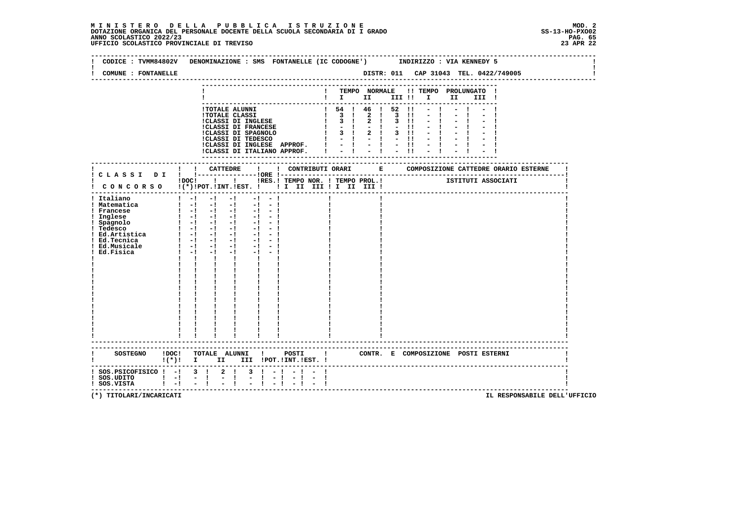**MINISTERO DELLA PUBBLICA ISTRUZIONE**
**DOTAZIONE ORGANICA DEL PERSONALE DOCENTE DELLA SCUOLA SECONDARIA DI I GRADO**
**ANNO SCOLASTICO 2022/23**
**UFFICIO SCOLASTICO PROVINCIALE DI TREVISO**

MOD. 2
SS-13-HO-PXO02
23 APR 22

CODICE : TVMM84802V DENOMINAZIONE : SMS FONTANELLE (IC CODOGNE') INDIRIZZO : VIA KENNEDY 5

COMUNE : FONTANELLE DISTR: 011 CAP 31043 TEL. 0422/749005

| | TEMPO NORMALE I | II | III | TEMPO PROLUNGATO I | II | III |
|---|---|---|---|---|---|---|
| TOTALE ALUNNI | 54 | 46 | 52 | - | - | - |
| TOTALE CLASSI | 3 | 2 | 3 | - | - | - |
| CLASSI DI INGLESE | 3 | 2 | 3 | - | - | - |
| CLASSI DI FRANCESE | - | - | - | - | - | - |
| CLASSI DI SPAGNOLO | 3 | 2 | 3 | - | - | - |
| CLASSI DI TEDESCO | - | - | - | - | - | - |
| CLASSI DI INGLESE APPROF. | - | - | - | - | - | - |
| CLASSI DI ITALIANO APPROF. | - | - | - | - | - | - |

| CLASSI DI CONCORSO | DOC (*) | CATTEDRE POT. | INT. | EST. | ORE | RES. | CONTRIBUTI ORARI TEMPO NOR. I II III | TEMPO PROL. I II III | COMPOSIZIONE CATTEDRE ORARIO ESTERNE - ISTITUTI ASSOCIATI |
|---|---|---|---|---|---|---|---|---|---|
| Italiano | - | - | - | | - | - | | | |
| Matematica | - | - | - | | - | - | | | |
| Francese | - | - | - | | - | - | | | |
| Inglese | - | - | - | | - | - | | | |
| Spagnolo | - | - | - | | - | - | | | |
| Tedesco | - | - | - | | - | - | | | |
| Ed.Artistica | - | - | - | | - | - | | | |
| Ed.Tecnica | - | - | - | | - | - | | | |
| Ed.Musicale | - | - | - | | - | - | | | |
| Ed.Fisica | - | - | - | | - | - | | | |

| SOSTEGNO | DOC (*) | TOTALE ALUNNI I | II | III | POSTI POT. | INT. | EST. | CONTR. E COMPOSIZIONE POSTI ESTERNI |
|---|---|---|---|---|---|---|---|---|
| SOS.PSICOFISICO | - | 3 | 2 | 3 | - | - | - | |
| SOS.UDITO | - | - | - | - | - | - | - | |
| SOS.VISTA | - | - | - | - | - | - | - | |

(*) TITOLARI/INCARICATI

IL RESPONSABILE DELL'UFFICIO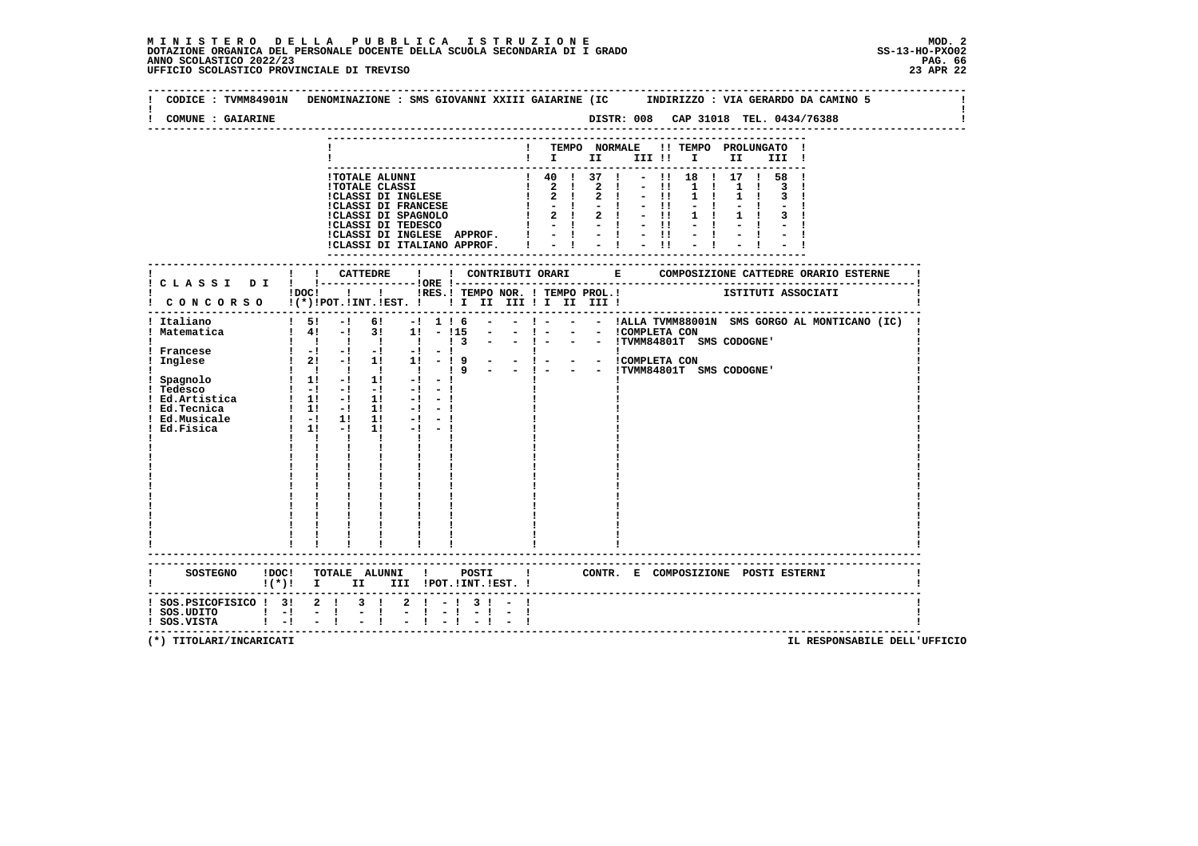**MINISTERO DELLA PUBBLICA ISTRUZIONE**
**DOTAZIONE ORGANICA DEL PERSONALE DOCENTE DELLA SCUOLA SECONDARIA DI I GRADO**
**ANNO SCOLASTICO 2022/23**
**UFFICIO SCOLASTICO PROVINCIALE DI TREVISO**

MOD. 2
SS-13-HO-PXO02
23 APR 22

CODICE : TVMM84901N DENOMINAZIONE : SMS GIOVANNI XXIII GAIARINE (IC INDIRIZZO : VIA GERARDO DA CAMINO 5

COMUNE : GAIARINE DISTR: 008 CAP 31018 TEL. 0434/76388

| | TEMPO NORMALE I | II | III | TEMPO PROLUNGATO I | II | III |
|---|---|---|---|---|---|---|
| TOTALE ALUNNI | 40 | 37 | - | 18 | 17 | 58 |
| TOTALE CLASSI | 2 | 2 | - | 1 | 1 | 3 |
| CLASSI DI INGLESE | 2 | 2 | - | 1 | 1 | 3 |
| CLASSI DI FRANCESE | - | - | - | - | - | - |
| CLASSI DI SPAGNOLO | 2 | 2 | - | 1 | 1 | 3 |
| CLASSI DI TEDESCO | - | - | - | - | - | - |
| CLASSI DI INGLESE APPROF. | - | - | - | - | - | - |
| CLASSI DI ITALIANO APPROF. | - | - | - | - | - | - |

| CLASSI DI CONCORSO | DOC (*) | CATTEDRE POT. | CATTEDRE INT. | CATTEDRE EST. | ORE RES. | TEMPO NOR. I | II | III | TEMPO PROL. I | II | III | COMPOSIZIONE CATTEDRE ORARIO ESTERNE - ISTITUTI ASSOCIATI |
|---|---|---|---|---|---|---|---|---|---|---|---|---|
| Italiano | 5 | - | 6 | - | 1 | 6 | - | - | - | - | - | ALLA TVMM88001N SMS GORGO AL MONTICANO (IC) |
| Matematica | 4 | - | 3 | 1 | - | 15 | - | - | - | - | - | COMPLETA CON |
| | | | | | | 3 | - | - | - | - | - | TVMM84801T SMS CODOGNE' |
| Francese | - | - | - | - | - | | | | | | | |
| Inglese | 2 | - | 1 | 1 | - | 9 | - | - | - | - | - | COMPLETA CON |
| | | | | | | 9 | - | - | - | - | - | TVMM84801T SMS CODOGNE' |
| Spagnolo | 1 | - | 1 | - | - | | | | | | | |
| Tedesco | - | - | - | - | - | | | | | | | |
| Ed.Artistica | 1 | - | 1 | - | - | | | | | | | |
| Ed.Tecnica | 1 | - | 1 | - | - | | | | | | | |
| Ed.Musicale | - | 1 | 1 | - | - | | | | | | | |
| Ed.Fisica | 1 | - | 1 | - | - | | | | | | | |

| SOSTEGNO | DOC (*) | TOTALE ALUNNI I | II | III | POSTI POT. | INT. | EST. | CONTR. E COMPOSIZIONE POSTI ESTERNI |
|---|---|---|---|---|---|---|---|---|
| SOS.PSICOFISICO | 3 | 2 | 3 | 2 | - | 3 | - | |
| SOS.UDITO | - | - | - | - | - | - | - | |
| SOS.VISTA | - | - | - | - | - | - | - | |

(*) TITOLARI/INCARICATI

IL RESPONSABILE DELL'UFFICIO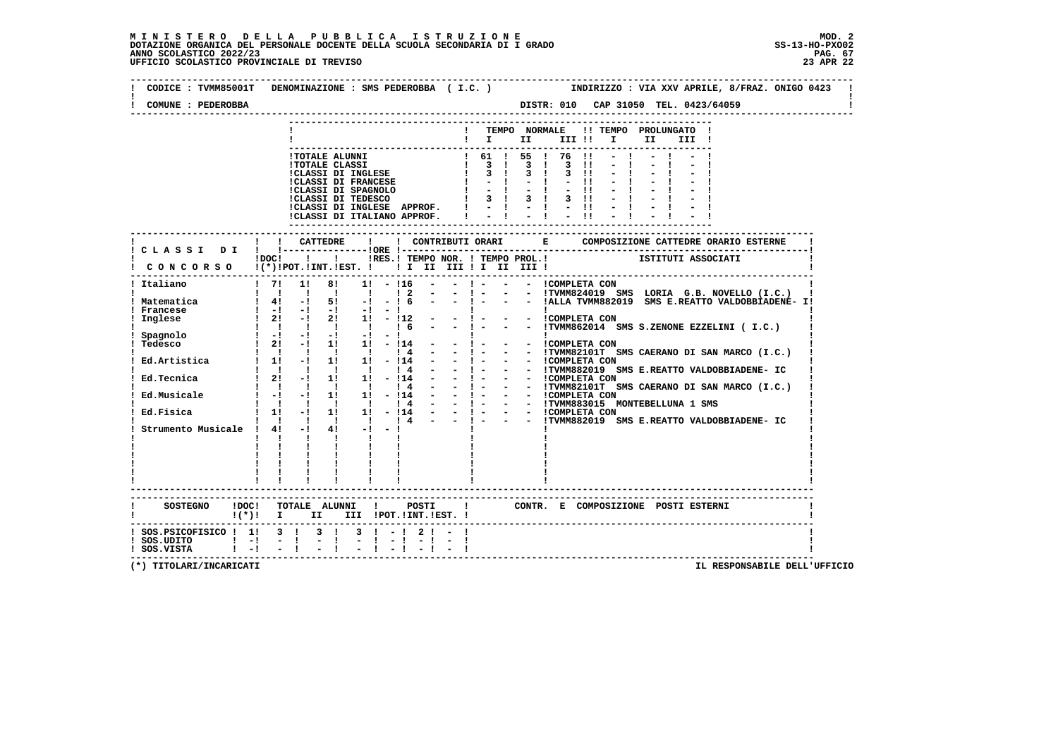MINISTERO DELLA PUBBLICA ISTRUZIONE
DOTAZIONE ORGANICA DEL PERSONALE DOCENTE DELLA SCUOLA SECONDARIA DI I GRADO
ANNO SCOLASTICO 2022/23
UFFICIO SCOLASTICO PROVINCIALE DI TREVISO

MOD. 2
SS-13-HO-PXO02
23 APR 22

CODICE : TVMM85001T DENOMINAZIONE : SMS PEDEROBBA ( I.C. ) INDIRIZZO : VIA XXV APRILE, 8/FRAZ. ONIGO 0423

COMUNE : PEDEROBBA DISTR: 010 CAP 31050 TEL. 0423/64059

| | TEMPO NORMALE I | II | III | TEMPO PROLUNGATO I | II | III |
|---|---|---|---|---|---|---|
| TOTALE ALUNNI | 61 | 55 | 76 | - | - | - |
| TOTALE CLASSI | 3 | 3 | 3 | - | - | - |
| CLASSI DI INGLESE | 3 | 3 | 3 | - | - | - |
| CLASSI DI FRANCESE | - | - | - | - | - | - |
| CLASSI DI SPAGNOLO | - | - | - | - | - | - |
| CLASSI DI TEDESCO | 3 | 3 | 3 | - | - | - |
| CLASSI DI INGLESE APPROF. | - | - | - | - | - | - |
| CLASSI DI ITALIANO APPROF. | - | - | - | - | - | - |

| CLASSI DI CONCORSO | DOC (*) | CATTEDRE POT. | INT. | EST. | ORE RES. | TEMPO NOR. I | II | III | TEMPO PROL. I | II | III | COMPOSIZIONE CATTEDRE ORARIO ESTERNE - ISTITUTI ASSOCIATI |
|---|---|---|---|---|---|---|---|---|---|---|---|---|
| Italiano | 7 | 1 | 8 | 1 | - | 16 | - | - | - | - | - | COMPLETA CON |
| | | | | | | 2 | - | - | - | - | - | TVMM824019 SMS LORIA G.B. NOVELLO (I.C.) |
| Matematica | 4 | - | 5 | - | - | 6 | - | - | - | - | - | ALLA TVMM882019 SMS E.REATTO VALDOBBIADENE- I |
| Francese | - | - | - | - | - | | | | | | | |
| Inglese | 2 | - | 2 | 1 | - | 12 | - | - | - | - | - | COMPLETA CON |
| | | | | | | 6 | - | - | - | - | - | TVMM862014 SMS S.ZENONE EZZELINI ( I.C.) |
| Spagnolo | - | - | - | - | - | | | | | | | |
| Tedesco | 2 | - | 1 | 1 | - | 14 | - | - | - | - | - | COMPLETA CON |
| | | | | | | 4 | - | - | - | - | - | TVMM82101T SMS CAERANO DI SAN MARCO (I.C.) |
| Ed.Artistica | 1 | - | 1 | 1 | - | 14 | - | - | - | - | - | COMPLETA CON |
| | | | | | | 4 | - | - | - | - | - | TVMM882019 SMS E.REATTO VALDOBBIADENE- IC |
| Ed.Tecnica | 2 | - | 1 | 1 | - | 14 | - | - | - | - | - | COMPLETA CON |
| | | | | | | 4 | - | - | - | - | - | TVMM82101T SMS CAERANO DI SAN MARCO (I.C.) |
| Ed.Musicale | - | - | 1 | 1 | - | 14 | - | - | - | - | - | COMPLETA CON |
| | | | | | | 4 | - | - | - | - | - | TVMM883015 MONTEBELLUNA 1 SMS |
| Ed.Fisica | 1 | - | 1 | 1 | - | 14 | - | - | - | - | - | COMPLETA CON |
| | | | | | | 4 | - | - | - | - | - | TVMM882019 SMS E.REATTO VALDOBBIADENE- IC |
| Strumento Musicale | 4 | - | 4 | - | - | | | | | | | |

| SOSTEGNO | DOC (*) | TOTALE ALUNNI I | II | III | POSTI POT. | INT. | EST. | CONTR. E COMPOSIZIONE POSTI ESTERNI |
|---|---|---|---|---|---|---|---|---|
| SOS.PSICOFISICO | 1 | 3 | 3 | 3 | - | 2 | - | |
| SOS.UDITO | - | - | - | - | - | - | - | |
| SOS.VISTA | - | - | - | - | - | - | - | |

(*) TITOLARI/INCARICATI

IL RESPONSABILE DELL'UFFICIO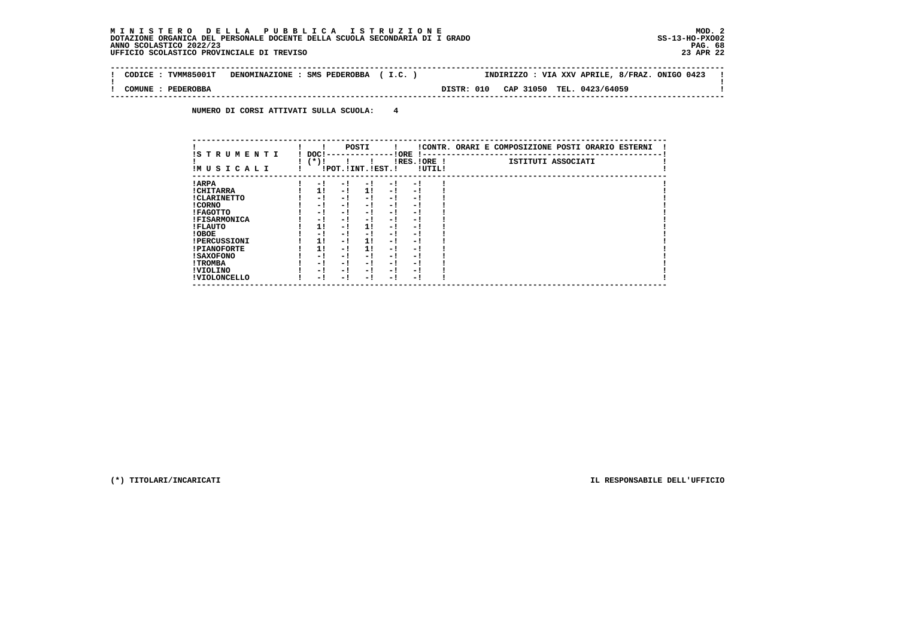**M I N I S T E R O   D E L L A   P U B B L I C A   I S T R U Z I O N E**
**DOTAZIONE ORGANICA DEL PERSONALE DOCENTE DELLA SCUOLA SECONDARIA DI I GRADO**
**ANNO SCOLASTICO 2022/23**
**UFFICIO SCOLASTICO PROVINCIALE DI TREVISO**

MOD. 2
SS-13-HO-PXO02
23 APR 22

| CODICE : TVMM85001T | DENOMINAZIONE : SMS PEDEROBBA ( I.C. ) | INDIRIZZO : VIA XXV APRILE, 8/FRAZ. ONIGO 0423 |
|---|---|---|
| COMUNE : PEDEROBBA | | DISTR: 010 CAP 31050 TEL. 0423/64059 |

**NUMERO DI CORSI ATTIVATI SULLA SCUOLA: 4**

| STRUMENTI MUSICALI | DOC (*) | POSTI POT. | POSTI INT. | POSTI EST. | ORE RES. | ORE UTIL. | CONTR. ORARI E COMPOSIZIONE POSTI ORARIO ESTERNI - ISTITUTI ASSOCIATI |
|---|---|---|---|---|---|---|---|
| ARPA | - | - | - | - | - | | |
| CHITARRA | 1 | - | 1 | - | - | | |
| CLARINETTO | - | - | - | - | - | | |
| CORNO | - | - | - | - | - | | |
| FAGOTTO | - | - | - | - | - | | |
| FISARMONICA | - | - | - | - | - | | |
| FLAUTO | 1 | - | 1 | - | - | | |
| OBOE | - | - | - | - | - | | |
| PERCUSSIONI | 1 | - | 1 | - | - | | |
| PIANOFORTE | 1 | - | 1 | - | - | | |
| SAXOFONO | - | - | - | - | - | | |
| TROMBA | - | - | - | - | - | | |
| VIOLINO | - | - | - | - | - | | |
| VIOLONCELLO | - | - | - | - | - | | |

(*) TITOLARI/INCARICATI

IL RESPONSABILE DELL'UFFICIO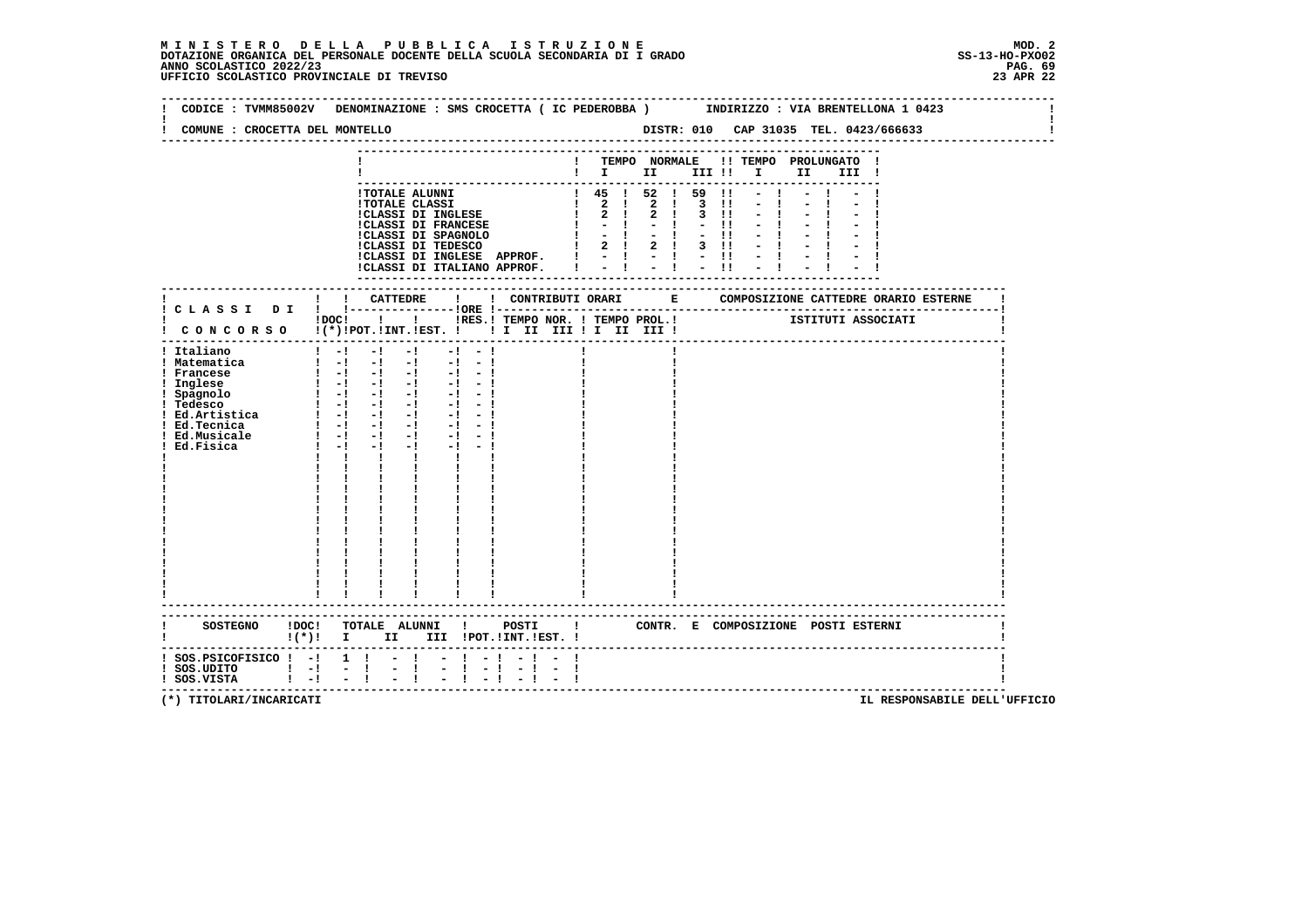**MINISTERO DELLA PUBBLICA ISTRUZIONE**
**DOTAZIONE ORGANICA DEL PERSONALE DOCENTE DELLA SCUOLA SECONDARIA DI I GRADO**
**ANNO SCOLASTICO 2022/23**
**UFFICIO SCOLASTICO PROVINCIALE DI TREVISO**

MOD. 2
SS-13-HO-PXO02
23 APR 22

CODICE : TVMM85002V DENOMINAZIONE : SMS CROCETTA ( IC PEDEROBBA ) INDIRIZZO : VIA BRENTELLONA 1 0423

COMUNE : CROCETTA DEL MONTELLO DISTR: 010 CAP 31035 TEL. 0423/666633

| | TEMPO NORMALE I | II | III | TEMPO PROLUNGATO I | II | III |
|---|---|---|---|---|---|---|
| TOTALE ALUNNI | 45 | 52 | 59 | - | - | - |
| TOTALE CLASSI | 2 | 2 | 3 | - | - | - |
| CLASSI DI INGLESE | 2 | 2 | 3 | - | - | - |
| CLASSI DI FRANCESE | - | - | - | - | - | - |
| CLASSI DI SPAGNOLO | - | - | - | - | - | - |
| CLASSI DI TEDESCO | 2 | 2 | 3 | - | - | - |
| CLASSI DI INGLESE APPROF. | - | - | - | - | - | - |
| CLASSI DI ITALIANO APPROF. | - | - | - | - | - | - |

| CLASSI DI CONCORSO | DOC (*) | CATTEDRE POT. | INT. | EST. | ORE RES. | CONTRIBUTI ORARI TEMPO NOR. I II III | TEMPO PROL. I II III | COMPOSIZIONE CATTEDRE ORARIO ESTERNE - ISTITUTI ASSOCIATI |
|---|---|---|---|---|---|---|---|---|
| Italiano | - | - | - | - | - | | | |
| Matematica | - | - | - | - | - | | | |
| Francese | - | - | - | - | - | | | |
| Inglese | - | - | - | - | - | | | |
| Spagnolo | - | - | - | - | - | | | |
| Tedesco | - | - | - | - | - | | | |
| Ed.Artistica | - | - | - | - | - | | | |
| Ed.Tecnica | - | - | - | - | - | | | |
| Ed.Musicale | - | - | - | - | - | | | |
| Ed.Fisica | - | - | - | - | - | | | |

| SOSTEGNO | DOC (*) | TOTALE ALUNNI I | II | III | POSTI POT. | INT. | EST. | CONTR. E COMPOSIZIONE POSTI ESTERNI |
|---|---|---|---|---|---|---|---|---|
| SOS.PSICOFISICO | - | 1 | - | - | - | - | - | |
| SOS.UDITO | - | - | - | - | - | - | - | |
| SOS.VISTA | - | - | - | - | - | - | - | |

(*) TITOLARI/INCARICATI

IL RESPONSABILE DELL'UFFICIO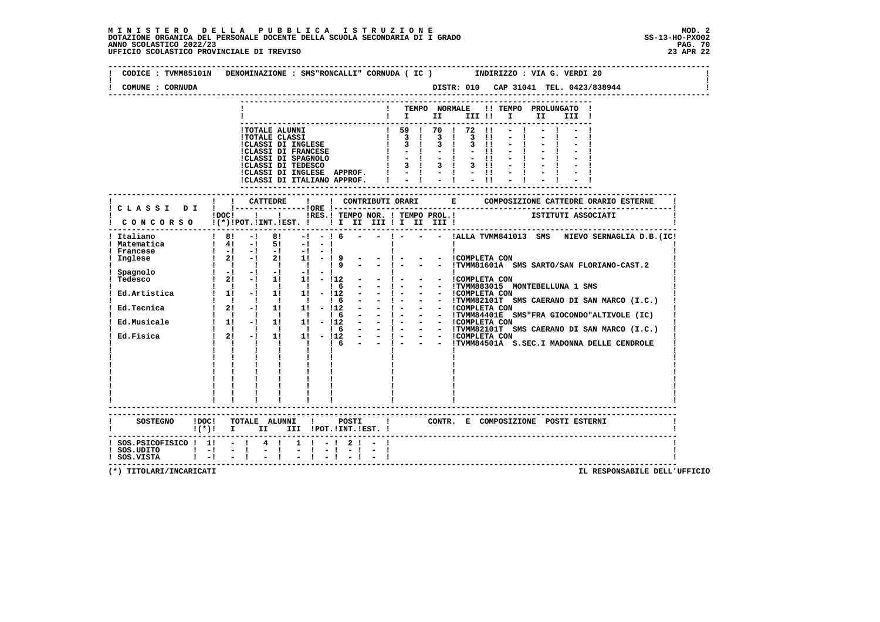**MINISTERO DELLA PUBBLICA ISTRUZIONE**
**DOTAZIONE ORGANICA DEL PERSONALE DOCENTE DELLA SCUOLA SECONDARIA DI I GRADO**
**ANNO SCOLASTICO 2022/23**
**UFFICIO SCOLASTICO PROVINCIALE DI TREVISO**

MOD. 2
SS-13-HO-PXO02
23 APR 22

CODICE : TVMM85101N DENOMINAZIONE : SMS"RONCALLI" CORNUDA ( IC ) INDIRIZZO : VIA G. VERDI 20

COMUNE : CORNUDA DISTR: 010 CAP 31041 TEL. 0423/838944

| | TEMPO NORMALE I | II | III | TEMPO PROLUNGATO I | II | III |
|---|---|---|---|---|---|---|
| TOTALE ALUNNI | 59 | 70 | 72 | - | - | - |
| TOTALE CLASSI | 3 | 3 | 3 | - | - | - |
| CLASSI DI INGLESE | 3 | 3 | 3 | - | - | - |
| CLASSI DI FRANCESE | - | - | - | - | - | - |
| CLASSI DI SPAGNOLO | - | - | - | - | - | - |
| CLASSI DI TEDESCO | 3 | 3 | 3 | - | - | - |
| CLASSI DI INGLESE APPROF. | - | - | - | - | - | - |
| CLASSI DI ITALIANO APPROF. | - | - | - | - | - | - |

| CLASSI DI CONCORSO | DOC (*) | CATTEDRE POT. | INT. | EST. | ORE RES. | TEMPO NOR. I | II | III | TEMPO PROL. I | II | III | COMPOSIZIONE CATTEDRE ORARIO ESTERNE - ISTITUTI ASSOCIATI |
|---|---|---|---|---|---|---|---|---|---|---|---|---|
| Italiano | 8 | - | 8 | - | - | 6 | - | - | - | - | - | ALLA TVMM841013 SMS NIEVO SERNAGLIA D.B.(IC |
| Matematica | 4 | - | 5 | - | - | | | | | | | |
| Francese | - | - | - | - | - | | | | | | | |
| Inglese | 2 | - | 2 | 1 | - | 9 | - | - | - | - | - | COMPLETA CON |
| | | | | | | 9 | - | - | - | - | - | TVMM81601A SMS SARTO/SAN FLORIANO-CAST.2 |
| Spagnolo | - | - | - | - | - | | | | | | | |
| Tedesco | 2 | - | 1 | 1 | - | 12 | - | - | - | - | - | COMPLETA CON |
| | | | | | | 6 | - | - | - | - | - | TVMM883015 MONTEBELLUNA 1 SMS |
| Ed.Artistica | 1 | - | 1 | 1 | - | 12 | - | - | - | - | - | COMPLETA CON |
| | | | | | | 6 | - | - | - | - | - | TVMM82101T SMS CAERANO DI SAN MARCO (I.C.) |
| Ed.Tecnica | 2 | - | 1 | 1 | - | 12 | - | - | - | - | - | COMPLETA CON |
| | | | | | | 6 | - | - | - | - | - | TVMM84401E SMS"FRA GIOCONDO"ALTIVOLE (IC) |
| Ed.Musicale | 1 | - | 1 | 1 | - | 12 | - | - | - | - | - | COMPLETA CON |
| | | | | | | 6 | - | - | - | - | - | TVMM82101T SMS CAERANO DI SAN MARCO (I.C.) |
| Ed.Fisica | 2 | - | 1 | 1 | - | 12 | - | - | - | - | - | COMPLETA CON |
| | | | | | | 6 | - | - | - | - | - | TVMM84501A S.SEC.I MADONNA DELLE CENDROLE |

| SOSTEGNO | DOC (*) | TOTALE ALUNNI I | II | III | POSTI POT. | INT. | EST. | CONTR. E COMPOSIZIONE POSTI ESTERNI |
|---|---|---|---|---|---|---|---|---|
| SOS.PSICOFISICO | 1 | - | 4 | 1 | - | 2 | - | |
| SOS.UDITO | - | - | - | - | - | - | - | |
| SOS.VISTA | - | - | - | - | - | - | - | |

(*) TITOLARI/INCARICATI

IL RESPONSABILE DELL'UFFICIO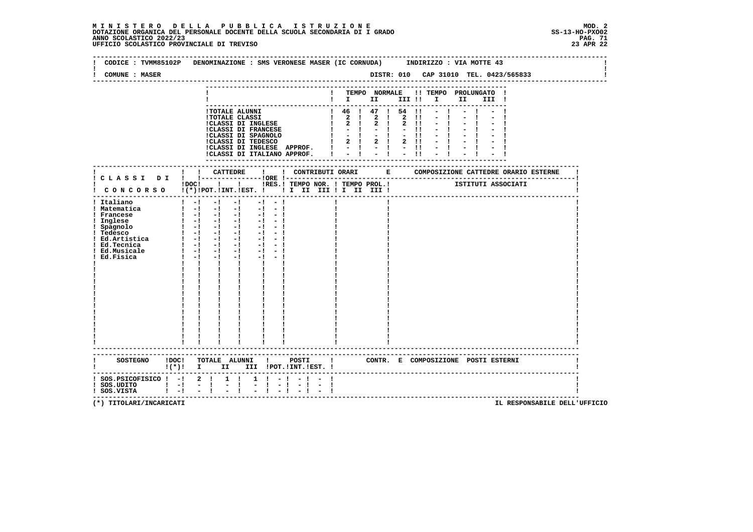**MINISTERO DELLA PUBBLICA ISTRUZIONE**
**DOTAZIONE ORGANICA DEL PERSONALE DOCENTE DELLA SCUOLA SECONDARIA DI I GRADO**
**ANNO SCOLASTICO 2022/23**
**UFFICIO SCOLASTICO PROVINCIALE DI TREVISO**

MOD. 2
SS-13-HO-PXO02
23 APR 22

CODICE : TVMM85102P DENOMINAZIONE : SMS VERONESE MASER (IC CORNUDA) INDIRIZZO : VIA MOTTE 43

COMUNE : MASER DISTR: 010 CAP 31010 TEL. 0423/565833

| | TEMPO NORMALE I | II | III | TEMPO PROLUNGATO I | II | III |
|---|---|---|---|---|---|---|
| TOTALE ALUNNI | 46 | 47 | 54 | - | - | - |
| TOTALE CLASSI | 2 | 2 | 2 | - | - | - |
| CLASSI DI INGLESE | 2 | 2 | 2 | - | - | - |
| CLASSI DI FRANCESE | - | - | - | - | - | - |
| CLASSI DI SPAGNOLO | - | - | - | - | - | - |
| CLASSI DI TEDESCO | 2 | 2 | 2 | - | - | - |
| CLASSI DI INGLESE APPROF. | - | - | - | - | - | - |
| CLASSI DI ITALIANO APPROF. | - | - | - | - | - | - |

| CLASSI DI CONCORSO | DOC (*) | CATTEDRE POT. | INT. | EST. | ORE RES. | CONTRIBUTI ORARI TEMPO NOR. I II III | TEMPO PROL. I II III | COMPOSIZIONE CATTEDRE ORARIO ESTERNE ISTITUTI ASSOCIATI |
|---|---|---|---|---|---|---|---|---|
| Italiano | - | - | - | - | - | | | |
| Matematica | - | - | - | - | - | | | |
| Francese | - | - | - | - | - | | | |
| Inglese | - | - | - | - | - | | | |
| Spagnolo | - | - | - | - | - | | | |
| Tedesco | - | - | - | - | - | | | |
| Ed.Artistica | - | - | - | - | - | | | |
| Ed.Tecnica | - | - | - | - | - | | | |
| Ed.Musicale | - | - | - | - | - | | | |
| Ed.Fisica | - | - | - | - | - | | | |

| SOSTEGNO | DOC (*) | TOTALE ALUNNI I | II | III | POSTI POT. | INT. | EST. | CONTR. E COMPOSIZIONE POSTI ESTERNI |
|---|---|---|---|---|---|---|---|---|
| SOS.PSICOFISICO | - | 2 | 1 | 1 | - | - | - | |
| SOS.UDITO | - | - | - | - | - | - | - | |
| SOS.VISTA | - | - | - | - | - | - | - | |

(*) TITOLARI/INCARICATI

IL RESPONSABILE DELL'UFFICIO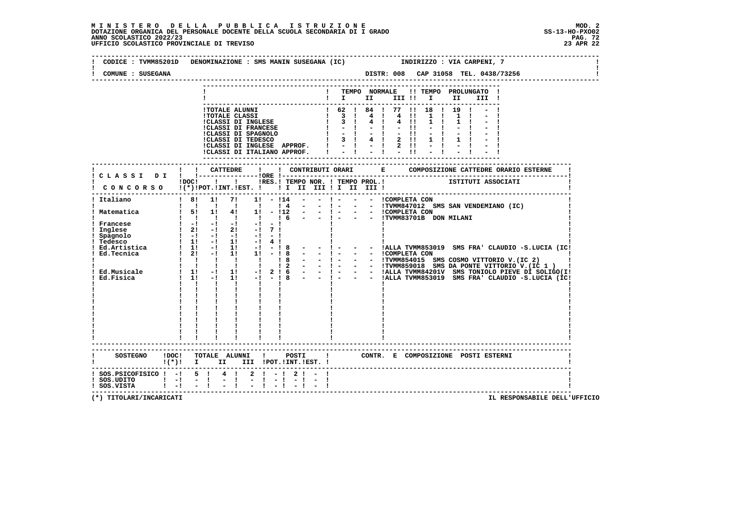**MINISTERO DELLA PUBBLICA ISTRUZIONE**
**DOTAZIONE ORGANICA DEL PERSONALE DOCENTE DELLA SCUOLA SECONDARIA DI I GRADO**
**ANNO SCOLASTICO 2022/23**
**UFFICIO SCOLASTICO PROVINCIALE DI TREVISO**

MOD. 2
SS-13-HO-PXO02
23 APR 22

CODICE : TVMM85201D DENOMINAZIONE : SMS MANIN SUSEGANA (IC) INDIRIZZO : VIA CARPENI, 7

COMUNE : SUSEGANA DISTR: 008 CAP 31058 TEL. 0438/73256

| | TEMPO NORMALE I | II | III | TEMPO PROLUNGATO I | II | III |
|---|---|---|---|---|---|---|
| TOTALE ALUNNI | 62 | 84 | 77 | 18 | 19 | - |
| TOTALE CLASSI | 3 | 4 | 4 | 1 | 1 | - |
| CLASSI DI INGLESE | 3 | 4 | 4 | 1 | 1 | - |
| CLASSI DI FRANCESE | - | - | - | - | - | - |
| CLASSI DI SPAGNOLO | - | - | - | - | - | - |
| CLASSI DI TEDESCO | 3 | 4 | 2 | 1 | 1 | - |
| CLASSI DI INGLESE APPROF. | - | - | 2 | - | - | - |
| CLASSI DI ITALIANO APPROF. | - | - | - | - | - | - |

| CLASSI DI CONCORSO | DOC (*) | CATTEDRE POT. | INT. | EST. | ORE RES. | CONTRIBUTI ORARI TEMPO NOR. I | II | III | TEMPO PROL. I | II | III | COMPOSIZIONE CATTEDRE ORARIO ESTERNE - ISTITUTI ASSOCIATI |
|---|---|---|---|---|---|---|---|---|---|---|---|---|
| Italiano | 8 | 1 | 7 | 1 | - | 14 | - | - | - | - | - | COMPLETA CON |
| | | | | | | 4 | - | - | - | - | - | TVMM847012 SMS SAN VENDEMIANO (IC) |
| Matematica | 5 | 1 | 4 | 1 | - | 12 | - | - | - | - | - | COMPLETA CON |
| | | | | | | 6 | - | - | - | - | - | TVMM83701B DON MILANI |
| Francese | - | - | - | - | - | | | | | | | |
| Inglese | 2 | - | 2 | - | 7 | | | | | | | |
| Spagnolo | - | - | - | - | - | | | | | | | |
| Tedesco | 1 | - | 1 | - | 4 | | | | | | | |
| Ed.Artistica | 1 | - | 1 | - | - | 8 | - | - | - | - | - | ALLA TVMM853019 SMS FRA' CLAUDIO -S.LUCIA (IC |
| Ed.Tecnica | 2 | - | 1 | 1 | - | 8 | - | - | - | - | - | COMPLETA CON |
| | | | | | | 8 | - | - | - | - | - | TVMM854015 SMS COSMO VITTORIO V.(IC 2) |
| | | | | | | 2 | - | - | - | - | - | TVMM859018 SMS DA PONTE VITTORIO V.(IC 1 ) |
| Ed.Musicale | 1 | - | 1 | - | 2 | 6 | - | - | - | - | - | ALLA TVMM84201V SMS TONIOLO PIEVE DI SOLIGO(I |
| Ed.Fisica | 1 | - | 1 | - | - | 8 | - | - | - | - | - | ALLA TVMM853019 SMS FRA' CLAUDIO -S.LUCIA (IC |

| SOSTEGNO | DOC (*) | TOTALE ALUNNI I | II | III | POSTI POT. | INT. | EST. | CONTR. E COMPOSIZIONE POSTI ESTERNI |
|---|---|---|---|---|---|---|---|---|
| SOS.PSICOFISICO | - | 5 | 4 | 2 | - | 2 | - | |
| SOS.UDITO | - | - | - | - | - | - | - | |
| SOS.VISTA | - | - | - | - | - | - | - | |

(*) TITOLARI/INCARICATI

IL RESPONSABILE DELL'UFFICIO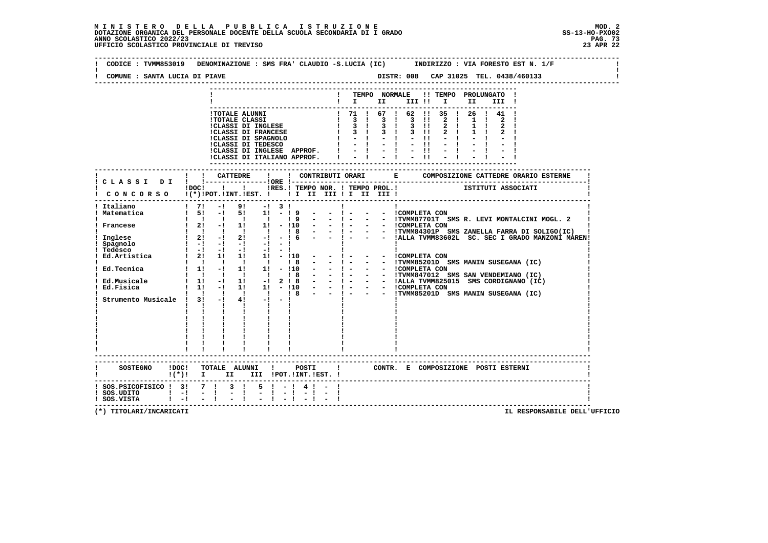**MINISTERO DELLA PUBBLICA ISTRUZIONE**
**DOTAZIONE ORGANICA DEL PERSONALE DOCENTE DELLA SCUOLA SECONDARIA DI I GRADO**
**ANNO SCOLASTICO 2022/23**
**UFFICIO SCOLASTICO PROVINCIALE DI TREVISO**

MOD. 2
SS-13-HO-PXO02
23 APR 22

CODICE : TVMM853019 DENOMINAZIONE : SMS FRA' CLAUDIO -S.LUCIA (IC) INDIRIZZO : VIA FORESTO EST N. 1/F

COMUNE : SANTA LUCIA DI PIAVE DISTR: 008 CAP 31025 TEL. 0438/460133

| | TEMPO NORMALE I | II | III | TEMPO PROLUNGATO I | II | III |
|---|---|---|---|---|---|---|
| TOTALE ALUNNI | 71 | 67 | 62 | 35 | 26 | 41 |
| TOTALE CLASSI | 3 | 3 | 3 | 2 | 1 | 2 |
| CLASSI DI INGLESE | 3 | 3 | 3 | 2 | 1 | 2 |
| CLASSI DI FRANCESE | 3 | 3 | 3 | 2 | 1 | 2 |
| CLASSI DI SPAGNOLO | - | - | - | - | - | - |
| CLASSI DI TEDESCO | - | - | - | - | - | - |
| CLASSI DI INGLESE APPROF. | - | - | - | - | - | - |
| CLASSI DI ITALIANO APPROF. | - | - | - | - | - | - |

| CLASSI DI CONCORSO | DOC (*) | CATTEDRE POT. | INT. | EST. | ORE RES. | CONTRIBUTI ORARI TEMPO NOR. I II III | TEMPO PROL. I II III | COMPOSIZIONE CATTEDRE ORARIO ESTERNE - ISTITUTI ASSOCIATI |
|---|---|---|---|---|---|---|---|---|
| Italiano | 7 | - | 9 | - | 3 | | | |
| Matematica | 5 | - | 5 | 1 | - | 9 - - | - - - | COMPLETA CON |
| | | | | | | 9 - - | - - - | TVMM87701T SMS R. LEVI MONTALCINI MOGL. 2 |
| Francese | 2 | - | 1 | 1 | - | 10 - - | - - - | COMPLETA CON |
| | | | | | | 8 - - | - - - | TVMM84301P SMS ZANELLA FARRA DI SOLIGO(IC) |
| Inglese | 2 | - | 2 | - | - | 6 - - | - - - | ALLA TVMM83602L SC. SEC I GRADO MANZONI MAREN |
| Spagnolo | - | - | - | - | - | | | |
| Tedesco | - | - | - | - | - | | | |
| Ed.Artistica | 2 | 1 | 1 | 1 | - | 10 - - | - - - | COMPLETA CON |
| | | | | | | 8 - - | - - - | TVMM85201D SMS MANIN SUSEGANA (IC) |
| Ed.Tecnica | 1 | - | 1 | 1 | - | 10 - - | - - - | COMPLETA CON |
| | | | | | | 8 - - | - - - | TVMM847012 SMS SAN VENDEMIANO (IC) |
| Ed.Musicale | 1 | - | 1 | - | 2 | 8 - - | - - - | ALLA TVMM825015 SMS CORDIGNANO (IC) |
| Ed.Fisica | 1 | - | 1 | 1 | - | 10 - - | - - - | COMPLETA CON |
| | | | | | | 8 - - | - - - | TVMM85201D SMS MANIN SUSEGANA (IC) |
| Strumento Musicale | 3 | - | 4 | - | - | | | |

| SOSTEGNO | DOC (*) | TOTALE ALUNNI I | II | III | POSTI POT. | INT. | EST. | CONTR. E COMPOSIZIONE POSTI ESTERNI |
|---|---|---|---|---|---|---|---|---|
| SOS.PSICOFISICO | 3 | 7 | 3 | 5 | - | 4 | - | |
| SOS.UDITO | - | - | - | - | - | - | - | |
| SOS.VISTA | - | - | - | - | - | - | - | |

(*) TITOLARI/INCARICATI

IL RESPONSABILE DELL'UFFICIO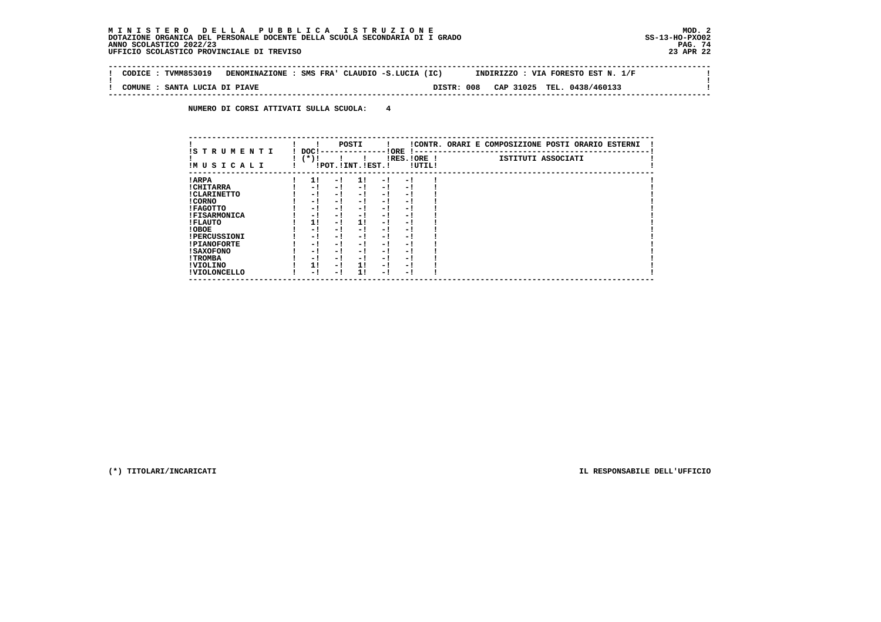**M I N I S T E R O   D E L L A   P U B B L I C A   I S T R U Z I O N E** MOD. 2
DOTAZIONE ORGANICA DEL PERSONALE DOCENTE DELLA SCUOLA SECONDARIA DI I GRADO SS-13-HO-PXO02
ANNO SCOLASTICO 2022/23
UFFICIO SCOLASTICO PROVINCIALE DI TREVISO 23 APR 22

CODICE : TVMM853019   DENOMINAZIONE : SMS FRA' CLAUDIO -S.LUCIA (IC)   INDIRIZZO : VIA FORESTO EST N. 1/F

COMUNE : SANTA LUCIA DI PIAVE   DISTR: 008   CAP 31025   TEL. 0438/460133

NUMERO DI CORSI ATTIVATI SULLA SCUOLA: 4

| STRUMENTI MUSICALI | DOC (*) | POSTI POT. | POSTI INT. | POSTI EST. | ORE RES. | ORE UTIL. | CONTR. ORARI E COMPOSIZIONE POSTI ORARIO ESTERNI - ISTITUTI ASSOCIATI |
|---|---|---|---|---|---|---|---|
| ARPA | 1 | - | 1 | - | - | | |
| CHITARRA | - | - | - | - | - | | |
| CLARINETTO | - | - | - | - | - | | |
| CORNO | - | - | - | - | - | | |
| FAGOTTO | - | - | - | - | - | | |
| FISARMONICA | - | - | - | - | - | | |
| FLAUTO | 1 | - | 1 | - | - | | |
| OBOE | - | - | - | - | - | | |
| PERCUSSIONI | - | - | - | - | - | | |
| PIANOFORTE | - | - | - | - | - | | |
| SAXOFONO | - | - | - | - | - | | |
| TROMBA | - | - | - | - | - | | |
| VIOLINO | 1 | - | 1 | - | - | | |
| VIOLONCELLO | - | - | 1 | - | - | | |

(*) TITOLARI/INCARICATI

IL RESPONSABILE DELL'UFFICIO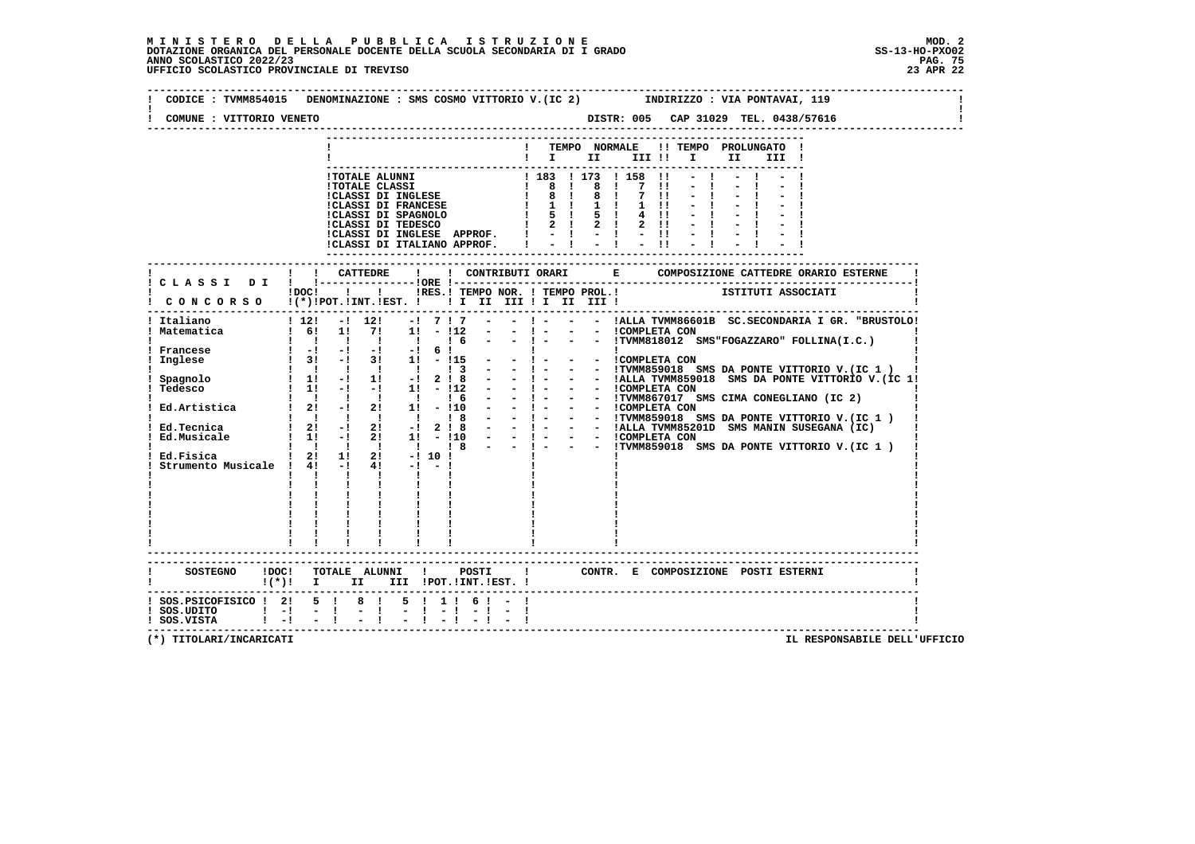# MINISTERO DELLA PUBBLICA ISTRUZIONE

DOTAZIONE ORGANICA DEL PERSONALE DOCENTE DELLA SCUOLA SECONDARIA DI I GRADO — MOD. 2 — SS-13-HO-PXO02

ANNO SCOLASTICO 2022/23

UFFICIO SCOLASTICO PROVINCIALE DI TREVISO — 23 APR 22

CODICE : TVMM854015 DENOMINAZIONE : SMS COSMO VITTORIO V.(IC 2) INDIRIZZO : VIA PONTAVAI, 119

COMUNE : VITTORIO VENETO DISTR: 005 CAP 31029 TEL. 0438/57616

| | TEMPO NORMALE I | II | III | TEMPO PROLUNGATO I | II | III |
|---|---|---|---|---|---|---|
| TOTALE ALUNNI | 183 | 173 | 158 | - | - | - |
| TOTALE CLASSI | 8 | 8 | 7 | - | - | - |
| CLASSI DI INGLESE | 8 | 8 | 7 | - | - | - |
| CLASSI DI FRANCESE | 1 | 1 | 1 | - | - | - |
| CLASSI DI SPAGNOLO | 5 | 5 | 4 | - | - | - |
| CLASSI DI TEDESCO | 2 | 2 | 2 | - | - | - |
| CLASSI DI INGLESE APPROF. | - | - | - | - | - | - |
| CLASSI DI ITALIANO APPROF. | - | - | - | - | - | - |

| CLASSI DI CONCORSO | DOC (*) | CATTEDRE POT. | INT. | EST. | ORE RES. | TEMPO NOR. I | II | III | TEMPO PROL. I | II | III | COMPOSIZIONE CATTEDRE ORARIO ESTERNE / ISTITUTI ASSOCIATI |
|---|---|---|---|---|---|---|---|---|---|---|---|---|
| Italiano | 12 | - | 12 | - | 7 | 7 | - | - | - | - | - | ALLA TVMM86601B SC.SECONDARIA I GR. "BRUSTOLO" |
| Matematica | 6 | 1 | 7 | 1 | - | 12 | - | - | - | - | - | COMPLETA CON |
| | | | | | | 6 | - | - | - | - | - | TVMM818012 SMS"FOGAZZARO" FOLLINA(I.C.) |
| Francese | - | - | - | - | 6 | | | | | | | |
| Inglese | 3 | - | 3 | 1 | - | 15 | - | - | - | - | - | COMPLETA CON |
| | | | | | | 3 | - | - | - | - | - | TVMM859018 SMS DA PONTE VITTORIO V.(IC 1 ) |
| Spagnolo | 1 | - | 1 | - | 2 | 8 | - | - | - | - | - | ALLA TVMM859018 SMS DA PONTE VITTORIO V.(IC 1) |
| Tedesco | 1 | - | - | 1 | - | 12 | - | - | - | - | - | COMPLETA CON |
| | | | | | | 6 | - | - | - | - | - | TVMM867017 SMS CIMA CONEGLIANO (IC 2) |
| Ed.Artistica | 2 | - | 2 | 1 | - | 10 | - | - | - | - | - | COMPLETA CON |
| | | | | | | 8 | - | - | - | - | - | TVMM859018 SMS DA PONTE VITTORIO V.(IC 1 ) |
| Ed.Tecnica | 2 | - | 2 | - | 2 | 8 | - | - | - | - | - | ALLA TVMM85201D SMS MANIN SUSEGANA (IC) |
| Ed.Musicale | 1 | - | 2 | 1 | - | 10 | - | - | - | - | - | COMPLETA CON |
| | | | | | | 8 | - | - | - | - | - | TVMM859018 SMS DA PONTE VITTORIO V.(IC 1 ) |
| Ed.Fisica | 2 | 1 | 2 | - | 10 | | | | | | | |
| Strumento Musicale | 4 | - | 4 | - | - | | | | | | | |

| SOSTEGNO | DOC (*) | TOTALE ALUNNI I | II | III | POSTI POT. | INT. | EST. | CONTR. E COMPOSIZIONE POSTI ESTERNI |
|---|---|---|---|---|---|---|---|---|
| SOS.PSICOFISICO | 2 | 5 | 8 | 5 | 1 | 6 | - | |
| SOS.UDITO | - | - | - | - | - | - | - | |
| SOS.VISTA | - | - | - | - | - | - | - | |

(*) TITOLARI/INCARICATI — IL RESPONSABILE DELL'UFFICIO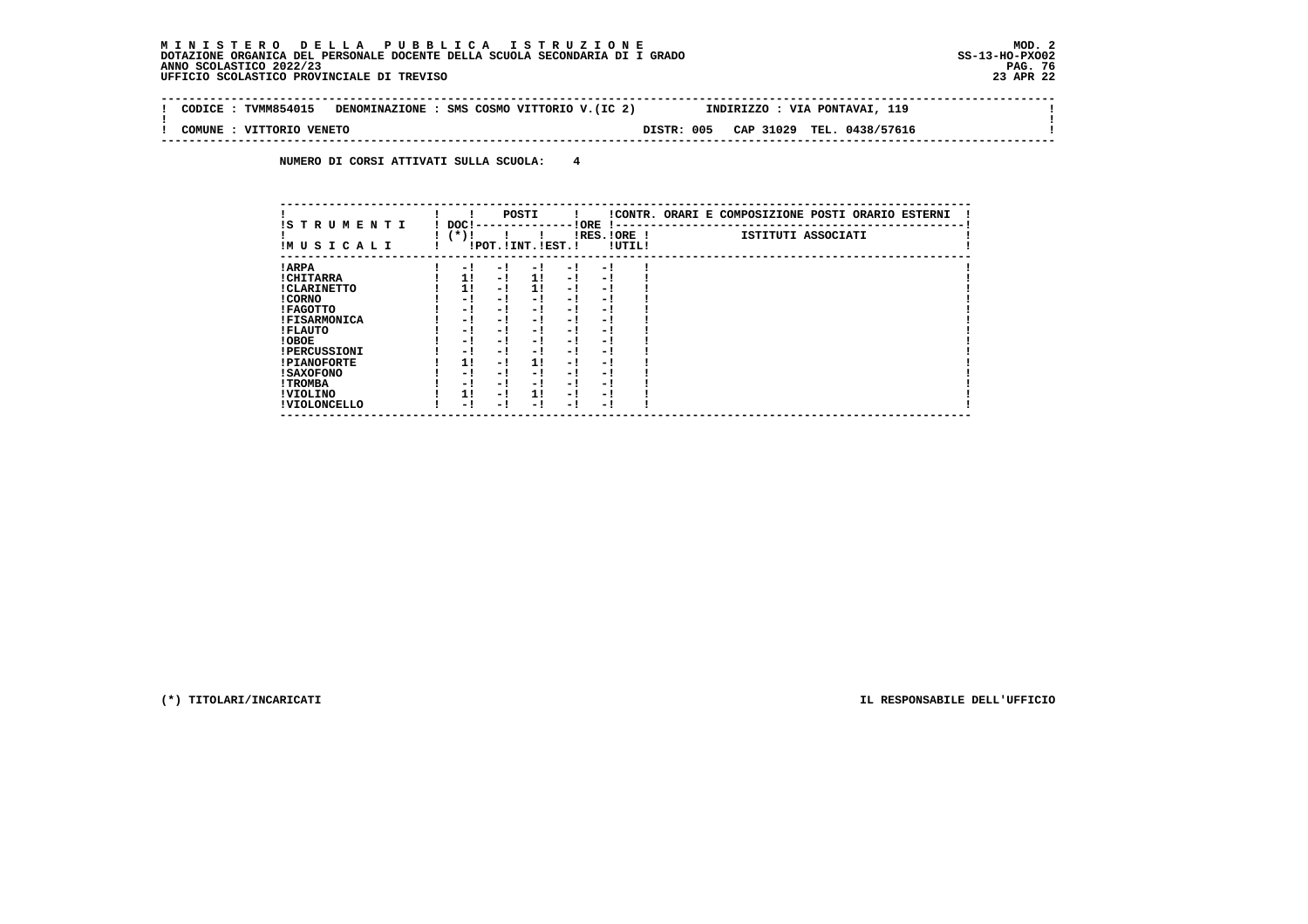**MINISTERO DELLA PUBBLICA ISTRUZIONE**
**DOTAZIONE ORGANICA DEL PERSONALE DOCENTE DELLA SCUOLA SECONDARIA DI I GRADO**
**ANNO SCOLASTICO 2022/23**
**UFFICIO SCOLASTICO PROVINCIALE DI TREVISO**

MOD. 2
SS-13-HO-PXO02
23 APR 22

| CODICE : TVMM854015 | DENOMINAZIONE : SMS COSMO VITTORIO V.(IC 2) | INDIRIZZO : VIA PONTAVAI, 119 |
|---|---|---|
| COMUNE : VITTORIO VENETO | DISTR: 005 CAP 31029 | TEL. 0438/57616 |

**NUMERO DI CORSI ATTIVATI SULLA SCUOLA: 4**

| STRUMENTI MUSICALI | DOC (*) | POSTI POT. | POSTI INT. | POSTI EST. | ORE RES. | ORE UTIL. | CONTR. ORARI E COMPOSIZIONE POSTI ORARIO ESTERNI - ISTITUTI ASSOCIATI |
|---|---|---|---|---|---|---|---|
| ARPA | - | - | - | - | - | | |
| CHITARRA | 1 | - | 1 | - | - | | |
| CLARINETTO | 1 | - | 1 | - | - | | |
| CORNO | - | - | - | - | - | | |
| FAGOTTO | - | - | - | - | - | | |
| FISARMONICA | - | - | - | - | - | | |
| FLAUTO | - | - | - | - | - | | |
| OBOE | - | - | - | - | - | | |
| PERCUSSIONI | - | - | - | - | - | | |
| PIANOFORTE | 1 | - | 1 | - | - | | |
| SAXOFONO | - | - | - | - | - | | |
| TROMBA | - | - | - | - | - | | |
| VIOLINO | 1 | - | 1 | - | - | | |
| VIOLONCELLO | - | - | - | - | - | | |

(*) TITOLARI/INCARICATI

IL RESPONSABILE DELL'UFFICIO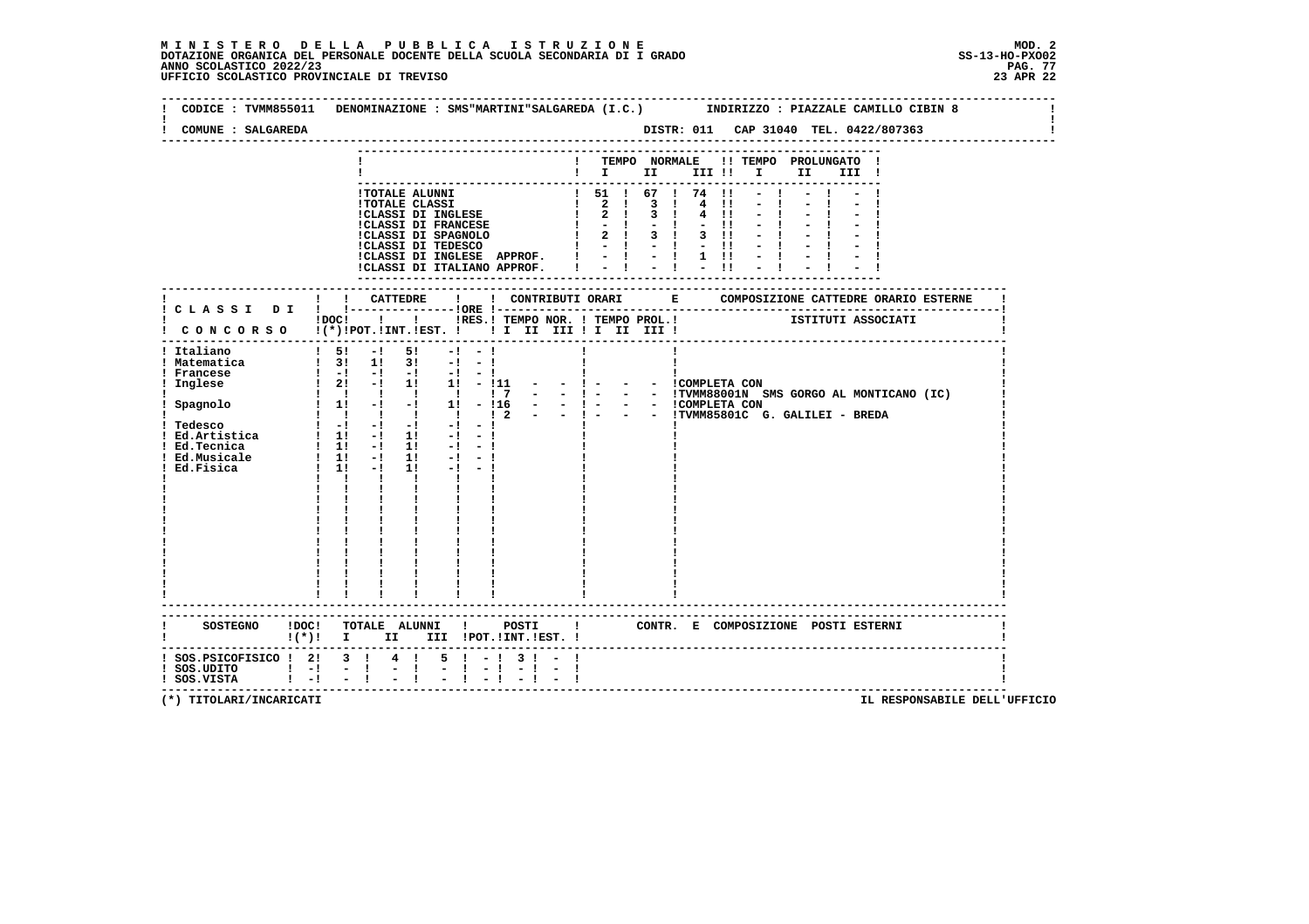**MINISTERO DELLA PUBBLICA ISTRUZIONE**
**DOTAZIONE ORGANICA DEL PERSONALE DOCENTE DELLA SCUOLA SECONDARIA DI I GRADO**
**ANNO SCOLASTICO 2022/23**
**UFFICIO SCOLASTICO PROVINCIALE DI TREVISO**

MOD. 2
SS-13-HO-PXO02
23 APR 22

CODICE : TVMM855011 DENOMINAZIONE : SMS"MARTINI"SALGAREDA (I.C.) INDIRIZZO : PIAZZALE CAMILLO CIBIN 8

COMUNE : SALGAREDA DISTR: 011 CAP 31040 TEL. 0422/807363

| | TEMPO NORMALE I | II | III | TEMPO PROLUNGATO I | II | III |
|---|---|---|---|---|---|---|
| TOTALE ALUNNI | 51 | 67 | 74 | - | - | - |
| TOTALE CLASSI | 2 | 3 | 4 | - | - | - |
| CLASSI DI INGLESE | 2 | 3 | 4 | - | - | - |
| CLASSI DI FRANCESE | - | - | - | - | - | - |
| CLASSI DI SPAGNOLO | 2 | 3 | 3 | - | - | - |
| CLASSI DI TEDESCO | - | - | - | - | - | - |
| CLASSI DI INGLESE APPROF. | - | - | 1 | - | - | - |
| CLASSI DI ITALIANO APPROF. | - | - | - | - | - | - |

| CLASSI DI CONCORSO | DOC (*) | CATTEDRE POT. | CATTEDRE INT. | CATTEDRE EST. | ORE RES. | CONTRIBUTI ORARI TEMPO NOR. I II III | TEMPO PROL. I II III | COMPOSIZIONE CATTEDRE ORARIO ESTERNE - ISTITUTI ASSOCIATI |
|---|---|---|---|---|---|---|---|---|
| Italiano | 5 | - | 5 | - | - | | | |
| Matematica | 3 | 1 | 3 | - | - | | | |
| Francese | - | - | - | - | - | | | |
| Inglese | 2 | - | 1 | 1 | - | 11 - - | - - - | COMPLETA CON |
| | | | | | | 7 - - | - - - | TVMM88001N SMS GORGO AL MONTICANO (IC) |
| Spagnolo | 1 | - | - | 1 | - | 16 - - | - - - | COMPLETA CON |
| | | | | | | 2 - - | - - - | TVMM85801C G. GALILEI - BREDA |
| Tedesco | - | - | - | - | - | | | |
| Ed.Artistica | 1 | - | 1 | - | - | | | |
| Ed.Tecnica | 1 | - | 1 | - | - | | | |
| Ed.Musicale | 1 | - | 1 | - | - | | | |
| Ed.Fisica | 1 | - | 1 | - | - | | | |

| SOSTEGNO | DOC (*) | TOTALE ALUNNI I | II | III | POSTI POT. | INT. | EST. | CONTR. E COMPOSIZIONE POSTI ESTERNI |
|---|---|---|---|---|---|---|---|---|
| SOS.PSICOFISICO | 2 | 3 | 4 | 5 | - | 3 | - | |
| SOS.UDITO | - | - | - | - | - | - | - | |
| SOS.VISTA | - | - | - | - | - | - | - | |

(*) TITOLARI/INCARICATI

IL RESPONSABILE DELL'UFFICIO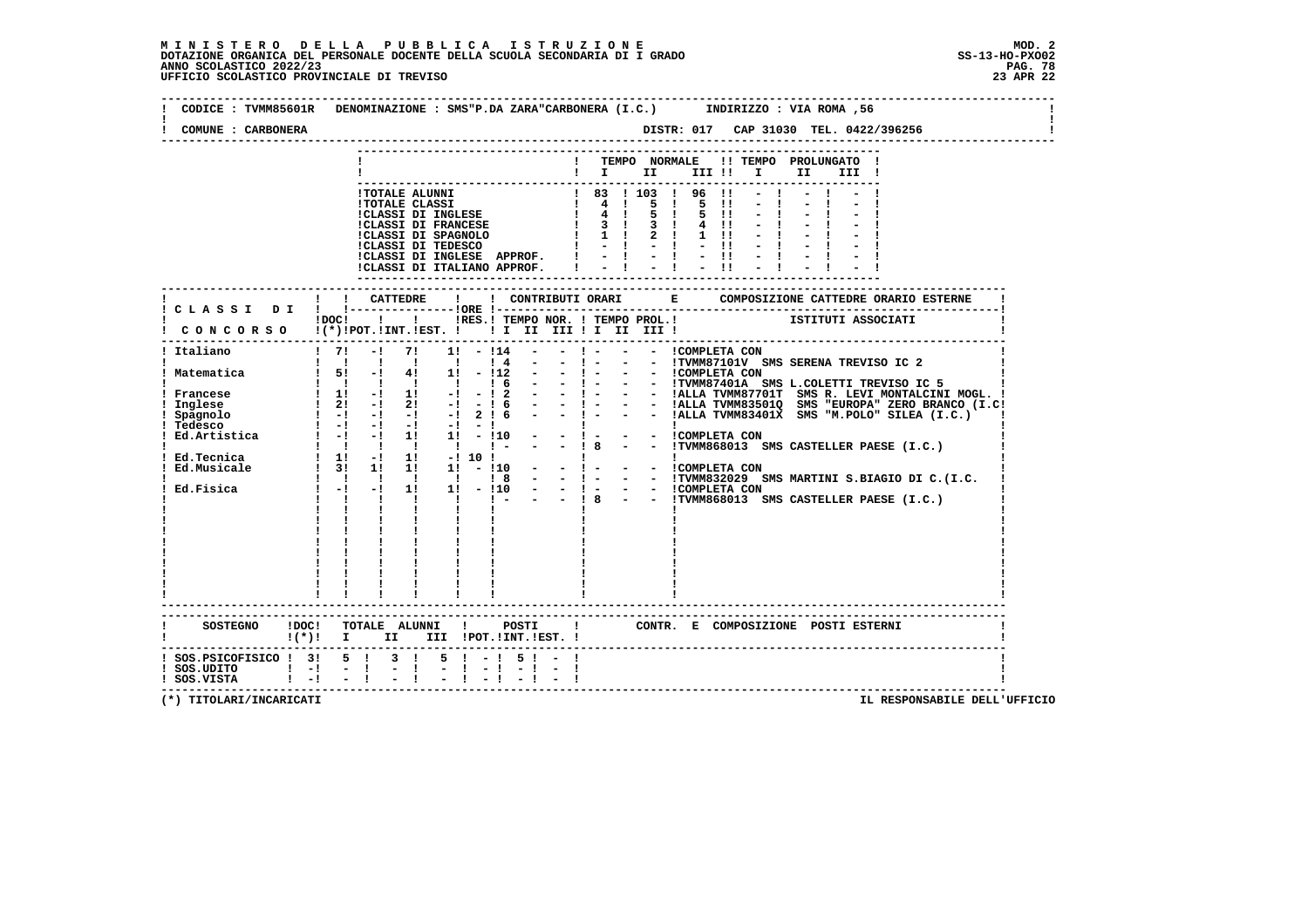M I N I S T E R O D E L L A P U B B L I C A I S T R U Z I O N E
DOTAZIONE ORGANICA DEL PERSONALE DOCENTE DELLA SCUOLA SECONDARIA DI I GRADO
ANNO SCOLASTICO 2022/23
UFFICIO SCOLASTICO PROVINCIALE DI TREVISO

MOD. 2
SS-13-HO-PXO02
23 APR 22

CODICE : TVMM85601R DENOMINAZIONE : SMS"P.DA ZARA"CARBONERA (I.C.) INDIRIZZO : VIA ROMA ,56

COMUNE : CARBONERA DISTR: 017 CAP 31030 TEL. 0422/396256

| | TEMPO NORMALE I | II | III | TEMPO PROLUNGATO I | II | III |
|---|---|---|---|---|---|---|
| TOTALE ALUNNI | 83 | 103 | 96 | - | - | - |
| TOTALE CLASSI | 4 | 5 | 5 | - | - | - |
| CLASSI DI INGLESE | 4 | 5 | 5 | - | - | - |
| CLASSI DI FRANCESE | 3 | 3 | 4 | - | - | - |
| CLASSI DI SPAGNOLO | 1 | 2 | 1 | - | - | - |
| CLASSI DI TEDESCO | - | - | - | - | - | - |
| CLASSI DI INGLESE APPROF. | - | - | - | - | - | - |
| CLASSI DI ITALIANO APPROF. | - | - | - | - | - | - |

| CLASSI DI CONCORSO | DOC (*) | CATTEDRE POT. | INT. | EST. | ORE RES. | TEMPO NOR. I | II | III | TEMPO PROL. I | II | III | COMPOSIZIONE CATTEDRE ORARIO ESTERNE - ISTITUTI ASSOCIATI |
|---|---|---|---|---|---|---|---|---|---|---|---|---|
| Italiano | 7 | - | 7 | 1 | - | 14 | - | - | - | - | - | COMPLETA CON |
| | | | | | | 4 | - | - | - | - | - | TVMM87101V SMS SERENA TREVISO IC 2 |
| Matematica | 5 | - | 4 | 1 | - | 12 | - | - | - | - | - | COMPLETA CON |
| | | | | | | 6 | - | - | - | - | - | TVMM87401A SMS L.COLETTI TREVISO IC 5 |
| Francese | 1 | - | 1 | - | - | 2 | - | - | - | - | - | ALLA TVMM87701T SMS R. LEVI MONTALCINI MOGL. |
| Inglese | 2 | - | 2 | - | - | 6 | - | - | - | - | - | ALLA TVMM83501Q SMS "EUROPA" ZERO BRANCO (I.C |
| Spagnolo | - | - | - | - | 2 | 6 | - | - | - | - | - | ALLA TVMM83401X SMS "M.POLO" SILEA (I.C.) |
| Tedesco | - | - | - | - | - | | | | | | | |
| Ed.Artistica | - | - | 1 | 1 | - | 10 | - | - | - | - | - | COMPLETA CON |
| | | | | | | - | - | - | 8 | - | - | TVMM868013 SMS CASTELLER PAESE (I.C.) |
| Ed.Tecnica | 1 | - | 1 | - | 10 | | | | | | | |
| Ed.Musicale | 3 | 1 | 1 | 1 | - | 10 | - | - | - | - | - | COMPLETA CON |
| | | | | | | 8 | - | - | - | - | - | TVMM832029 SMS MARTINI S.BIAGIO DI C.(I.C. |
| Ed.Fisica | - | - | 1 | 1 | - | 10 | - | - | - | - | - | COMPLETA CON |
| | | | | | | - | - | - | 8 | - | - | TVMM868013 SMS CASTELLER PAESE (I.C.) |

| SOSTEGNO | DOC (*) | TOTALE ALUNNI I | II | III | POSTI POT. | INT. | EST. | CONTR. E COMPOSIZIONE POSTI ESTERNI |
|---|---|---|---|---|---|---|---|---|
| SOS.PSICOFISICO | 3 | 5 | 3 | 5 | - | 5 | - | |
| SOS.UDITO | - | - | - | - | - | - | - | |
| SOS.VISTA | - | - | - | - | - | - | - | |

(*) TITOLARI/INCARICATI

IL RESPONSABILE DELL'UFFICIO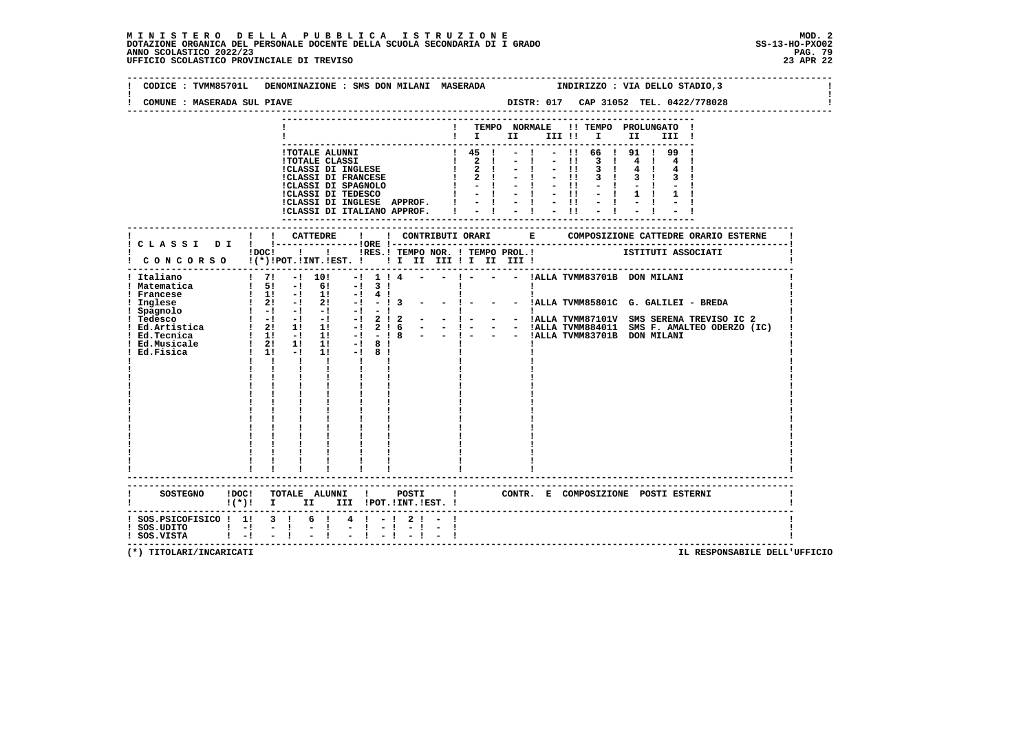**MINISTERO DELLA PUBBLICA ISTRUZIONE**
**DOTAZIONE ORGANICA DEL PERSONALE DOCENTE DELLA SCUOLA SECONDARIA DI I GRADO**
**ANNO SCOLASTICO 2022/23**
**UFFICIO SCOLASTICO PROVINCIALE DI TREVISO**

MOD. 2
SS-13-HO-PXO02
23 APR 22

CODICE : TVMM85701L DENOMINAZIONE : SMS DON MILANI MASERADA INDIRIZZO : VIA DELLO STADIO,3

COMUNE : MASERADA SUL PIAVE DISTR: 017 CAP 31052 TEL. 0422/778028

| | TEMPO NORMALE I | II | III | TEMPO PROLUNGATO I | II | III |
|---|---|---|---|---|---|---|
| TOTALE ALUNNI | 45 | - | - | 66 | 91 | 99 |
| TOTALE CLASSI | 2 | - | - | 3 | 4 | 4 |
| CLASSI DI INGLESE | 2 | - | - | 3 | 4 | 4 |
| CLASSI DI FRANCESE | 2 | - | - | 3 | 3 | 3 |
| CLASSI DI SPAGNOLO | - | - | - | - | - | - |
| CLASSI DI TEDESCO | - | - | - | - | 1 | 1 |
| CLASSI DI INGLESE APPROF. | - | - | - | - | - | - |
| CLASSI DI ITALIANO APPROF. | - | - | - | - | - | - |

| CLASSI DI CONCORSO | DOC (*) | CATTEDRE POT. | INT. | EST. | ORE RES. | TEMPO NOR. I | II | III | TEMPO PROL. I | II | III | COMPOSIZIONE CATTEDRE ORARIO ESTERNE - ISTITUTI ASSOCIATI |
|---|---|---|---|---|---|---|---|---|---|---|---|---|
| Italiano | 7 | - | 10 | - | 1 | 4 | - | - | - | - | - | ALLA TVMM83701B DON MILANI |
| Matematica | 5 | - | 6 | - | 3 | | | | | | | |
| Francese | 1 | - | 1 | - | 4 | | | | | | | |
| Inglese | 2 | - | 2 | - | - | 3 | - | - | - | - | - | ALLA TVMM85801C G. GALILEI - BREDA |
| Spagnolo | - | - | - | - | - | | | | | | | |
| Tedesco | - | - | - | - | 2 | 2 | - | - | - | - | - | ALLA TVMM87101V SMS SERENA TREVISO IC 2 |
| Ed.Artistica | 2 | 1 | 1 | - | 2 | 6 | - | - | - | - | - | ALLA TVMM884011 SMS F. AMALTEO ODERZO (IC) |
| Ed.Tecnica | 1 | - | 1 | - | - | 8 | - | - | - | - | - | ALLA TVMM83701B DON MILANI |
| Ed.Musicale | 2 | 1 | 1 | - | 8 | | | | | | | |
| Ed.Fisica | 1 | - | 1 | - | 8 | | | | | | | |

| SOSTEGNO | DOC (*) | TOTALE ALUNNI I | II | III | POSTI POT. | INT. | EST. | CONTR. E COMPOSIZIONE POSTI ESTERNI |
|---|---|---|---|---|---|---|---|---|
| SOS.PSICOFISICO | 1 | 3 | 6 | 4 | - | 2 | - | |
| SOS.UDITO | - | - | - | - | - | - | - | |
| SOS.VISTA | - | - | - | - | - | - | - | |

(*) TITOLARI/INCARICATI

IL RESPONSABILE DELL'UFFICIO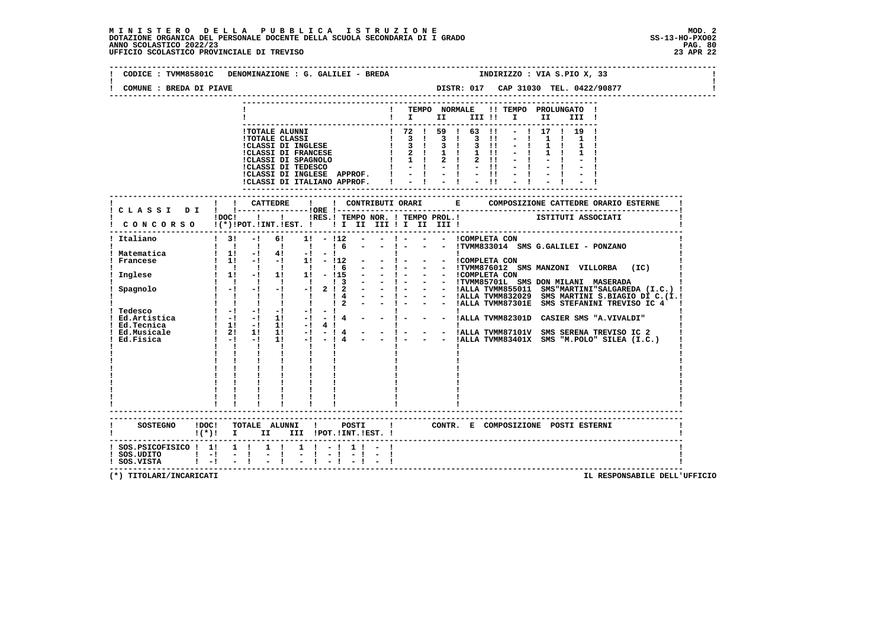**MINISTERO DELLA PUBBLICA ISTRUZIONE**
**DOTAZIONE ORGANICA DEL PERSONALE DOCENTE DELLA SCUOLA SECONDARIA DI I GRADO**
**ANNO SCOLASTICO 2022/23**
**UFFICIO SCOLASTICO PROVINCIALE DI TREVISO**

MOD. 2
SS-13-HO-PXO02
23 APR 22

CODICE : TVMM85801C   DENOMINAZIONE : G. GALILEI - BREDA   INDIRIZZO : VIA S.PIO X, 33
COMUNE : BREDA DI PIAVE   DISTR: 017   CAP 31030   TEL. 0422/90877

| | TEMPO NORMALE I | II | III | TEMPO PROLUNGATO I | II | III |
|---|---|---|---|---|---|---|
| TOTALE ALUNNI | 72 | 59 | 63 | - | 17 | 19 |
| TOTALE CLASSI | 3 | 3 | 3 | - | 1 | 1 |
| CLASSI DI INGLESE | 3 | 3 | 3 | - | 1 | 1 |
| CLASSI DI FRANCESE | 2 | 1 | 1 | - | 1 | 1 |
| CLASSI DI SPAGNOLO | 1 | 2 | 2 | - | - | - |
| CLASSI DI TEDESCO | - | - | - | - | - | - |
| CLASSI DI INGLESE APPROF. | - | - | - | - | - | - |
| CLASSI DI ITALIANO APPROF. | - | - | - | - | - | - |

| CLASSI DI CONCORSO | DOC (*) | CATTEDRE POT. | INT. | EST. | ORE RES. | TEMPO NOR. I | II | III | TEMPO PROL. I | II | III | COMPOSIZIONE CATTEDRE ORARIO ESTERNE - ISTITUTI ASSOCIATI |
|---|---|---|---|---|---|---|---|---|---|---|---|---|
| Italiano | 3 | - | 6 | 1 | - | 12 | - | - | - | - | - | COMPLETA CON |
| | | | | | | 6 | - | - | - | - | - | TVMM833014 SMS G.GALILEI - PONZANO |
| Matematica | 1 | - | 4 | - | - | | | | | | | |
| Francese | 1 | - | - | 1 | - | 12 | - | - | - | - | - | COMPLETA CON |
| | | | | | | 6 | - | - | - | - | - | TVMM876012 SMS MANZONI VILLORBA (IC) |
| Inglese | 1 | - | 1 | 1 | - | 15 | - | - | - | - | - | COMPLETA CON |
| | | | | | | 3 | - | - | - | - | - | TVMM85701L SMS DON MILANI MASERADA |
| Spagnolo | - | - | - | - | 2 | 2 | - | - | - | - | - | ALLA TVMM855011 SMS"MARTINI"SALGAREDA (I.C.) |
| | | | | | | 4 | - | - | - | - | - | ALLA TVMM832029 SMS MARTINI S.BIAGIO DI C.(I. |
| | | | | | | 2 | - | - | - | - | - | ALLA TVMM87301E SMS STEFANINI TREVISO IC 4 |
| Tedesco | - | - | - | - | - | | | | | | | |
| Ed.Artistica | - | - | 1 | - | - | 4 | - | - | - | - | - | ALLA TVMM82301D CASIER SMS "A.VIVALDI" |
| Ed.Tecnica | 1 | - | 1 | - | 4 | | | | | | | |
| Ed.Musicale | 2 | 1 | 1 | - | - | 4 | - | - | - | - | - | ALLA TVMM87101V SMS SERENA TREVISO IC 2 |
| Ed.Fisica | - | - | 1 | - | - | 4 | - | - | - | - | - | ALLA TVMM83401X SMS "M.POLO" SILEA (I.C.) |

| SOSTEGNO | DOC (*) | TOTALE ALUNNI I | II | III | POSTI POT. | INT. | EST. | CONTR. E COMPOSIZIONE POSTI ESTERNI |
|---|---|---|---|---|---|---|---|---|
| SOS.PSICOFISICO | 1 | 1 | 1 | 1 | - | 1 | - | |
| SOS.UDITO | - | - | - | - | - | - | - | |
| SOS.VISTA | - | - | - | - | - | - | - | |

(*) TITOLARI/INCARICATI

IL RESPONSABILE DELL'UFFICIO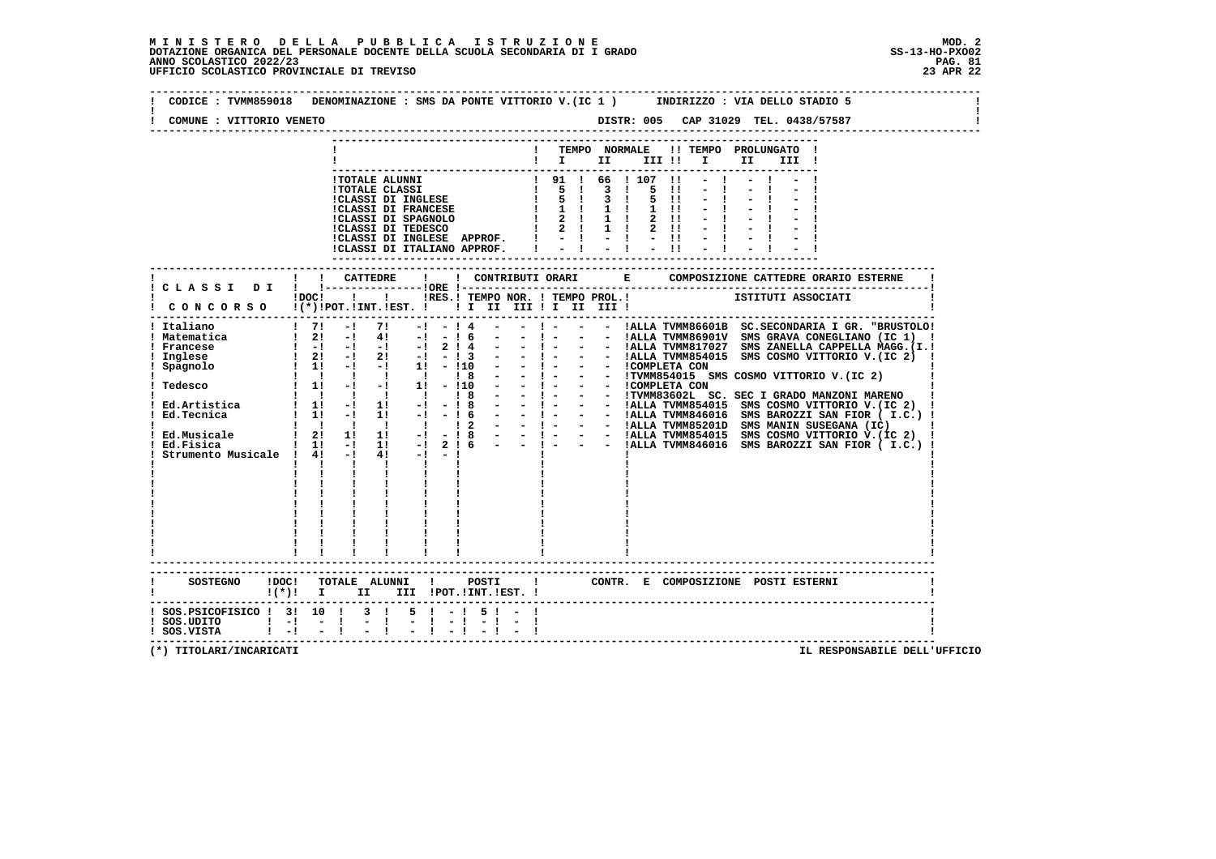**MINISTERO DELLA PUBBLICA ISTRUZIONE** MOD. 2
DOTAZIONE ORGANICA DEL PERSONALE DOCENTE DELLA SCUOLA SECONDARIA DI I GRADO SS-13-HO-PXO02
ANNO SCOLASTICO 2022/23
UFFICIO SCOLASTICO PROVINCIALE DI TREVISO 23 APR 22

CODICE : TVMM859018 DENOMINAZIONE : SMS DA PONTE VITTORIO V.(IC 1 ) INDIRIZZO : VIA DELLO STADIO 5

COMUNE : VITTORIO VENETO DISTR: 005 CAP 31029 TEL. 0438/57587

| | TEMPO NORMALE I | II | III | TEMPO PROLUNGATO I | II | III |
|---|---|---|---|---|---|---|
| TOTALE ALUNNI | 91 | 66 | 107 | - | - | - |
| TOTALE CLASSI | 5 | 3 | 5 | - | - | - |
| CLASSI DI INGLESE | 5 | 3 | 5 | - | - | - |
| CLASSI DI FRANCESE | 1 | 1 | 1 | - | - | - |
| CLASSI DI SPAGNOLO | 2 | 1 | 2 | - | - | - |
| CLASSI DI TEDESCO | 2 | 1 | 2 | - | - | - |
| CLASSI DI INGLESE APPROF. | - | - | - | - | - | - |
| CLASSI DI ITALIANO APPROF. | - | - | - | - | - | - |

| CLASSI DI CONCORSO | DOC (*) | CATTEDRE POT. | INT. | EST. | ORE RES. | TEMPO NOR. I | II | III | TEMPO PROL. I | II | III | COMPOSIZIONE CATTEDRE ORARIO ESTERNE - ISTITUTI ASSOCIATI |
|---|---|---|---|---|---|---|---|---|---|---|---|---|
| Italiano | 7 | - | 7 | - | - | 4 | - | - | - | - | - | ALLA TVMM86601B SC.SECONDARIA I GR. "BRUSTOLO" |
| Matematica | 2 | - | 4 | - | - | 6 | - | - | - | - | - | ALLA TVMM86901V SMS GRAVA CONEGLIANO (IC 1) |
| Francese | - | - | - | - | 2 | 4 | - | - | - | - | - | ALLA TVMM817027 SMS ZANELLA CAPPELLA MAGG.(I. |
| Inglese | 2 | - | 2 | - | - | 3 | - | - | - | - | - | ALLA TVMM854015 SMS COSMO VITTORIO V.(IC 2) |
| Spagnolo | 1 | - | - | 1 | - | 10 | - | - | - | - | - | COMPLETA CON |
| | | | | | | 8 | - | - | - | - | - | TVMM854015 SMS COSMO VITTORIO V.(IC 2) |
| Tedesco | 1 | - | - | 1 | - | 10 | - | - | - | - | - | COMPLETA CON |
| | | | | | | 8 | - | - | - | - | - | TVMM83602L SC. SEC I GRADO MANZONI MARENO |
| Ed.Artistica | 1 | - | 1 | - | - | 8 | - | - | - | - | - | ALLA TVMM854015 SMS COSMO VITTORIO V.(IC 2) |
| Ed.Tecnica | 1 | - | 1 | - | - | 6 | - | - | - | - | - | ALLA TVMM846016 SMS BAROZZI SAN FIOR ( I.C.) |
| | | | | | | 2 | - | - | - | - | - | ALLA TVMM85201D SMS MANIN SUSEGANA (IC) |
| Ed.Musicale | 2 | 1 | 1 | - | - | 8 | - | - | - | - | - | ALLA TVMM854015 SMS COSMO VITTORIO V.(IC 2) |
| Ed.Fisica | 1 | - | 1 | - | 2 | 6 | - | - | - | - | - | ALLA TVMM846016 SMS BAROZZI SAN FIOR ( I.C.) |
| Strumento Musicale | 4 | - | 4 | - | - | | | | | | | |

| SOSTEGNO | DOC (*) | TOTALE ALUNNI I | II | III | POSTI POT. | INT. | EST. | CONTR. E COMPOSIZIONE POSTI ESTERNI |
|---|---|---|---|---|---|---|---|---|
| SOS.PSICOFISICO | 3 | 10 | 3 | 5 | - | 5 | - | |
| SOS.UDITO | - | - | - | - | - | - | - | |
| SOS.VISTA | - | - | - | - | - | - | - | |

(*) TITOLARI/INCARICATI IL RESPONSABILE DELL'UFFICIO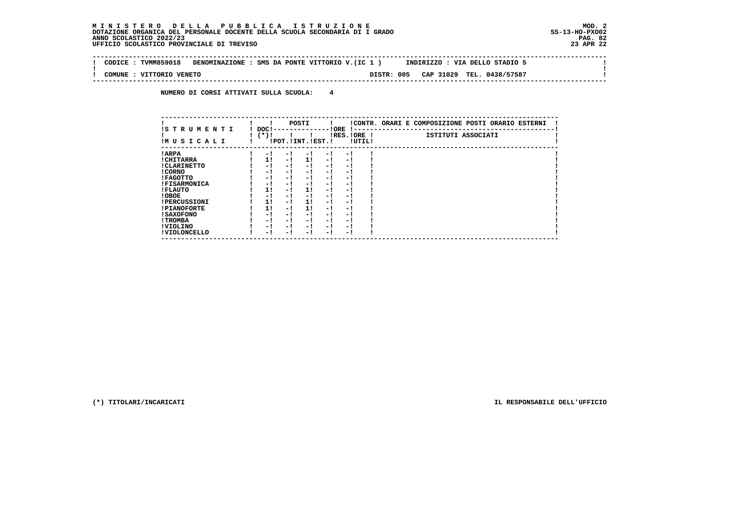**M I N I S T E R O D E L L A P U B B L I C A I S T R U Z I O N E**
**DOTAZIONE ORGANICA DEL PERSONALE DOCENTE DELLA SCUOLA SECONDARIA DI I GRADO**
**ANNO SCOLASTICO 2022/23**
**UFFICIO SCOLASTICO PROVINCIALE DI TREVISO**

MOD. 2
SS-13-HO-PXO02
23 APR 22

CODICE : TVMM859018 DENOMINAZIONE : SMS DA PONTE VITTORIO V.(IC 1 ) INDIRIZZO : VIA DELLO STADIO 5

COMUNE : VITTORIO VENETO DISTR: 005 CAP 31029 TEL. 0438/57587

**NUMERO DI CORSI ATTIVATI SULLA SCUOLA: 4**

| STRUMENTI MUSICALI | DOC (*) | POSTI | | | ORE | | CONTR. ORARI E COMPOSIZIONE POSTI ORARIO ESTERNI |
|---|---|---|---|---|---|---|---|
| | | POT. | INT. | EST. | RES. | ORE UTIL. | ISTITUTI ASSOCIATI |
| ARPA | - | - | - | - | - | | |
| CHITARRA | 1 | - | 1 | - | - | | |
| CLARINETTO | - | - | - | - | - | | |
| CORNO | - | - | - | - | - | | |
| FAGOTTO | - | - | - | - | - | | |
| FISARMONICA | - | - | - | - | - | | |
| FLAUTO | 1 | - | 1 | - | - | | |
| OBOE | - | - | - | - | - | | |
| PERCUSSIONI | 1 | - | 1 | - | - | | |
| PIANOFORTE | 1 | - | 1 | - | - | | |
| SAXOFONO | - | - | - | - | - | | |
| TROMBA | - | - | - | - | - | | |
| VIOLINO | - | - | - | - | - | | |
| VIOLONCELLO | - | - | - | - | - | | |

(*) TITOLARI/INCARICATI

IL RESPONSABILE DELL'UFFICIO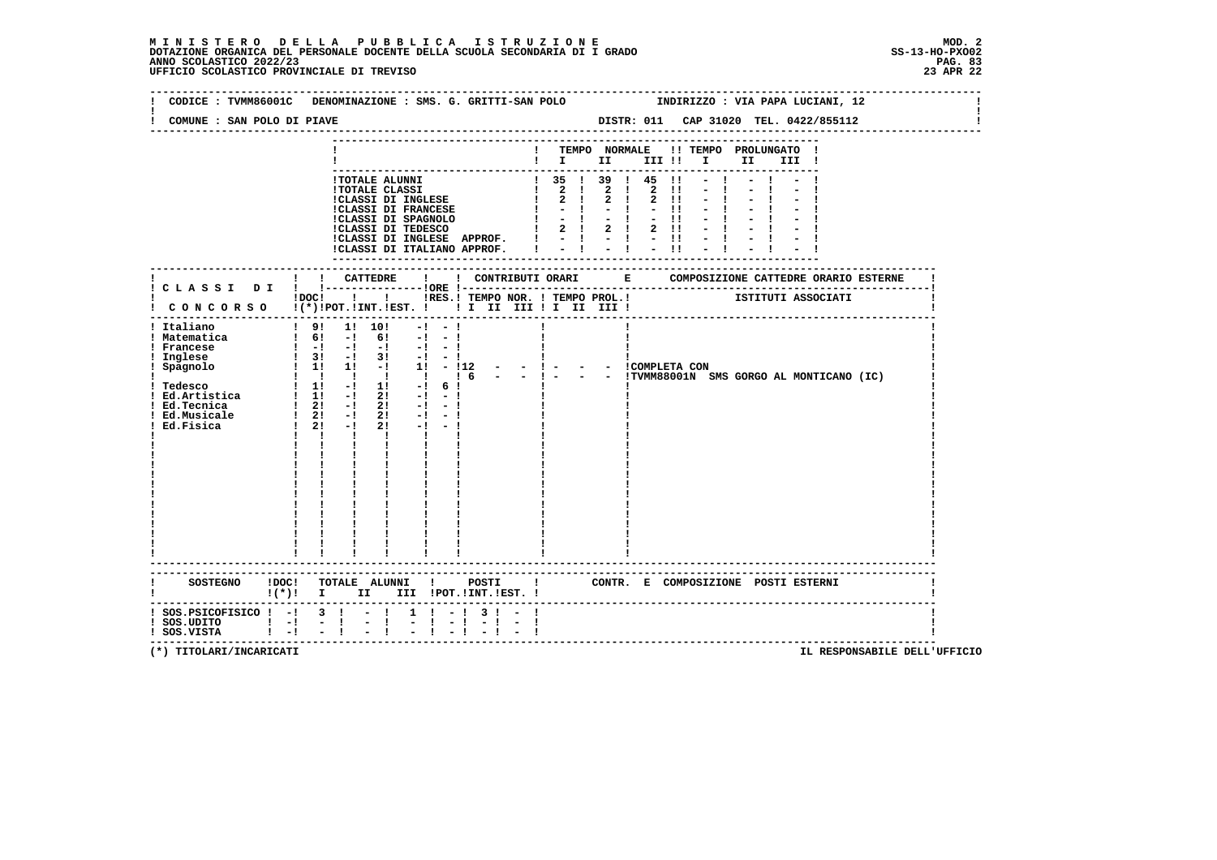**MINISTERO DELLA PUBBLICA ISTRUZIONE**
**DOTAZIONE ORGANICA DEL PERSONALE DOCENTE DELLA SCUOLA SECONDARIA DI I GRADO**
**ANNO SCOLASTICO 2022/23**
**UFFICIO SCOLASTICO PROVINCIALE DI TREVISO**

MOD. 2
SS-13-HO-PXO02
23 APR 22

CODICE : TVMM86001C DENOMINAZIONE : SMS. G. GRITTI-SAN POLO INDIRIZZO : VIA PAPA LUCIANI, 12

COMUNE : SAN POLO DI PIAVE DISTR: 011 CAP 31020 TEL. 0422/855112

| | TEMPO NORMALE I | II | III | TEMPO PROLUNGATO I | II | III |
|---|---|---|---|---|---|---|
| TOTALE ALUNNI | 35 | 39 | 45 | - | - | - |
| TOTALE CLASSI | 2 | 2 | 2 | - | - | - |
| CLASSI DI INGLESE | 2 | 2 | 2 | - | - | - |
| CLASSI DI FRANCESE | - | - | - | - | - | - |
| CLASSI DI SPAGNOLO | - | - | - | - | - | - |
| CLASSI DI TEDESCO | 2 | 2 | 2 | - | - | - |
| CLASSI DI INGLESE APPROF. | - | - | - | - | - | - |
| CLASSI DI ITALIANO APPROF. | - | - | - | - | - | - |

| CLASSI DI CONCORSO | DOC (*) | CATTEDRE POT. | INT. | EST. | ORE | RES. | CONTRIBUTI ORARI TEMPO NOR. I II III | TEMPO PROL. I II III | COMPOSIZIONE CATTEDRE ORARIO ESTERNE - ISTITUTI ASSOCIATI |
|---|---|---|---|---|---|---|---|---|---|
| Italiano | 9 | 1 | 10 | - | - | | | | |
| Matematica | 6 | - | 6 | - | - | | | | |
| Francese | - | - | - | - | - | | | | |
| Inglese | 3 | - | 3 | - | - | | | | |
| Spagnolo | 1 | 1 | - | 1 | - | | 12 - - | - - - | COMPLETA CON |
| | | | | | | | 6 - - | - - - | TVMM88001N SMS GORGO AL MONTICANO (IC) |
| Tedesco | 1 | - | 1 | - | 6 | | | | |
| Ed.Artistica | 1 | - | 2 | - | - | | | | |
| Ed.Tecnica | 2 | - | 2 | - | - | | | | |
| Ed.Musicale | 2 | - | 2 | - | - | | | | |
| Ed.Fisica | 2 | - | 2 | - | - | | | | |

| SOSTEGNO | DOC (*) | TOTALE ALUNNI I | II | III | POSTI POT. | INT. | EST. | CONTR. E COMPOSIZIONE POSTI ESTERNI |
|---|---|---|---|---|---|---|---|---|
| SOS.PSICOFISICO | - | 3 | - | 1 | - | 3 | - | |
| SOS.UDITO | - | - | - | - | - | - | - | |
| SOS.VISTA | - | - | - | - | - | - | - | |

(*) TITOLARI/INCARICATI

IL RESPONSABILE DELL'UFFICIO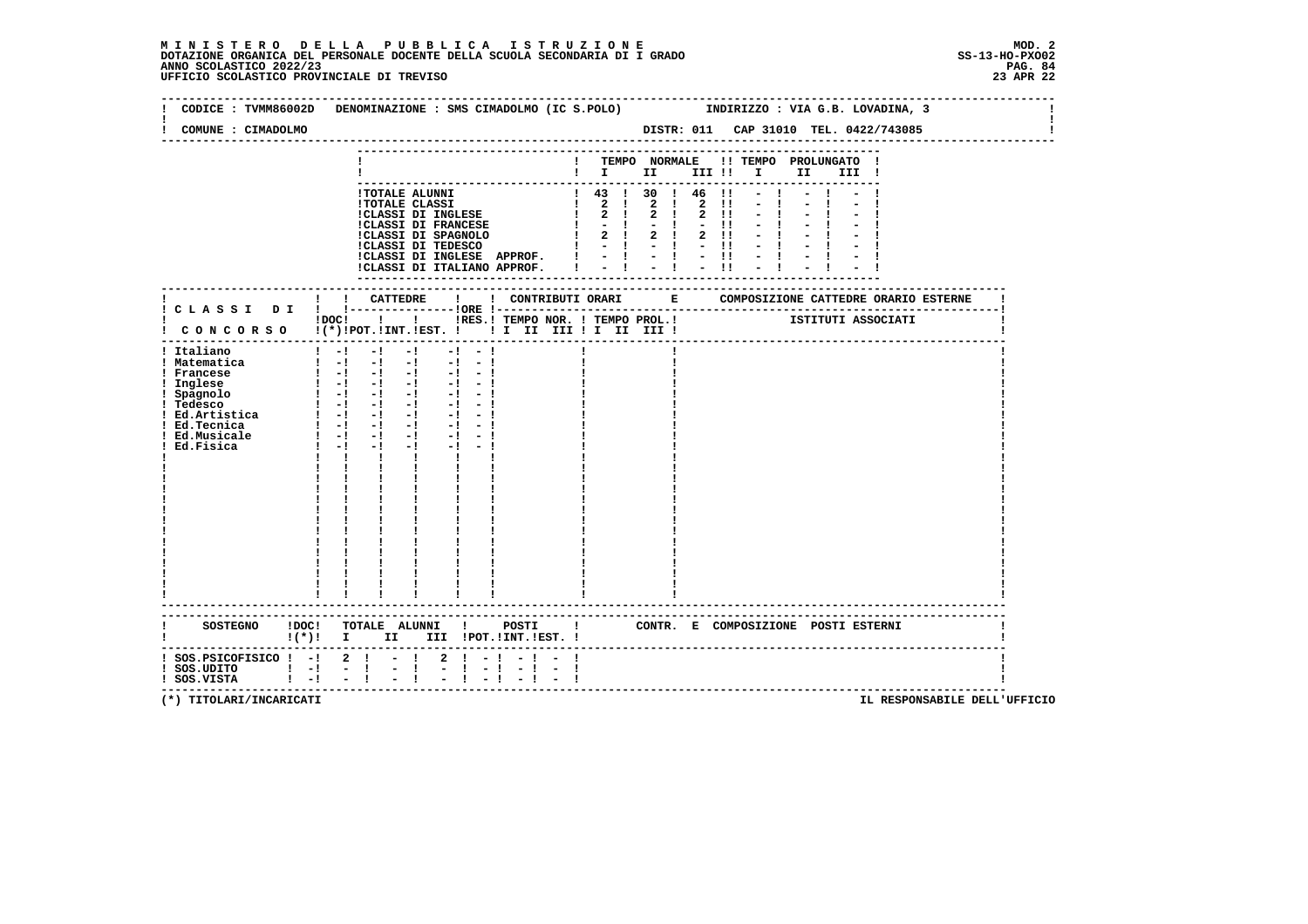**M I N I S T E R O   D E L L A   P U B B L I C A   I S T R U Z I O N E**
**DOTAZIONE ORGANICA DEL PERSONALE DOCENTE DELLA SCUOLA SECONDARIA DI I GRADO**
**ANNO SCOLASTICO 2022/23**
**UFFICIO SCOLASTICO PROVINCIALE DI TREVISO**

MOD. 2
SS-13-HO-PXO02
23 APR 22

CODICE : TVMM86002D   DENOMINAZIONE : SMS CIMADOLMO (IC S.POLO)   INDIRIZZO : VIA G.B. LOVADINA, 3

COMUNE : CIMADOLMO   DISTR: 011   CAP 31010   TEL. 0422/743085

| | TEMPO NORMALE I | II | III | TEMPO PROLUNGATO I | II | III |
|---|---|---|---|---|---|---|
| TOTALE ALUNNI | 43 | 30 | 46 | - | - | - |
| TOTALE CLASSI | 2 | 2 | 2 | - | - | - |
| CLASSI DI INGLESE | 2 | 2 | 2 | - | - | - |
| CLASSI DI FRANCESE | - | - | - | - | - | - |
| CLASSI DI SPAGNOLO | 2 | 2 | 2 | - | - | - |
| CLASSI DI TEDESCO | - | - | - | - | - | - |
| CLASSI DI INGLESE APPROF. | - | - | - | - | - | - |
| CLASSI DI ITALIANO APPROF. | - | - | - | - | - | - |

| CLASSI DI CONCORSO | DOC (*) | CATTEDRE POT. | INT. | EST. | ORE | RES. | CONTRIBUTI ORARI TEMPO NOR. I II III | TEMPO PROL. I II III | COMPOSIZIONE CATTEDRE ORARIO ESTERNE - ISTITUTI ASSOCIATI |
|---|---|---|---|---|---|---|---|---|---|
| Italiano | - | - | - | | - | - | | | |
| Matematica | - | - | - | | - | - | | | |
| Francese | - | - | - | | - | - | | | |
| Inglese | - | - | - | | - | - | | | |
| Spagnolo | - | - | - | | - | - | | | |
| Tedesco | - | - | - | | - | - | | | |
| Ed.Artistica | - | - | - | | - | - | | | |
| Ed.Tecnica | - | - | - | | - | - | | | |
| Ed.Musicale | - | - | - | | - | - | | | |
| Ed.Fisica | - | - | - | | - | - | | | |

| SOSTEGNO | DOC (*) | TOTALE ALUNNI I | II | III | POSTI POT. | INT. | EST. | CONTR. E COMPOSIZIONE POSTI ESTERNI |
|---|---|---|---|---|---|---|---|---|
| SOS.PSICOFISICO | - | 2 | - | 2 | - | - | - | |
| SOS.UDITO | - | - | - | - | - | - | - | |
| SOS.VISTA | - | - | - | - | - | - | - | |

(*) TITOLARI/INCARICATI

IL RESPONSABILE DELL'UFFICIO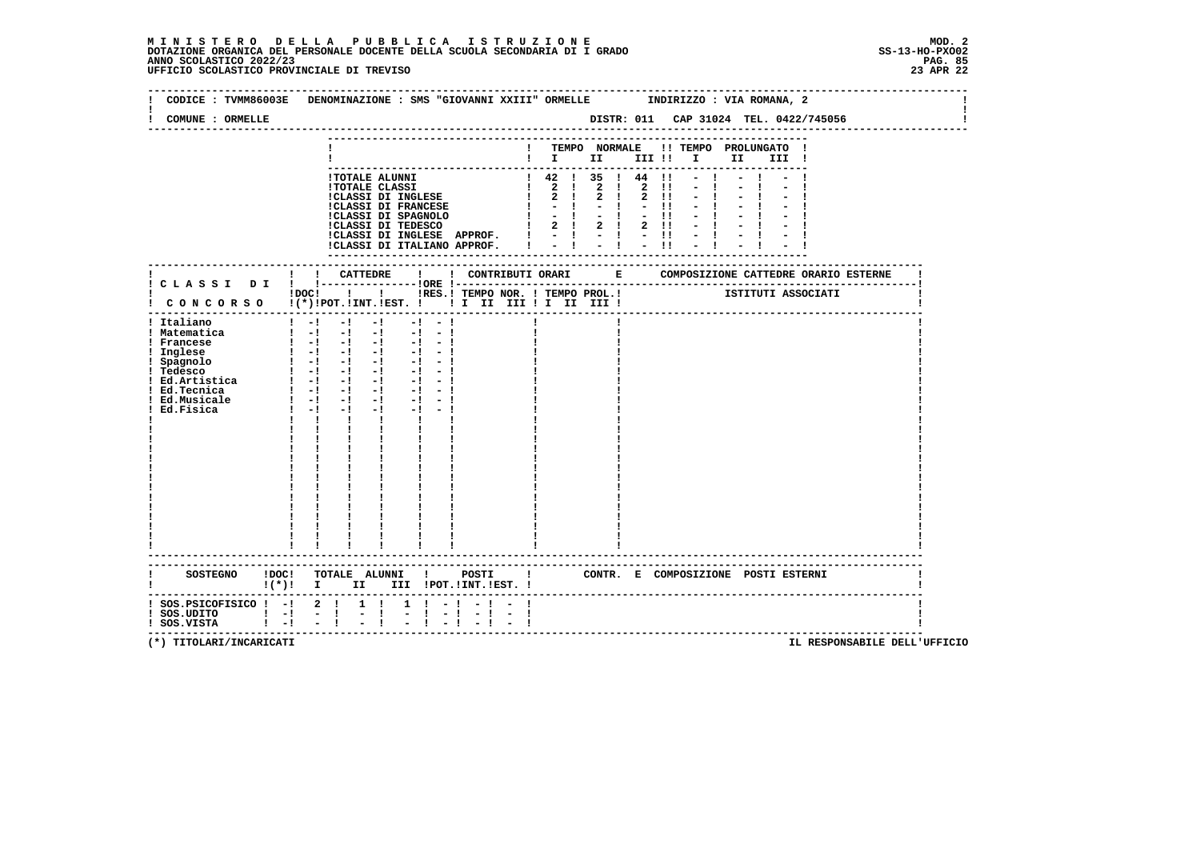# MINISTERO DELLA PUBBLICA ISTRUZIONE

DOTAZIONE ORGANICA DEL PERSONALE DOCENTE DELLA SCUOLA SECONDARIA DI I GRADO
ANNO SCOLASTICO 2022/23
UFFICIO SCOLASTICO PROVINCIALE DI TREVISO

MOD. 2
SS-13-HO-PXO02
23 APR 22

CODICE : TVMM86003E DENOMINAZIONE : SMS "GIOVANNI XXIII" ORMELLE INDIRIZZO : VIA ROMANA, 2

COMUNE : ORMELLE DISTR: 011 CAP 31024 TEL. 0422/745056

| | TEMPO NORMALE I | II | III | TEMPO PROLUNGATO I | II | III |
|---|---|---|---|---|---|---|
| TOTALE ALUNNI | 42 | 35 | 44 | - | - | - |
| TOTALE CLASSI | 2 | 2 | 2 | - | - | - |
| CLASSI DI INGLESE | 2 | 2 | 2 | - | - | - |
| CLASSI DI FRANCESE | - | - | - | - | - | - |
| CLASSI DI SPAGNOLO | - | - | - | - | - | - |
| CLASSI DI TEDESCO | 2 | 2 | 2 | - | - | - |
| CLASSI DI INGLESE APPROF. | - | - | - | - | - | - |
| CLASSI DI ITALIANO APPROF. | - | - | - | - | - | - |

| CLASSI DI CONCORSO | DOC (*) | CATTEDRE POT. | INT. | EST. | ORE | RES. | CONTRIBUTI ORARI TEMPO NOR. I II III | TEMPO PROL. I II III | COMPOSIZIONE CATTEDRE ORARIO ESTERNE - ISTITUTI ASSOCIATI |
|---|---|---|---|---|---|---|---|---|---|
| Italiano | - | - | - | | - | - | | | |
| Matematica | - | - | - | | - | - | | | |
| Francese | - | - | - | | - | - | | | |
| Inglese | - | - | - | | - | - | | | |
| Spagnolo | - | - | - | | - | - | | | |
| Tedesco | - | - | - | | - | - | | | |
| Ed.Artistica | - | - | - | | - | - | | | |
| Ed.Tecnica | - | - | - | | - | - | | | |
| Ed.Musicale | - | - | - | | - | - | | | |
| Ed.Fisica | - | - | - | | - | - | | | |

| SOSTEGNO | DOC (*) | TOTALE ALUNNI I | II | III | POSTI POT. | INT. | EST. | CONTR. E COMPOSIZIONE POSTI ESTERNI |
|---|---|---|---|---|---|---|---|---|
| SOS.PSICOFISICO | - | 2 | 1 | 1 | - | - | - | |
| SOS.UDITO | - | - | - | - | - | - | - | |
| SOS.VISTA | - | - | - | - | - | - | - | |

(*) TITOLARI/INCARICATI

IL RESPONSABILE DELL'UFFICIO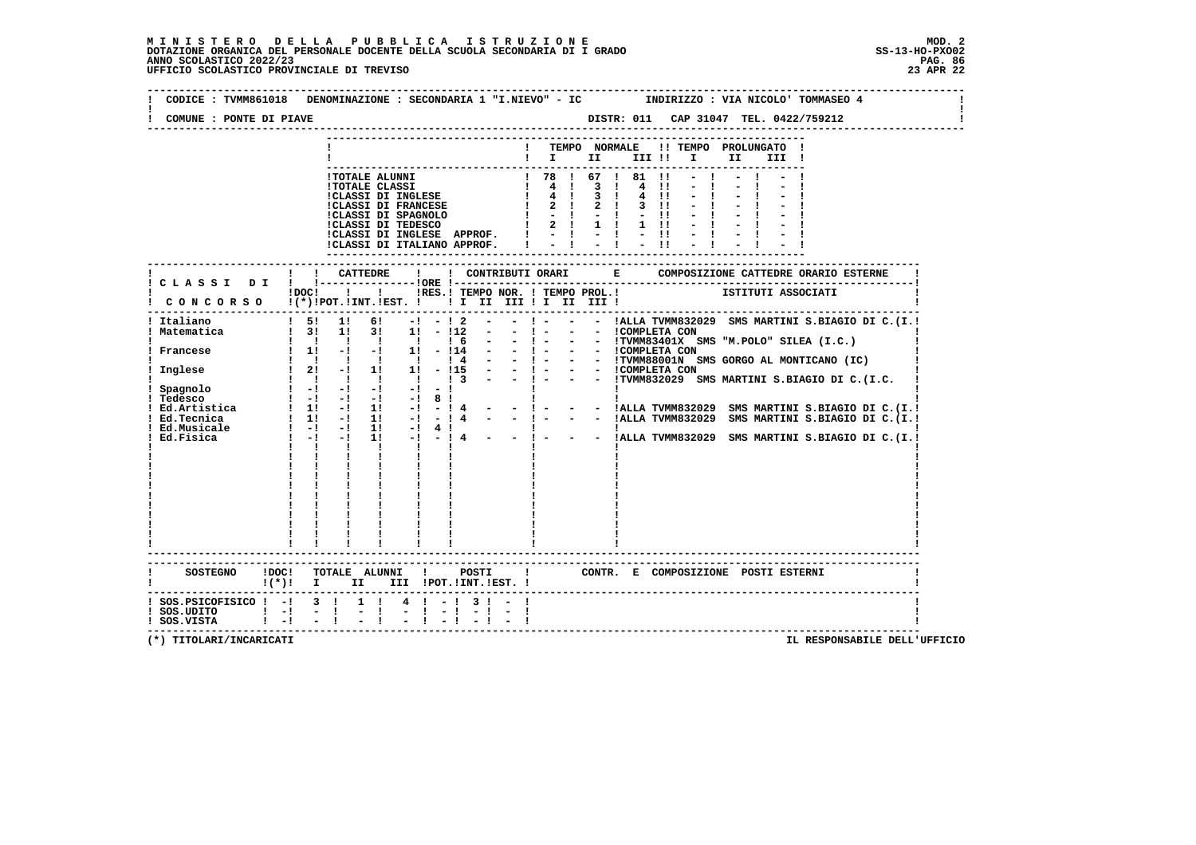# MINISTERO DELLA PUBBLICA ISTRUZIONE

DOTAZIONE ORGANICA DEL PERSONALE DOCENTE DELLA SCUOLA SECONDARIA DI I GRADO
ANNO SCOLASTICO 2022/23
UFFICIO SCOLASTICO PROVINCIALE DI TREVISO

MOD. 2
SS-13-HO-PXO02
23 APR 22

CODICE : TVMM861018 DENOMINAZIONE : SECONDARIA 1 "I.NIEVO" - IC INDIRIZZO : VIA NICOLO' TOMMASEO 4

COMUNE : PONTE DI PIAVE DISTR: 011 CAP 31047 TEL. 0422/759212

| | TEMPO NORMALE I | II | III | TEMPO PROLUNGATO I | II | III |
|---|---|---|---|---|---|---|
| TOTALE ALUNNI | 78 | 67 | 81 | - | - | - |
| TOTALE CLASSI | 4 | 3 | 4 | - | - | - |
| CLASSI DI INGLESE | 4 | 3 | 4 | - | - | - |
| CLASSI DI FRANCESE | 2 | 2 | 3 | - | - | - |
| CLASSI DI SPAGNOLO | - | - | - | - | - | - |
| CLASSI DI TEDESCO | 2 | 1 | 1 | - | - | - |
| CLASSI DI INGLESE APPROF. | - | - | - | - | - | - |
| CLASSI DI ITALIANO APPROF. | - | - | - | - | - | - |

| CLASSI DI CONCORSO | DOC (*) | CATTEDRE POT. | CATTEDRE INT. | CATTEDRE EST. | ORE RES. | CONTRIBUTI ORARI TEMPO NOR. I | II | III | TEMPO PROL. I | II | III | COMPOSIZIONE CATTEDRE ORARIO ESTERNE - ISTITUTI ASSOCIATI |
|---|---|---|---|---|---|---|---|---|---|---|---|---|
| Italiano | 5 | 1 | 6 | - | - | 2 | - | - | - | - | - | ALLA TVMM832029 SMS MARTINI S.BIAGIO DI C.(I. |
| Matematica | 3 | 1 | 3 | 1 | - | 12 | - | - | - | - | - | COMPLETA CON |
| | | | | | | 6 | - | - | - | - | - | TVMM83401X SMS "M.POLO" SILEA (I.C.) |
| Francese | 1 | - | - | 1 | - | 14 | - | - | - | - | - | COMPLETA CON |
| | | | | | | 4 | - | - | - | - | - | TVMM88001N SMS GORGO AL MONTICANO (IC) |
| Inglese | 2 | - | 1 | 1 | - | 15 | - | - | - | - | - | COMPLETA CON |
| | | | | | | 3 | - | - | - | - | - | TVMM832029 SMS MARTINI S.BIAGIO DI C.(I.C. |
| Spagnolo | - | - | - | - | - | | | | | | | |
| Tedesco | - | - | - | - | 8 | | | | | | | |
| Ed.Artistica | 1 | - | 1 | - | - | 4 | - | - | - | - | - | ALLA TVMM832029 SMS MARTINI S.BIAGIO DI C.(I. |
| Ed.Tecnica | 1 | - | 1 | - | - | 4 | - | - | - | - | - | ALLA TVMM832029 SMS MARTINI S.BIAGIO DI C.(I. |
| Ed.Musicale | - | - | 1 | - | 4 | | | | | | | |
| Ed.Fisica | - | - | 1 | - | - | 4 | - | - | - | - | - | ALLA TVMM832029 SMS MARTINI S.BIAGIO DI C.(I. |

| SOSTEGNO | DOC (*) | TOTALE ALUNNI I | II | III | POSTI POT. | INT. | EST. | CONTR. E COMPOSIZIONE POSTI ESTERNI |
|---|---|---|---|---|---|---|---|---|
| SOS.PSICOFISICO | - | 3 | 1 | 4 | - | 3 | - | |
| SOS.UDITO | - | - | - | - | - | - | - | |
| SOS.VISTA | - | - | - | - | - | - | - | |

(*) TITOLARI/INCARICATI

IL RESPONSABILE DELL'UFFICIO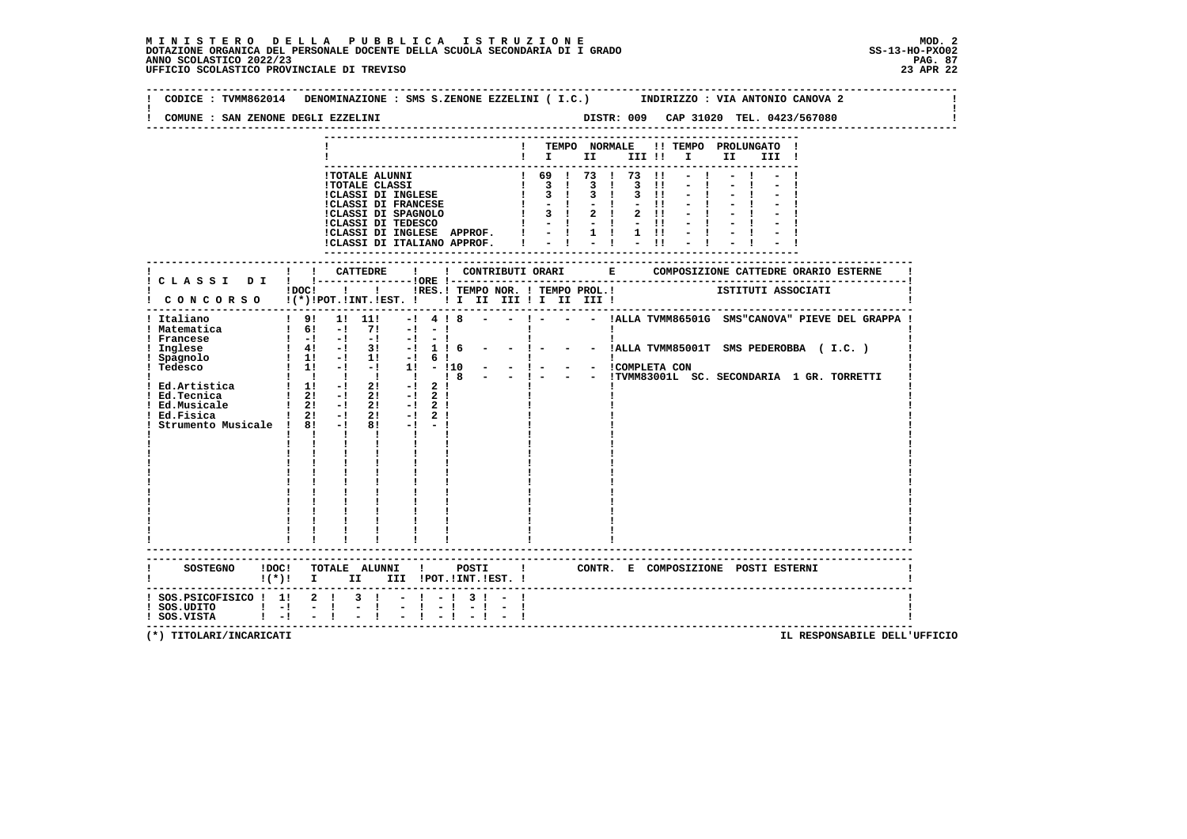**M I N I S T E R O   D E L L A   P U B B L I C A   I S T R U Z I O N E**
**DOTAZIONE ORGANICA DEL PERSONALE DOCENTE DELLA SCUOLA SECONDARIA DI I GRADO**
**ANNO SCOLASTICO 2022/23**
**UFFICIO SCOLASTICO PROVINCIALE DI TREVISO**

MOD. 2
SS-13-HO-PXO02
23 APR 22

CODICE : TVMM862014   DENOMINAZIONE : SMS S.ZENONE EZZELINI ( I.C.)   INDIRIZZO : VIA ANTONIO CANOVA 2

COMUNE : SAN ZENONE DEGLI EZZELINI   DISTR: 009   CAP 31020   TEL. 0423/567080

| | TEMPO NORMALE I | II | III | TEMPO PROLUNGATO I | II | III |
|---|---|---|---|---|---|---|
| TOTALE ALUNNI | 69 | 73 | 73 | - | - | - |
| TOTALE CLASSI | 3 | 3 | 3 | - | - | - |
| CLASSI DI INGLESE | 3 | 3 | 3 | - | - | - |
| CLASSI DI FRANCESE | - | - | - | - | - | - |
| CLASSI DI SPAGNOLO | 3 | 2 | 2 | - | - | - |
| CLASSI DI TEDESCO | - | - | - | - | - | - |
| CLASSI DI INGLESE APPROF. | - | 1 | 1 | - | - | - |
| CLASSI DI ITALIANO APPROF. | - | - | - | - | - | - |

| CLASSI DI CONCORSO | DOC (*) | CATTEDRE POT. | INT. | EST. | ORE RES. | CONTRIBUTI ORARI TEMPO NOR. I | II | III | TEMPO PROL. I | II | III | COMPOSIZIONE CATTEDRE ORARIO ESTERNE - ISTITUTI ASSOCIATI |
|---|---|---|---|---|---|---|---|---|---|---|---|---|
| Italiano | 9 | 1 | 11 | - | 4 | 8 | - | - | - | - | - | ALLA TVMM86501G SMS"CANOVA" PIEVE DEL GRAPPA |
| Matematica | 6 | - | 7 | - | - | | | | | | | |
| Francese | - | - | - | - | - | | | | | | | |
| Inglese | 4 | - | 3 | - | 1 | 6 | - | - | - | - | - | ALLA TVMM85001T SMS PEDEROBBA ( I.C. ) |
| Spagnolo | 1 | - | 1 | - | 6 | | | | | | | |
| Tedesco | 1 | - | - | 1 | - | 10 | - | - | - | - | - | COMPLETA CON |
| | | | | | | 8 | - | - | - | - | - | TVMM83001L SC. SECONDARIA 1 GR. TORRETTI |
| Ed.Artistica | 1 | - | 2 | - | 2 | | | | | | | |
| Ed.Tecnica | 2 | - | 2 | - | 2 | | | | | | | |
| Ed.Musicale | 2 | - | 2 | - | 2 | | | | | | | |
| Ed.Fisica | 2 | - | 2 | - | 2 | | | | | | | |
| Strumento Musicale | 8 | - | 8 | - | - | | | | | | | |

| SOSTEGNO | DOC (*) | TOTALE ALUNNI I | II | III | POSTI POT. | INT. | EST. | CONTR. E COMPOSIZIONE POSTI ESTERNI |
|---|---|---|---|---|---|---|---|---|
| SOS.PSICOFISICO | 1 | 2 | 3 | - | - | 3 | - | |
| SOS.UDITO | - | - | - | - | - | - | - | |
| SOS.VISTA | - | - | - | - | - | - | - | |

(*) TITOLARI/INCARICATI

IL RESPONSABILE DELL'UFFICIO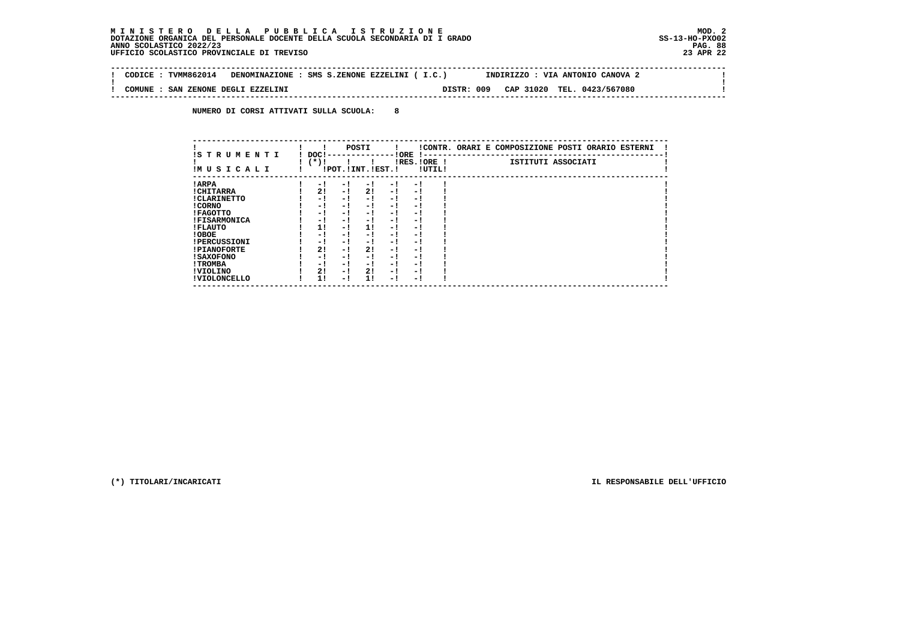**M I N I S T E R O   D E L L A   P U B B L I C A   I S T R U Z I O N E**
**DOTAZIONE ORGANICA DEL PERSONALE DOCENTE DELLA SCUOLA SECONDARIA DI I GRADO**
**ANNO SCOLASTICO 2022/23**
**UFFICIO SCOLASTICO PROVINCIALE DI TREVISO**

MOD. 2
SS-13-HO-PXO02
23 APR 22

CODICE : TVMM862014   DENOMINAZIONE : SMS S.ZENONE EZZELINI ( I.C.)   INDIRIZZO : VIA ANTONIO CANOVA 2

COMUNE : SAN ZENONE DEGLI EZZELINI   DISTR: 009   CAP 31020   TEL. 0423/567080

**NUMERO DI CORSI ATTIVATI SULLA SCUOLA: 8**

| STRUMENTI MUSICALI | DOC (*) | POSTI POT. | POSTI INT. | POSTI EST. | ORE RES. | ORE UTIL. | CONTR. ORARI E COMPOSIZIONE POSTI ORARIO ESTERNI - ISTITUTI ASSOCIATI |
|---|---|---|---|---|---|---|---|
| ARPA | - | - | - | - | - | | |
| CHITARRA | 2 | - | 2 | - | - | | |
| CLARINETTO | - | - | - | - | - | | |
| CORNO | - | - | - | - | - | | |
| FAGOTTO | - | - | - | - | - | | |
| FISARMONICA | - | - | - | - | - | | |
| FLAUTO | 1 | - | 1 | - | - | | |
| OBOE | - | - | - | - | - | | |
| PERCUSSIONI | - | - | - | - | - | | |
| PIANOFORTE | 2 | - | 2 | - | - | | |
| SAXOFONO | - | - | - | - | - | | |
| TROMBA | - | - | - | - | - | | |
| VIOLINO | 2 | - | 2 | - | - | | |
| VIOLONCELLO | 1 | - | 1 | - | - | | |

(*) TITOLARI/INCARICATI

IL RESPONSABILE DELL'UFFICIO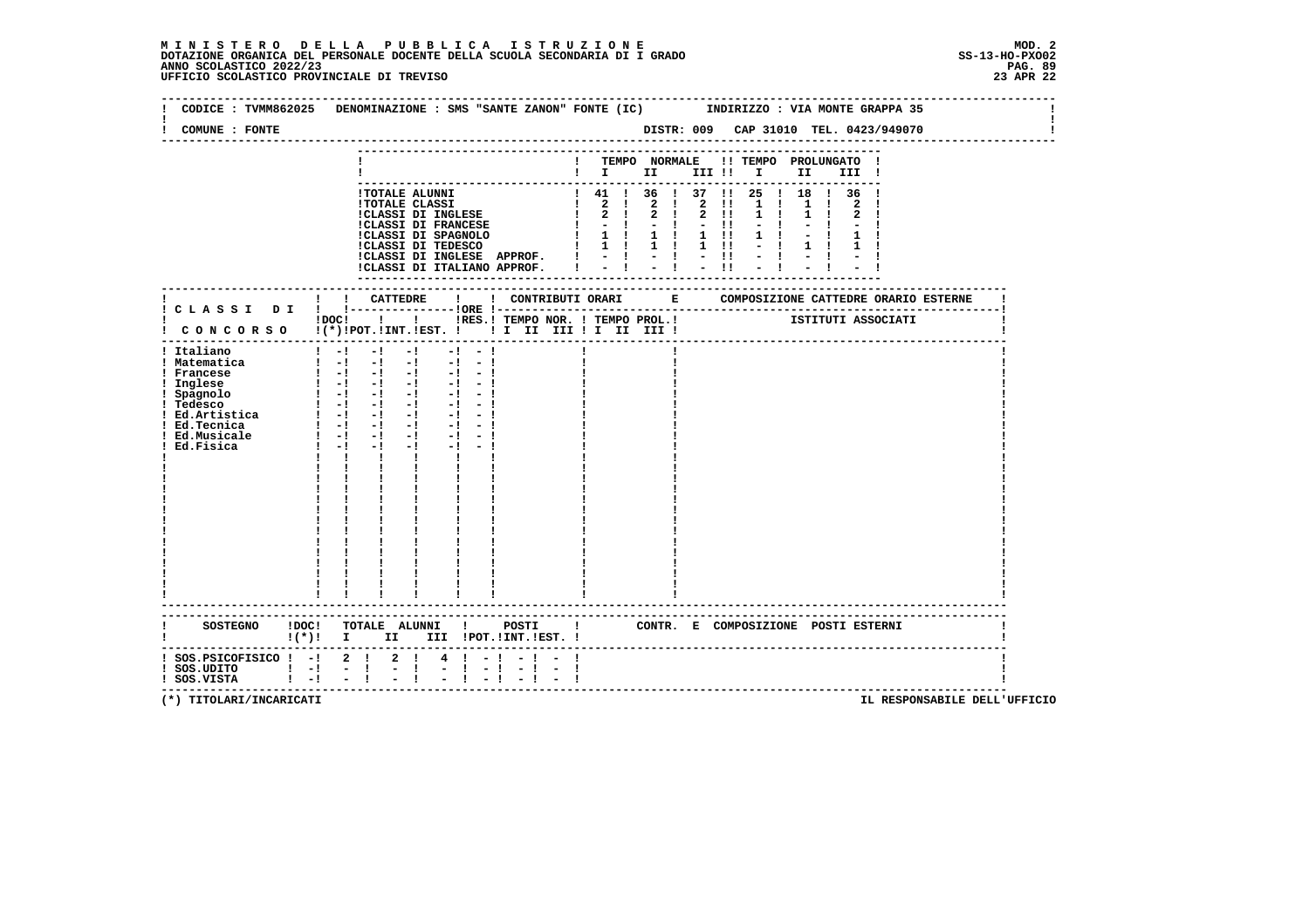**MINISTERO DELLA PUBBLICA ISTRUZIONE**
**DOTAZIONE ORGANICA DEL PERSONALE DOCENTE DELLA SCUOLA SECONDARIA DI I GRADO**
**ANNO SCOLASTICO 2022/23**
**UFFICIO SCOLASTICO PROVINCIALE DI TREVISO**

MOD. 2
SS-13-HO-PXO02
23 APR 22

CODICE : TVMM862025 DENOMINAZIONE : SMS "SANTE ZANON" FONTE (IC) INDIRIZZO : VIA MONTE GRAPPA 35

COMUNE : FONTE DISTR: 009 CAP 31010 TEL. 0423/949070

| | TEMPO NORMALE I | II | III | TEMPO PROLUNGATO I | II | III |
|---|---|---|---|---|---|---|
| TOTALE ALUNNI | 41 | 36 | 37 | 25 | 18 | 36 |
| TOTALE CLASSI | 2 | 2 | 2 | 1 | 1 | 2 |
| CLASSI DI INGLESE | 2 | 2 | 2 | 1 | 1 | 2 |
| CLASSI DI FRANCESE | - | - | - | - | - | - |
| CLASSI DI SPAGNOLO | 1 | 1 | 1 | 1 | - | 1 |
| CLASSI DI TEDESCO | 1 | 1 | 1 | - | 1 | 1 |
| CLASSI DI INGLESE APPROF. | - | - | - | - | - | - |
| CLASSI DI ITALIANO APPROF. | - | - | - | - | - | - |

| CLASSI DI CONCORSO | DOC (*) | CATTEDRE POT. | INT. | EST. | ORE RES. | CONTRIBUTI ORARI TEMPO NOR. I II III | TEMPO PROL. I II III | COMPOSIZIONE CATTEDRE ORARIO ESTERNE - ISTITUTI ASSOCIATI |
|---|---|---|---|---|---|---|---|---|
| Italiano | - | - | - | - | - | | | |
| Matematica | - | - | - | - | - | | | |
| Francese | - | - | - | - | - | | | |
| Inglese | - | - | - | - | - | | | |
| Spagnolo | - | - | - | - | - | | | |
| Tedesco | - | - | - | - | - | | | |
| Ed.Artistica | - | - | - | - | - | | | |
| Ed.Tecnica | - | - | - | - | - | | | |
| Ed.Musicale | - | - | - | - | - | | | |
| Ed.Fisica | - | - | - | - | - | | | |

| SOSTEGNO | DOC (*) | TOTALE ALUNNI I | II | III | POSTI POT. | INT. | EST. | CONTR. E COMPOSIZIONE POSTI ESTERNI |
|---|---|---|---|---|---|---|---|---|
| SOS.PSICOFISICO | - | 2 | 2 | 4 | - | - | - | |
| SOS.UDITO | - | - | - | - | - | - | - | |
| SOS.VISTA | - | - | - | - | - | - | - | |

(*) TITOLARI/INCARICATI

IL RESPONSABILE DELL'UFFICIO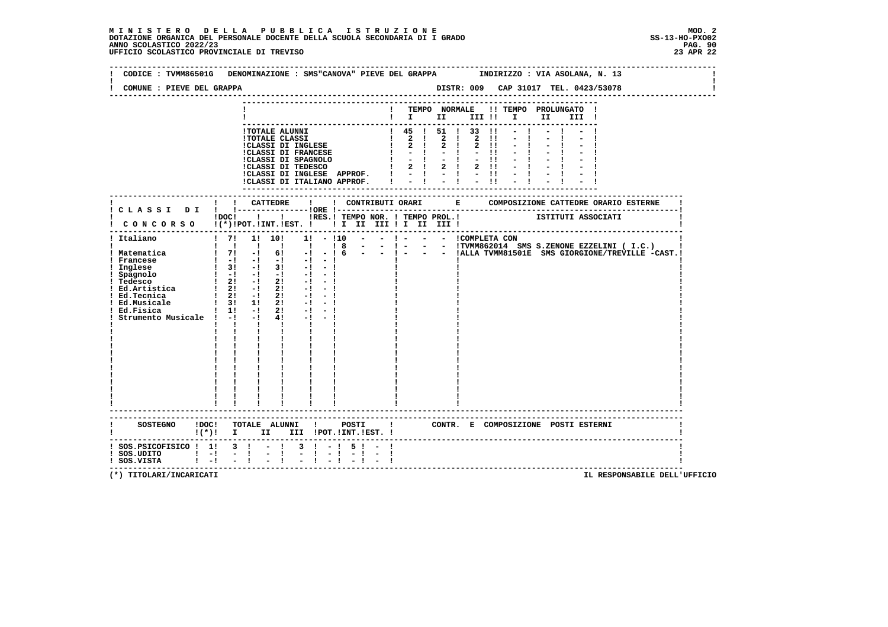**MINISTERO DELLA PUBBLICA ISTRUZIONE**
**DOTAZIONE ORGANICA DEL PERSONALE DOCENTE DELLA SCUOLA SECONDARIA DI I GRADO**
**ANNO SCOLASTICO 2022/23**
**UFFICIO SCOLASTICO PROVINCIALE DI TREVISO**

MOD. 2
SS-13-HO-PXO02
23 APR 22

CODICE : TVMM86501G DENOMINAZIONE : SMS"CANOVA" PIEVE DEL GRAPPA INDIRIZZO : VIA ASOLANA, N. 13

COMUNE : PIEVE DEL GRAPPA DISTR: 009 CAP 31017 TEL. 0423/53078

| | TEMPO NORMALE I | II | III | TEMPO PROLUNGATO I | II | III |
|---|---|---|---|---|---|---|
| TOTALE ALUNNI | 45 | 51 | 33 | - | - | - |
| TOTALE CLASSI | 2 | 2 | 2 | - | - | - |
| CLASSI DI INGLESE | 2 | 2 | 2 | - | - | - |
| CLASSI DI FRANCESE | - | - | - | - | - | - |
| CLASSI DI SPAGNOLO | - | - | - | - | - | - |
| CLASSI DI TEDESCO | 2 | 2 | 2 | - | - | - |
| CLASSI DI INGLESE APPROF. | - | - | - | - | - | - |
| CLASSI DI ITALIANO APPROF. | - | - | - | - | - | - |

| CLASSI DI CONCORSO | DOC (*) | CATTEDRE POT. | INT. | EST. | ORE RES. | CONTRIBUTI ORARI TEMPO NOR. I | II | III | TEMPO PROL. I | II | III | COMPOSIZIONE CATTEDRE ORARIO ESTERNE ISTITUTI ASSOCIATI |
|---|---|---|---|---|---|---|---|---|---|---|---|---|
| Italiano | 7 | 1 | 10 | 1 | - | 10 | - | - | - | - | - | COMPLETA CON |
| | | | | | | 8 | - | - | - | - | - | TVMM862014 SMS S.ZENONE EZZELINI ( I.C.) |
| Matematica | 7 | - | 6 | - | - | 6 | - | - | - | - | - | ALLA TVMM81501E SMS GIORGIONE/TREVILLE -CAST. |
| Francese | - | - | - | - | - | | | | | | | |
| Inglese | 3 | - | 3 | - | - | | | | | | | |
| Spagnolo | - | - | - | - | - | | | | | | | |
| Tedesco | 2 | - | 2 | - | - | | | | | | | |
| Ed.Artistica | 2 | - | 2 | - | - | | | | | | | |
| Ed.Tecnica | 2 | - | 2 | - | - | | | | | | | |
| Ed.Musicale | 3 | 1 | 2 | - | - | | | | | | | |
| Ed.Fisica | 1 | - | 2 | - | - | | | | | | | |
| Strumento Musicale | - | - | 4 | - | - | | | | | | | |

| SOSTEGNO | DOC (*) | TOTALE ALUNNI I | II | III | POSTI POT. | INT. | EST. | CONTR. E COMPOSIZIONE POSTI ESTERNI |
|---|---|---|---|---|---|---|---|---|
| SOS.PSICOFISICO | 1 | 3 | - | 3 | - | 5 | - | |
| SOS.UDITO | - | - | - | - | - | - | - | |
| SOS.VISTA | - | - | - | - | - | - | - | |

(*) TITOLARI/INCARICATI

IL RESPONSABILE DELL'UFFICIO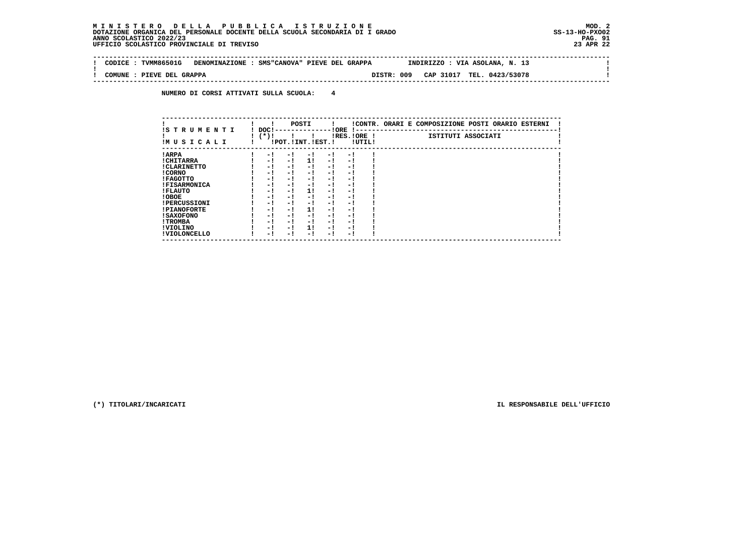**M I N I S T E R O   D E L L A   P U B B L I C A   I S T R U Z I O N E**
**DOTAZIONE ORGANICA DEL PERSONALE DOCENTE DELLA SCUOLA SECONDARIA DI I GRADO**
**ANNO SCOLASTICO 2022/23**
**UFFICIO SCOLASTICO PROVINCIALE DI TREVISO**

MOD. 2
SS-13-HO-PXO02
23 APR 22

CODICE : TVMM86501G   DENOMINAZIONE : SMS"CANOVA" PIEVE DEL GRAPPA   INDIRIZZO : VIA ASOLANA, N. 13

COMUNE : PIEVE DEL GRAPPA   DISTR: 009   CAP 31017   TEL. 0423/53078

NUMERO DI CORSI ATTIVATI SULLA SCUOLA: 4

| STRUMENTI MUSICALI | DOC (*) | POSTI | | | ORE | | CONTR. ORARI E COMPOSIZIONE POSTI ORARIO ESTERNI |
|---|---|---|---|---|---|---|---|
| | | POT. | INT. | EST. | RES. | ORE UTIL. | ISTITUTI ASSOCIATI |
| ARPA | - | - | - | - | - | | |
| CHITARRA | - | - | 1 | - | - | | |
| CLARINETTO | - | - | - | - | - | | |
| CORNO | - | - | - | - | - | | |
| FAGOTTO | - | - | - | - | - | | |
| FISARMONICA | - | - | - | - | - | | |
| FLAUTO | - | - | 1 | - | - | | |
| OBOE | - | - | - | - | - | | |
| PERCUSSIONI | - | - | - | - | - | | |
| PIANOFORTE | - | - | 1 | - | - | | |
| SAXOFONO | - | - | - | - | - | | |
| TROMBA | - | - | - | - | - | | |
| VIOLINO | - | - | 1 | - | - | | |
| VIOLONCELLO | - | - | - | - | - | | |

(*) TITOLARI/INCARICATI

IL RESPONSABILE DELL'UFFICIO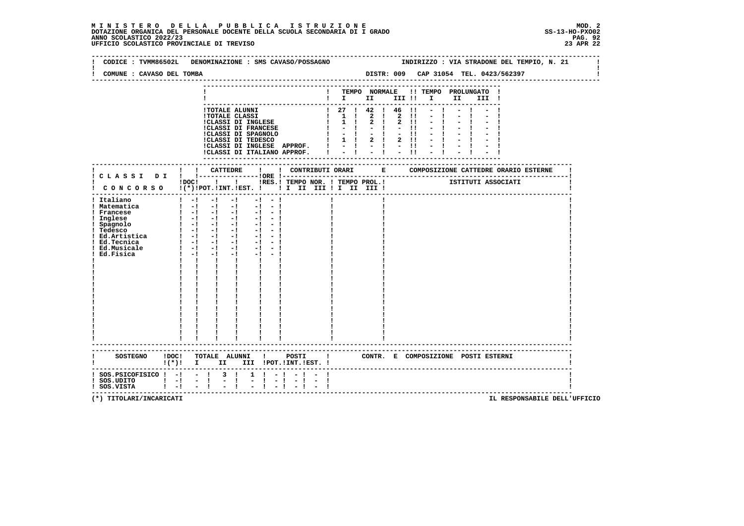**MINISTERO DELLA PUBBLICA ISTRUZIONE**
**DOTAZIONE ORGANICA DEL PERSONALE DOCENTE DELLA SCUOLA SECONDARIA DI I GRADO**
**ANNO SCOLASTICO 2022/23**
**UFFICIO SCOLASTICO PROVINCIALE DI TREVISO**

MOD. 2
SS-13-HO-PXO02
23 APR 22

CODICE : TVMM86502L DENOMINAZIONE : SMS CAVASO/POSSAGNO INDIRIZZO : VIA STRADONE DEL TEMPIO, N. 21

COMUNE : CAVASO DEL TOMBA DISTR: 009 CAP 31054 TEL. 0423/562397

| | TEMPO NORMALE I | II | III | TEMPO PROLUNGATO I | II | III |
|---|---|---|---|---|---|---|
| TOTALE ALUNNI | 27 | 42 | 46 | - | - | - |
| TOTALE CLASSI | 1 | 2 | 2 | - | - | - |
| CLASSI DI INGLESE | 1 | 2 | 2 | - | - | - |
| CLASSI DI FRANCESE | - | - | - | - | - | - |
| CLASSI DI SPAGNOLO | - | - | - | - | - | - |
| CLASSI DI TEDESCO | 1 | 2 | 2 | - | - | - |
| CLASSI DI INGLESE APPROF. | - | - | - | - | - | - |
| CLASSI DI ITALIANO APPROF. | - | - | - | - | - | - |

| CLASSI DI CONCORSO | DOC (*) | CATTEDRE POT. | CATTEDRE INT. | CATTEDRE EST. | ORE RES. | CONTRIBUTI ORARI TEMPO NOR. I II III | TEMPO PROL. I II III | COMPOSIZIONE CATTEDRE ORARIO ESTERNE - ISTITUTI ASSOCIATI |
|---|---|---|---|---|---|---|---|---|
| Italiano | - | - | - | - | - | | | |
| Matematica | - | - | - | - | - | | | |
| Francese | - | - | - | - | - | | | |
| Inglese | - | - | - | - | - | | | |
| Spagnolo | - | - | - | - | - | | | |
| Tedesco | - | - | - | - | - | | | |
| Ed.Artistica | - | - | - | - | - | | | |
| Ed.Tecnica | - | - | - | - | - | | | |
| Ed.Musicale | - | - | - | - | - | | | |
| Ed.Fisica | - | - | - | - | - | | | |

| SOSTEGNO | DOC (*) | TOTALE ALUNNI I | II | III | POSTI POT. | INT. | EST. | CONTR. E COMPOSIZIONE POSTI ESTERNI |
|---|---|---|---|---|---|---|---|---|
| SOS.PSICOFISICO | - | - | 3 | 1 | - | - | - | |
| SOS.UDITO | - | - | - | - | - | - | - | |
| SOS.VISTA | - | - | - | - | - | - | - | |

(*) TITOLARI/INCARICATI

IL RESPONSABILE DELL'UFFICIO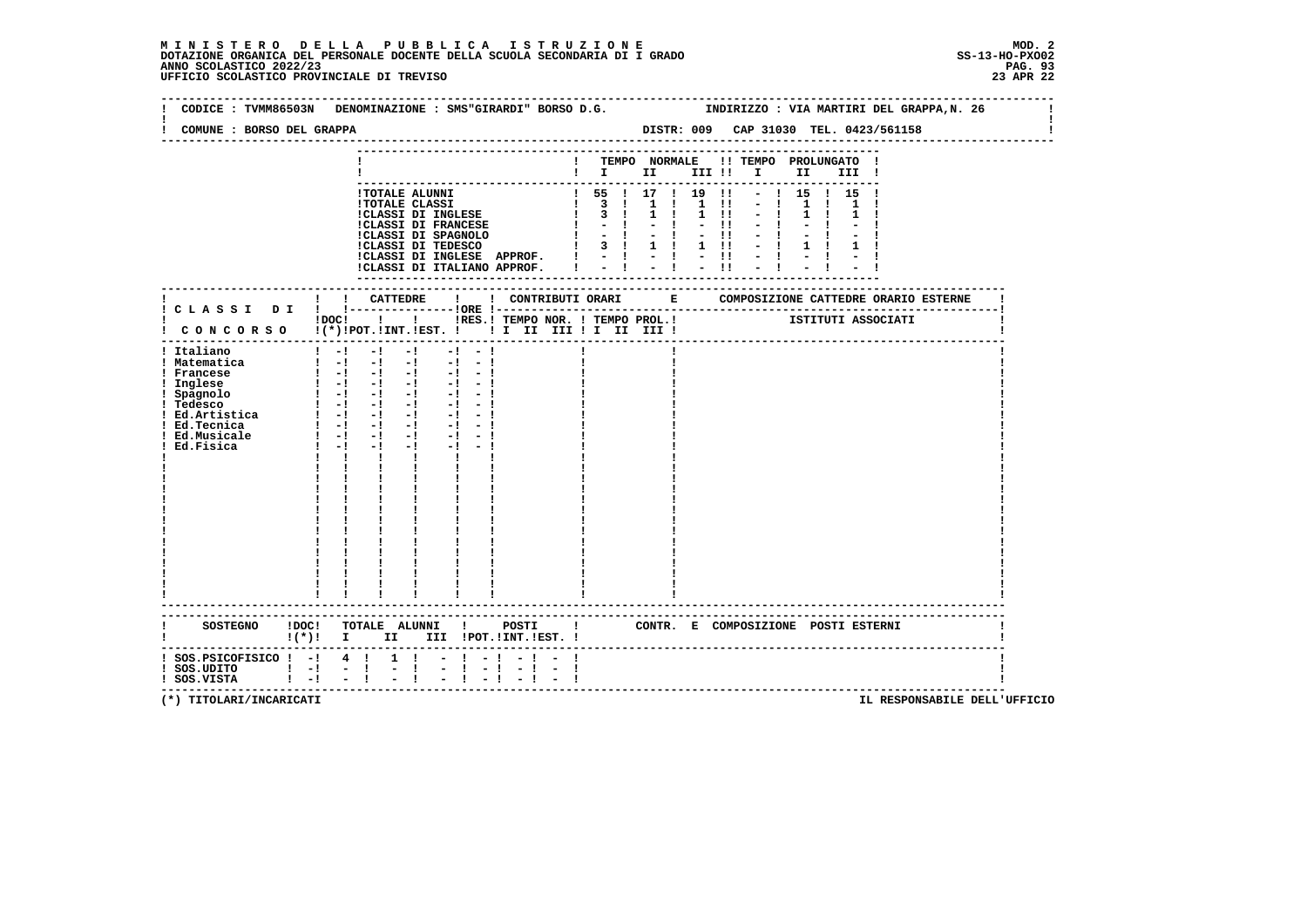**MINISTERO DELLA PUBBLICA ISTRUZIONE**
**DOTAZIONE ORGANICA DEL PERSONALE DOCENTE DELLA SCUOLA SECONDARIA DI I GRADO**
**ANNO SCOLASTICO 2022/23**
**UFFICIO SCOLASTICO PROVINCIALE DI TREVISO**

MOD. 2
SS-13-HO-PXO02
23 APR 22

CODICE : TVMM86503N DENOMINAZIONE : SMS"GIRARDI" BORSO D.G. INDIRIZZO : VIA MARTIRI DEL GRAPPA,N. 26

COMUNE : BORSO DEL GRAPPA DISTR: 009 CAP 31030 TEL. 0423/561158

| | TEMPO NORMALE I | II | III | TEMPO PROLUNGATO I | II | III |
|---|---|---|---|---|---|---|
| TOTALE ALUNNI | 55 | 17 | 19 | - | 15 | 15 |
| TOTALE CLASSI | 3 | 1 | 1 | - | 1 | 1 |
| CLASSI DI INGLESE | 3 | 1 | 1 | - | 1 | 1 |
| CLASSI DI FRANCESE | - | - | - | - | - | - |
| CLASSI DI SPAGNOLO | - | - | - | - | - | - |
| CLASSI DI TEDESCO | 3 | 1 | 1 | - | 1 | 1 |
| CLASSI DI INGLESE APPROF. | - | - | - | - | - | - |
| CLASSI DI ITALIANO APPROF. | - | - | - | - | - | - |

| CLASSI DI CONCORSO | DOC (*) | CATTEDRE POT. | CATTEDRE INT. | CATTEDRE EST. | ORE RES. | CONTRIBUTI ORARI TEMPO NOR. I II III | TEMPO PROL. I II III | COMPOSIZIONE CATTEDRE ORARIO ESTERNE ISTITUTI ASSOCIATI |
|---|---|---|---|---|---|---|---|---|
| Italiano | - | - | - | - | - | | | |
| Matematica | - | - | - | - | - | | | |
| Francese | - | - | - | - | - | | | |
| Inglese | - | - | - | - | - | | | |
| Spagnolo | - | - | - | - | - | | | |
| Tedesco | - | - | - | - | - | | | |
| Ed.Artistica | - | - | - | - | - | | | |
| Ed.Tecnica | - | - | - | - | - | | | |
| Ed.Musicale | - | - | - | - | - | | | |
| Ed.Fisica | - | - | - | - | - | | | |

| SOSTEGNO | DOC (*) | TOTALE ALUNNI I | II | III | POSTI POT. | INT. | EST. | CONTR. E COMPOSIZIONE POSTI ESTERNI |
|---|---|---|---|---|---|---|---|---|
| SOS.PSICOFISICO | - | 4 | 1 | - | - | - | - | |
| SOS.UDITO | - | - | - | - | - | - | - | |
| SOS.VISTA | - | - | - | - | - | - | - | |

(*) TITOLARI/INCARICATI IL RESPONSABILE DELL'UFFICIO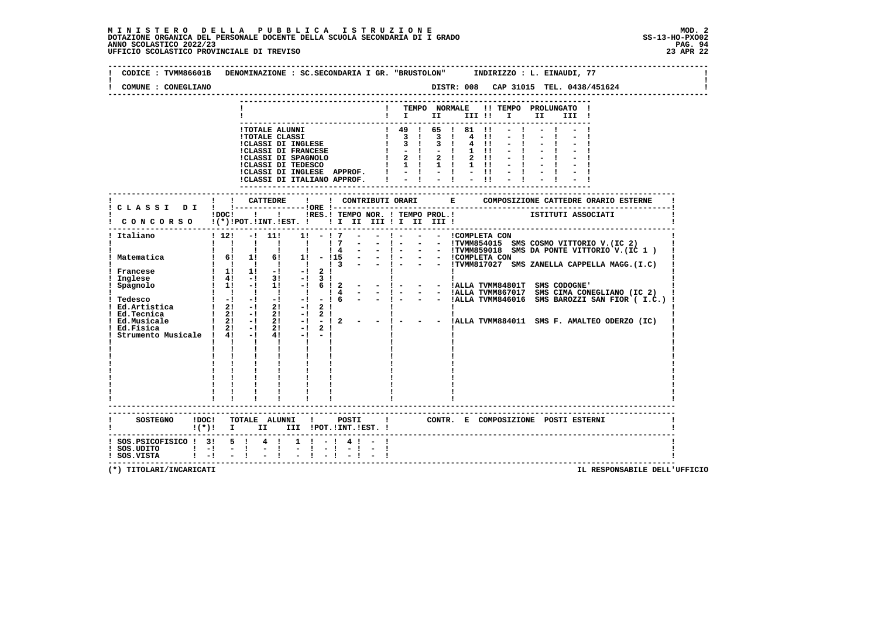**MINISTERO DELLA PUBBLICA ISTRUZIONE**
**DOTAZIONE ORGANICA DEL PERSONALE DOCENTE DELLA SCUOLA SECONDARIA DI I GRADO**
**ANNO SCOLASTICO 2022/23**
**UFFICIO SCOLASTICO PROVINCIALE DI TREVISO**

MOD. 2
SS-13-HO-PXO02
23 APR 22

CODICE : TVMM86601B DENOMINAZIONE : SC.SECONDARIA I GR. "BRUSTOLON" INDIRIZZO : L. EINAUDI, 77

COMUNE : CONEGLIANO DISTR: 008 CAP 31015 TEL. 0438/451624

| | TEMPO NORMALE I | II | III | TEMPO PROLUNGATO I | II | III |
|---|---|---|---|---|---|---|
| TOTALE ALUNNI | 49 | 65 | 81 | - | - | - |
| TOTALE CLASSI | 3 | 3 | 4 | - | - | - |
| CLASSI DI INGLESE | 3 | 3 | 4 | - | - | - |
| CLASSI DI FRANCESE | - | - | 1 | - | - | - |
| CLASSI DI SPAGNOLO | 2 | 2 | 2 | - | - | - |
| CLASSI DI TEDESCO | 1 | 1 | 1 | - | - | - |
| CLASSI DI INGLESE APPROF. | - | - | - | - | - | - |
| CLASSI DI ITALIANO APPROF. | - | - | - | - | - | - |

| CLASSI DI CONCORSO | DOC (*) | CATTEDRE POT. | INT. | EST. | ORE RES. | TEMPO NOR. I | II | III | TEMPO PROL. I | II | III | COMPOSIZIONE CATTEDRE ORARIO ESTERNE - ISTITUTI ASSOCIATI |
|---|---|---|---|---|---|---|---|---|---|---|---|---|
| Italiano | 12 | - | 11 | 1 | - | 7 | - | - | - | - | - | COMPLETA CON |
| | | | | | | 7 | - | - | - | - | - | TVMM854015 SMS COSMO VITTORIO V.(IC 2) |
| | | | | | | 4 | - | - | - | - | - | TVMM859018 SMS DA PONTE VITTORIO V.(IC 1 ) |
| Matematica | 6 | 1 | 6 | 1 | - | 15 | - | - | - | - | - | COMPLETA CON |
| | | | | | | 3 | - | - | - | - | - | TVMM817027 SMS ZANELLA CAPPELLA MAGG.(I.C) |
| Francese | 1 | 1 | - | - | 2 | | | | | | | |
| Inglese | 4 | - | 3 | - | 3 | | | | | | | |
| Spagnolo | 1 | - | 1 | - | 6 | 2 | - | - | - | - | - | ALLA TVMM84801T SMS CODOGNE' |
| | | | | | | 4 | - | - | - | - | - | ALLA TVMM867017 SMS CIMA CONEGLIANO (IC 2) |
| Tedesco | - | - | - | - | - | 6 | - | - | - | - | - | ALLA TVMM846016 SMS BAROZZI SAN FIOR ( I.C.) |
| Ed.Artistica | 2 | - | 2 | - | 2 | | | | | | | |
| Ed.Tecnica | 2 | - | 2 | - | 2 | | | | | | | |
| Ed.Musicale | 2 | - | 2 | - | - | 2 | - | - | - | - | - | ALLA TVMM884011 SMS F. AMALTEO ODERZO (IC) |
| Ed.Fisica | 2 | - | 2 | - | 2 | | | | | | | |
| Strumento Musicale | 4 | - | 4 | - | - | | | | | | | |

| SOSTEGNO | DOC (*) | TOTALE ALUNNI I | II | III | POSTI POT. | INT. | EST. | CONTR. E COMPOSIZIONE POSTI ESTERNI |
|---|---|---|---|---|---|---|---|---|
| SOS.PSICOFISICO | 3 | 5 | 4 | 1 | - | 4 | - | |
| SOS.UDITO | - | - | - | - | - | - | - | |
| SOS.VISTA | - | - | - | - | - | - | - | |

(*) TITOLARI/INCARICATI

IL RESPONSABILE DELL'UFFICIO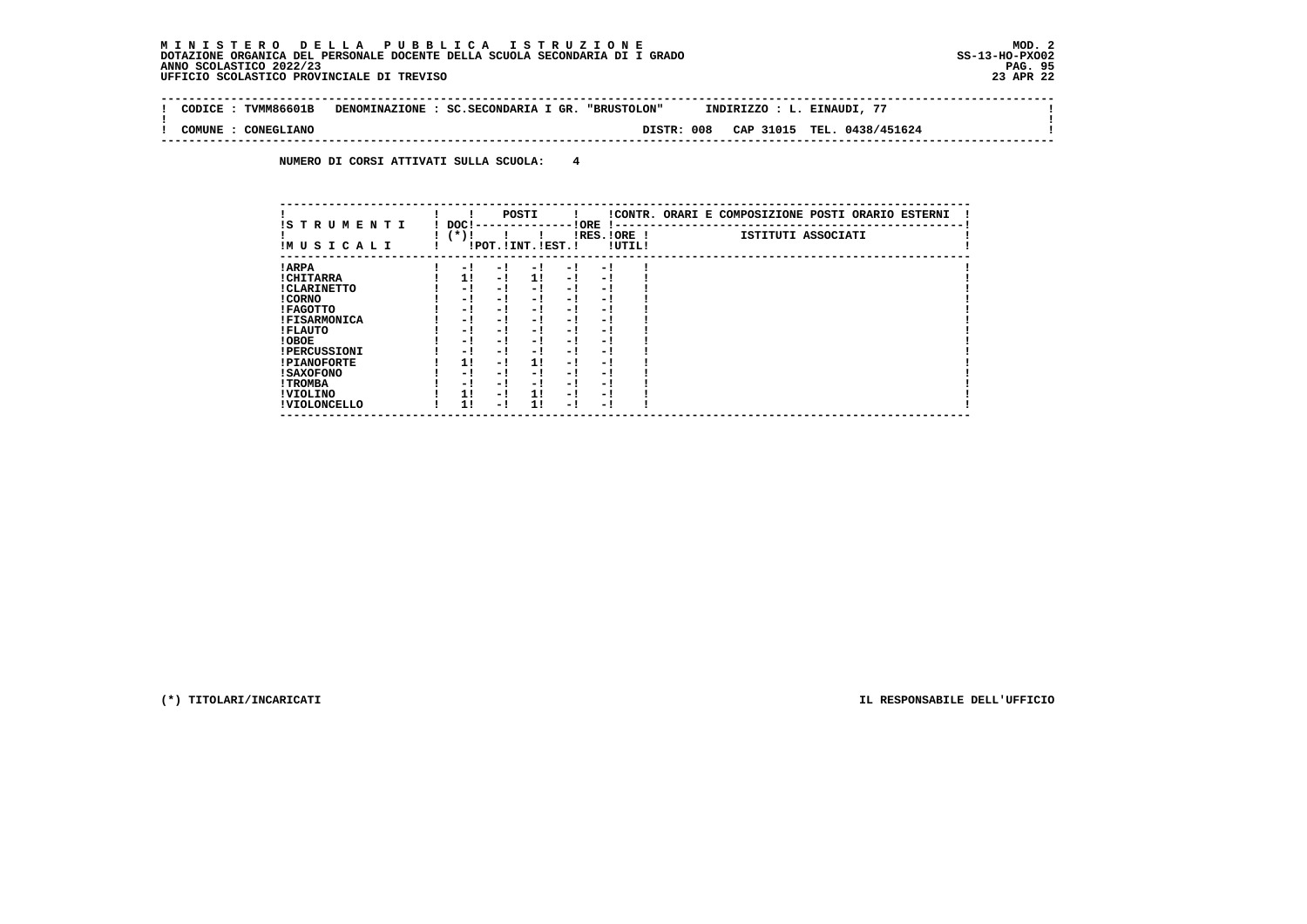**M I N I S T E R O   D E L L A   P U B B L I C A   I S T R U Z I O N E**
**DOTAZIONE ORGANICA DEL PERSONALE DOCENTE DELLA SCUOLA SECONDARIA DI I GRADO**
**ANNO SCOLASTICO 2022/23**
**UFFICIO SCOLASTICO PROVINCIALE DI TREVISO**

MOD. 2
SS-13-HO-PXO02
23 APR 22

CODICE : TVMM86601B   DENOMINAZIONE : SC.SECONDARIA I GR. "BRUSTOLON"   INDIRIZZO : L. EINAUDI, 77

COMUNE : CONEGLIANO   DISTR: 008   CAP 31015   TEL. 0438/451624

**NUMERO DI CORSI ATTIVATI SULLA SCUOLA: 4**

| STRUMENTI MUSICALI | DOC (*) | POSTI POT. | POSTI INT. | POSTI EST. | ORE RES. | ORE UTIL. | CONTR. ORARI E COMPOSIZIONE POSTI ORARIO ESTERNI - ISTITUTI ASSOCIATI |
|---|---|---|---|---|---|---|---|
| ARPA | - | - | - | - | - | | |
| CHITARRA | 1 | - | 1 | - | - | | |
| CLARINETTO | - | - | - | - | - | | |
| CORNO | - | - | - | - | - | | |
| FAGOTTO | - | - | - | - | - | | |
| FISARMONICA | - | - | - | - | - | | |
| FLAUTO | - | - | - | - | - | | |
| OBOE | - | - | - | - | - | | |
| PERCUSSIONI | - | - | - | - | - | | |
| PIANOFORTE | 1 | - | 1 | - | - | | |
| SAXOFONO | - | - | - | - | - | | |
| TROMBA | - | - | - | - | - | | |
| VIOLINO | 1 | - | 1 | - | - | | |
| VIOLONCELLO | 1 | - | 1 | - | - | | |

(*) TITOLARI/INCARICATI

IL RESPONSABILE DELL'UFFICIO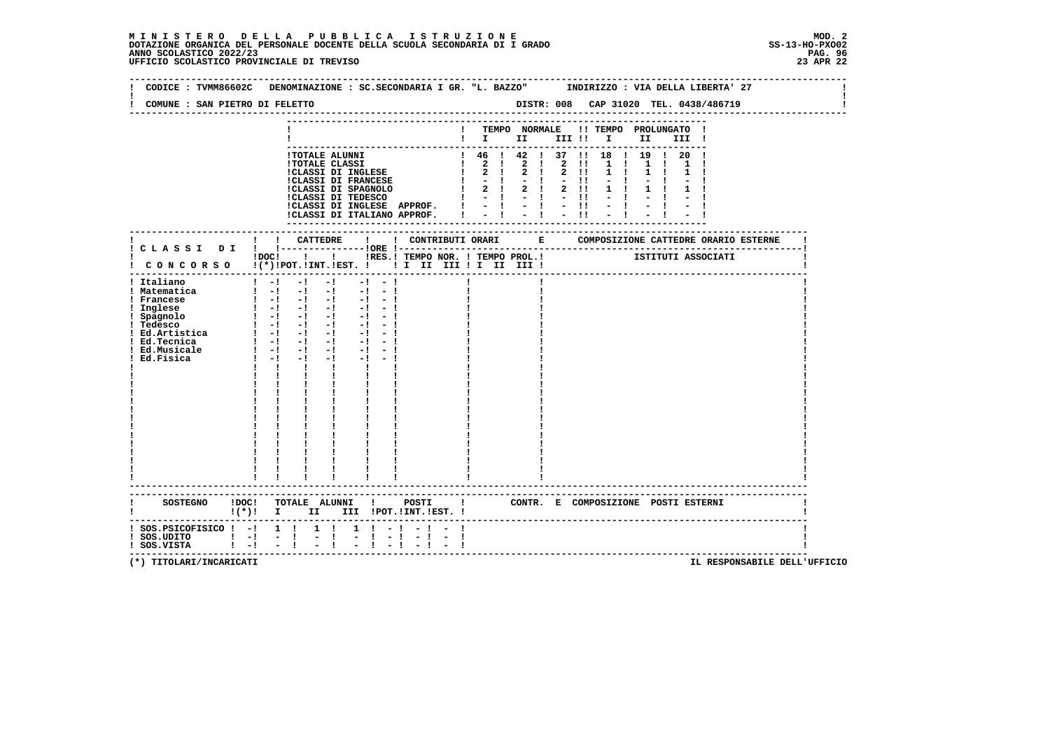**M I N I S T E R O   D E L L A   P U B B L I C A   I S T R U Z I O N E**
**DOTAZIONE ORGANICA DEL PERSONALE DOCENTE DELLA SCUOLA SECONDARIA DI I GRADO**
**ANNO SCOLASTICO 2022/23**
**UFFICIO SCOLASTICO PROVINCIALE DI TREVISO**

MOD. 2
SS-13-HO-PXO02
23 APR 22

CODICE : TVMM86602C   DENOMINAZIONE : SC.SECONDARIA I GR. "L. BAZZO"   INDIRIZZO : VIA DELLA LIBERTA' 27

COMUNE : SAN PIETRO DI FELETTO   DISTR: 008   CAP 31020   TEL. 0438/486719

| | TEMPO NORMALE I | II | III | TEMPO PROLUNGATO I | II | III |
|---|---|---|---|---|---|---|
| TOTALE ALUNNI | 46 | 42 | 37 | 18 | 19 | 20 |
| TOTALE CLASSI | 2 | 2 | 2 | 1 | 1 | 1 |
| CLASSI DI INGLESE | 2 | 2 | 2 | 1 | 1 | 1 |
| CLASSI DI FRANCESE | - | - | - | - | - | - |
| CLASSI DI SPAGNOLO | 2 | 2 | 2 | 1 | 1 | 1 |
| CLASSI DI TEDESCO | - | - | - | - | - | - |
| CLASSI DI INGLESE APPROF. | - | - | - | - | - | - |
| CLASSI DI ITALIANO APPROF. | - | - | - | - | - | - |

| CLASSI DI CONCORSO | DOC (*) | CATTEDRE POT. | INT. | EST. | ORE RES. | CONTRIBUTI ORARI TEMPO NOR. I II III | TEMPO PROL. I II III | COMPOSIZIONE CATTEDRE ORARIO ESTERNE - ISTITUTI ASSOCIATI |
|---|---|---|---|---|---|---|---|---|
| Italiano | - | - | - | - | - | | | |
| Matematica | - | - | - | - | - | | | |
| Francese | - | - | - | - | - | | | |
| Inglese | - | - | - | - | - | | | |
| Spagnolo | - | - | - | - | - | | | |
| Tedesco | - | - | - | - | - | | | |
| Ed.Artistica | - | - | - | - | - | | | |
| Ed.Tecnica | - | - | - | - | - | | | |
| Ed.Musicale | - | - | - | - | - | | | |
| Ed.Fisica | - | - | - | - | - | | | |

| SOSTEGNO | DOC (*) | TOTALE ALUNNI I | II | III | POSTI POT. | INT. | EST. | CONTR. E COMPOSIZIONE POSTI ESTERNI |
|---|---|---|---|---|---|---|---|---|
| SOS.PSICOFISICO | - | 1 | 1 | 1 | - | - | - | |
| SOS.UDITO | - | - | - | - | - | - | - | |
| SOS.VISTA | - | - | - | - | - | - | - | |

(*) TITOLARI/INCARICATI

IL RESPONSABILE DELL'UFFICIO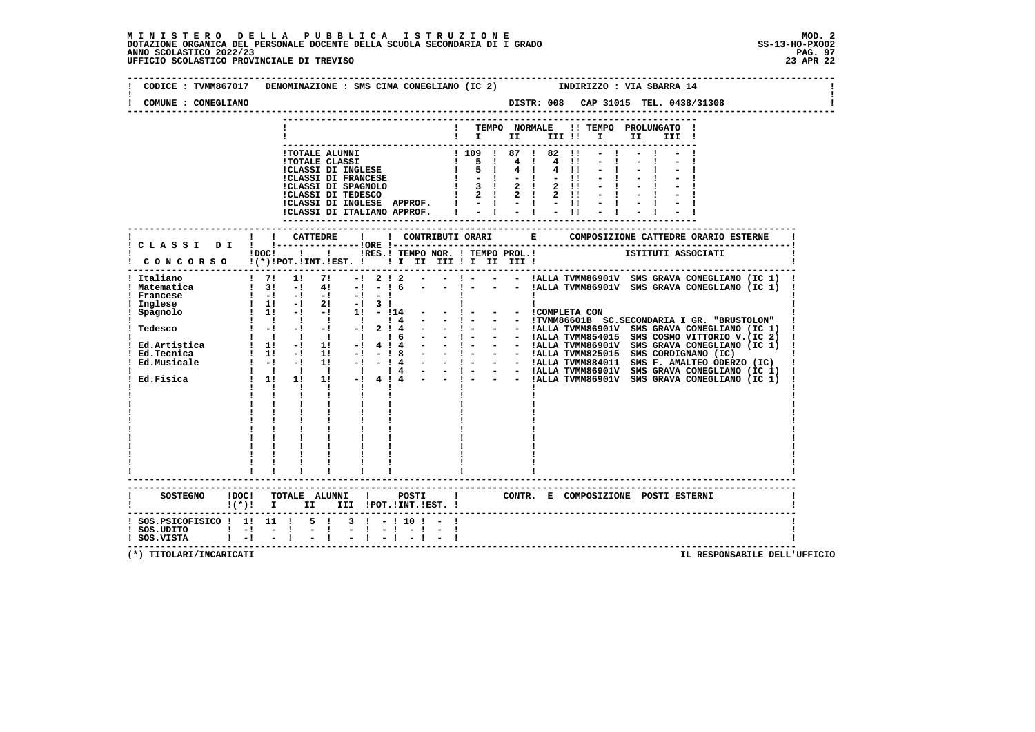**MINISTERO DELLA PUBBLICA ISTRUZIONE**
**DOTAZIONE ORGANICA DEL PERSONALE DOCENTE DELLA SCUOLA SECONDARIA DI I GRADO**
**ANNO SCOLASTICO 2022/23**
**UFFICIO SCOLASTICO PROVINCIALE DI TREVISO**

MOD. 2
SS-13-HO-PXO02
23 APR 22

CODICE : TVMM867017 DENOMINAZIONE : SMS CIMA CONEGLIANO (IC 2) INDIRIZZO : VIA SBARRA 14

COMUNE : CONEGLIANO DISTR: 008 CAP 31015 TEL. 0438/31308

| | TEMPO NORMALE I | II | III | TEMPO PROLUNGATO I | II | III |
|---|---|---|---|---|---|---|
| TOTALE ALUNNI | 109 | 87 | 82 | - | - | - |
| TOTALE CLASSI | 5 | 4 | 4 | - | - | - |
| CLASSI DI INGLESE | 5 | 4 | 4 | - | - | - |
| CLASSI DI FRANCESE | - | - | - | - | - | - |
| CLASSI DI SPAGNOLO | 3 | 2 | 2 | - | - | - |
| CLASSI DI TEDESCO | 2 | 2 | 2 | - | - | - |
| CLASSI DI INGLESE APPROF. | - | - | - | - | - | - |
| CLASSI DI ITALIANO APPROF. | - | - | - | - | - | - |

| CLASSI DI CONCORSO | DOC (*) | CATTEDRE POT. | INT. | EST. | ORE RES. | CONTRIBUTI ORARI TEMPO NOR. I | II | III | TEMPO PROL. I | II | III | COMPOSIZIONE CATTEDRE ORARIO ESTERNE - ISTITUTI ASSOCIATI |
|---|---|---|---|---|---|---|---|---|---|---|---|---|
| Italiano | 7 | 1 | 7 | - | 2 | 2 | - | - | - | - | - | ALLA TVMM86901V SMS GRAVA CONEGLIANO (IC 1) |
| Matematica | 3 | - | 4 | - | - | 6 | - | - | - | - | - | ALLA TVMM86901V SMS GRAVA CONEGLIANO (IC 1) |
| Francese | - | - | - | - | - | | | | | | | |
| Inglese | 1 | - | 2 | - | 3 | | | | | | | |
| Spagnolo | 1 | - | - | 1 | - | 14 | - | - | - | - | - | COMPLETA CON |
| | | | | | | 4 | - | - | - | - | - | TVMM86601B SC.SECONDARIA I GR. "BRUSTOLON" |
| Tedesco | - | - | - | - | 2 | 4 | - | - | - | - | - | ALLA TVMM86901V SMS GRAVA CONEGLIANO (IC 1) |
| | | | | | | 6 | - | - | - | - | - | ALLA TVMM854015 SMS COSMO VITTORIO V.(IC 2) |
| Ed.Artistica | 1 | - | 1 | - | 4 | 4 | - | - | - | - | - | ALLA TVMM86901V SMS GRAVA CONEGLIANO (IC 1) |
| Ed.Tecnica | 1 | - | 1 | - | - | 8 | - | - | - | - | - | ALLA TVMM825015 SMS CORDIGNANO (IC) |
| Ed.Musicale | - | - | 1 | - | - | 4 | - | - | - | - | - | ALLA TVMM884011 SMS F. AMALTEO ODERZO (IC) |
| | | | | | | 4 | - | - | - | - | - | ALLA TVMM86901V SMS GRAVA CONEGLIANO (IC 1) |
| Ed.Fisica | 1 | 1 | 1 | - | 4 | 4 | - | - | - | - | - | ALLA TVMM86901V SMS GRAVA CONEGLIANO (IC 1) |

| SOSTEGNO | DOC (*) | TOTALE ALUNNI I | II | III | POSTI POT. | INT. | EST. | CONTR. E COMPOSIZIONE POSTI ESTERNI |
|---|---|---|---|---|---|---|---|---|
| SOS.PSICOFISICO | 1 | 11 | 5 | 3 | - | 10 | - | |
| SOS.UDITO | - | - | - | - | - | - | - | |
| SOS.VISTA | - | - | - | - | - | - | - | |

(*) TITOLARI/INCARICATI

IL RESPONSABILE DELL'UFFICIO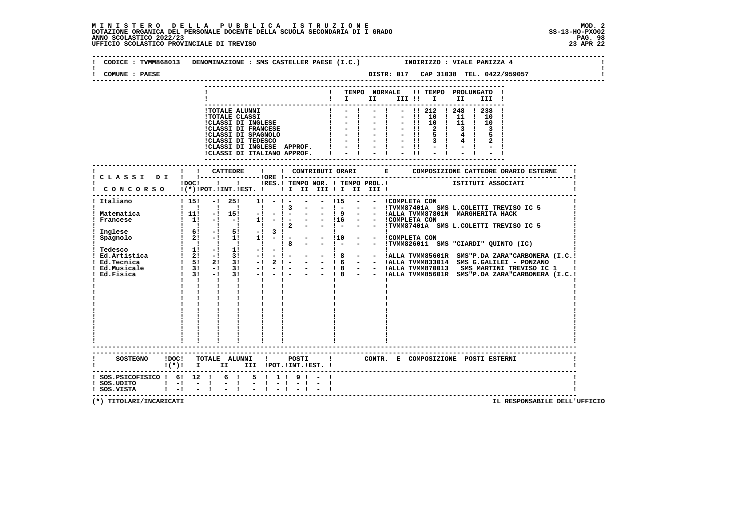# MINISTERO DELLA PUBBLICA ISTRUZIONE

DOTAZIONE ORGANICA DEL PERSONALE DOCENTE DELLA SCUOLA SECONDARIA DI I GRADO — MOD. 2 — SS-13-HO-PXO02

ANNO SCOLASTICO 2022/23

UFFICIO SCOLASTICO PROVINCIALE DI TREVISO — 23 APR 22

CODICE : TVMM868013 DENOMINAZIONE : SMS CASTELLER PAESE (I.C.) INDIRIZZO : VIALE PANIZZA 4

COMUNE : PAESE DISTR: 017 CAP 31038 TEL. 0422/959057

| | TEMPO NORMALE I | II | III | TEMPO PROLUNGATO I | II | III |
|---|---|---|---|---|---|---|
| TOTALE ALUNNI | - | - | - | 212 | 248 | 238 |
| TOTALE CLASSI | - | - | - | 10 | 11 | 10 |
| CLASSI DI INGLESE | - | - | - | 10 | 11 | 10 |
| CLASSI DI FRANCESE | - | - | - | 2 | 3 | 3 |
| CLASSI DI SPAGNOLO | - | - | - | 5 | 4 | 5 |
| CLASSI DI TEDESCO | - | - | - | 3 | 4 | 2 |
| CLASSI DI INGLESE APPROF. | - | - | - | - | - | - |
| CLASSI DI ITALIANO APPROF. | - | - | - | - | - | - |

| CLASSI DI CONCORSO | DOC (*) | CATTEDRE POT. | INT. | EST. | ORE | RES. | TEMPO NOR. I | II | III | TEMPO PROL. I | II | III | CONTRIBUTI ORARI E COMPOSIZIONE CATTEDRE ORARIO ESTERNE — ISTITUTI ASSOCIATI |
|---|---|---|---|---|---|---|---|---|---|---|---|---|---|
| Italiano | 15 | - | 25 | 1 | - | | - | - | - | 15 | - | - | COMPLETA CON |
| | | | | | | 3 | - | - | - | - | - | - | TVMM87401A SMS L.COLETTI TREVISO IC 5 |
| Matematica | 11 | - | 15 | - | - | | - | - | - | 9 | - | - | ALLA TVMM87801N MARGHERITA HACK |
| Francese | 1 | - | - | 1 | - | | - | - | - | 16 | - | - | COMPLETA CON |
| | | | | | | 2 | - | - | - | - | - | - | TVMM87401A SMS L.COLETTI TREVISO IC 5 |
| Inglese | 6 | - | 5 | - | 3 | | | | | | | | |
| Spagnolo | 2 | - | 1 | 1 | - | | - | - | - | 10 | - | - | COMPLETA CON |
| | | | | | | 8 | - | - | - | - | - | - | TVMM826011 SMS "CIARDI" QUINTO (IC) |
| Tedesco | 1 | - | 1 | - | - | | | | | | | | |
| Ed.Artistica | 2 | - | 3 | - | - | | - | - | - | 8 | - | - | ALLA TVMM85601R SMS"P.DA ZARA"CARBONERA (I.C. |
| Ed.Tecnica | 5 | 2 | 3 | - | 2 | | - | - | - | 6 | - | - | ALLA TVMM833014 SMS G.GALILEI - PONZANO |
| Ed.Musicale | 3 | - | 3 | - | - | | - | - | - | 8 | - | - | ALLA TVMM870013 SMS MARTINI TREVISO IC 1 |
| Ed.Fisica | 3 | - | 3 | - | - | | - | - | - | 8 | - | - | ALLA TVMM85601R SMS"P.DA ZARA"CARBONERA (I.C. |

| SOSTEGNO | DOC (*) | TOTALE ALUNNI I | II | III | POSTI POT. | INT. | EST. | CONTR. E COMPOSIZIONE POSTI ESTERNI |
|---|---|---|---|---|---|---|---|---|
| SOS.PSICOFISICO | 6 | 12 | 6 | 5 | 1 | 9 | - | |
| SOS.UDITO | - | - | - | - | - | - | - | |
| SOS.VISTA | - | - | - | - | - | - | - | |

(*) TITOLARI/INCARICATI — IL RESPONSABILE DELL'UFFICIO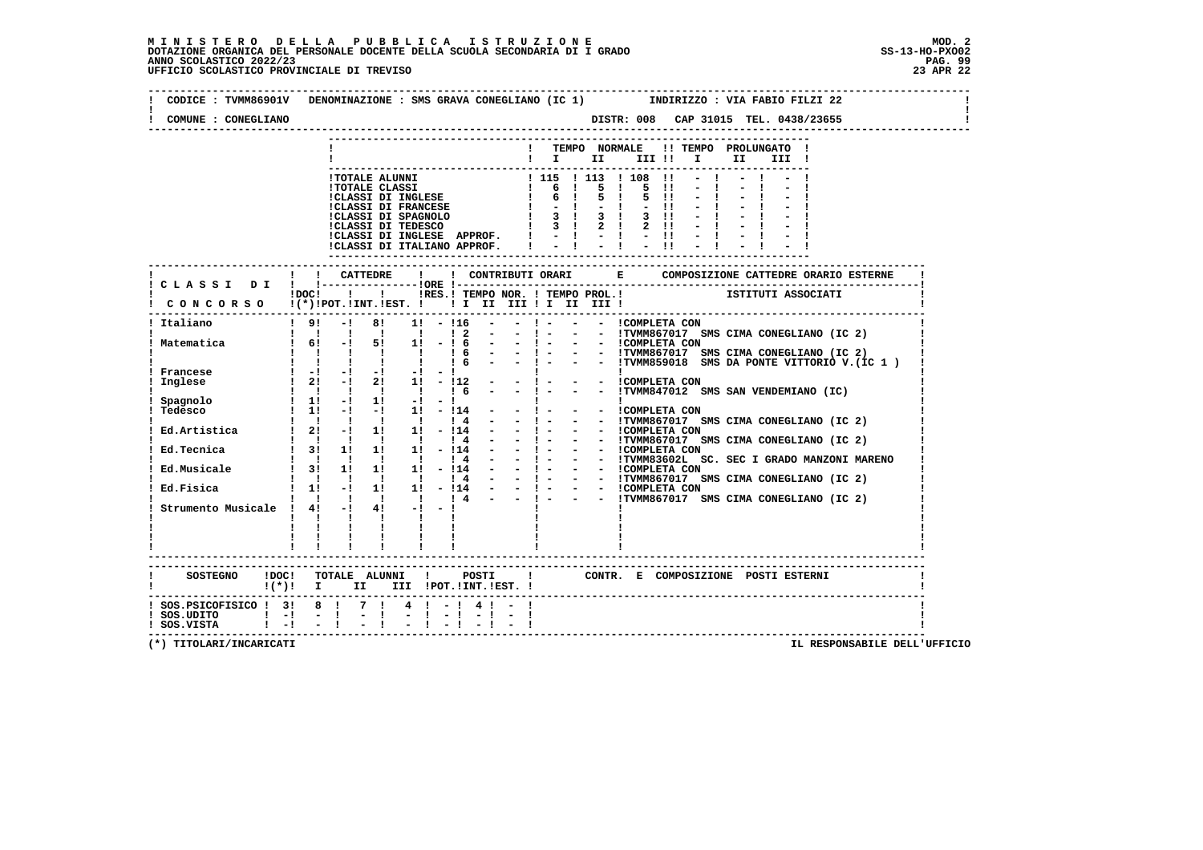**M I N I S T E R O D E L L A P U B B L I C A I S T R U Z I O N E** — MOD. 2
DOTAZIONE ORGANICA DEL PERSONALE DOCENTE DELLA SCUOLA SECONDARIA DI I GRADO — SS-13-HO-PXO02
ANNO SCOLASTICO 2022/23
UFFICIO SCOLASTICO PROVINCIALE DI TREVISO — 23 APR 22

CODICE : TVMM86901V DENOMINAZIONE : SMS GRAVA CONEGLIANO (IC 1) INDIRIZZO : VIA FABIO FILZI 22

COMUNE : CONEGLIANO DISTR: 008 CAP 31015 TEL. 0438/23655

| | TEMPO NORMALE I | II | III | TEMPO PROLUNGATO I | II | III |
|---|---|---|---|---|---|---|
| TOTALE ALUNNI | 115 | 113 | 108 | - | - | - |
| TOTALE CLASSI | 6 | 5 | 5 | - | - | - |
| CLASSI DI INGLESE | 6 | 5 | 5 | - | - | - |
| CLASSI DI FRANCESE | - | - | - | - | - | - |
| CLASSI DI SPAGNOLO | 3 | 3 | 3 | - | - | - |
| CLASSI DI TEDESCO | 3 | 2 | 2 | - | - | - |
| CLASSI DI INGLESE APPROF. | - | - | - | - | - | - |
| CLASSI DI ITALIANO APPROF. | - | - | - | - | - | - |

| CLASSI DI CONCORSO | DOC (*) | CATTEDRE POT. | INT. | EST. | ORE RES. | TEMPO NOR. I | II | III | TEMPO PROL. I | II | III | ISTITUTI ASSOCIATI |
|---|---|---|---|---|---|---|---|---|---|---|---|---|
| Italiano | 9 | - | 8 | 1 | - | 16 | - | - | - | - | - | COMPLETA CON |
| | | | | | | 2 | - | - | - | - | - | TVMM867017 SMS CIMA CONEGLIANO (IC 2) |
| Matematica | 6 | - | 5 | 1 | - | 6 | - | - | - | - | - | COMPLETA CON |
| | | | | | | 6 | - | - | - | - | - | TVMM867017 SMS CIMA CONEGLIANO (IC 2) |
| | | | | | | 6 | - | - | - | - | - | TVMM859018 SMS DA PONTE VITTORIO V.(IC 1 ) |
| Francese | - | - | - | - | - | | | | | | | |
| Inglese | 2 | - | 2 | 1 | - | 12 | - | - | - | - | - | COMPLETA CON |
| | | | | | | 6 | - | - | - | - | - | TVMM847012 SMS SAN VENDEMIANO (IC) |
| Spagnolo | 1 | - | 1 | - | - | | | | | | | |
| Tedesco | 1 | - | - | 1 | - | 14 | - | - | - | - | - | COMPLETA CON |
| | | | | | | 4 | - | - | - | - | - | TVMM867017 SMS CIMA CONEGLIANO (IC 2) |
| Ed.Artistica | 2 | - | 1 | 1 | - | 14 | - | - | - | - | - | COMPLETA CON |
| | | | | | | 4 | - | - | - | - | - | TVMM867017 SMS CIMA CONEGLIANO (IC 2) |
| Ed.Tecnica | 3 | 1 | 1 | 1 | - | 14 | - | - | - | - | - | COMPLETA CON |
| | | | | | | 4 | - | - | - | - | - | TVMM83602L SC. SEC I GRADO MANZONI MARENO |
| Ed.Musicale | 3 | 1 | 1 | 1 | - | 14 | - | - | - | - | - | COMPLETA CON |
| | | | | | | 4 | - | - | - | - | - | TVMM867017 SMS CIMA CONEGLIANO (IC 2) |
| Ed.Fisica | 1 | - | 1 | 1 | - | 14 | - | - | - | - | - | COMPLETA CON |
| | | | | | | 4 | - | - | - | - | - | TVMM867017 SMS CIMA CONEGLIANO (IC 2) |
| Strumento Musicale | 4 | - | 4 | - | - | | | | | | | |

| SOSTEGNO | DOC (*) | TOTALE ALUNNI I | II | III | POSTI POT. | INT. | EST. | CONTR. E COMPOSIZIONE POSTI ESTERNI |
|---|---|---|---|---|---|---|---|---|
| SOS.PSICOFISICO | 3 | 8 | 7 | 4 | - | 4 | - | |
| SOS.UDITO | - | - | - | - | - | - | - | |
| SOS.VISTA | - | - | - | - | - | - | - | |

(*) TITOLARI/INCARICATI — IL RESPONSABILE DELL'UFFICIO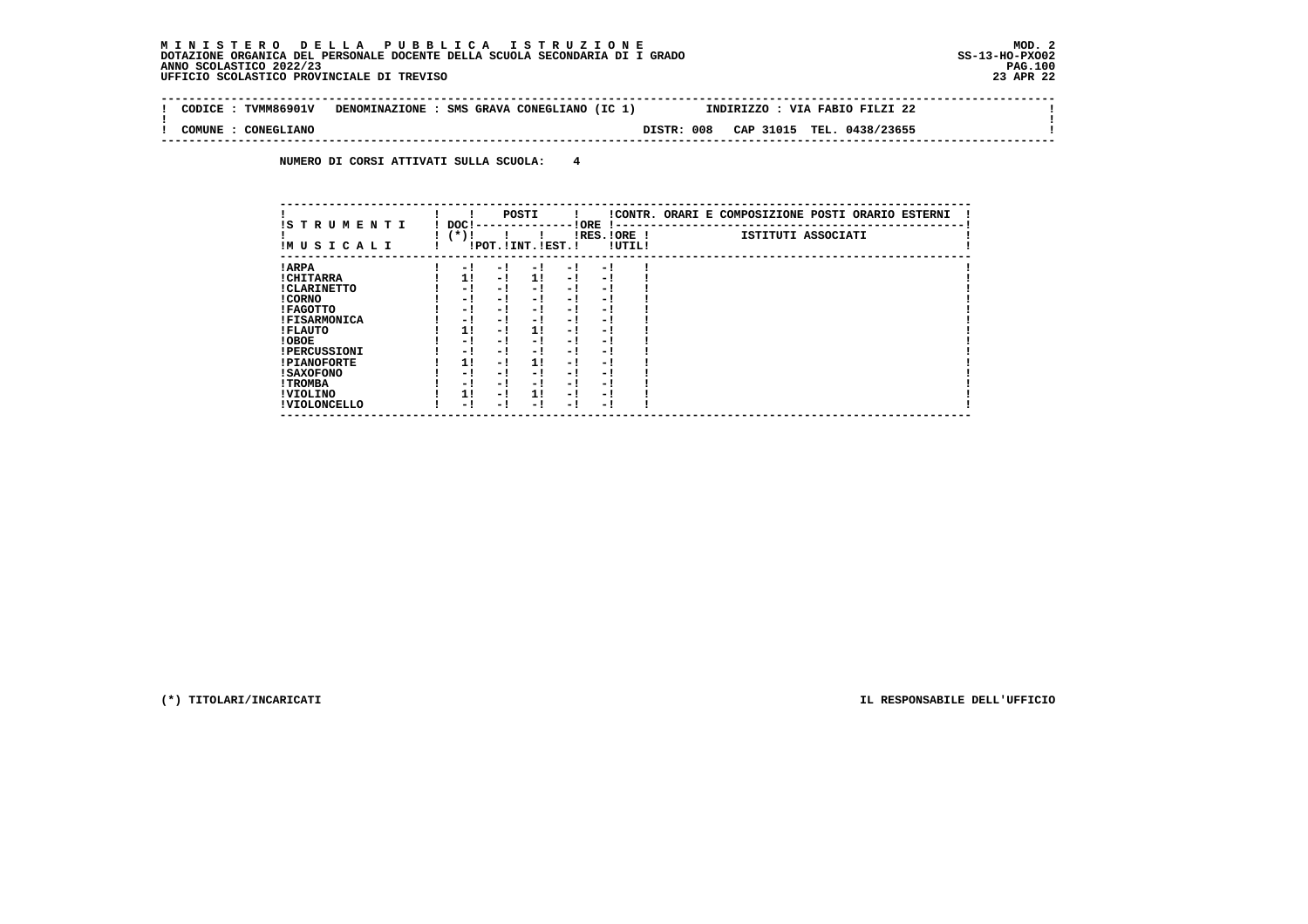**M I N I S T E R O D E L L A P U B B L I C A I S T R U Z I O N E**
**DOTAZIONE ORGANICA DEL PERSONALE DOCENTE DELLA SCUOLA SECONDARIA DI I GRADO**
**ANNO SCOLASTICO 2022/23**
**UFFICIO SCOLASTICO PROVINCIALE DI TREVISO**

MOD. 2
SS-13-HO-PXO02
23 APR 22

CODICE : TVMM86901V DENOMINAZIONE : SMS GRAVA CONEGLIANO (IC 1) INDIRIZZO : VIA FABIO FILZI 22

COMUNE : CONEGLIANO DISTR: 008 CAP 31015 TEL. 0438/23655

NUMERO DI CORSI ATTIVATI SULLA SCUOLA: 4

| STRUMENTI MUSICALI | DOC (*) | POSTI POT. | POSTI INT. | POSTI EST. | ORE RES. | ORE UTIL. | CONTR. ORARI E COMPOSIZIONE POSTI ORARIO ESTERNI - ISTITUTI ASSOCIATI |
|---|---|---|---|---|---|---|---|
| ARPA | - | - | - | - | - | | |
| CHITARRA | 1 | - | 1 | - | - | | |
| CLARINETTO | - | - | - | - | - | | |
| CORNO | - | - | - | - | - | | |
| FAGOTTO | - | - | - | - | - | | |
| FISARMONICA | - | - | - | - | - | | |
| FLAUTO | 1 | - | 1 | - | - | | |
| OBOE | - | - | - | - | - | | |
| PERCUSSIONI | - | - | - | - | - | | |
| PIANOFORTE | 1 | - | 1 | - | - | | |
| SAXOFONO | - | - | - | - | - | | |
| TROMBA | - | - | - | - | - | | |
| VIOLINO | 1 | - | 1 | - | - | | |
| VIOLONCELLO | - | - | - | - | - | | |

(*) TITOLARI/INCARICATI

IL RESPONSABILE DELL'UFFICIO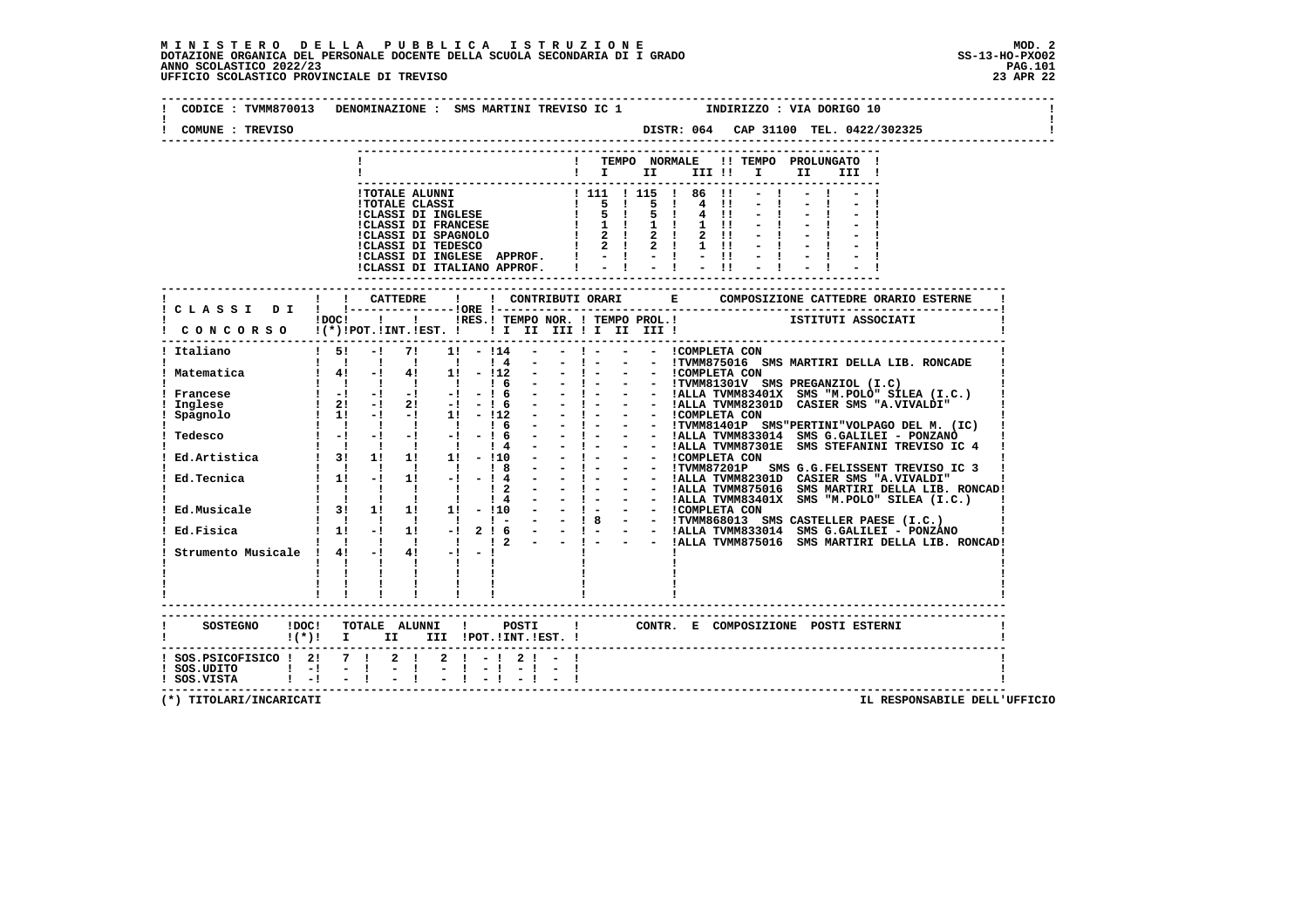**MINISTERO DELLA PUBBLICA ISTRUZIONE**
**DOTAZIONE ORGANICA DEL PERSONALE DOCENTE DELLA SCUOLA SECONDARIA DI I GRADO**
**ANNO SCOLASTICO 2022/23**
**UFFICIO SCOLASTICO PROVINCIALE DI TREVISO**

MOD. 2
SS-13-HO-PXO02
23 APR 22

CODICE : TVMM870013 DENOMINAZIONE : SMS MARTINI TREVISO IC 1 INDIRIZZO : VIA DORIGO 10

COMUNE : TREVISO DISTR: 064 CAP 31100 TEL. 0422/302325

| | TEMPO NORMALE I | II | III | TEMPO PROLUNGATO I | II | III |
|---|---|---|---|---|---|---|
| TOTALE ALUNNI | 111 | 115 | 86 | - | - | - |
| TOTALE CLASSI | 5 | 5 | 4 | - | - | - |
| CLASSI DI INGLESE | 5 | 5 | 4 | - | - | - |
| CLASSI DI FRANCESE | 1 | 1 | 1 | - | - | - |
| CLASSI DI SPAGNOLO | 2 | 2 | 2 | - | - | - |
| CLASSI DI TEDESCO | 2 | 2 | 1 | - | - | - |
| CLASSI DI INGLESE APPROF. | - | - | - | - | - | - |
| CLASSI DI ITALIANO APPROF. | - | - | - | - | - | - |

| CLASSI DI CONCORSO | DOC (*) | CATTEDRE POT. | CATTEDRE INT. | CATTEDRE EST. | ORE RES. | TEMPO NOR. I | II | III | TEMPO PROL. I | II | III | COMPOSIZIONE CATTEDRE ORARIO ESTERNE - ISTITUTI ASSOCIATI |
|---|---|---|---|---|---|---|---|---|---|---|---|---|
| Italiano | 5 | - | 7 | 1 | - | 14 | - | - | - | - | - | COMPLETA CON |
| | | | | | | 4 | - | - | - | - | - | TVMM875016 SMS MARTIRI DELLA LIB. RONCADE |
| Matematica | 4 | - | 4 | 1 | - | 12 | - | - | - | - | - | COMPLETA CON |
| | | | | | | 6 | - | - | - | - | - | TVMM81301V SMS PREGANZIOL (I.C) |
| Francese | - | - | - | - | - | 6 | - | - | - | - | - | ALLA TVMM83401X SMS "M.POLO" SILEA (I.C.) |
| Inglese | 2 | - | 2 | - | - | 6 | - | - | - | - | - | ALLA TVMM82301D CASIER SMS "A.VIVALDI" |
| Spagnolo | 1 | - | - | 1 | - | 12 | - | - | - | - | - | COMPLETA CON |
| | | | | | | 6 | - | - | - | - | - | TVMM81401P SMS"PERTINI"VOLPAGO DEL M. (IC) |
| Tedesco | - | - | - | - | - | 6 | - | - | - | - | - | ALLA TVMM833014 SMS G.GALILEI - PONZANO |
| | | | | | | 4 | - | - | - | - | - | ALLA TVMM87301E SMS STEFANINI TREVISO IC 4 |
| Ed.Artistica | 3 | 1 | 1 | 1 | - | 10 | - | - | - | - | - | COMPLETA CON |
| | | | | | | 8 | - | - | - | - | - | TVMM87201P SMS G.G.FELISSENT TREVISO IC 3 |
| Ed.Tecnica | 1 | - | 1 | - | - | 4 | - | - | - | - | - | ALLA TVMM82301D CASIER SMS "A.VIVALDI" |
| | | | | | | 2 | - | - | - | - | - | ALLA TVMM875016 SMS MARTIRI DELLA LIB. RONCAD |
| | | | | | | 4 | - | - | - | - | - | ALLA TVMM83401X SMS "M.POLO" SILEA (I.C.) |
| Ed.Musicale | 3 | 1 | 1 | 1 | - | 10 | - | - | - | - | - | COMPLETA CON |
| | | | | | | - | - | - | 8 | - | - | TVMM868013 SMS CASTELLER PAESE (I.C.) |
| Ed.Fisica | 1 | - | 1 | - | 2 | 6 | - | - | - | - | - | ALLA TVMM833014 SMS G.GALILEI - PONZANO |
| | | | | | | 2 | - | - | - | - | - | ALLA TVMM875016 SMS MARTIRI DELLA LIB. RONCAD |
| Strumento Musicale | 4 | - | 4 | - | - | | | | | | | |

| SOSTEGNO | DOC (*) | TOTALE ALUNNI I | II | III | POSTI POT. | INT. | EST. | CONTR. E COMPOSIZIONE POSTI ESTERNI |
|---|---|---|---|---|---|---|---|---|
| SOS.PSICOFISICO | 2 | 7 | 2 | 2 | - | 2 | - | |
| SOS.UDITO | - | - | - | - | - | - | - | |
| SOS.VISTA | - | - | - | - | - | - | - | |

(*) TITOLARI/INCARICATI

IL RESPONSABILE DELL'UFFICIO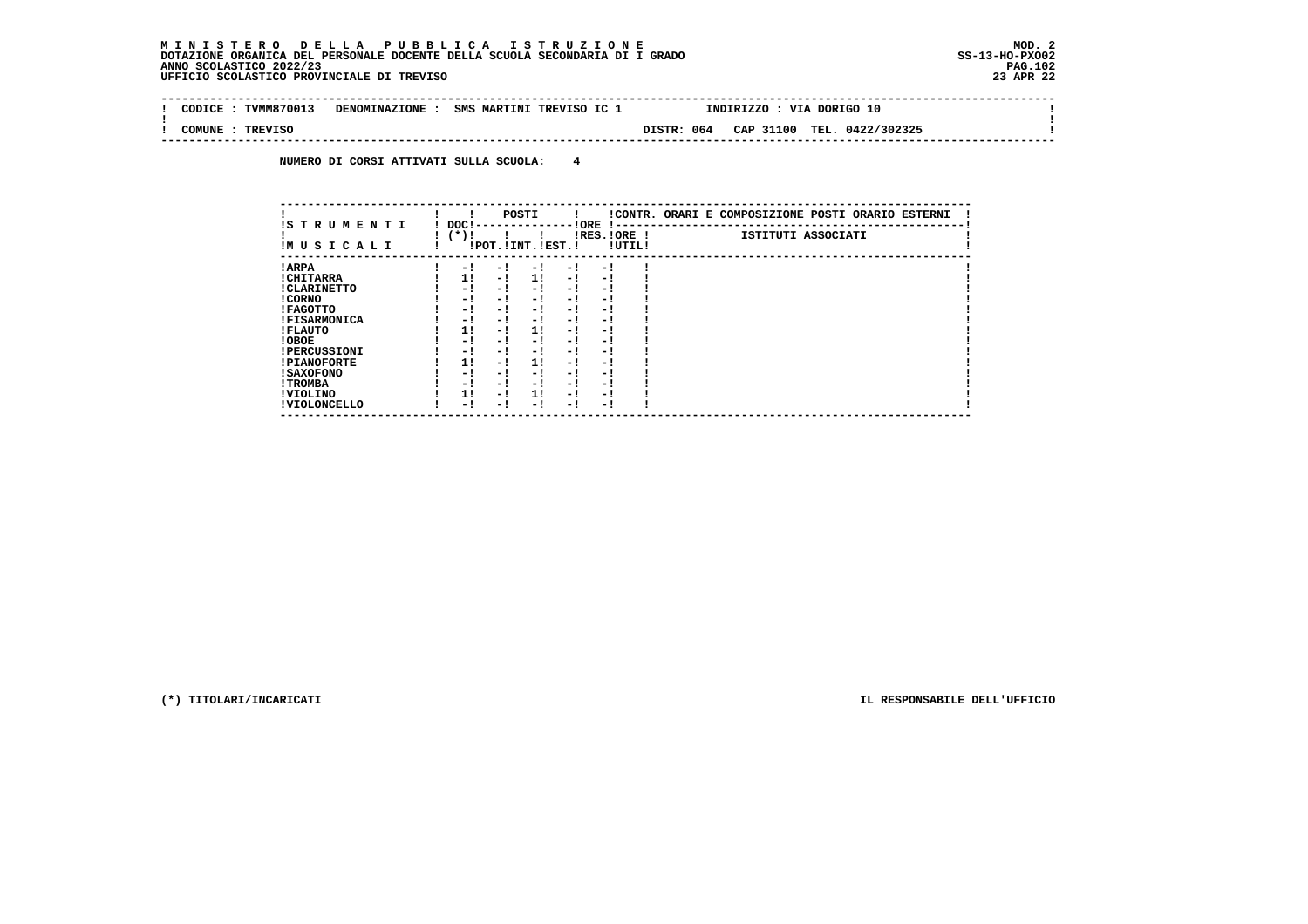**M I N I S T E R O   D E L L A   P U B B L I C A   I S T R U Z I O N E**
**DOTAZIONE ORGANICA DEL PERSONALE DOCENTE DELLA SCUOLA SECONDARIA DI I GRADO**
**ANNO SCOLASTICO 2022/23**
**UFFICIO SCOLASTICO PROVINCIALE DI TREVISO**

MOD. 2
SS-13-HO-PXO02
23 APR 22

CODICE : TVMM870013   DENOMINAZIONE : SMS MARTINI TREVISO IC 1   INDIRIZZO : VIA DORIGO 10

COMUNE : TREVISO   DISTR: 064   CAP 31100   TEL. 0422/302325

**NUMERO DI CORSI ATTIVATI SULLA SCUOLA: 4**

| STRUMENTI MUSICALI | DOC (*) | POSTI POT. | POSTI INT. | POSTI EST. | ORE RES. | ORE UTIL. | CONTR. ORARI E COMPOSIZIONE POSTI ORARIO ESTERNI - ISTITUTI ASSOCIATI |
|---|---|---|---|---|---|---|---|
| ARPA | - | - | - | - | - | | |
| CHITARRA | 1 | - | 1 | - | - | | |
| CLARINETTO | - | - | - | - | - | | |
| CORNO | - | - | - | - | - | | |
| FAGOTTO | - | - | - | - | - | | |
| FISARMONICA | - | - | - | - | - | | |
| FLAUTO | 1 | - | 1 | - | - | | |
| OBOE | - | - | - | - | - | | |
| PERCUSSIONI | - | - | - | - | - | | |
| PIANOFORTE | 1 | - | 1 | - | - | | |
| SAXOFONO | - | - | - | - | - | | |
| TROMBA | - | - | - | - | - | | |
| VIOLINO | 1 | - | 1 | - | - | | |
| VIOLONCELLO | - | - | - | - | - | | |

(*) TITOLARI/INCARICATI

IL RESPONSABILE DELL'UFFICIO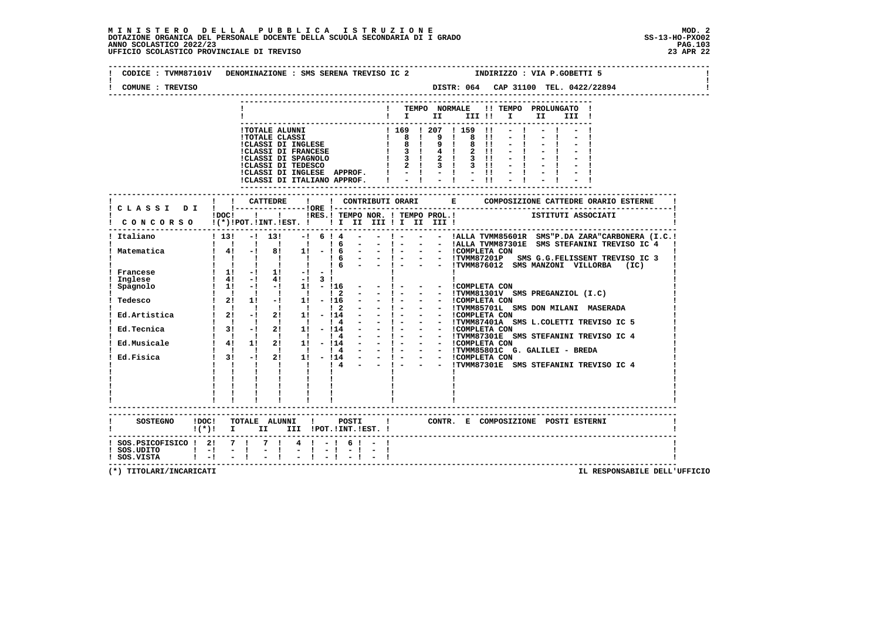**M I N I S T E R O   D E L L A   P U B B L I C A   I S T R U Z I O N E**
**DOTAZIONE ORGANICA DEL PERSONALE DOCENTE DELLA SCUOLA SECONDARIA DI I GRADO**
**ANNO SCOLASTICO 2022/23**
**UFFICIO SCOLASTICO PROVINCIALE DI TREVISO**

MOD. 2
SS-13-HO-PXO02
23 APR 22

CODICE : TVMM87101V   DENOMINAZIONE : SMS SERENA TREVISO IC 2   INDIRIZZO : VIA P.GOBETTI 5

COMUNE : TREVISO   DISTR: 064   CAP 31100   TEL. 0422/22894

| | TEMPO NORMALE I | II | III | TEMPO PROLUNGATO I | II | III |
|---|---|---|---|---|---|---|
| TOTALE ALUNNI | 169 | 207 | 159 | - | - | - |
| TOTALE CLASSI | 8 | 9 | 8 | - | - | - |
| CLASSI DI INGLESE | 8 | 9 | 8 | - | - | - |
| CLASSI DI FRANCESE | 3 | 4 | 2 | - | - | - |
| CLASSI DI SPAGNOLO | 3 | 2 | 3 | - | - | - |
| CLASSI DI TEDESCO | 2 | 3 | 3 | - | - | - |
| CLASSI DI INGLESE APPROF. | - | - | - | - | - | - |
| CLASSI DI ITALIANO APPROF. | - | - | - | - | - | - |

| CLASSI DI CONCORSO | DOC (*) | CATTEDRE POT. | INT. | EST. | ORE RES. | TEMPO NOR. I | II | III | TEMPO PROL. I | II | III | COMPOSIZIONE CATTEDRE ORARIO ESTERNE - ISTITUTI ASSOCIATI |
|---|---|---|---|---|---|---|---|---|---|---|---|---|
| Italiano | 13 | - | 13 | - | 6 | 4 | - | - | - | - | - | ALLA TVMM85601R SMS"P.DA ZARA"CARBONERA (I.C. |
| | | | | | | 6 | - | - | - | - | - | ALLA TVMM87301E SMS STEFANINI TREVISO IC 4 |
| Matematica | 4 | - | 8 | 1 | - | 6 | - | - | - | - | - | COMPLETA CON |
| | | | | | | 6 | - | - | - | - | - | TVMM87201P SMS G.G.FELISSENT TREVISO IC 3 |
| | | | | | | 6 | - | - | - | - | - | TVMM876012 SMS MANZONI VILLORBA (IC) |
| Francese | 1 | - | 1 | - | - | | | | | | | |
| Inglese | 4 | - | 4 | - | 3 | | | | | | | |
| Spagnolo | 1 | - | - | 1 | - | 16 | - | - | - | - | - | COMPLETA CON |
| | | | | | | 2 | - | - | - | - | - | TVMM81301V SMS PREGANZIOL (I.C) |
| Tedesco | 2 | 1 | - | 1 | - | 16 | - | - | - | - | - | COMPLETA CON |
| | | | | | | 2 | - | - | - | - | - | TVMM85701L SMS DON MILANI MASERADA |
| Ed.Artistica | 2 | - | 2 | 1 | - | 14 | - | - | - | - | - | COMPLETA CON |
| | | | | | | 4 | - | - | - | - | - | TVMM87401A SMS L.COLETTI TREVISO IC 5 |
| Ed.Tecnica | 3 | - | 2 | 1 | - | 14 | - | - | - | - | - | COMPLETA CON |
| | | | | | | 4 | - | - | - | - | - | TVMM87301E SMS STEFANINI TREVISO IC 4 |
| Ed.Musicale | 4 | 1 | 2 | 1 | - | 14 | - | - | - | - | - | COMPLETA CON |
| | | | | | | 4 | - | - | - | - | - | TVMM85801C G. GALILEI - BREDA |
| Ed.Fisica | 3 | - | 2 | 1 | - | 14 | - | - | - | - | - | COMPLETA CON |
| | | | | | | 4 | - | - | - | - | - | TVMM87301E SMS STEFANINI TREVISO IC 4 |

| SOSTEGNO | DOC (*) | TOTALE ALUNNI I | II | III | POSTI POT. | INT. | EST. | CONTR. E COMPOSIZIONE POSTI ESTERNI |
|---|---|---|---|---|---|---|---|---|
| SOS.PSICOFISICO | 2 | 7 | 7 | 4 | - | 6 | - | |
| SOS.UDITO | - | - | - | - | - | - | - | |
| SOS.VISTA | - | - | - | - | - | - | - | |

(*) TITOLARI/INCARICATI

IL RESPONSABILE DELL'UFFICIO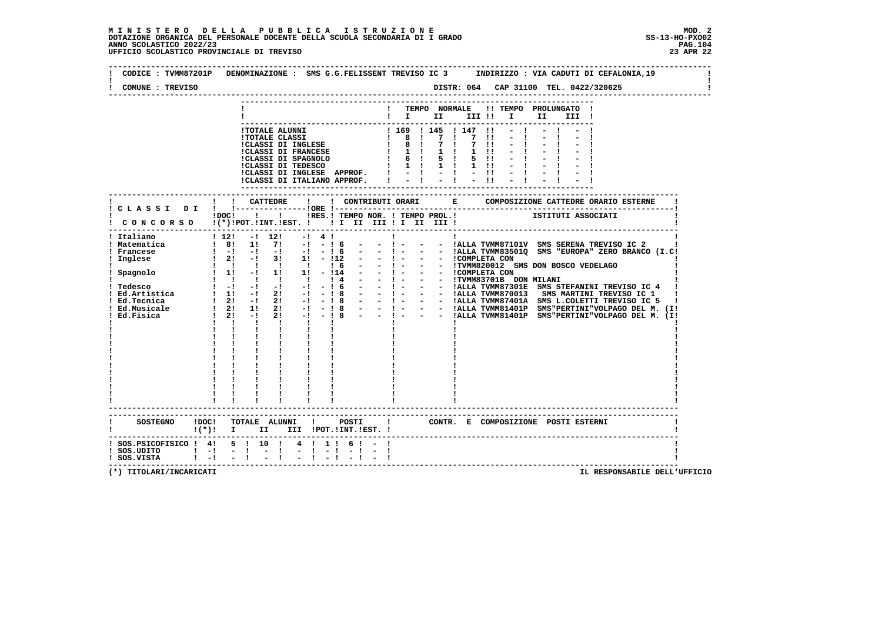**MINISTERO DELLA PUBBLICA ISTRUZIONE**
**DOTAZIONE ORGANICA DEL PERSONALE DOCENTE DELLA SCUOLA SECONDARIA DI I GRADO**
**ANNO SCOLASTICO 2022/23**
**UFFICIO SCOLASTICO PROVINCIALE DI TREVISO**

MOD. 2
SS-13-HO-PXO02
23 APR 22

CODICE : TVMM87201P DENOMINAZIONE : SMS G.G.FELISSENT TREVISO IC 3 INDIRIZZO : VIA CADUTI DI CEFALONIA,19

COMUNE : TREVISO DISTR: 064 CAP 31100 TEL. 0422/320625

| | TEMPO NORMALE I | II | III | TEMPO PROLUNGATO I | II | III |
|---|---|---|---|---|---|---|
| TOTALE ALUNNI | 169 | 145 | 147 | - | - | - |
| TOTALE CLASSI | 8 | 7 | 7 | - | - | - |
| CLASSI DI INGLESE | 8 | 7 | 7 | - | - | - |
| CLASSI DI FRANCESE | 1 | 1 | 1 | - | - | - |
| CLASSI DI SPAGNOLO | 6 | 5 | 5 | - | - | - |
| CLASSI DI TEDESCO | 1 | 1 | 1 | - | - | - |
| CLASSI DI INGLESE APPROF. | - | - | - | - | - | - |
| CLASSI DI ITALIANO APPROF. | - | - | - | - | - | - |

| CLASSI DI CONCORSO | DOC (*) | CATTEDRE POT. | CATTEDRE INT. | CATTEDRE EST. | ORE RES. | TEMPO NOR. I | II | III | TEMPO PROL. I | II | III | COMPOSIZIONE CATTEDRE ORARIO ESTERNE - ISTITUTI ASSOCIATI |
|---|---|---|---|---|---|---|---|---|---|---|---|---|
| Italiano | 12 | - | 12 | - | 4 | | | | | | | |
| Matematica | 8 | 1 | 7 | - | - | 6 | - | - | - | - | - | ALLA TVMM87101V SMS SERENA TREVISO IC 2 |
| Francese | - | - | - | - | - | 6 | - | - | - | - | - | ALLA TVMM83501Q SMS "EUROPA" ZERO BRANCO (I.C |
| Inglese | 2 | - | 3 | 1 | - | 12 | - | - | - | - | - | COMPLETA CON |
| | | | | | | 6 | - | - | - | - | - | TVMM820012 SMS DON BOSCO VEDELAGO |
| Spagnolo | 1 | - | 1 | 1 | - | 14 | - | - | - | - | - | COMPLETA CON |
| | | | | | | 4 | - | - | - | - | - | TVMM83701B DON MILANI |
| Tedesco | - | - | - | - | - | 6 | - | - | - | - | - | ALLA TVMM87301E SMS STEFANINI TREVISO IC 4 |
| Ed.Artistica | 1 | - | 2 | - | - | 8 | - | - | - | - | - | ALLA TVMM870013 SMS MARTINI TREVISO IC 1 |
| Ed.Tecnica | 2 | - | 2 | - | - | 8 | - | - | - | - | - | ALLA TVMM87401A SMS L.COLETTI TREVISO IC 5 |
| Ed.Musicale | 2 | 1 | 2 | - | - | 8 | - | - | - | - | - | ALLA TVMM81401P SMS"PERTINI"VOLPAGO DEL M. (I |
| Ed.Fisica | 2 | - | 2 | - | - | 8 | - | - | - | - | - | ALLA TVMM81401P SMS"PERTINI"VOLPAGO DEL M. (I |

| SOSTEGNO | DOC (*) | TOTALE ALUNNI I | II | III | POSTI POT. | POSTI INT. | POSTI EST. | CONTR. E COMPOSIZIONE POSTI ESTERNI |
|---|---|---|---|---|---|---|---|---|
| SOS.PSICOFISICO | 4 | 5 | 10 | 4 | 1 | 6 | - | |
| SOS.UDITO | - | - | - | - | - | - | - | |
| SOS.VISTA | - | - | - | - | - | - | - | |

(*) TITOLARI/INCARICATI

IL RESPONSABILE DELL'UFFICIO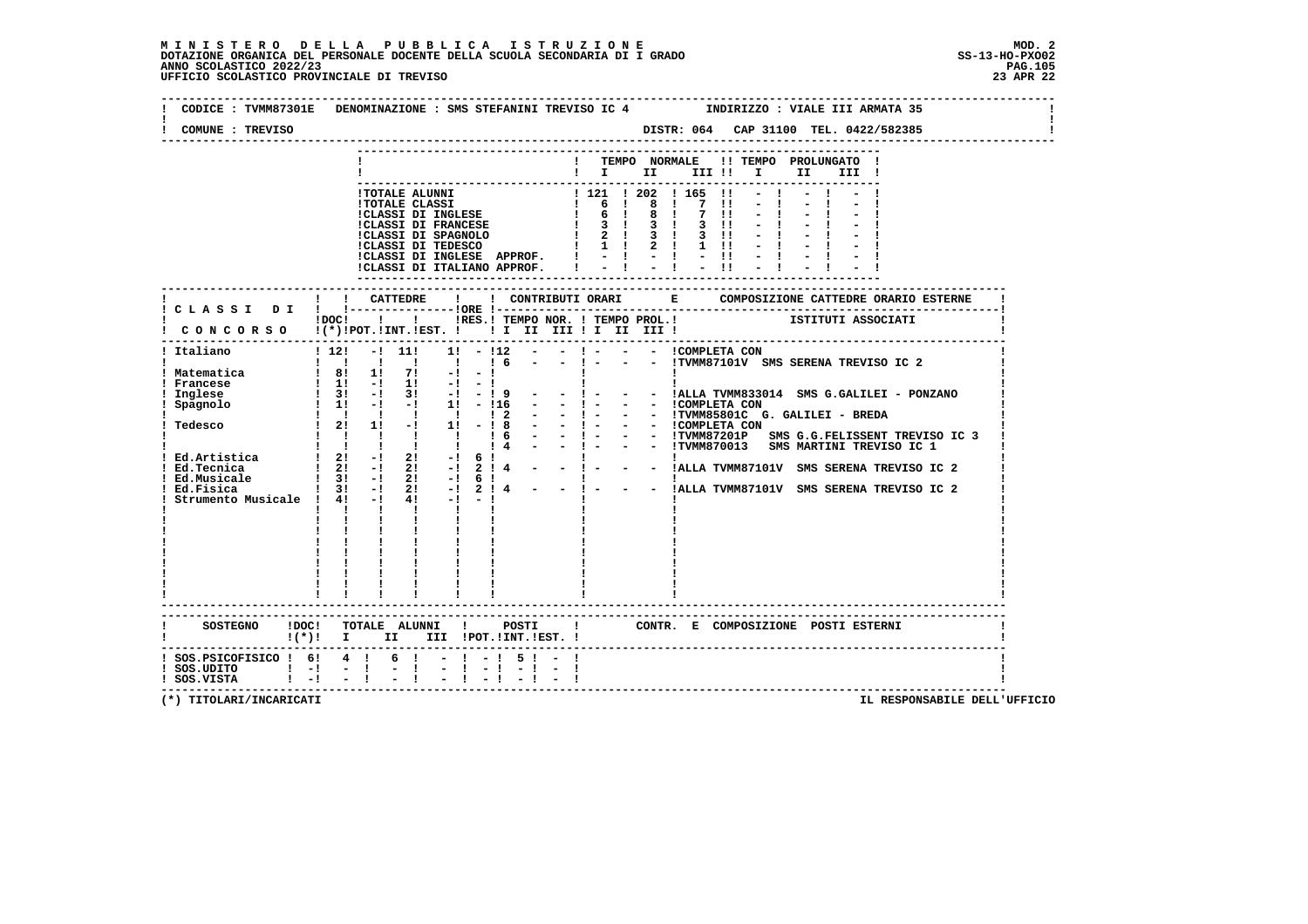**M I N I S T E R O D E L L A P U B B L I C A I S T R U Z I O N E** MOD. 2
DOTAZIONE ORGANICA DEL PERSONALE DOCENTE DELLA SCUOLA SECONDARIA DI I GRADO SS-13-HO-PXO02
ANNO SCOLASTICO 2022/23
UFFICIO SCOLASTICO PROVINCIALE DI TREVISO 23 APR 22

CODICE : TVMM87301E DENOMINAZIONE : SMS STEFANINI TREVISO IC 4 INDIRIZZO : VIALE III ARMATA 35
COMUNE : TREVISO DISTR: 064 CAP 31100 TEL. 0422/582385

| | TEMPO NORMALE I | II | III | TEMPO PROLUNGATO I | II | III |
|---|---|---|---|---|---|---|
| TOTALE ALUNNI | 121 | 202 | 165 | - | - | - |
| TOTALE CLASSI | 6 | 8 | 7 | - | - | - |
| CLASSI DI INGLESE | 6 | 8 | 7 | - | - | - |
| CLASSI DI FRANCESE | 3 | 3 | 3 | - | - | - |
| CLASSI DI SPAGNOLO | 2 | 3 | 3 | - | - | - |
| CLASSI DI TEDESCO | 1 | 2 | 1 | - | - | - |
| CLASSI DI INGLESE APPROF. | - | - | - | - | - | - |
| CLASSI DI ITALIANO APPROF. | - | - | - | - | - | - |

| CLASSI DI CONCORSO | DOC (*) | CATTEDRE POT. | INT. | EST. | ORE RES. | CONTRIBUTI ORARI TEMPO NOR. I | II | III | TEMPO PROL. I | II | III | COMPOSIZIONE CATTEDRE ORARIO ESTERNE - ISTITUTI ASSOCIATI |
|---|---|---|---|---|---|---|---|---|---|---|---|---|
| Italiano | 12 | - | 11 | 1 | - | 12 | - | - | - | - | - | COMPLETA CON |
| | | | | | | 6 | - | - | - | - | - | TVMM87101V SMS SERENA TREVISO IC 2 |
| Matematica | 8 | 1 | 7 | - | - | | | | | | | |
| Francese | 1 | - | 1 | - | - | | | | | | | |
| Inglese | 3 | - | 3 | - | - | 9 | - | - | - | - | - | ALLA TVMM833014 SMS G.GALILEI - PONZANO |
| Spagnolo | 1 | - | - | 1 | - | 16 | - | - | - | - | - | COMPLETA CON |
| | | | | | | 2 | - | - | - | - | - | TVMM85801C G. GALILEI - BREDA |
| Tedesco | 2 | 1 | - | 1 | - | 8 | - | - | - | - | - | COMPLETA CON |
| | | | | | | 6 | - | - | - | - | - | TVMM87201P SMS G.G.FELISSENT TREVISO IC 3 |
| | | | | | | 4 | - | - | - | - | - | TVMM870013 SMS MARTINI TREVISO IC 1 |
| Ed.Artistica | 2 | - | 2 | - | 6 | | | | | | | |
| Ed.Tecnica | 2 | - | 2 | - | 2 | 4 | - | - | - | - | - | ALLA TVMM87101V SMS SERENA TREVISO IC 2 |
| Ed.Musicale | 3 | - | 2 | - | 6 | | | | | | | |
| Ed.Fisica | 3 | - | 2 | - | 2 | 4 | - | - | - | - | - | ALLA TVMM87101V SMS SERENA TREVISO IC 2 |
| Strumento Musicale | 4 | - | 4 | - | - | | | | | | | |

| SOSTEGNO | DOC (*) | TOTALE ALUNNI I | II | III | POSTI POT. | INT. | EST. | CONTR. E COMPOSIZIONE POSTI ESTERNI |
|---|---|---|---|---|---|---|---|---|
| SOS.PSICOFISICO | 6 | 4 | 6 | - | - | 5 | - | |
| SOS.UDITO | - | - | - | - | - | - | - | |
| SOS.VISTA | - | - | - | - | - | - | - | |

(*) TITOLARI/INCARICATI IL RESPONSABILE DELL'UFFICIO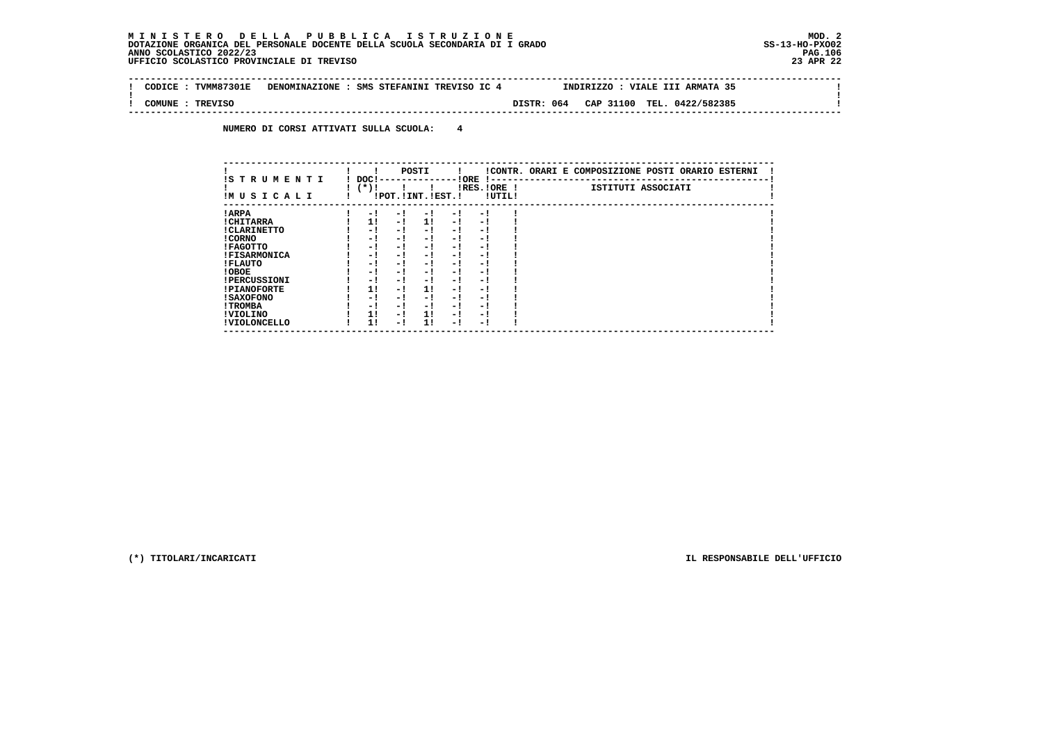**M I N I S T E R O D E L L A P U B B L I C A I S T R U Z I O N E**
**DOTAZIONE ORGANICA DEL PERSONALE DOCENTE DELLA SCUOLA SECONDARIA DI I GRADO**
**ANNO SCOLASTICO 2022/23**
**UFFICIO SCOLASTICO PROVINCIALE DI TREVISO**

MOD. 2
SS-13-HO-PXO02
23 APR 22

| CODICE : TVMM87301E | DENOMINAZIONE : SMS STEFANINI TREVISO IC 4 | INDIRIZZO : VIALE III ARMATA 35 |
|---|---|---|
| COMUNE : TREVISO | DISTR: 064 CAP 31100 | TEL. 0422/582385 |

**NUMERO DI CORSI ATTIVATI SULLA SCUOLA: 4**

| STRUMENTI MUSICALI | DOC (*) | POSTI POT. | POSTI INT. | POSTI EST. | ORE RES. | ORE UTIL. | CONTR. ORARI E COMPOSIZIONE POSTI ORARIO ESTERNI - ISTITUTI ASSOCIATI |
|---|---|---|---|---|---|---|---|
| ARPA | - | - | - | - | - | | |
| CHITARRA | 1 | - | 1 | - | - | | |
| CLARINETTO | - | - | - | - | - | | |
| CORNO | - | - | - | - | - | | |
| FAGOTTO | - | - | - | - | - | | |
| FISARMONICA | - | - | - | - | - | | |
| FLAUTO | - | - | - | - | - | | |
| OBOE | - | - | - | - | - | | |
| PERCUSSIONI | - | - | - | - | - | | |
| PIANOFORTE | 1 | - | 1 | - | - | | |
| SAXOFONO | - | - | - | - | - | | |
| TROMBA | - | - | - | - | - | | |
| VIOLINO | 1 | - | 1 | - | - | | |
| VIOLONCELLO | 1 | - | 1 | - | - | | |

(*) TITOLARI/INCARICATI

IL RESPONSABILE DELL'UFFICIO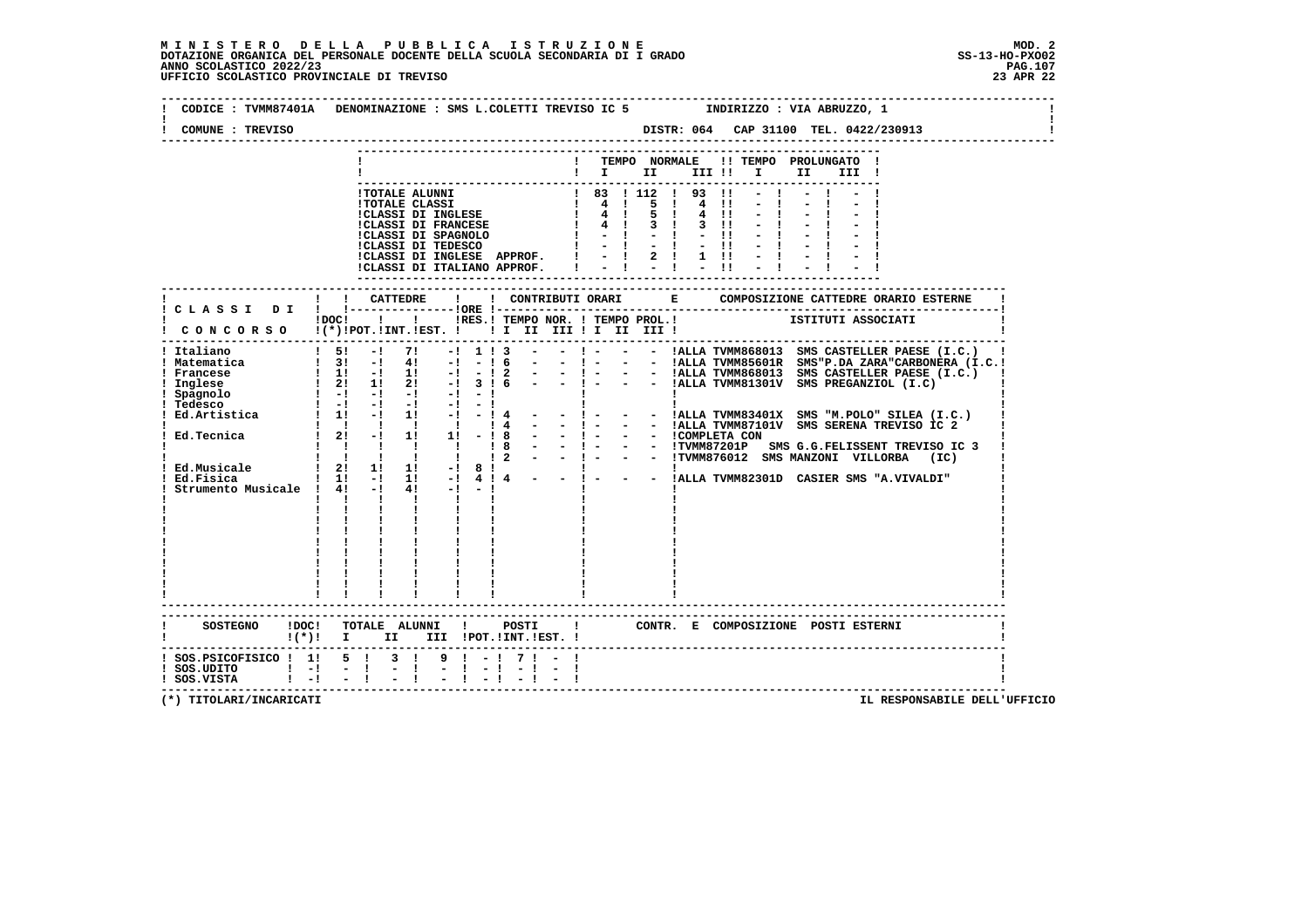**MINISTERO DELLA PUBBLICA ISTRUZIONE**
**DOTAZIONE ORGANICA DEL PERSONALE DOCENTE DELLA SCUOLA SECONDARIA DI I GRADO**
**ANNO SCOLASTICO 2022/23**
**UFFICIO SCOLASTICO PROVINCIALE DI TREVISO**

MOD. 2
SS-13-HO-PXO02
23 APR 22

CODICE : TVMM87401A DENOMINAZIONE : SMS L.COLETTI TREVISO IC 5 INDIRIZZO : VIA ABRUZZO, 1

COMUNE : TREVISO DISTR: 064 CAP 31100 TEL. 0422/230913

| | TEMPO NORMALE I | II | III | TEMPO PROLUNGATO I | II | III |
|---|---|---|---|---|---|---|
| TOTALE ALUNNI | 83 | 112 | 93 | - | - | - |
| TOTALE CLASSI | 4 | 5 | 4 | - | - | - |
| CLASSI DI INGLESE | 4 | 5 | 4 | - | - | - |
| CLASSI DI FRANCESE | 4 | 3 | 3 | - | - | - |
| CLASSI DI SPAGNOLO | - | - | - | - | - | - |
| CLASSI DI TEDESCO | - | - | - | - | - | - |
| CLASSI DI INGLESE APPROF. | - | 2 | 1 | - | - | - |
| CLASSI DI ITALIANO APPROF. | - | - | - | - | - | - |

| CLASSI DI CONCORSO | DOC (*) | CATTEDRE POT. | CATTEDRE INT. | CATTEDRE EST. | ORE RES. | TEMPO NOR. I | II | III | TEMPO PROL. I | II | III | COMPOSIZIONE CATTEDRE ORARIO ESTERNE - ISTITUTI ASSOCIATI |
|---|---|---|---|---|---|---|---|---|---|---|---|---|
| Italiano | 5 | - | 7 | - | 1 | 3 | - | - | - | - | - | ALLA TVMM868013 SMS CASTELLER PAESE (I.C.) |
| Matematica | 3 | - | 4 | - | - | 6 | - | - | - | - | - | ALLA TVMM85601R SMS"P.DA ZARA"CARBONERA (I.C.) |
| Francese | 1 | - | 1 | - | - | 2 | - | - | - | - | - | ALLA TVMM868013 SMS CASTELLER PAESE (I.C.) |
| Inglese | 2 | 1 | 2 | - | 3 | 6 | - | - | - | - | - | ALLA TVMM81301V SMS PREGANZIOL (I.C) |
| Spagnolo | - | - | - | - | - | | | | | | | |
| Tedesco | - | - | - | - | - | | | | | | | |
| Ed.Artistica | 1 | - | 1 | - | - | 4 | - | - | - | - | - | ALLA TVMM83401X SMS "M.POLO" SILEA (I.C.) |
| | | | | | | 4 | - | - | - | - | - | ALLA TVMM87101V SMS SERENA TREVISO IC 2 |
| Ed.Tecnica | 2 | - | 1 | 1 | - | 8 | - | - | - | - | - | COMPLETA CON |
| | | | | | | 8 | - | - | - | - | - | TVMM87201P SMS G.G.FELISSENT TREVISO IC 3 |
| | | | | | | 2 | - | - | - | - | - | TVMM876012 SMS MANZONI VILLORBA (IC) |
| Ed.Musicale | 2 | 1 | 1 | - | 8 | | | | | | | |
| Ed.Fisica | 1 | - | 1 | - | 4 | 4 | - | - | - | - | - | ALLA TVMM82301D CASIER SMS "A.VIVALDI" |
| Strumento Musicale | 4 | - | 4 | - | - | | | | | | | |

| SOSTEGNO | DOC (*) | TOTALE ALUNNI I | II | III | POSTI POT. | INT. | EST. | CONTR. E COMPOSIZIONE POSTI ESTERNI |
|---|---|---|---|---|---|---|---|---|
| SOS.PSICOFISICO | 1 | 5 | 3 | 9 | - | 7 | - | |
| SOS.UDITO | - | - | - | - | - | - | - | |
| SOS.VISTA | - | - | - | - | - | - | - | |

(*) TITOLARI/INCARICATI

IL RESPONSABILE DELL'UFFICIO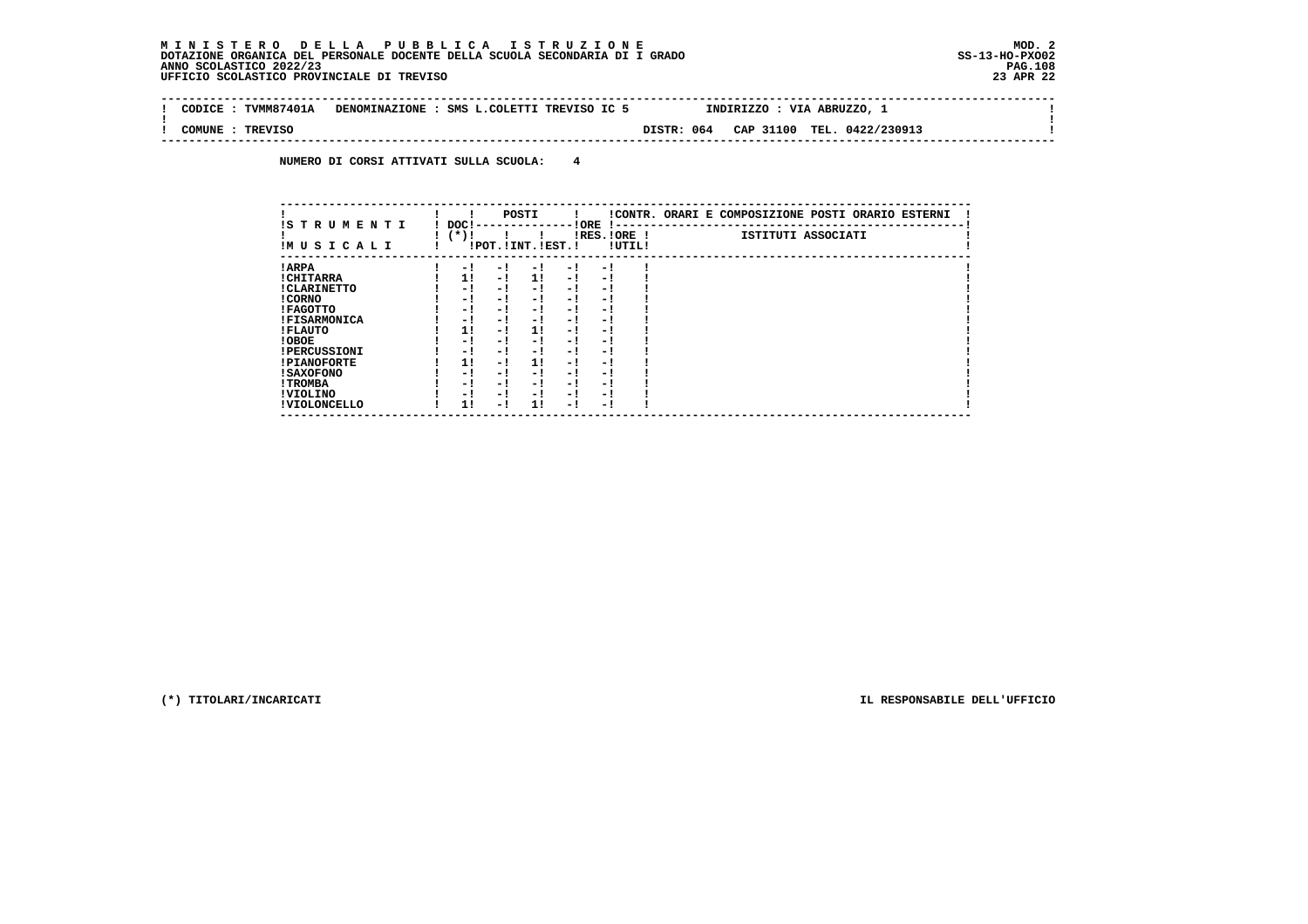**M I N I S T E R O   D E L L A   P U B B L I C A   I S T R U Z I O N E**
**DOTAZIONE ORGANICA DEL PERSONALE DOCENTE DELLA SCUOLA SECONDARIA DI I GRADO**
**ANNO SCOLASTICO 2022/23**
**UFFICIO SCOLASTICO PROVINCIALE DI TREVISO**

MOD. 2
SS-13-HO-PXO02
23 APR 22

CODICE : TVMM87401A   DENOMINAZIONE : SMS L.COLETTI TREVISO IC 5   INDIRIZZO : VIA ABRUZZO, 1

COMUNE : TREVISO   DISTR: 064   CAP 31100   TEL. 0422/230913

**NUMERO DI CORSI ATTIVATI SULLA SCUOLA: 4**

| STRUMENTI MUSICALI | DOC (*) | POSTI POT. | POSTI INT. | POSTI EST. | ORE RES. | ORE UTIL. | CONTR. ORARI E COMPOSIZIONE POSTI ORARIO ESTERNI - ISTITUTI ASSOCIATI |
|---|---|---|---|---|---|---|---|
| ARPA | - | - | - | - | - | | |
| CHITARRA | 1 | - | 1 | - | - | | |
| CLARINETTO | - | - | - | - | - | | |
| CORNO | - | - | - | - | - | | |
| FAGOTTO | - | - | - | - | - | | |
| FISARMONICA | - | - | - | - | - | | |
| FLAUTO | 1 | - | 1 | - | - | | |
| OBOE | - | - | - | - | - | | |
| PERCUSSIONI | - | - | - | - | - | | |
| PIANOFORTE | 1 | - | 1 | - | - | | |
| SAXOFONO | - | - | - | - | - | | |
| TROMBA | - | - | - | - | - | | |
| VIOLINO | - | - | - | - | - | | |
| VIOLONCELLO | 1 | - | 1 | - | - | | |

(*) TITOLARI/INCARICATI

IL RESPONSABILE DELL'UFFICIO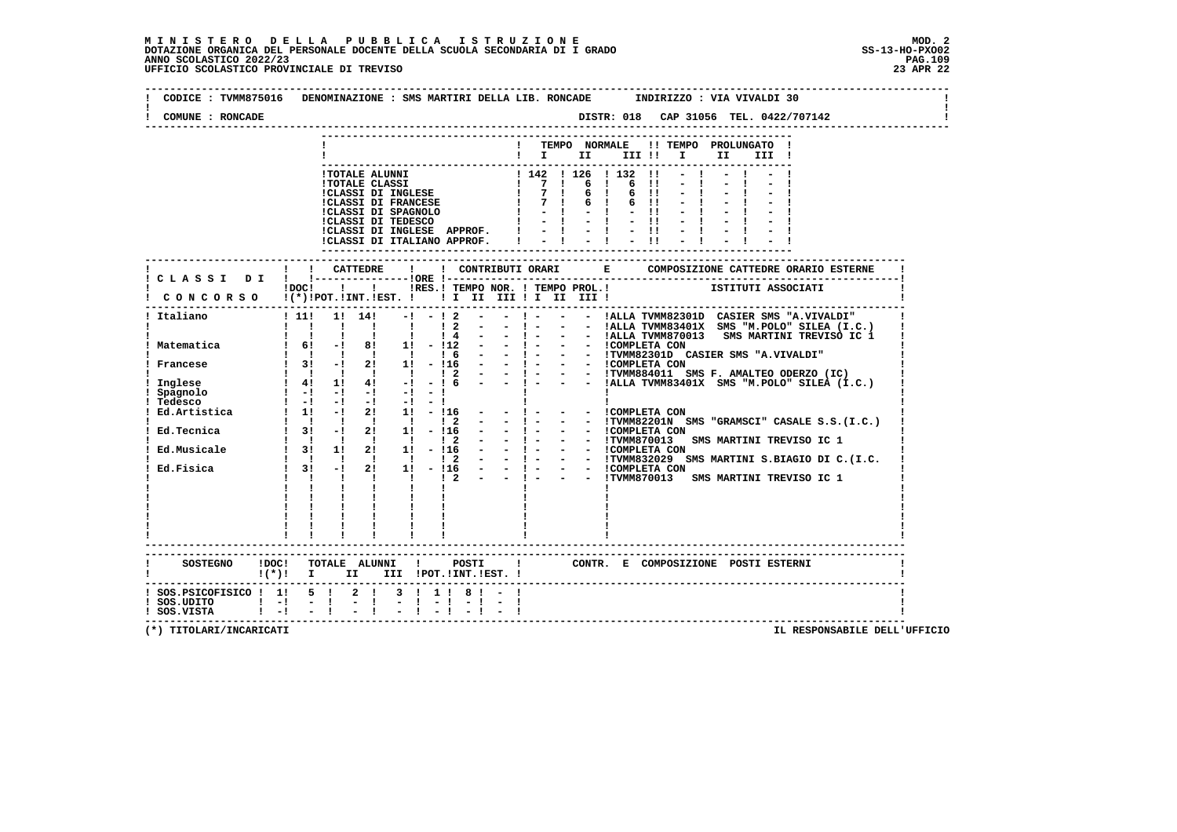**M I N I S T E R O   D E L L A   P U B B L I C A   I S T R U Z I O N E**
**DOTAZIONE ORGANICA DEL PERSONALE DOCENTE DELLA SCUOLA SECONDARIA DI I GRADO**
**ANNO SCOLASTICO 2022/23**
**UFFICIO SCOLASTICO PROVINCIALE DI TREVISO**

MOD. 2
SS-13-HO-PXO02
23 APR 22

CODICE : TVMM875016   DENOMINAZIONE : SMS MARTIRI DELLA LIB. RONCADE   INDIRIZZO : VIA VIVALDI 30
COMUNE : RONCADE   DISTR: 018   CAP 31056   TEL. 0422/707142

| | TEMPO NORMALE I | II | III | TEMPO PROLUNGATO I | II | III |
|---|---|---|---|---|---|---|
| TOTALE ALUNNI | 142 | 126 | 132 | - | - | - |
| TOTALE CLASSI | 7 | 6 | 6 | - | - | - |
| CLASSI DI INGLESE | 7 | 6 | 6 | - | - | - |
| CLASSI DI FRANCESE | 7 | 6 | 6 | - | - | - |
| CLASSI DI SPAGNOLO | - | - | - | - | - | - |
| CLASSI DI TEDESCO | - | - | - | - | - | - |
| CLASSI DI INGLESE APPROF. | - | - | - | - | - | - |
| CLASSI DI ITALIANO APPROF. | - | - | - | - | - | - |

| CLASSI DI CONCORSO | DOC (*) | CATTEDRE POT. | INT. | EST. | ORE RES. | TEMPO NOR. I | II | III | TEMPO PROL. I | II | III | ISTITUTI ASSOCIATI |
|---|---|---|---|---|---|---|---|---|---|---|---|---|
| Italiano | 11 | 1 | 14 | - | - | 2 | - | - | - | - | - | ALLA TVMM82301D CASIER SMS "A.VIVALDI" |
| | | | | | | 2 | - | - | - | - | - | ALLA TVMM83401X SMS "M.POLO" SILEA (I.C.) |
| | | | | | | 4 | - | - | - | - | - | ALLA TVMM870013 SMS MARTINI TREVISO IC 1 |
| Matematica | 6 | - | 8 | 1 | - | 12 | - | - | - | - | - | COMPLETA CON |
| | | | | | | 6 | - | - | - | - | - | TVMM82301D CASIER SMS "A.VIVALDI" |
| Francese | 3 | - | 2 | 1 | - | 16 | - | - | - | - | - | COMPLETA CON |
| | | | | | | 2 | - | - | - | - | - | TVMM884011 SMS F. AMALTEO ODERZO (IC) |
| Inglese | 4 | 1 | 4 | - | - | 6 | - | - | - | - | - | ALLA TVMM83401X SMS "M.POLO" SILEA (I.C.) |
| Spagnolo | - | - | - | - | - | | | | | | | |
| Tedesco | - | - | - | - | - | | | | | | | |
| Ed.Artistica | 1 | - | 2 | 1 | - | 16 | - | - | - | - | - | COMPLETA CON |
| | | | | | | 2 | - | - | - | - | - | TVMM82201N SMS "GRAMSCI" CASALE S.S.(I.C.) |
| Ed.Tecnica | 3 | - | 2 | 1 | - | 16 | - | - | - | - | - | COMPLETA CON |
| | | | | | | 2 | - | - | - | - | - | TVMM870013 SMS MARTINI TREVISO IC 1 |
| Ed.Musicale | 3 | 1 | 2 | 1 | - | 16 | - | - | - | - | - | COMPLETA CON |
| | | | | | | 2 | - | - | - | - | - | TVMM832029 SMS MARTINI S.BIAGIO DI C.(I.C. |
| Ed.Fisica | 3 | - | 2 | 1 | - | 16 | - | - | - | - | - | COMPLETA CON |
| | | | | | | 2 | - | - | - | - | - | TVMM870013 SMS MARTINI TREVISO IC 1 |

| SOSTEGNO | DOC (*) | TOTALE ALUNNI I | II | III | POSTI POT. | INT. | EST. | CONTR. E COMPOSIZIONE POSTI ESTERNI |
|---|---|---|---|---|---|---|---|---|
| SOS.PSICOFISICO | 1 | 5 | 2 | 3 | 1 | 8 | - | |
| SOS.UDITO | - | - | - | - | - | - | - | |
| SOS.VISTA | - | - | - | - | - | - | - | |

(*) TITOLARI/INCARICATI

IL RESPONSABILE DELL'UFFICIO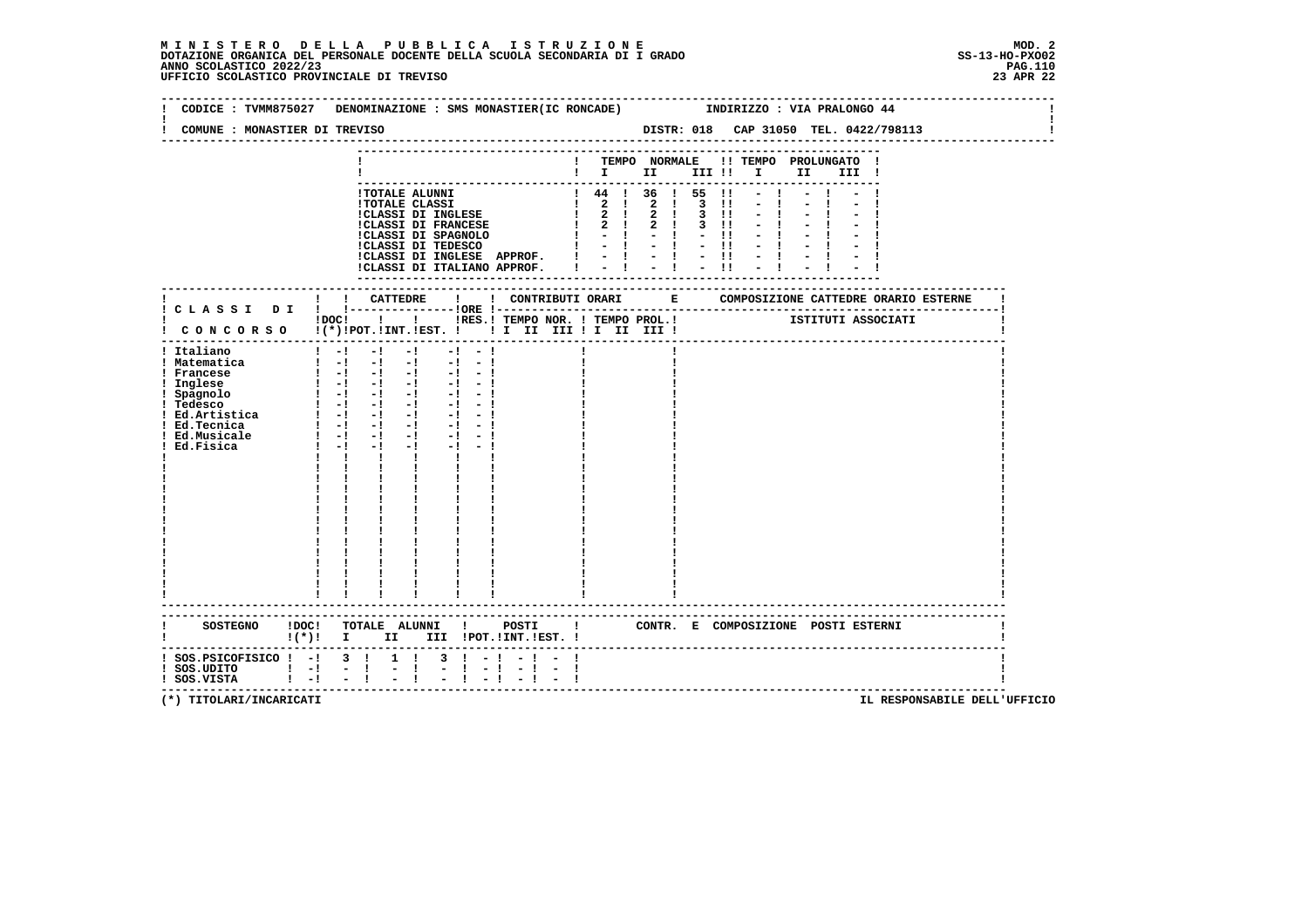# MINISTERO DELLA PUBBLICA ISTRUZIONE

**DOTAZIONE ORGANICA DEL PERSONALE DOCENTE DELLA SCUOLA SECONDARIA DI I GRADO**
**ANNO SCOLASTICO 2022/23**
**UFFICIO SCOLASTICO PROVINCIALE DI TREVISO**

MOD. 2
SS-13-HO-PXO02
23 APR 22

CODICE : TVMM875027 DENOMINAZIONE : SMS MONASTIER(IC RONCADE) INDIRIZZO : VIA PRALONGO 44

COMUNE : MONASTIER DI TREVISO DISTR: 018 CAP 31050 TEL. 0422/798113

| | TEMPO NORMALE I | II | III | TEMPO PROLUNGATO I | II | III |
|---|---|---|---|---|---|---|
| TOTALE ALUNNI | 44 | 36 | 55 | - | - | - |
| TOTALE CLASSI | 2 | 2 | 3 | - | - | - |
| CLASSI DI INGLESE | 2 | 2 | 3 | - | - | - |
| CLASSI DI FRANCESE | 2 | 2 | 3 | - | - | - |
| CLASSI DI SPAGNOLO | - | - | - | - | - | - |
| CLASSI DI TEDESCO | - | - | - | - | - | - |
| CLASSI DI INGLESE APPROF. | - | - | - | - | - | - |
| CLASSI DI ITALIANO APPROF. | - | - | - | - | - | - |

| CLASSI DI CONCORSO | DOC (*) | CATTEDRE POT. | INT. | EST. | ORE RES. | CONTRIBUTI ORARI TEMPO NOR. I II III | TEMPO PROL. I II III | COMPOSIZIONE CATTEDRE ORARIO ESTERNE - ISTITUTI ASSOCIATI |
|---|---|---|---|---|---|---|---|---|
| Italiano | - | - | - | - | - | | | |
| Matematica | - | - | - | - | - | | | |
| Francese | - | - | - | - | - | | | |
| Inglese | - | - | - | - | - | | | |
| Spagnolo | - | - | - | - | - | | | |
| Tedesco | - | - | - | - | - | | | |
| Ed.Artistica | - | - | - | - | - | | | |
| Ed.Tecnica | - | - | - | - | - | | | |
| Ed.Musicale | - | - | - | - | - | | | |
| Ed.Fisica | - | - | - | - | - | | | |

| SOSTEGNO | DOC (*) | TOTALE ALUNNI I | II | III | POSTI POT. | INT. | EST. | CONTR. E COMPOSIZIONE POSTI ESTERNI |
|---|---|---|---|---|---|---|---|---|
| SOS.PSICOFISICO | - | 3 | 1 | 3 | - | - | - | |
| SOS.UDITO | - | - | - | - | - | - | - | |
| SOS.VISTA | - | - | - | - | - | - | - | |

(*) TITOLARI/INCARICATI

IL RESPONSABILE DELL'UFFICIO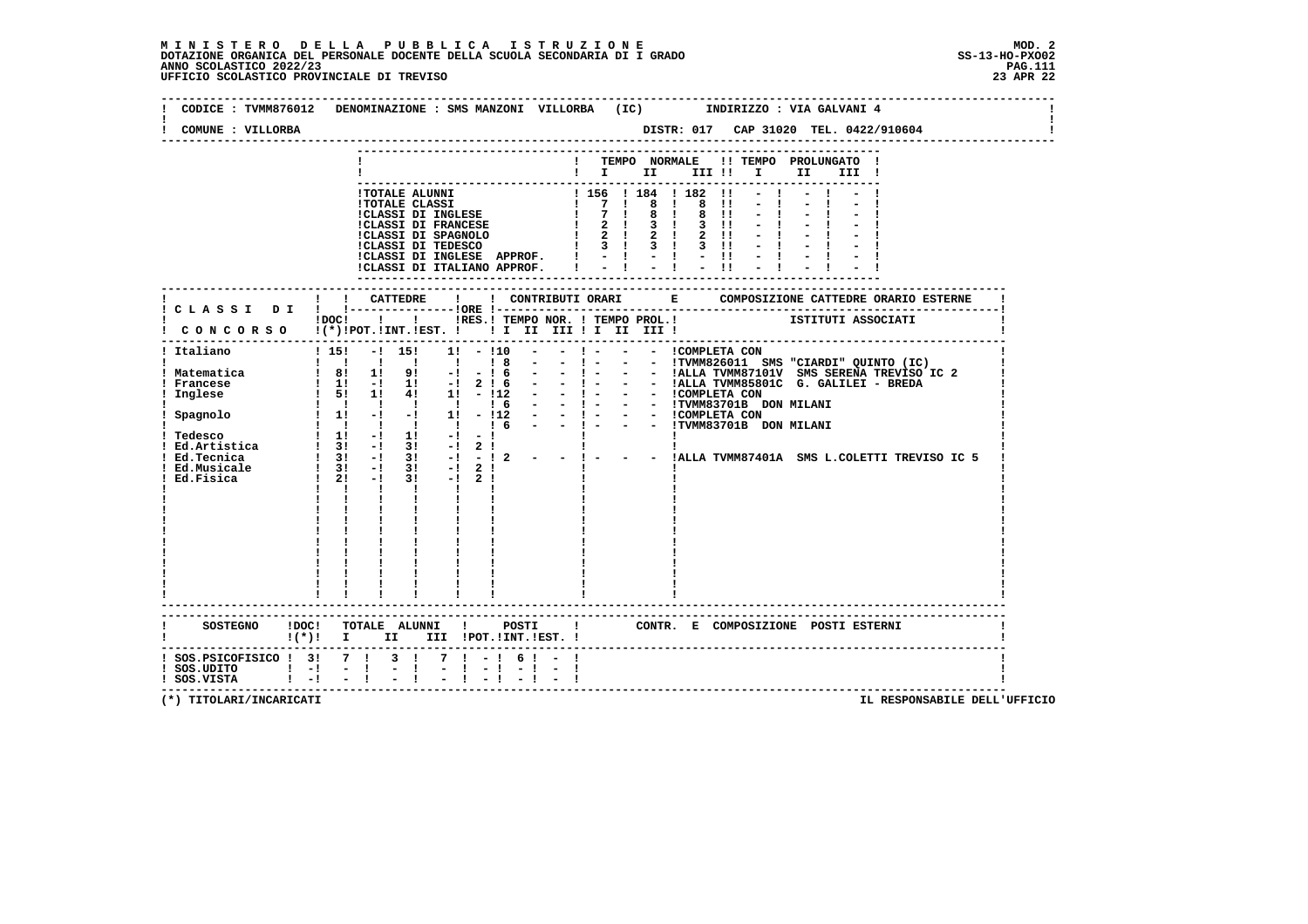**MINISTERO DELLA PUBBLICA ISTRUZIONE**
**DOTAZIONE ORGANICA DEL PERSONALE DOCENTE DELLA SCUOLA SECONDARIA DI I GRADO**
**ANNO SCOLASTICO 2022/23**
**UFFICIO SCOLASTICO PROVINCIALE DI TREVISO**

MOD. 2
SS-13-HO-PXO02
23 APR 22

CODICE : TVMM876012 DENOMINAZIONE : SMS MANZONI VILLORBA (IC) INDIRIZZO : VIA GALVANI 4
COMUNE : VILLORBA DISTR: 017 CAP 31020 TEL. 0422/910604

| | TEMPO NORMALE I | II | III | TEMPO PROLUNGATO I | II | III |
|---|---|---|---|---|---|---|
| TOTALE ALUNNI | 156 | 184 | 182 | - | - | - |
| TOTALE CLASSI | 7 | 8 | 8 | - | - | - |
| CLASSI DI INGLESE | 7 | 8 | 8 | - | - | - |
| CLASSI DI FRANCESE | 2 | 3 | 3 | - | - | - |
| CLASSI DI SPAGNOLO | 2 | 2 | 2 | - | - | - |
| CLASSI DI TEDESCO | 3 | 3 | 3 | - | - | - |
| CLASSI DI INGLESE APPROF. | - | - | - | - | - | - |
| CLASSI DI ITALIANO APPROF. | - | - | - | - | - | - |

| CLASSI DI CONCORSO | DOC (*) | CATTEDRE POT. | INT. | EST. | ORE RES. | TEMPO NOR. I | II | III | TEMPO PROL. I | II | III | COMPOSIZIONE CATTEDRE ORARIO ESTERNE - ISTITUTI ASSOCIATI |
|---|---|---|---|---|---|---|---|---|---|---|---|---|
| Italiano | 15 | - | 15 | 1 | - | 10 | - | - | - | - | - | COMPLETA CON |
| | | | | | | 8 | - | - | - | - | - | TVMM826011 SMS "CIARDI" QUINTO (IC) |
| Matematica | 8 | 1 | 9 | - | - | 6 | - | - | - | - | - | ALLA TVMM87101V SMS SERENA TREVISO IC 2 |
| Francese | 1 | - | 1 | - | 2 | 6 | - | - | - | - | - | ALLA TVMM85801C G. GALILEI - BREDA |
| Inglese | 5 | 1 | 4 | 1 | - | 12 | - | - | - | - | - | COMPLETA CON |
| | | | | | | 6 | - | - | - | - | - | TVMM83701B DON MILANI |
| Spagnolo | 1 | - | - | 1 | - | 12 | - | - | - | - | - | COMPLETA CON |
| | | | | | | 6 | - | - | - | - | - | TVMM83701B DON MILANI |
| Tedesco | 1 | - | 1 | - | - | | | | | | | |
| Ed.Artistica | 3 | - | 3 | - | 2 | | | | | | | |
| Ed.Tecnica | 3 | - | 3 | - | - | 2 | - | - | - | - | - | ALLA TVMM87401A SMS L.COLETTI TREVISO IC 5 |
| Ed.Musicale | 3 | - | 3 | - | 2 | | | | | | | |
| Ed.Fisica | 2 | - | 3 | - | 2 | | | | | | | |

| SOSTEGNO | DOC (*) | TOTALE ALUNNI I | II | III | POSTI POT. | INT. | EST. | CONTR. E COMPOSIZIONE POSTI ESTERNI |
|---|---|---|---|---|---|---|---|---|
| SOS.PSICOFISICO | 3 | 7 | 3 | 7 | - | 6 | - | |
| SOS.UDITO | - | - | - | - | - | - | - | |
| SOS.VISTA | - | - | - | - | - | - | - | |

(*) TITOLARI/INCARICATI

IL RESPONSABILE DELL'UFFICIO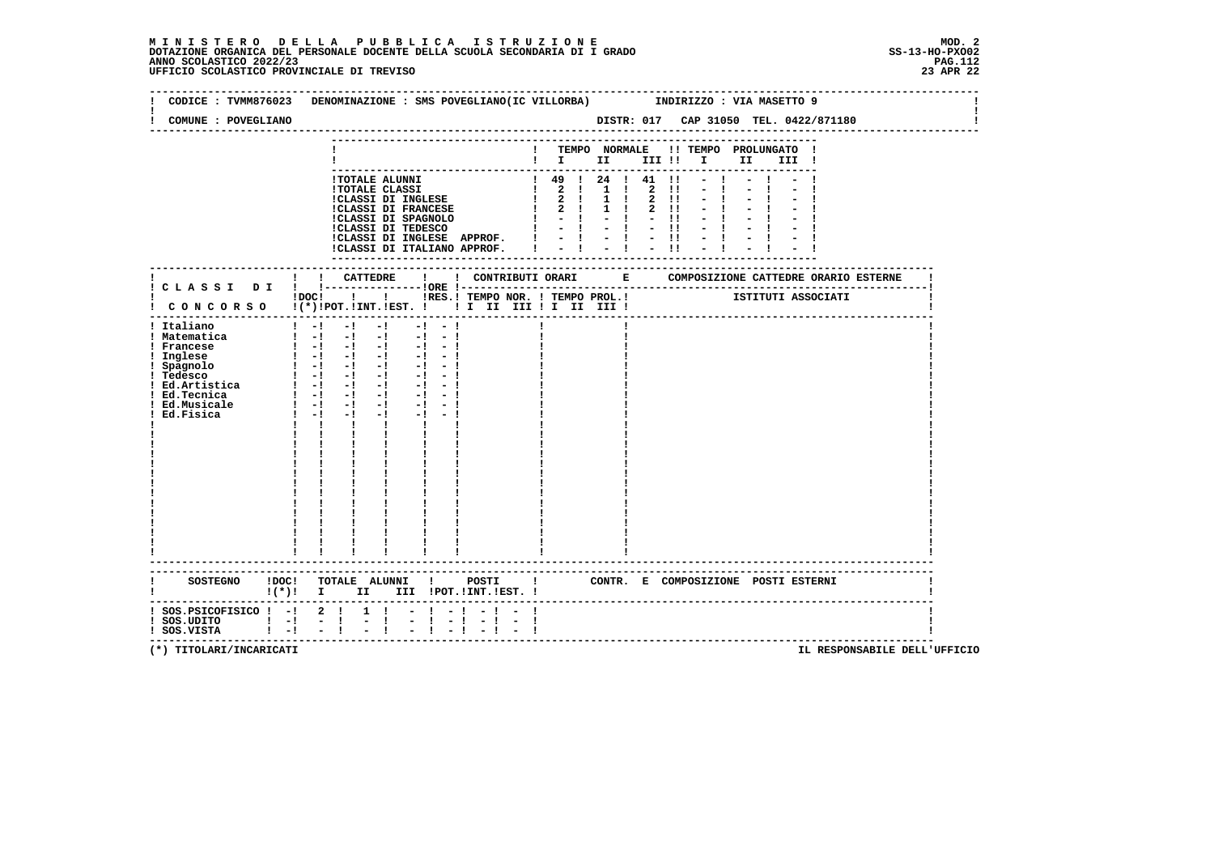**MINISTERO DELLA PUBBLICA ISTRUZIONE**
**DOTAZIONE ORGANICA DEL PERSONALE DOCENTE DELLA SCUOLA SECONDARIA DI I GRADO**
**ANNO SCOLASTICO 2022/23**
**UFFICIO SCOLASTICO PROVINCIALE DI TREVISO**

MOD. 2
SS-13-HO-PXO02
23 APR 22

CODICE : TVMM876023 DENOMINAZIONE : SMS POVEGLIANO(IC VILLORBA) INDIRIZZO : VIA MASETTO 9

COMUNE : POVEGLIANO DISTR: 017 CAP 31050 TEL. 0422/871180

| | TEMPO NORMALE I | II | III | TEMPO PROLUNGATO I | II | III |
|---|---|---|---|---|---|---|
| TOTALE ALUNNI | 49 | 24 | 41 | - | - | - |
| TOTALE CLASSI | 2 | 1 | 2 | - | - | - |
| CLASSI DI INGLESE | 2 | 1 | 2 | - | - | - |
| CLASSI DI FRANCESE | 2 | 1 | 2 | - | - | - |
| CLASSI DI SPAGNOLO | - | - | - | - | - | - |
| CLASSI DI TEDESCO | - | - | - | - | - | - |
| CLASSI DI INGLESE APPROF. | - | - | - | - | - | - |
| CLASSI DI ITALIANO APPROF. | - | - | - | - | - | - |

| CLASSI DI CONCORSO | DOC (*) | CATTEDRE POT. | INT. | EST. | ORE | RES. | CONTRIBUTI ORARI TEMPO NOR. I II III | TEMPO PROL. I II III | COMPOSIZIONE CATTEDRE ORARIO ESTERNE ISTITUTI ASSOCIATI |
|---|---|---|---|---|---|---|---|---|---|
| Italiano | - | - | - | - | - | | | | |
| Matematica | - | - | - | - | - | | | | |
| Francese | - | - | - | - | - | | | | |
| Inglese | - | - | - | - | - | | | | |
| Spagnolo | - | - | - | - | - | | | | |
| Tedesco | - | - | - | - | - | | | | |
| Ed.Artistica | - | - | - | - | - | | | | |
| Ed.Tecnica | - | - | - | - | - | | | | |
| Ed.Musicale | - | - | - | - | - | | | | |
| Ed.Fisica | - | - | - | - | - | | | | |

| SOSTEGNO | DOC (*) | TOTALE ALUNNI I | II | III | POSTI POT. | INT. | EST. | CONTR. E COMPOSIZIONE POSTI ESTERNI |
|---|---|---|---|---|---|---|---|---|
| SOS.PSICOFISICO | - | 2 | 1 | - | - | - | - | |
| SOS.UDITO | - | - | - | - | - | - | - | |
| SOS.VISTA | - | - | - | - | - | - | - | |

(*) TITOLARI/INCARICATI

IL RESPONSABILE DELL'UFFICIO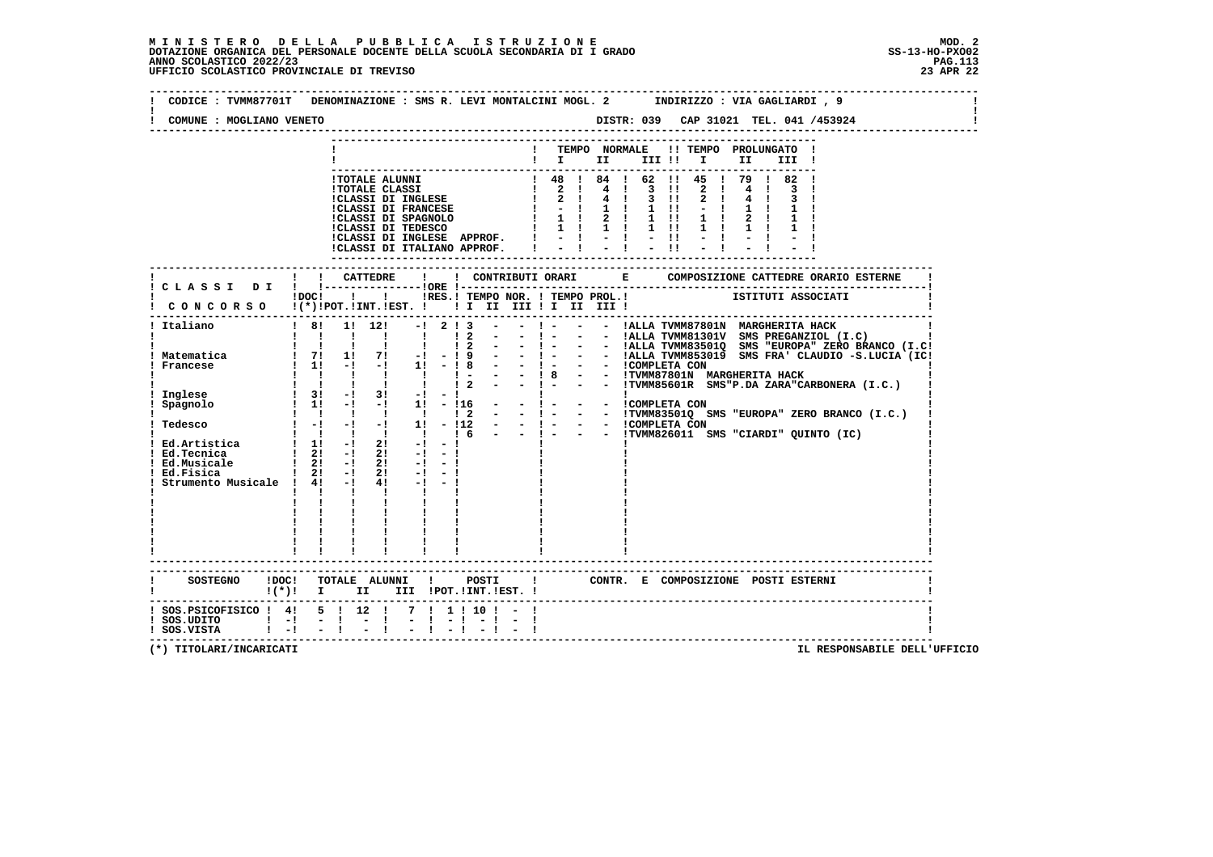**MINISTERO DELLA PUBBLICA ISTRUZIONE**
**DOTAZIONE ORGANICA DEL PERSONALE DOCENTE DELLA SCUOLA SECONDARIA DI I GRADO**
**ANNO SCOLASTICO 2022/23**
**UFFICIO SCOLASTICO PROVINCIALE DI TREVISO**

MOD. 2
SS-13-HO-PXO02
23 APR 22

CODICE : TVMM87701T DENOMINAZIONE : SMS R. LEVI MONTALCINI MOGL. 2 INDIRIZZO : VIA GAGLIARDI , 9

COMUNE : MOGLIANO VENETO DISTR: 039 CAP 31021 TEL. 041 /453924

| | TEMPO NORMALE I | II | III | TEMPO PROLUNGATO I | II | III |
|---|---|---|---|---|---|---|
| TOTALE ALUNNI | 48 | 84 | 62 | 45 | 79 | 82 |
| TOTALE CLASSI | 2 | 4 | 3 | 2 | 4 | 3 |
| CLASSI DI INGLESE | 2 | 4 | 3 | 2 | 4 | 3 |
| CLASSI DI FRANCESE | - | 1 | 1 | - | 1 | 1 |
| CLASSI DI SPAGNOLO | 1 | 2 | 1 | 1 | 2 | 1 |
| CLASSI DI TEDESCO | 1 | 1 | 1 | 1 | 1 | 1 |
| CLASSI DI INGLESE APPROF. | - | - | - | - | - | - |
| CLASSI DI ITALIANO APPROF. | - | - | - | - | - | - |

| CLASSI DI CONCORSO | DOC (*) | CATTEDRE POT. | INT. | EST. | ORE RES. | TEMPO NOR. I | II | III | TEMPO PROL. I | II | III | COMPOSIZIONE CATTEDRE ORARIO ESTERNE - ISTITUTI ASSOCIATI |
|---|---|---|---|---|---|---|---|---|---|---|---|---|
| Italiano | 8 | 1 | 12 | - | 2 | 3 | - | - | - | - | - | ALLA TVMM87801N MARGHERITA HACK |
| | | | | | | 2 | - | - | - | - | - | ALLA TVMM81301V SMS PREGANZIOL (I.C) |
| | | | | | | 2 | - | - | - | - | - | ALLA TVMM83501Q SMS "EUROPA" ZERO BRANCO (I.C! |
| Matematica | 7 | 1 | 7 | - | - | 9 | - | - | - | - | - | ALLA TVMM853019 SMS FRA' CLAUDIO -S.LUCIA (IC! |
| Francese | 1 | - | - | 1 | - | 8 | - | - | - | - | - | COMPLETA CON |
| | | | | | | - | - | - | 8 | - | - | TVMM87801N MARGHERITA HACK |
| | | | | | | 2 | - | - | - | - | - | TVMM85601R SMS"P.DA ZARA"CARBONERA (I.C.) |
| Inglese | 3 | - | 3 | - | - | | | | | | | |
| Spagnolo | 1 | - | - | 1 | - | 16 | - | - | - | - | - | COMPLETA CON |
| | | | | | | 2 | - | - | - | - | - | TVMM83501Q SMS "EUROPA" ZERO BRANCO (I.C.) |
| Tedesco | - | - | - | 1 | - | 12 | - | - | - | - | - | COMPLETA CON |
| | | | | | | 6 | - | - | - | - | - | TVMM826011 SMS "CIARDI" QUINTO (IC) |
| Ed.Artistica | 1 | - | 2 | - | - | | | | | | | |
| Ed.Tecnica | 2 | - | 2 | - | - | | | | | | | |
| Ed.Musicale | 2 | - | 2 | - | - | | | | | | | |
| Ed.Fisica | 2 | - | 2 | - | - | | | | | | | |
| Strumento Musicale | 4 | - | 4 | - | - | | | | | | | |

| SOSTEGNO | DOC (*) | TOTALE ALUNNI I | II | III | POSTI POT. | INT. | EST. | CONTR. E COMPOSIZIONE POSTI ESTERNI |
|---|---|---|---|---|---|---|---|---|
| SOS.PSICOFISICO | 4 | 5 | 12 | 7 | 1 | 10 | - | |
| SOS.UDITO | - | - | - | - | - | - | - | |
| SOS.VISTA | - | - | - | - | - | - | - | |

(*) TITOLARI/INCARICATI

IL RESPONSABILE DELL'UFFICIO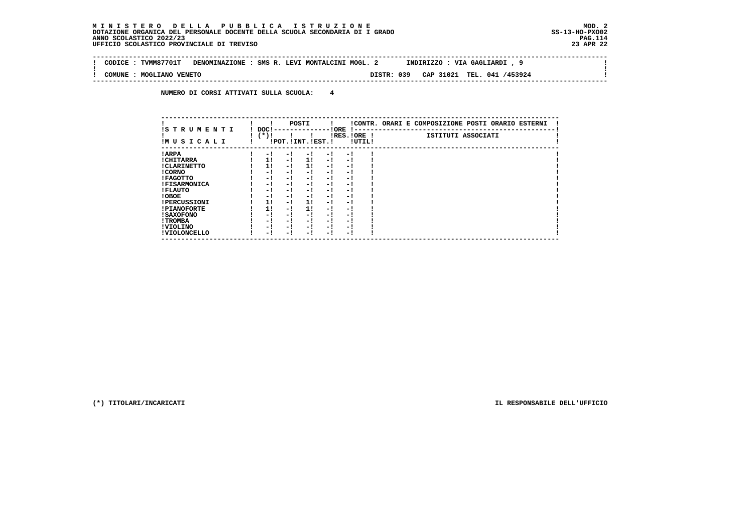**MINISTERO DELLA PUBBLICA ISTRUZIONE**
**DOTAZIONE ORGANICA DEL PERSONALE DOCENTE DELLA SCUOLA SECONDARIA DI I GRADO**
**ANNO SCOLASTICO 2022/23**
**UFFICIO SCOLASTICO PROVINCIALE DI TREVISO**

MOD. 2
SS-13-HO-PXO02
23 APR 22

CODICE : TVMM87701T    DENOMINAZIONE : SMS R. LEVI MONTALCINI MOGL. 2    INDIRIZZO : VIA GAGLIARDI , 9

COMUNE : MOGLIANO VENETO    DISTR: 039    CAP 31021    TEL. 041 /453924

**NUMERO DI CORSI ATTIVATI SULLA SCUOLA: 4**

| STRUMENTI MUSICALI | DOC (*) | POSTI POT. | POSTI INT. | POSTI EST. | ORE RES. | ORE UTIL. | CONTR. ORARI E COMPOSIZIONE POSTI ORARIO ESTERNI - ISTITUTI ASSOCIATI |
|---|---|---|---|---|---|---|---|
| ARPA | - | - | - | - | - | | |
| CHITARRA | 1 | - | 1 | - | - | | |
| CLARINETTO | 1 | - | 1 | - | - | | |
| CORNO | - | - | - | - | - | | |
| FAGOTTO | - | - | - | - | - | | |
| FISARMONICA | - | - | - | - | - | | |
| FLAUTO | - | - | - | - | - | | |
| OBOE | - | - | - | - | - | | |
| PERCUSSIONI | 1 | - | 1 | - | - | | |
| PIANOFORTE | 1 | - | 1 | - | - | | |
| SAXOFONO | - | - | - | - | - | | |
| TROMBA | - | - | - | - | - | | |
| VIOLINO | - | - | - | - | - | | |
| VIOLONCELLO | - | - | - | - | - | | |

(*) TITOLARI/INCARICATI

IL RESPONSABILE DELL'UFFICIO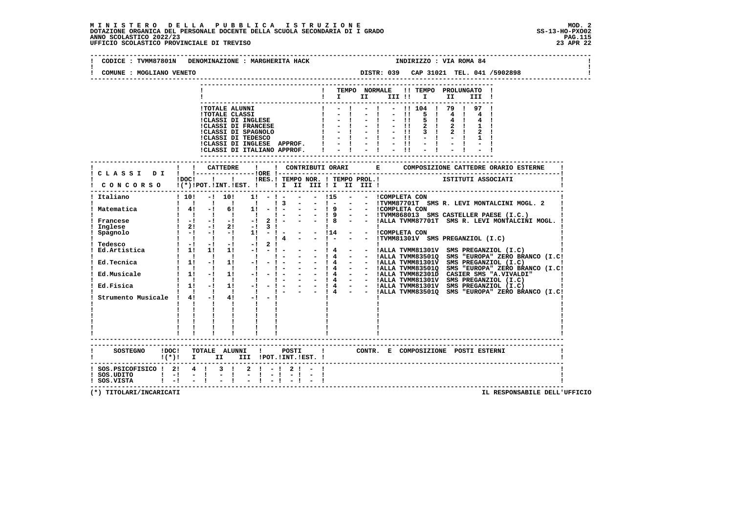**MINISTERO DELLA PUBBLICA ISTRUZIONE**
**DOTAZIONE ORGANICA DEL PERSONALE DOCENTE DELLA SCUOLA SECONDARIA DI I GRADO**
**ANNO SCOLASTICO 2022/23**
**UFFICIO SCOLASTICO PROVINCIALE DI TREVISO**

MOD. 2
SS-13-HO-PXO02
23 APR 22

CODICE : TVMM87801N DENOMINAZIONE : MARGHERITA HACK INDIRIZZO : VIA ROMA 84
COMUNE : MOGLIANO VENETO DISTR: 039 CAP 31021 TEL. 041 /5902898

| | TEMPO NORMALE I | II | III | TEMPO PROLUNGATO I | II | III |
|---|---|---|---|---|---|---|
| TOTALE ALUNNI | - | - | - | 104 | 79 | 97 |
| TOTALE CLASSI | - | - | - | 5 | 4 | 4 |
| CLASSI DI INGLESE | - | - | - | 5 | 4 | 4 |
| CLASSI DI FRANCESE | - | - | - | 2 | 2 | 1 |
| CLASSI DI SPAGNOLO | - | - | - | 3 | 2 | 2 |
| CLASSI DI TEDESCO | - | - | - | - | - | 1 |
| CLASSI DI INGLESE APPROF. | - | - | - | - | - | - |
| CLASSI DI ITALIANO APPROF. | - | - | - | - | - | - |

| CLASSI DI CONCORSO | DOC (*) | CATTEDRE POT. | INT. | EST. | ORE RES. | TEMPO NOR. I | II | III | TEMPO PROL. I | II | III | COMPOSIZIONE CATTEDRE ORARIO ESTERNE - ISTITUTI ASSOCIATI |
|---|---|---|---|---|---|---|---|---|---|---|---|---|
| Italiano | 10 | - | 10 | 1 | - | - | - | - | 15 | - | - | COMPLETA CON |
| | | | | | | 3 | - | - | - | - | - | TVMM87701T SMS R. LEVI MONTALCINI MOGL. 2 |
| Matematica | 4 | - | 6 | 1 | - | - | - | - | 9 | - | - | COMPLETA CON |
| | | | | | | - | - | - | 9 | - | - | TVMM868013 SMS CASTELLER PAESE (I.C.) |
| Francese | - | - | - | - | 2 | - | - | - | 8 | - | - | ALLA TVMM87701T SMS R. LEVI MONTALCINI MOGL. |
| Inglese | 2 | - | 2 | - | 3 | | | | | | | |
| Spagnolo | - | - | - | 1 | - | - | - | - | 14 | - | - | COMPLETA CON |
| | | | | | | 4 | - | - | - | - | - | TVMM81301V SMS PREGANZIOL (I.C) |
| Tedesco | - | - | - | - | 2 | | | | | | | |
| Ed.Artistica | 1 | 1 | 1 | - | - | - | - | - | 4 | - | - | ALLA TVMM81301V SMS PREGANZIOL (I.C) |
| | | | | | | - | - | - | 4 | - | - | ALLA TVMM83501Q SMS "EUROPA" ZERO BRANCO (I.C |
| Ed.Tecnica | 1 | - | 1 | - | - | - | - | - | 4 | - | - | ALLA TVMM81301V SMS PREGANZIOL (I.C) |
| | | | | | | - | - | - | 4 | - | - | ALLA TVMM83501Q SMS "EUROPA" ZERO BRANCO (I.C |
| Ed.Musicale | 1 | - | 1 | - | - | - | - | - | 4 | - | - | ALLA TVMM82301D CASIER SMS "A.VIVALDI" |
| | | | | | | - | - | - | 4 | - | - | ALLA TVMM81301V SMS PREGANZIOL (I.C) |
| Ed.Fisica | 1 | - | 1 | - | - | - | - | - | 4 | - | - | ALLA TVMM81301V SMS PREGANZIOL (I.C) |
| | | | | | | - | - | - | 4 | - | - | ALLA TVMM83501Q SMS "EUROPA" ZERO BRANCO (I.C |
| Strumento Musicale | 4 | - | 4 | - | - | | | | | | | |

| SOSTEGNO | DOC (*) | TOTALE ALUNNI I | II | III | POSTI POT. | INT. | EST. | CONTR. E COMPOSIZIONE POSTI ESTERNI |
|---|---|---|---|---|---|---|---|---|
| SOS.PSICOFISICO | 2 | 4 | 3 | 2 | - | 2 | - | |
| SOS.UDITO | - | - | - | - | - | - | - | |
| SOS.VISTA | - | - | - | - | - | - | - | |

(*) TITOLARI/INCARICATI IL RESPONSABILE DELL'UFFICIO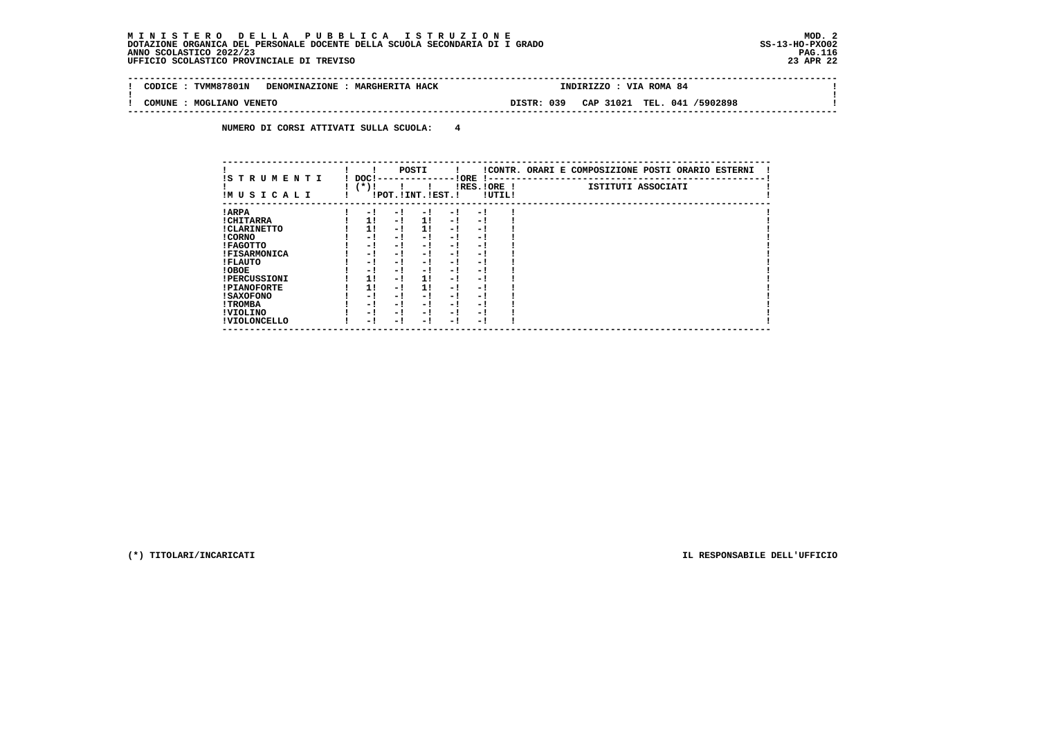**MINISTERO DELLA PUBBLICA ISTRUZIONE** — MOD. 2
DOTAZIONE ORGANICA DEL PERSONALE DOCENTE DELLA SCUOLA SECONDARIA DI I GRADO — SS-13-HO-PXO02
ANNO SCOLASTICO 2022/23
UFFICIO SCOLASTICO PROVINCIALE DI TREVISO — 23 APR 22

| CODICE : TVMM87801N | DENOMINAZIONE : MARGHERITA HACK | INDIRIZZO : VIA ROMA 84 |
|---|---|---|
| COMUNE : MOGLIANO VENETO | DISTR: 039 | CAP 31021 TEL. 041 /5902898 |

**NUMERO DI CORSI ATTIVATI SULLA SCUOLA: 4**

| STRUMENTI MUSICALI | DOC (*) | POSTI | | | ORE | | CONTR. ORARI E COMPOSIZIONE POSTI ORARIO ESTERNI |
|---|---|---|---|---|---|---|---|
| | | POT. | INT. | EST. | RES. | ORE UTIL. | ISTITUTI ASSOCIATI |
| ARPA | - | - | - | - | - | | |
| CHITARRA | 1 | - | 1 | - | - | | |
| CLARINETTO | 1 | - | 1 | - | - | | |
| CORNO | - | - | - | - | - | | |
| FAGOTTO | - | - | - | - | - | | |
| FISARMONICA | - | - | - | - | - | | |
| FLAUTO | - | - | - | - | - | | |
| OBOE | - | - | - | - | - | | |
| PERCUSSIONI | 1 | - | 1 | - | - | | |
| PIANOFORTE | 1 | - | 1 | - | - | | |
| SAXOFONO | - | - | - | - | - | | |
| TROMBA | - | - | - | - | - | | |
| VIOLINO | - | - | - | - | - | | |
| VIOLONCELLO | - | - | - | - | - | | |

(*) TITOLARI/INCARICATI

IL RESPONSABILE DELL'UFFICIO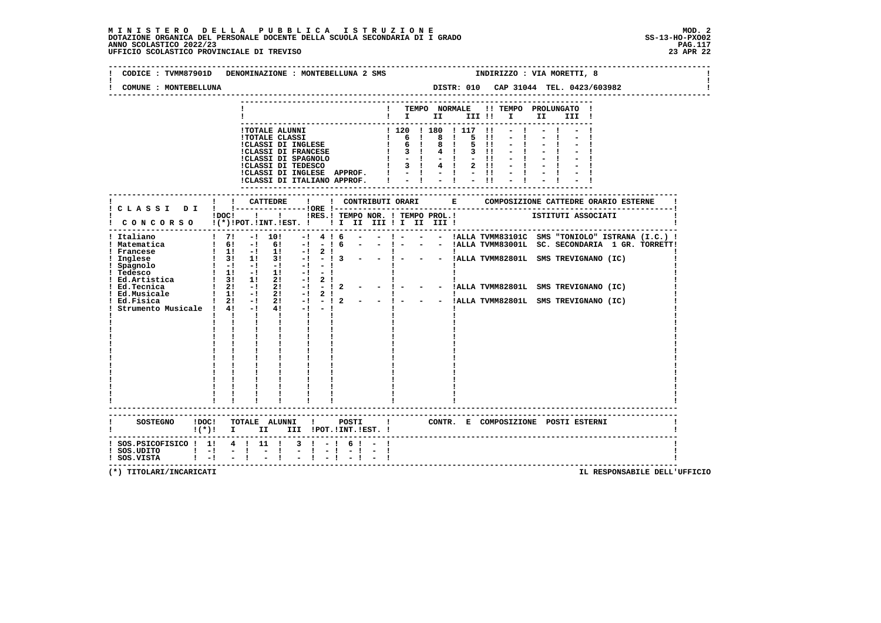**MINISTERO DELLA PUBBLICA ISTRUZIONE**
**DOTAZIONE ORGANICA DEL PERSONALE DOCENTE DELLA SCUOLA SECONDARIA DI I GRADO**
**ANNO SCOLASTICO 2022/23**
**UFFICIO SCOLASTICO PROVINCIALE DI TREVISO**

MOD. 2
SS-13-HO-PXO02
23 APR 22

CODICE : TVMM87901D DENOMINAZIONE : MONTEBELLUNA 2 SMS INDIRIZZO : VIA MORETTI, 8
COMUNE : MONTEBELLUNA DISTR: 010 CAP 31044 TEL. 0423/603982

| | TEMPO NORMALE I | II | III | TEMPO PROLUNGATO I | II | III |
|---|---|---|---|---|---|---|
| TOTALE ALUNNI | 120 | 180 | 117 | - | - | - |
| TOTALE CLASSI | 6 | 8 | 5 | - | - | - |
| CLASSI DI INGLESE | 6 | 8 | 5 | - | - | - |
| CLASSI DI FRANCESE | 3 | 4 | 3 | - | - | - |
| CLASSI DI SPAGNOLO | - | - | - | - | - | - |
| CLASSI DI TEDESCO | 3 | 4 | 2 | - | - | - |
| CLASSI DI INGLESE APPROF. | - | - | - | - | - | - |
| CLASSI DI ITALIANO APPROF. | - | - | - | - | - | - |

| CLASSI DI CONCORSO | DOC (*) | CATTEDRE POT. | CATTEDRE INT. | CATTEDRE EST. | ORE RES. | TEMPO NOR. I | II | III | TEMPO PROL. I | II | III | COMPOSIZIONE CATTEDRE ORARIO ESTERNE - ISTITUTI ASSOCIATI |
|---|---|---|---|---|---|---|---|---|---|---|---|---|
| Italiano | 7 | - | 10 | - | 4 | 6 | - | - | - | - | - | ALLA TVMM83101C SMS "TONIOLO" ISTRANA (I.C.) |
| Matematica | 6 | - | 6 | - | - | 6 | - | - | - | - | - | ALLA TVMM83001L SC. SECONDARIA 1 GR. TORRETT |
| Francese | 1 | - | 1 | - | 2 | | | | | | | |
| Inglese | 3 | 1 | 3 | - | - | 3 | - | - | - | - | - | ALLA TVMM82801L SMS TREVIGNANO (IC) |
| Spagnolo | - | - | - | - | - | | | | | | | |
| Tedesco | 1 | - | 1 | - | - | | | | | | | |
| Ed.Artistica | 3 | 1 | 2 | - | 2 | | | | | | | |
| Ed.Tecnica | 2 | - | 2 | - | - | 2 | - | - | - | - | - | ALLA TVMM82801L SMS TREVIGNANO (IC) |
| Ed.Musicale | 1 | - | 2 | - | 2 | | | | | | | |
| Ed.Fisica | 2 | - | 2 | - | - | 2 | - | - | - | - | - | ALLA TVMM82801L SMS TREVIGNANO (IC) |
| Strumento Musicale | 4 | - | 4 | - | - | | | | | | | |

| SOSTEGNO | DOC (*) | TOTALE ALUNNI I | II | III | POSTI POT. | INT. | EST. | CONTR. E COMPOSIZIONE POSTI ESTERNI |
|---|---|---|---|---|---|---|---|---|
| SOS.PSICOFISICO | 1 | 4 | 11 | 3 | - | 6 | - | |
| SOS.UDITO | - | - | - | - | - | - | - | |
| SOS.VISTA | - | - | - | - | - | - | - | |

(*) TITOLARI/INCARICATI

IL RESPONSABILE DELL'UFFICIO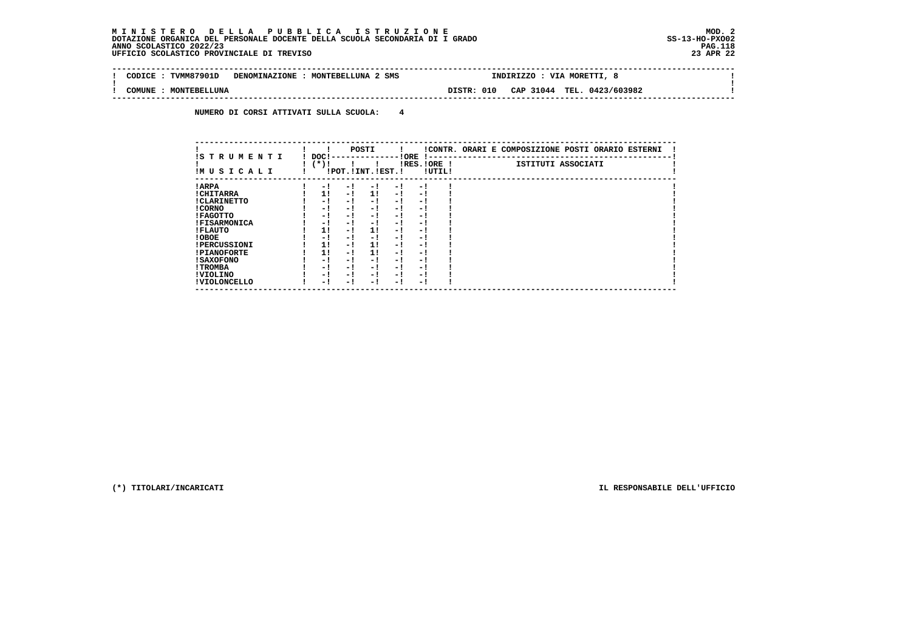**MINISTERO DELLA PUBBLICA ISTRUZIONE** MOD. 2
DOTAZIONE ORGANICA DEL PERSONALE DOCENTE DELLA SCUOLA SECONDARIA DI I GRADO SS-13-HO-PXO02
ANNO SCOLASTICO 2022/23
UFFICIO SCOLASTICO PROVINCIALE DI TREVISO 23 APR 22

| CODICE : TVMM87901D | DENOMINAZIONE : MONTEBELLUNA 2 SMS | INDIRIZZO : VIA MORETTI, 8 |
|---|---|---|
| COMUNE : MONTEBELLUNA | DISTR: 010 | CAP 31044 TEL. 0423/603982 |

**NUMERO DI CORSI ATTIVATI SULLA SCUOLA: 4**

| STRUMENTI MUSICALI | DOC (*) | POSTI POT. | POSTI INT. | POSTI EST. | ORE RES. | ORE UTIL | CONTR. ORARI E COMPOSIZIONE POSTI ORARIO ESTERNI - ISTITUTI ASSOCIATI |
|---|---|---|---|---|---|---|---|
| ARPA | - | - | - | - | - | | |
| CHITARRA | 1 | - | 1 | - | - | | |
| CLARINETTO | - | - | - | - | - | | |
| CORNO | - | - | - | - | - | | |
| FAGOTTO | - | - | - | - | - | | |
| FISARMONICA | - | - | - | - | - | | |
| FLAUTO | 1 | - | 1 | - | - | | |
| OBOE | - | - | - | - | - | | |
| PERCUSSIONI | 1 | - | 1 | - | - | | |
| PIANOFORTE | 1 | - | 1 | - | - | | |
| SAXOFONO | - | - | - | - | - | | |
| TROMBA | - | - | - | - | - | | |
| VIOLINO | - | - | - | - | - | | |
| VIOLONCELLO | - | - | - | - | - | | |

(*) TITOLARI/INCARICATI

IL RESPONSABILE DELL'UFFICIO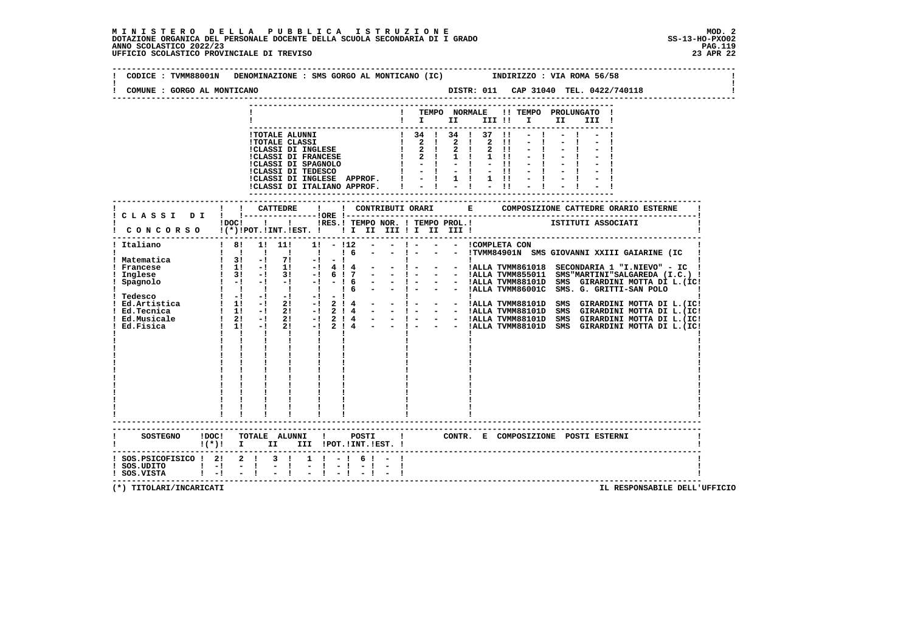**MINISTERO DELLA PUBBLICA ISTRUZIONE**
**DOTAZIONE ORGANICA DEL PERSONALE DOCENTE DELLA SCUOLA SECONDARIA DI I GRADO**
**ANNO SCOLASTICO 2022/23**
**UFFICIO SCOLASTICO PROVINCIALE DI TREVISO**

MOD. 2
SS-13-HO-PXO02
23 APR 22

CODICE : TVMM88001N DENOMINAZIONE : SMS GORGO AL MONTICANO (IC) INDIRIZZO : VIA ROMA 56/58

COMUNE : GORGO AL MONTICANO DISTR: 011 CAP 31040 TEL. 0422/740118

| | TEMPO NORMALE I | II | III | TEMPO PROLUNGATO I | II | III |
|---|---|---|---|---|---|---|
| TOTALE ALUNNI | 34 | 34 | 37 | - | - | - |
| TOTALE CLASSI | 2 | 2 | 2 | - | - | - |
| CLASSI DI INGLESE | 2 | 2 | 2 | - | - | - |
| CLASSI DI FRANCESE | 2 | 1 | 1 | - | - | - |
| CLASSI DI SPAGNOLO | - | - | - | - | - | - |
| CLASSI DI TEDESCO | - | - | - | - | - | - |
| CLASSI DI INGLESE APPROF. | - | 1 | 1 | - | - | - |
| CLASSI DI ITALIANO APPROF. | - | - | - | - | - | - |

| CLASSI DI CONCORSO | DOC (*) | CATTEDRE POT. | INT. | EST. | ORE RES. | TEMPO NOR. I | II | III | TEMPO PROL. I | II | III | COMPOSIZIONE CATTEDRE ORARIO ESTERNE - ISTITUTI ASSOCIATI |
|---|---|---|---|---|---|---|---|---|---|---|---|---|
| Italiano | 8 | 1 | 11 | 1 | - | 12 | - | - | - | - | - | COMPLETA CON |
| | | | | | | 6 | - | - | - | - | - | TVMM84901N SMS GIOVANNI XXIII GAIARINE (IC |
| Matematica | 3 | - | 7 | - | - | | | | | | | |
| Francese | 1 | - | 1 | - | 4 | 4 | - | - | - | - | - | ALLA TVMM861018 SECONDARIA 1 "I.NIEVO" - IC |
| Inglese | 3 | - | 3 | - | 6 | 7 | - | - | - | - | - | ALLA TVMM855011 SMS"MARTINI"SALGAREDA (I.C.) |
| Spagnolo | - | - | - | - | - | 6 | - | - | - | - | - | ALLA TVMM88101D SMS GIRARDINI MOTTA DI L.(IC! |
| | | | | | | 6 | - | - | - | - | - | ALLA TVMM86001C SMS. G. GRITTI-SAN POLO |
| Tedesco | - | - | - | - | - | | | | | | | |
| Ed.Artistica | 1 | - | 2 | - | 2 | 4 | - | - | - | - | - | ALLA TVMM88101D SMS GIRARDINI MOTTA DI L.(IC! |
| Ed.Tecnica | 1 | - | 2 | - | 2 | 4 | - | - | - | - | - | ALLA TVMM88101D SMS GIRARDINI MOTTA DI L.(IC! |
| Ed.Musicale | 2 | - | 2 | - | 2 | 4 | - | - | - | - | - | ALLA TVMM88101D SMS GIRARDINI MOTTA DI L.(IC! |
| Ed.Fisica | 1 | - | 2 | - | 2 | 4 | - | - | - | - | - | ALLA TVMM88101D SMS GIRARDINI MOTTA DI L.(IC! |

| SOSTEGNO | DOC (*) | TOTALE ALUNNI I | II | III | POSTI POT. | INT. | EST. | CONTR. E COMPOSIZIONE POSTI ESTERNI |
|---|---|---|---|---|---|---|---|---|
| SOS.PSICOFISICO | 2 | 2 | 3 | 1 | - | 6 | - | |
| SOS.UDITO | - | - | - | - | - | - | - | |
| SOS.VISTA | - | - | - | - | - | - | - | |

(*) TITOLARI/INCARICATI

IL RESPONSABILE DELL'UFFICIO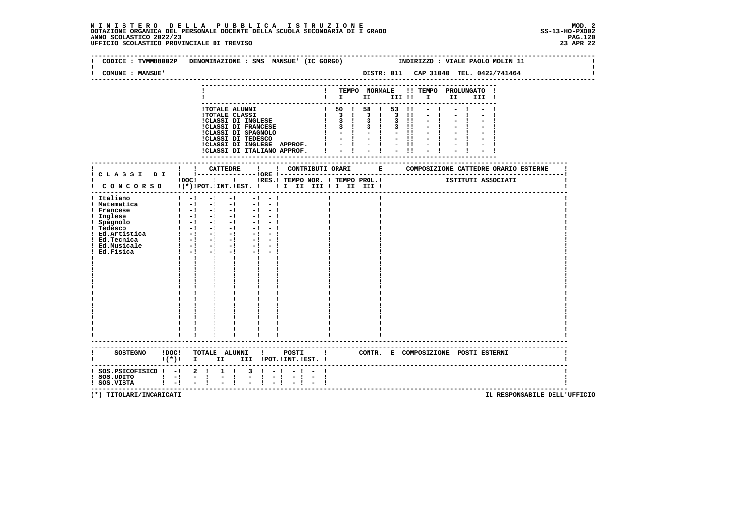**MINISTERO DELLA PUBBLICA ISTRUZIONE**
**DOTAZIONE ORGANICA DEL PERSONALE DOCENTE DELLA SCUOLA SECONDARIA DI I GRADO**
**ANNO SCOLASTICO 2022/23**
**UFFICIO SCOLASTICO PROVINCIALE DI TREVISO**

MOD. 2
SS-13-HO-PXO02
23 APR 22

CODICE : TVMM88002P DENOMINAZIONE : SMS MANSUE' (IC GORGO) INDIRIZZO : VIALE PAOLO MOLIN 11

COMUNE : MANSUE' DISTR: 011 CAP 31040 TEL. 0422/741464

| | TEMPO NORMALE I | II | III | TEMPO PROLUNGATO I | II | III |
|---|---|---|---|---|---|---|
| TOTALE ALUNNI | 50 | 58 | 53 | - | - | - |
| TOTALE CLASSI | 3 | 3 | 3 | - | - | - |
| CLASSI DI INGLESE | 3 | 3 | 3 | - | - | - |
| CLASSI DI FRANCESE | 3 | 3 | 3 | - | - | - |
| CLASSI DI SPAGNOLO | - | - | - | - | - | - |
| CLASSI DI TEDESCO | - | - | - | - | - | - |
| CLASSI DI INGLESE APPROF. | - | - | - | - | - | - |
| CLASSI DI ITALIANO APPROF. | - | - | - | - | - | - |

| CLASSI DI CONCORSO | DOC (*) | CATTEDRE POT. | CATTEDRE INT. | CATTEDRE EST. | ORE RES. | CONTRIBUTI ORARI TEMPO NOR. I II III | CONTRIBUTI ORARI TEMPO PROL. I II III | COMPOSIZIONE CATTEDRE ORARIO ESTERNE - ISTITUTI ASSOCIATI |
|---|---|---|---|---|---|---|---|---|
| Italiano | - | - | - | - | - | | | |
| Matematica | - | - | - | - | - | | | |
| Francese | - | - | - | - | - | | | |
| Inglese | - | - | - | - | - | | | |
| Spagnolo | - | - | - | - | - | | | |
| Tedesco | - | - | - | - | - | | | |
| Ed.Artistica | - | - | - | - | - | | | |
| Ed.Tecnica | - | - | - | - | - | | | |
| Ed.Musicale | - | - | - | - | - | | | |
| Ed.Fisica | - | - | - | - | - | | | |

| SOSTEGNO | DOC (*) | TOTALE ALUNNI I | II | III | POSTI POT. | POSTI INT. | POSTI EST. | CONTR. E COMPOSIZIONE POSTI ESTERNI |
|---|---|---|---|---|---|---|---|---|
| SOS.PSICOFISICO | - | 2 | 1 | 3 | - | - | - | |
| SOS.UDITO | - | - | - | - | - | - | - | |
| SOS.VISTA | - | - | - | - | - | - | - | |

(*) TITOLARI/INCARICATI

IL RESPONSABILE DELL'UFFICIO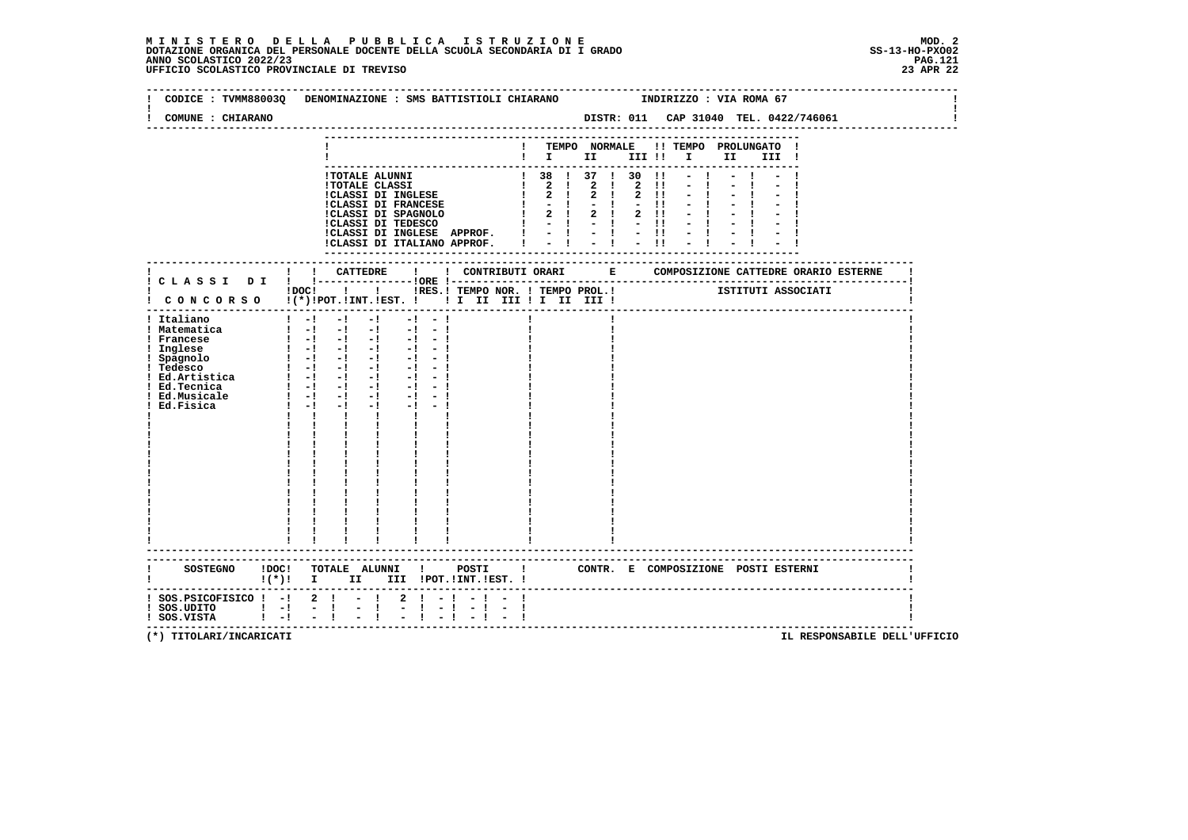**MINISTERO DELLA PUBBLICA ISTRUZIONE**
**DOTAZIONE ORGANICA DEL PERSONALE DOCENTE DELLA SCUOLA SECONDARIA DI I GRADO**
**ANNO SCOLASTICO 2022/23**
**UFFICIO SCOLASTICO PROVINCIALE DI TREVISO**

MOD. 2
SS-13-HO-PXO02
23 APR 22

CODICE : TVMM88003Q DENOMINAZIONE : SMS BATTISTIOLI CHIARANO INDIRIZZO : VIA ROMA 67

COMUNE : CHIARANO DISTR: 011 CAP 31040 TEL. 0422/746061

| | TEMPO NORMALE I | II | III | TEMPO PROLUNGATO I | II | III |
|---|---|---|---|---|---|---|
| TOTALE ALUNNI | 38 | 37 | 30 | - | - | - |
| TOTALE CLASSI | 2 | 2 | 2 | - | - | - |
| CLASSI DI INGLESE | 2 | 2 | 2 | - | - | - |
| CLASSI DI FRANCESE | - | - | - | - | - | - |
| CLASSI DI SPAGNOLO | 2 | 2 | 2 | - | - | - |
| CLASSI DI TEDESCO | - | - | - | - | - | - |
| CLASSI DI INGLESE APPROF. | - | - | - | - | - | - |
| CLASSI DI ITALIANO APPROF. | - | - | - | - | - | - |

| CLASSI DI CONCORSO | DOC (*) | CATTEDRE POT. | INT. | EST. | ORE RES. | CONTRIBUTI ORARI TEMPO NOR. I II III | TEMPO PROL. I II III | COMPOSIZIONE CATTEDRE ORARIO ESTERNE - ISTITUTI ASSOCIATI |
|---|---|---|---|---|---|---|---|---|
| Italiano | - | - | - | - | - | | | |
| Matematica | - | - | - | - | - | | | |
| Francese | - | - | - | - | - | | | |
| Inglese | - | - | - | - | - | | | |
| Spagnolo | - | - | - | - | - | | | |
| Tedesco | - | - | - | - | - | | | |
| Ed.Artistica | - | - | - | - | - | | | |
| Ed.Tecnica | - | - | - | - | - | | | |
| Ed.Musicale | - | - | - | - | - | | | |
| Ed.Fisica | - | - | - | - | - | | | |

| SOSTEGNO | DOC (*) | TOTALE ALUNNI I | II | III | POSTI POT. | INT. | EST. | CONTR. E COMPOSIZIONE POSTI ESTERNI |
|---|---|---|---|---|---|---|---|---|
| SOS.PSICOFISICO | - | 2 | - | 2 | - | - | - | |
| SOS.UDITO | - | - | - | - | - | - | - | |
| SOS.VISTA | - | - | - | - | - | - | - | |

(*) TITOLARI/INCARICATI IL RESPONSABILE DELL'UFFICIO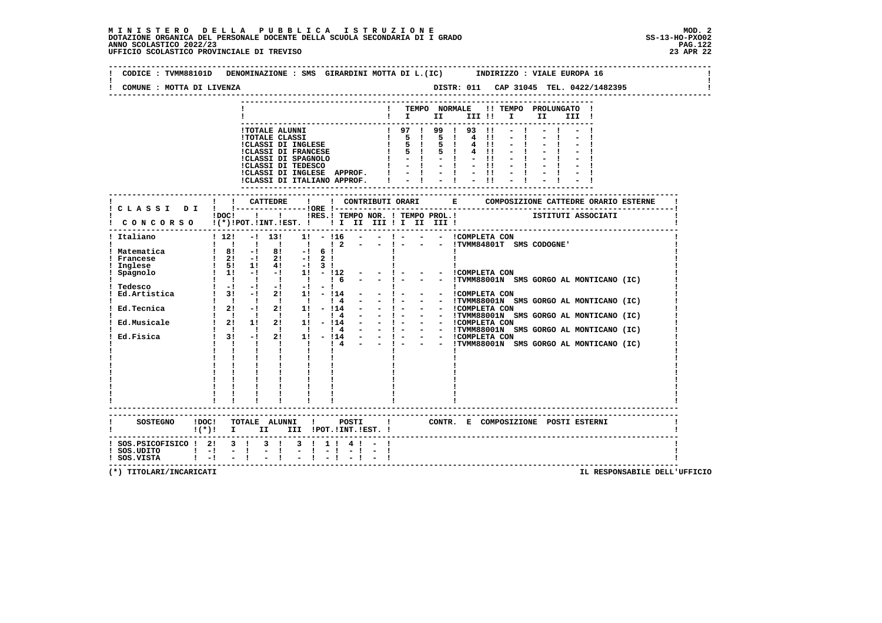**MINISTERO DELLA PUBBLICA ISTRUZIONE**
**DOTAZIONE ORGANICA DEL PERSONALE DOCENTE DELLA SCUOLA SECONDARIA DI I GRADO**
**ANNO SCOLASTICO 2022/23**
**UFFICIO SCOLASTICO PROVINCIALE DI TREVISO**

MOD. 2
SS-13-HO-PXO02
23 APR 22

CODICE : TVMM88101D DENOMINAZIONE : SMS GIRARDINI MOTTA DI L.(IC) INDIRIZZO : VIALE EUROPA 16

COMUNE : MOTTA DI LIVENZA DISTR: 011 CAP 31045 TEL. 0422/1482395

| | TEMPO NORMALE I | II | III | TEMPO PROLUNGATO I | II | III |
|---|---|---|---|---|---|---|
| TOTALE ALUNNI | 97 | 99 | 93 | - | - | - |
| TOTALE CLASSI | 5 | 5 | 4 | - | - | - |
| CLASSI DI INGLESE | 5 | 5 | 4 | - | - | - |
| CLASSI DI FRANCESE | 5 | 5 | 4 | - | - | - |
| CLASSI DI SPAGNOLO | - | - | - | - | - | - |
| CLASSI DI TEDESCO | - | - | - | - | - | - |
| CLASSI DI INGLESE APPROF. | - | - | - | - | - | - |
| CLASSI DI ITALIANO APPROF. | - | - | - | - | - | - |

| CLASSI DI CONCORSO | DOC (*) | CATTEDRE POT. | INT. | EST. | ORE RES. | CONTRIBUTI ORARI TEMPO NOR. I | II | III | TEMPO PROL. I | II | III | COMPOSIZIONE CATTEDRE ORARIO ESTERNE - ISTITUTI ASSOCIATI |
|---|---|---|---|---|---|---|---|---|---|---|---|---|
| Italiano | 12 | - | 13 | 1 | - | 16 | - | - | - | - | - | COMPLETA CON |
| | | | | | | 2 | - | - | - | - | - | TVMM84801T SMS CODOGNE' |
| Matematica | 8 | - | 8 | - | 6 | | | | | | | |
| Francese | 2 | - | 2 | - | 2 | | | | | | | |
| Inglese | 5 | 1 | 4 | - | 3 | | | | | | | |
| Spagnolo | 1 | - | - | 1 | - | 12 | - | - | - | - | - | COMPLETA CON |
| | | | | | | 6 | - | - | - | - | - | TVMM88001N SMS GORGO AL MONTICANO (IC) |
| Tedesco | - | - | - | - | - | | | | | | | |
| Ed.Artistica | 3 | - | 2 | 1 | - | 14 | - | - | - | - | - | COMPLETA CON |
| | | | | | | 4 | - | - | - | - | - | TVMM88001N SMS GORGO AL MONTICANO (IC) |
| Ed.Tecnica | 2 | - | 2 | 1 | - | 14 | - | - | - | - | - | COMPLETA CON |
| | | | | | | 4 | - | - | - | - | - | TVMM88001N SMS GORGO AL MONTICANO (IC) |
| Ed.Musicale | 2 | 1 | 2 | 1 | - | 14 | - | - | - | - | - | COMPLETA CON |
| | | | | | | 4 | - | - | - | - | - | TVMM88001N SMS GORGO AL MONTICANO (IC) |
| Ed.Fisica | 3 | - | 2 | 1 | - | 14 | - | - | - | - | - | COMPLETA CON |
| | | | | | | 4 | - | - | - | - | - | TVMM88001N SMS GORGO AL MONTICANO (IC) |

| SOSTEGNO | DOC (*) | TOTALE ALUNNI I | II | III | POSTI POT. | INT. | EST. | CONTR. E COMPOSIZIONE POSTI ESTERNI |
|---|---|---|---|---|---|---|---|---|
| SOS.PSICOFISICO | 2 | 3 | 3 | 3 | 1 | 4 | - | |
| SOS.UDITO | - | - | - | - | - | - | - | |
| SOS.VISTA | - | - | - | - | - | - | - | |

(*) TITOLARI/INCARICATI

IL RESPONSABILE DELL'UFFICIO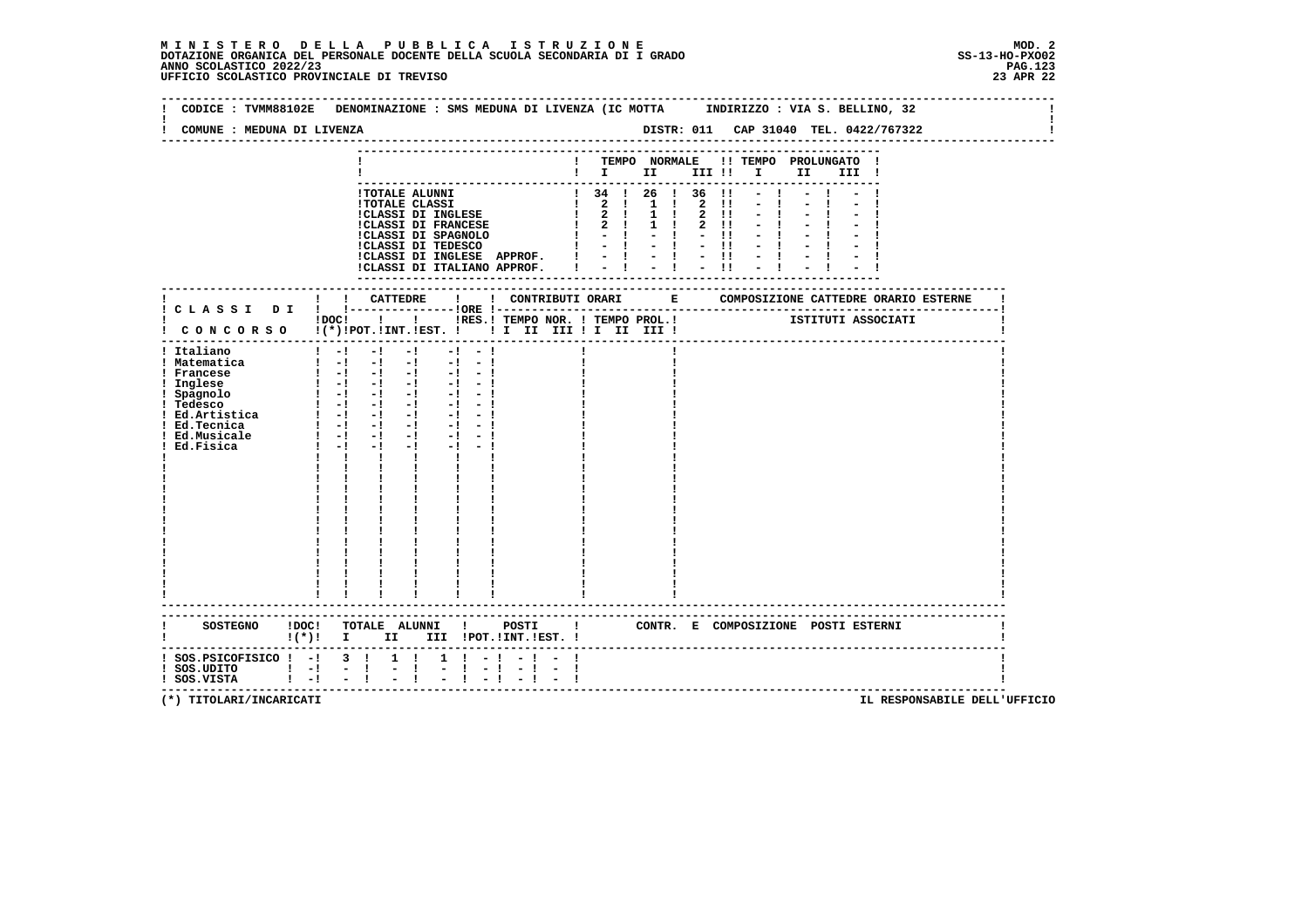**MINISTERO DELLA PUBBLICA ISTRUZIONE**
**DOTAZIONE ORGANICA DEL PERSONALE DOCENTE DELLA SCUOLA SECONDARIA DI I GRADO**
**ANNO SCOLASTICO 2022/23**
**UFFICIO SCOLASTICO PROVINCIALE DI TREVISO**

MOD. 2
SS-13-HO-PXO02
23 APR 22

CODICE : TVMM88102E DENOMINAZIONE : SMS MEDUNA DI LIVENZA (IC MOTTA INDIRIZZO : VIA S. BELLINO, 32

COMUNE : MEDUNA DI LIVENZA DISTR: 011 CAP 31040 TEL. 0422/767322

| | TEMPO NORMALE I | II | III | TEMPO PROLUNGATO I | II | III |
|---|---|---|---|---|---|---|
| TOTALE ALUNNI | 34 | 26 | 36 | - | - | - |
| TOTALE CLASSI | 2 | 1 | 2 | - | - | - |
| CLASSI DI INGLESE | 2 | 1 | 2 | - | - | - |
| CLASSI DI FRANCESE | 2 | 1 | 2 | - | - | - |
| CLASSI DI SPAGNOLO | - | - | - | - | - | - |
| CLASSI DI TEDESCO | - | - | - | - | - | - |
| CLASSI DI INGLESE APPROF. | - | - | - | - | - | - |
| CLASSI DI ITALIANO APPROF. | - | - | - | - | - | - |

| CLASSI DI CONCORSO | DOC (*) | CATTEDRE POT. | CATTEDRE INT. | CATTEDRE EST. | ORE | RES. | CONTRIBUTI ORARI TEMPO NOR. I II III | TEMPO PROL. I II III | COMPOSIZIONE CATTEDRE ORARIO ESTERNE - ISTITUTI ASSOCIATI |
|---|---|---|---|---|---|---|---|---|---|
| Italiano | - | - | - | | - | - | | | |
| Matematica | - | - | - | | - | - | | | |
| Francese | - | - | - | | - | - | | | |
| Inglese | - | - | - | | - | - | | | |
| Spagnolo | - | - | - | | - | - | | | |
| Tedesco | - | - | - | | - | - | | | |
| Ed.Artistica | - | - | - | | - | - | | | |
| Ed.Tecnica | - | - | - | | - | - | | | |
| Ed.Musicale | - | - | - | | - | - | | | |
| Ed.Fisica | - | - | - | | - | - | | | |

| SOSTEGNO | DOC (*) | TOTALE ALUNNI I | II | III | POSTI POT. | INT. | EST. | CONTR. E COMPOSIZIONE POSTI ESTERNI |
|---|---|---|---|---|---|---|---|---|
| SOS.PSICOFISICO | - | 3 | 1 | 1 | - | - | - | |
| SOS.UDITO | - | - | - | - | - | - | - | |
| SOS.VISTA | - | - | - | - | - | - | - | |

(*) TITOLARI/INCARICATI

IL RESPONSABILE DELL'UFFICIO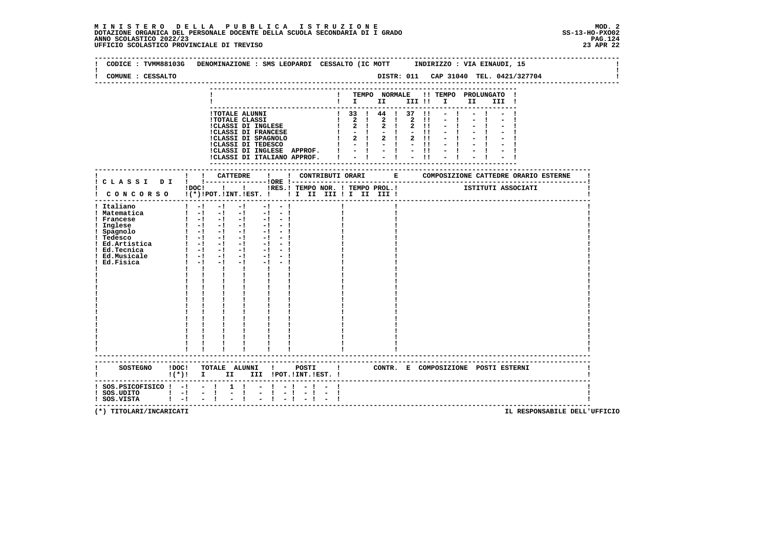**M I N I S T E R O   D E L L A   P U B B L I C A   I S T R U Z I O N E**
**DOTAZIONE ORGANICA DEL PERSONALE DOCENTE DELLA SCUOLA SECONDARIA DI I GRADO**
**ANNO SCOLASTICO 2022/23**
**UFFICIO SCOLASTICO PROVINCIALE DI TREVISO**

MOD. 2
SS-13-HO-PXO02
23 APR 22

CODICE : TVMM88103G   DENOMINAZIONE : SMS LEOPARDI CESSALTO (IC MOTT   INDIRIZZO : VIA EINAUDI, 15

COMUNE : CESSALTO   DISTR: 011   CAP 31040   TEL. 0421/327704

| | TEMPO NORMALE I | II | III | TEMPO PROLUNGATO I | II | III |
|---|---|---|---|---|---|---|
| TOTALE ALUNNI | 33 | 44 | 37 | - | - | - |
| TOTALE CLASSI | 2 | 2 | 2 | - | - | - |
| CLASSI DI INGLESE | 2 | 2 | 2 | - | - | - |
| CLASSI DI FRANCESE | - | - | - | - | - | - |
| CLASSI DI SPAGNOLO | 2 | 2 | 2 | - | - | - |
| CLASSI DI TEDESCO | - | - | - | - | - | - |
| CLASSI DI INGLESE APPROF. | - | - | - | - | - | - |
| CLASSI DI ITALIANO APPROF. | - | - | - | - | - | - |

| CLASSI DI CONCORSO | DOC (*) | CATTEDRE POT. | INT. | EST. | ORE RES. | CONTRIBUTI ORARI TEMPO NOR. I II III | TEMPO PROL. I II III | COMPOSIZIONE CATTEDRE ORARIO ESTERNE - ISTITUTI ASSOCIATI |
|---|---|---|---|---|---|---|---|---|
| Italiano | - | - | - | - | - | | | |
| Matematica | - | - | - | - | - | | | |
| Francese | - | - | - | - | - | | | |
| Inglese | - | - | - | - | - | | | |
| Spagnolo | - | - | - | - | - | | | |
| Tedesco | - | - | - | - | - | | | |
| Ed.Artistica | - | - | - | - | - | | | |
| Ed.Tecnica | - | - | - | - | - | | | |
| Ed.Musicale | - | - | - | - | - | | | |
| Ed.Fisica | - | - | - | - | - | | | |

| SOSTEGNO | DOC (*) | TOTALE ALUNNI I | II | III | POSTI POT. | INT. | EST. | CONTR. E COMPOSIZIONE POSTI ESTERNI |
|---|---|---|---|---|---|---|---|---|
| SOS.PSICOFISICO | - | - | 1 | - | - | - | - | |
| SOS.UDITO | - | - | - | - | - | - | - | |
| SOS.VISTA | - | - | - | - | - | - | - | |

(*) TITOLARI/INCARICATI

IL RESPONSABILE DELL'UFFICIO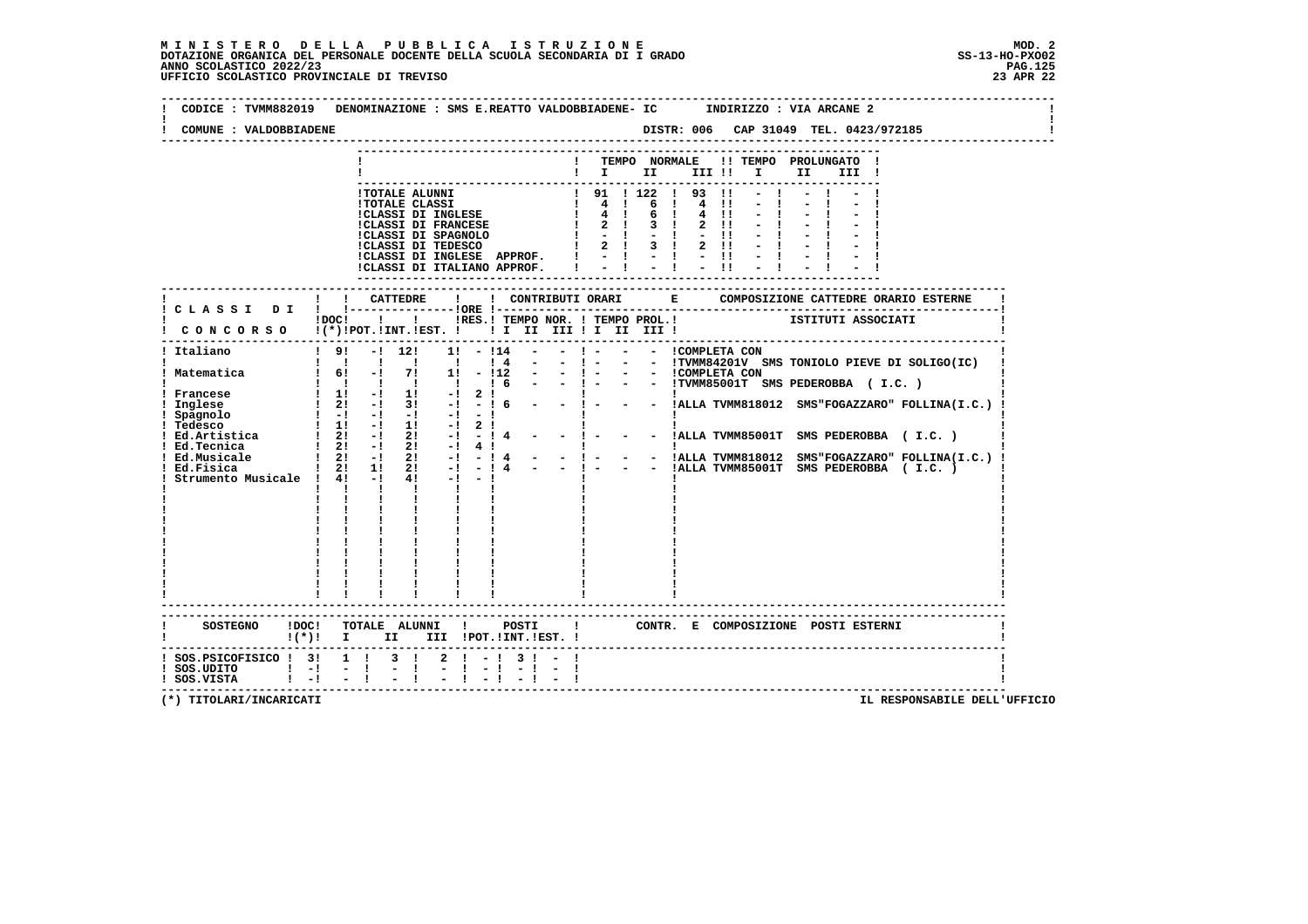**MINISTERO DELLA PUBBLICA ISTRUZIONE**
**DOTAZIONE ORGANICA DEL PERSONALE DOCENTE DELLA SCUOLA SECONDARIA DI I GRADO**
**ANNO SCOLASTICO 2022/23**
**UFFICIO SCOLASTICO PROVINCIALE DI TREVISO**

MOD. 2
SS-13-HO-PXO02
23 APR 22

CODICE : TVMM882019   DENOMINAZIONE : SMS E.REATTO VALDOBBIADENE- IC   INDIRIZZO : VIA ARCANE 2

COMUNE : VALDOBBIADENE   DISTR: 006   CAP 31049   TEL. 0423/972185

| | TEMPO NORMALE I | II | III | TEMPO PROLUNGATO I | II | III |
|---|---|---|---|---|---|---|
| TOTALE ALUNNI | 91 | 122 | 93 | - | - | - |
| TOTALE CLASSI | 4 | 6 | 4 | - | - | - |
| CLASSI DI INGLESE | 4 | 6 | 4 | - | - | - |
| CLASSI DI FRANCESE | 2 | 3 | 2 | - | - | - |
| CLASSI DI SPAGNOLO | - | - | - | - | - | - |
| CLASSI DI TEDESCO | 2 | 3 | 2 | - | - | - |
| CLASSI DI INGLESE APPROF. | - | - | - | - | - | - |
| CLASSI DI ITALIANO APPROF. | - | - | - | - | - | - |

| CLASSI DI CONCORSO | DOC (*) | CATTEDRE POT. | INT. | EST. | ORE RES. | CONTRIBUTI ORARI TEMPO NOR. I | II | III | TEMPO PROL. I | II | III | COMPOSIZIONE CATTEDRE ORARIO ESTERNE - ISTITUTI ASSOCIATI |
|---|---|---|---|---|---|---|---|---|---|---|---|---|
| Italiano | 9 | - | 12 | 1 | - | 14 | - | - | - | - | - | COMPLETA CON |
| | | | | | | 4 | - | - | - | - | - | TVMM84201V SMS TONIOLO PIEVE DI SOLIGO(IC) |
| Matematica | 6 | - | 7 | 1 | - | 12 | - | - | - | - | - | COMPLETA CON |
| | | | | | | 6 | - | - | - | - | - | TVMM85001T SMS PEDEROBBA ( I.C. ) |
| Francese | 1 | - | 1 | - | 2 | | | | | | | |
| Inglese | 2 | - | 3 | - | - | 6 | - | - | - | - | - | ALLA TVMM818012 SMS"FOGAZZARO" FOLLINA(I.C.) |
| Spagnolo | - | - | - | - | - | | | | | | | |
| Tedesco | 1 | - | 1 | - | 2 | | | | | | | |
| Ed.Artistica | 2 | - | 2 | - | - | 4 | - | - | - | - | - | ALLA TVMM85001T SMS PEDEROBBA ( I.C. ) |
| Ed.Tecnica | 2 | - | 2 | - | 4 | | | | | | | |
| Ed.Musicale | 2 | - | 2 | - | - | 4 | - | - | - | - | - | ALLA TVMM818012 SMS"FOGAZZARO" FOLLINA(I.C.) |
| Ed.Fisica | 2 | 1 | 2 | - | - | 4 | - | - | - | - | - | ALLA TVMM85001T SMS PEDEROBBA ( I.C. ) |
| Strumento Musicale | 4 | - | 4 | - | - | | | | | | | |

| SOSTEGNO | DOC (*) | TOTALE ALUNNI I | II | III | POSTI POT. | INT. | EST. | CONTR. E COMPOSIZIONE POSTI ESTERNI |
|---|---|---|---|---|---|---|---|---|
| SOS.PSICOFISICO | 3 | 1 | 3 | 2 | - | 3 | - | |
| SOS.UDITO | - | - | - | - | - | - | - | |
| SOS.VISTA | - | - | - | - | - | - | - | |

(*) TITOLARI/INCARICATI

IL RESPONSABILE DELL'UFFICIO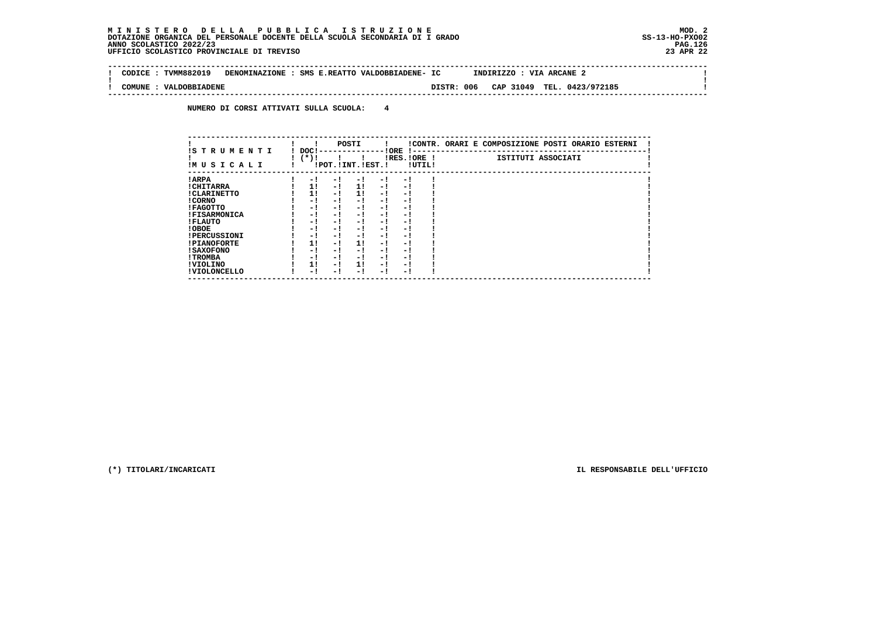**MINISTERO DELLA PUBBLICA ISTRUZIONE** MOD. 2
**DOTAZIONE ORGANICA DEL PERSONALE DOCENTE DELLA SCUOLA SECONDARIA DI I GRADO** SS-13-HO-PXO02
**ANNO SCOLASTICO 2022/23**
**UFFICIO SCOLASTICO PROVINCIALE DI TREVISO** 23 APR 22

CODICE : TVMM882019 DENOMINAZIONE : SMS E.REATTO VALDOBBIADENE- IC INDIRIZZO : VIA ARCANE 2

COMUNE : VALDOBBIADENE DISTR: 006 CAP 31049 TEL. 0423/972185

**NUMERO DI CORSI ATTIVATI SULLA SCUOLA: 4**

| STRUMENTI MUSICALI | DOC (*) | POSTI POT. | POSTI INT. | POSTI EST. | ORE RES. | ORE UTIL. | CONTR. ORARI E COMPOSIZIONE POSTI ORARIO ESTERNI - ISTITUTI ASSOCIATI |
|---|---|---|---|---|---|---|---|
| ARPA | - | - | - | - | - | | |
| CHITARRA | 1 | - | 1 | - | - | | |
| CLARINETTO | 1 | - | 1 | - | - | | |
| CORNO | - | - | - | - | - | | |
| FAGOTTO | - | - | - | - | - | | |
| FISARMONICA | - | - | - | - | - | | |
| FLAUTO | - | - | - | - | - | | |
| OBOE | - | - | - | - | - | | |
| PERCUSSIONI | - | - | - | - | - | | |
| PIANOFORTE | 1 | - | 1 | - | - | | |
| SAXOFONO | - | - | - | - | - | | |
| TROMBA | - | - | - | - | - | | |
| VIOLINO | 1 | - | 1 | - | - | | |
| VIOLONCELLO | - | - | - | - | - | | |

(*) TITOLARI/INCARICATI IL RESPONSABILE DELL'UFFICIO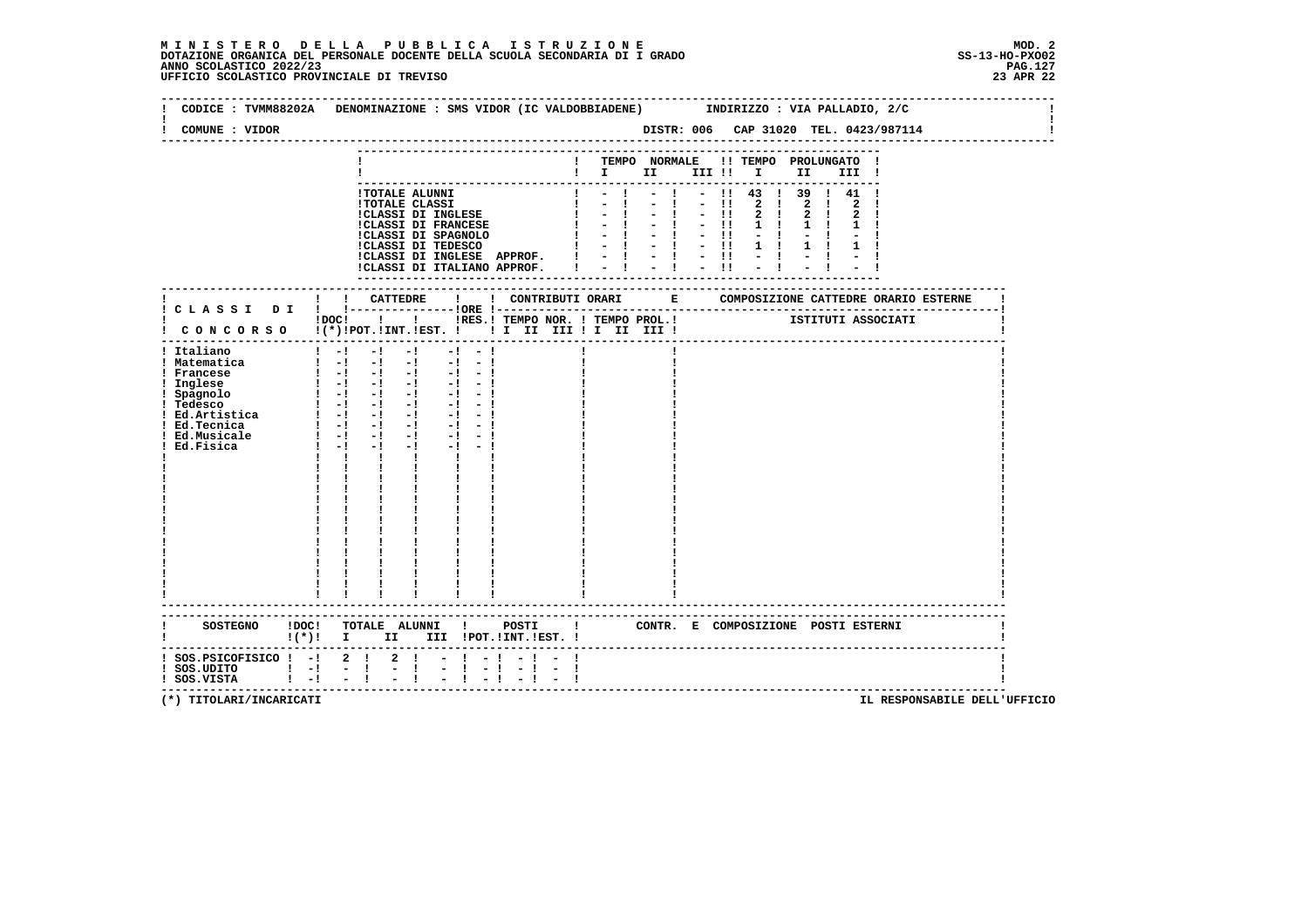**MINISTERO DELLA PUBBLICA ISTRUZIONE**
**DOTAZIONE ORGANICA DEL PERSONALE DOCENTE DELLA SCUOLA SECONDARIA DI I GRADO**
**ANNO SCOLASTICO 2022/23**
**UFFICIO SCOLASTICO PROVINCIALE DI TREVISO**

MOD. 2
SS-13-HO-PXO02
23 APR 22

CODICE : TVMM88202A DENOMINAZIONE : SMS VIDOR (IC VALDOBBIADENE) INDIRIZZO : VIA PALLADIO, 2/C

COMUNE : VIDOR DISTR: 006 CAP 31020 TEL. 0423/987114

| | TEMPO NORMALE I | II | III | TEMPO PROLUNGATO I | II | III |
|---|---|---|---|---|---|---|
| TOTALE ALUNNI | - | - | - | 43 | 39 | 41 |
| TOTALE CLASSI | - | - | - | 2 | 2 | 2 |
| CLASSI DI INGLESE | - | - | - | 2 | 2 | 2 |
| CLASSI DI FRANCESE | - | - | - | 1 | 1 | 1 |
| CLASSI DI SPAGNOLO | - | - | - | - | - | - |
| CLASSI DI TEDESCO | - | - | - | 1 | 1 | 1 |
| CLASSI DI INGLESE APPROF. | - | - | - | - | - | - |
| CLASSI DI ITALIANO APPROF. | - | - | - | - | - | - |

| CLASSI DI CONCORSO | DOC (*) | CATTEDRE POT. | CATTEDRE INT. | CATTEDRE EST. | ORE RES. | CONTRIBUTI ORARI TEMPO NOR. I II III | TEMPO PROL. I II III | COMPOSIZIONE CATTEDRE ORARIO ESTERNE - ISTITUTI ASSOCIATI |
|---|---|---|---|---|---|---|---|---|
| Italiano | - | - | - | - | - | | | |
| Matematica | - | - | - | - | - | | | |
| Francese | - | - | - | - | - | | | |
| Inglese | - | - | - | - | - | | | |
| Spagnolo | - | - | - | - | - | | | |
| Tedesco | - | - | - | - | - | | | |
| Ed.Artistica | - | - | - | - | - | | | |
| Ed.Tecnica | - | - | - | - | - | | | |
| Ed.Musicale | - | - | - | - | - | | | |
| Ed.Fisica | - | - | - | - | - | | | |

| SOSTEGNO | DOC (*) | TOTALE ALUNNI I | II | III | POSTI POT. | INT. | EST. | CONTR. E COMPOSIZIONE POSTI ESTERNI |
|---|---|---|---|---|---|---|---|---|
| SOS.PSICOFISICO | - | 2 | 2 | - | - | - | - | |
| SOS.UDITO | - | - | - | - | - | - | - | |
| SOS.VISTA | - | - | - | - | - | - | - | |

(*) TITOLARI/INCARICATI

IL RESPONSABILE DELL'UFFICIO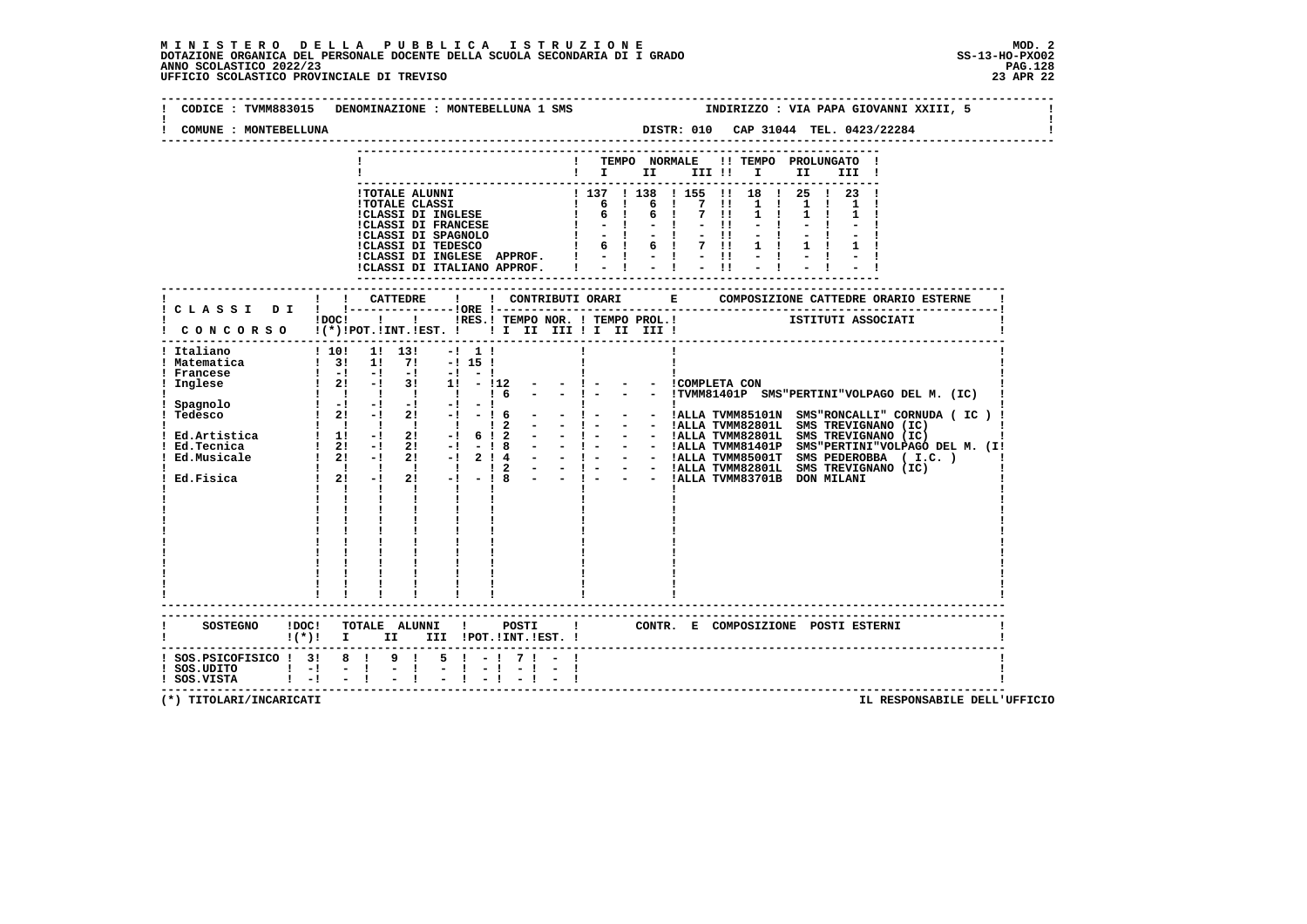**MINISTERO DELLA PUBBLICA ISTRUZIONE**
**DOTAZIONE ORGANICA DEL PERSONALE DOCENTE DELLA SCUOLA SECONDARIA DI I GRADO**
**ANNO SCOLASTICO 2022/23**
**UFFICIO SCOLASTICO PROVINCIALE DI TREVISO**

MOD. 2
SS-13-HO-PXO02
23 APR 22

CODICE : TVMM883015 DENOMINAZIONE : MONTEBELLUNA 1 SMS — INDIRIZZO : VIA PAPA GIOVANNI XXIII, 5

COMUNE : MONTEBELLUNA — DISTR: 010 CAP 31044 TEL. 0423/22284

| | TEMPO NORMALE I | II | III | TEMPO PROLUNGATO I | II | III |
|---|---|---|---|---|---|---|
| TOTALE ALUNNI | 137 | 138 | 155 | 18 | 25 | 23 |
| TOTALE CLASSI | 6 | 6 | 7 | 1 | 1 | 1 |
| CLASSI DI INGLESE | 6 | 6 | 7 | 1 | 1 | 1 |
| CLASSI DI FRANCESE | - | - | - | - | - | - |
| CLASSI DI SPAGNOLO | - | - | - | - | - | - |
| CLASSI DI TEDESCO | 6 | 6 | 7 | 1 | 1 | 1 |
| CLASSI DI INGLESE APPROF. | - | - | - | - | - | - |
| CLASSI DI ITALIANO APPROF. | - | - | - | - | - | - |

| CLASSI DI CONCORSO | DOC (*) | CATTEDRE POT. | CATTEDRE INT. | CATTEDRE EST. | ORE RES. | TEMPO NOR. I | II | III | TEMPO PROL. I | II | III | COMPOSIZIONE CATTEDRE ORARIO ESTERNE - ISTITUTI ASSOCIATI |
|---|---|---|---|---|---|---|---|---|---|---|---|---|
| Italiano | 10 | 1 | 13 | - | 1 | | | | | | | |
| Matematica | 3 | 1 | 7 | - | 15 | | | | | | | |
| Francese | - | - | - | - | - | | | | | | | |
| Inglese | 2 | - | 3 | 1 | - | 12 | - | - | - | - | - | COMPLETA CON |
| | | | | | | 6 | - | - | - | - | - | TVMM81401P SMS"PERTINI"VOLPAGO DEL M. (IC) |
| Spagnolo | - | - | - | - | - | | | | | | | |
| Tedesco | 2 | - | 2 | - | - | 6 | - | - | - | - | - | ALLA TVMM85101N SMS"RONCALLI" CORNUDA ( IC ) |
| | | | | | | 2 | - | - | - | - | - | ALLA TVMM82801L SMS TREVIGNANO (IC) |
| Ed.Artistica | 1 | - | 2 | - | 6 | 2 | - | - | - | - | - | ALLA TVMM82801L SMS TREVIGNANO (IC) |
| Ed.Tecnica | 2 | - | 2 | - | - | 8 | - | - | - | - | - | ALLA TVMM81401P SMS"PERTINI"VOLPAGO DEL M. (I |
| Ed.Musicale | 2 | - | 2 | - | 2 | 4 | - | - | - | - | - | ALLA TVMM85001T SMS PEDEROBBA ( I.C. ) |
| | | | | | | 2 | - | - | - | - | - | ALLA TVMM82801L SMS TREVIGNANO (IC) |
| Ed.Fisica | 2 | - | 2 | - | - | 8 | - | - | - | - | - | ALLA TVMM83701B DON MILANI |

| SOSTEGNO | DOC (*) | TOTALE ALUNNI I | II | III | POSTI POT. | INT. | EST. | CONTR. E COMPOSIZIONE POSTI ESTERNI |
|---|---|---|---|---|---|---|---|---|
| SOS.PSICOFISICO | 3 | 8 | 9 | 5 | - | 7 | - | |
| SOS.UDITO | - | - | - | - | - | - | - | |
| SOS.VISTA | - | - | - | - | - | - | - | |

(*) TITOLARI/INCARICATI

IL RESPONSABILE DELL'UFFICIO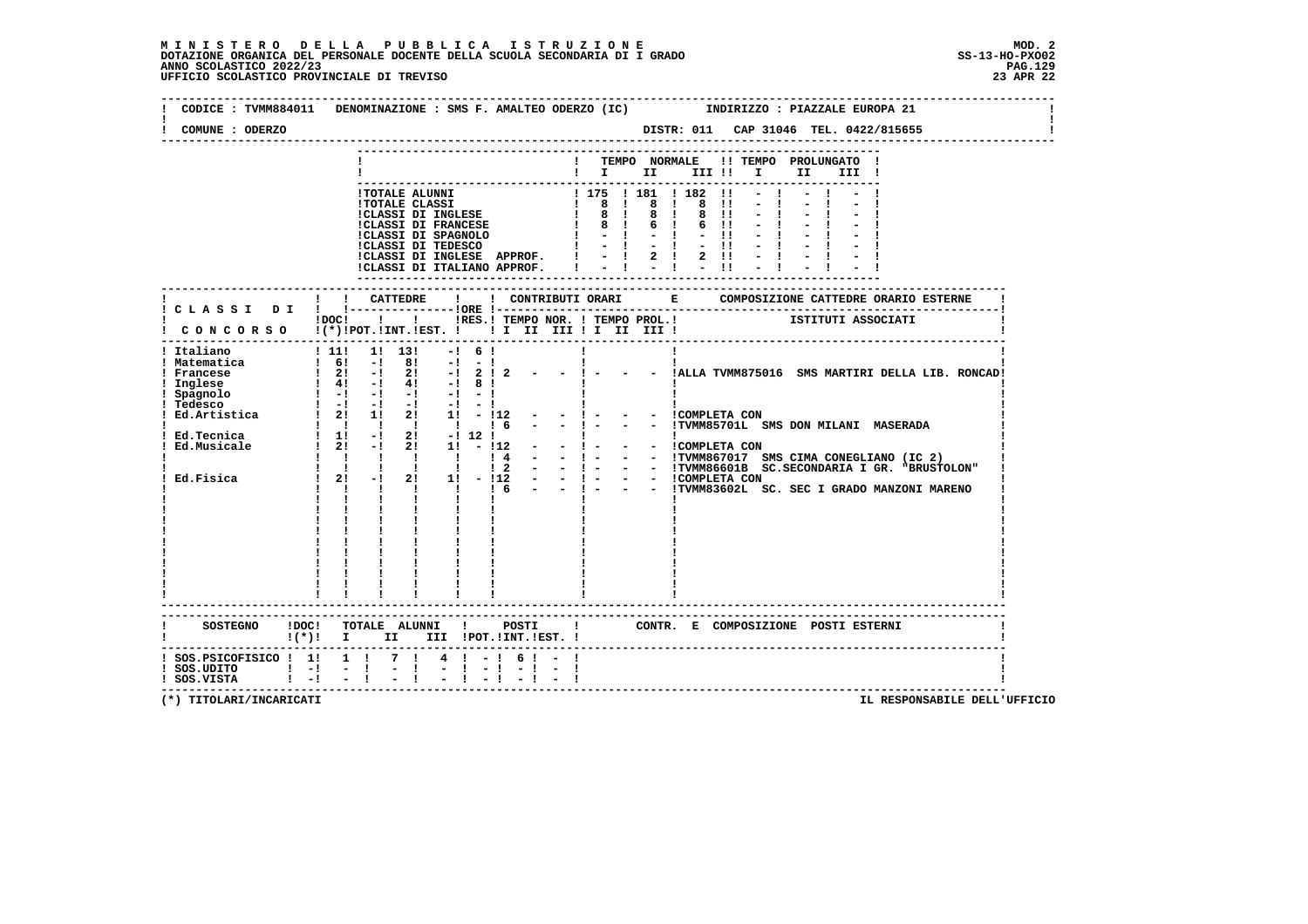# MINISTERO DELLA PUBBLICA ISTRUZIONE

DOTAZIONE ORGANICA DEL PERSONALE DOCENTE DELLA SCUOLA SECONDARIA DI I GRADO
ANNO SCOLASTICO 2022/23
UFFICIO SCOLASTICO PROVINCIALE DI TREVISO

MOD. 2
SS-13-HO-PXO02
23 APR 22

CODICE : TVMM884011 DENOMINAZIONE : SMS F. AMALTEO ODERZO (IC) INDIRIZZO : PIAZZALE EUROPA 21

COMUNE : ODERZO DISTR: 011 CAP 31046 TEL. 0422/815655

| | TEMPO NORMALE I | II | III | TEMPO PROLUNGATO I | II | III |
|---|---|---|---|---|---|---|
| TOTALE ALUNNI | 175 | 181 | 182 | - | - | - |
| TOTALE CLASSI | 8 | 8 | 8 | - | - | - |
| CLASSI DI INGLESE | 8 | 8 | 8 | - | - | - |
| CLASSI DI FRANCESE | 8 | 6 | 6 | - | - | - |
| CLASSI DI SPAGNOLO | - | - | - | - | - | - |
| CLASSI DI TEDESCO | - | - | - | - | - | - |
| CLASSI DI INGLESE APPROF. | - | 2 | 2 | - | - | - |
| CLASSI DI ITALIANO APPROF. | - | - | - | - | - | - |

| CLASSI DI CONCORSO | DOC (*) | CATTEDRE POT. | CATTEDRE INT. | CATTEDRE EST. | ORE RES. | TEMPO NOR. I | II | III | TEMPO PROL. I | II | III | COMPOSIZIONE CATTEDRE ORARIO ESTERNE - ISTITUTI ASSOCIATI |
|---|---|---|---|---|---|---|---|---|---|---|---|---|
| Italiano | 11 | 1 | 13 | - | 6 | | | | | | | |
| Matematica | 6 | - | 8 | - | - | | | | | | | |
| Francese | 2 | - | 2 | - | 2 | 2 | - | - | - | - | - | ALLA TVMM875016 SMS MARTIRI DELLA LIB. RONCAD |
| Inglese | 4 | - | 4 | - | 8 | | | | | | | |
| Spagnolo | - | - | - | - | - | | | | | | | |
| Tedesco | - | - | - | - | - | | | | | | | |
| Ed.Artistica | 2 | 1 | 2 | 1 | - | 12 | - | - | - | - | - | COMPLETA CON |
| | | | | | | 6 | - | - | - | - | - | TVMM85701L SMS DON MILANI MASERADA |
| Ed.Tecnica | 1 | - | 2 | - | 12 | | | | | | | |
| Ed.Musicale | 2 | - | 2 | 1 | - | 12 | - | - | - | - | - | COMPLETA CON |
| | | | | | | 4 | - | - | - | - | - | TVMM867017 SMS CIMA CONEGLIANO (IC 2) |
| | | | | | | 2 | - | - | - | - | - | TVMM86601B SC.SECONDARIA I GR. "BRUSTOLON" |
| Ed.Fisica | 2 | - | 2 | 1 | - | 12 | - | - | - | - | - | COMPLETA CON |
| | | | | | | 6 | - | - | - | - | - | TVMM83602L SC. SEC I GRADO MANZONI MARENO |

| SOSTEGNO | DOC (*) | TOTALE ALUNNI I | II | III | POSTI POT. | INT. | EST. | CONTR. E COMPOSIZIONE POSTI ESTERNI |
|---|---|---|---|---|---|---|---|---|
| SOS.PSICOFISICO | 1 | 1 | 7 | 4 | - | 6 | - | |
| SOS.UDITO | - | - | - | - | - | - | - | |
| SOS.VISTA | - | - | - | - | - | - | - | |

(*) TITOLARI/INCARICATI

IL RESPONSABILE DELL'UFFICIO